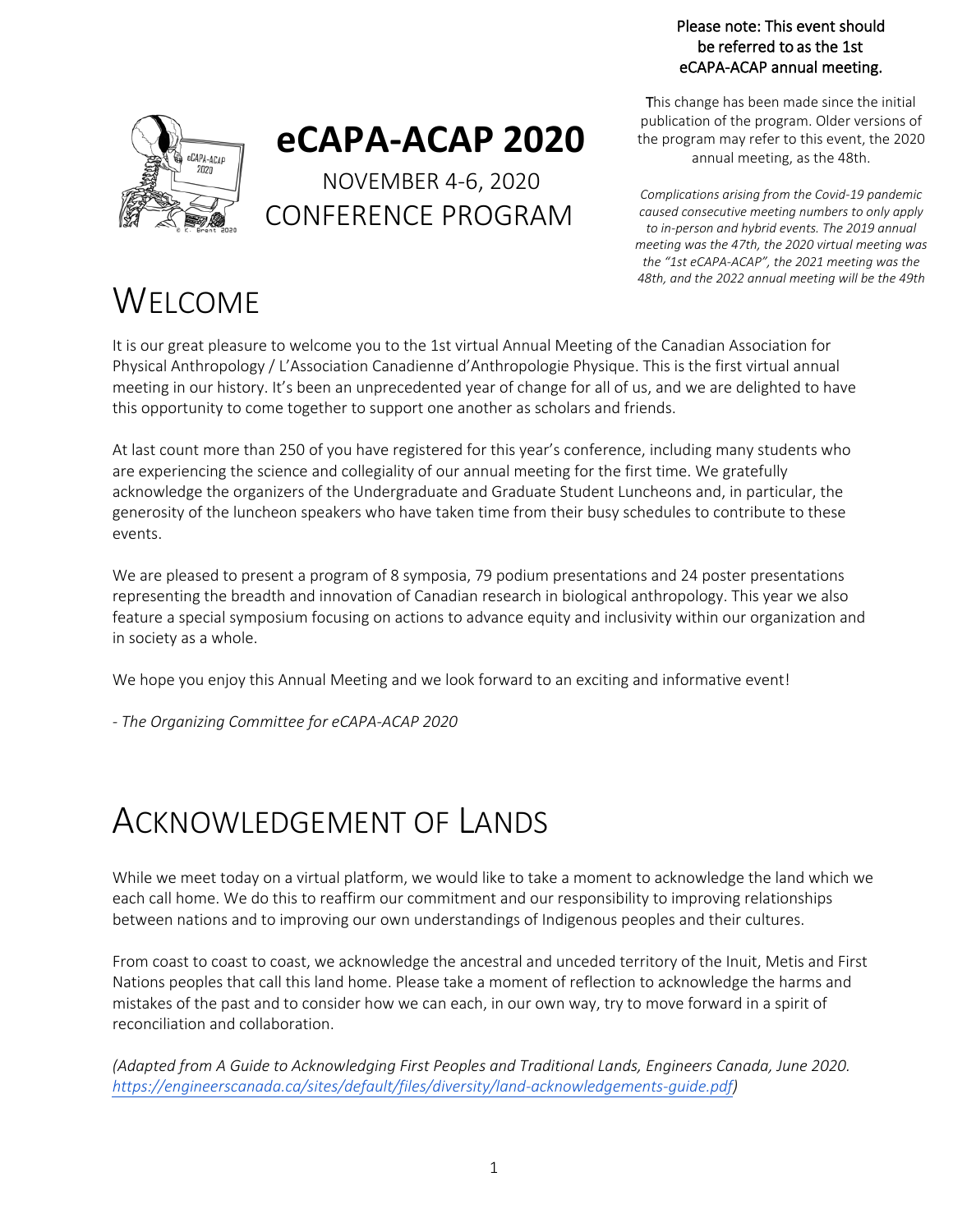Please note: This event should be referred to as the 1st eCAPA-ACAP annual meeting.

This change has been made since the initial publication of the program. Older versions of the program may refer to this event, the 2020 annual meeting, as the 48th.

*Complications arising from the Covid-19 pandemic caused consecutive meeting numbers to only apply to in-person and hybrid events. The 2019 annual meeting was the 47th, the 2020 virtual meeting was the "1st eCAPA-ACAP", the 2021 meeting was the 48th, and the 2022 annual meeting will be the 49th*

# eCAPA-ACAP 2020

NOVEMBER 4-6, 2020
CONFERENCE PROGRAM

# WELCOME

It is our great pleasure to welcome you to the 1st virtual Annual Meeting of the Canadian Association for Physical Anthropology / L'Association Canadienne d'Anthropologie Physique. This is the first virtual annual meeting in our history. It's been an unprecedented year of change for all of us, and we are delighted to have this opportunity to come together to support one another as scholars and friends.

At last count more than 250 of you have registered for this year's conference, including many students who are experiencing the science and collegiality of our annual meeting for the first time. We gratefully acknowledge the organizers of the Undergraduate and Graduate Student Luncheons and, in particular, the generosity of the luncheon speakers who have taken time from their busy schedules to contribute to these events.

We are pleased to present a program of 8 symposia, 79 podium presentations and 24 poster presentations representing the breadth and innovation of Canadian research in biological anthropology. This year we also feature a special symposium focusing on actions to advance equity and inclusivity within our organization and in society as a whole.

We hope you enjoy this Annual Meeting and we look forward to an exciting and informative event!

*- The Organizing Committee for eCAPA-ACAP 2020*

# ACKNOWLEDGEMENT OF LANDS

While we meet today on a virtual platform, we would like to take a moment to acknowledge the land which we each call home. We do this to reaffirm our commitment and our responsibility to improving relationships between nations and to improving our own understandings of Indigenous peoples and their cultures.

From coast to coast to coast, we acknowledge the ancestral and unceded territory of the Inuit, Metis and First Nations peoples that call this land home. Please take a moment of reflection to acknowledge the harms and mistakes of the past and to consider how we can each, in our own way, try to move forward in a spirit of reconciliation and collaboration.

*(Adapted from A Guide to Acknowledging First Peoples and Traditional Lands, Engineers Canada, June 2020. https://engineerscanada.ca/sites/default/files/diversity/land-acknowledgements-guide.pdf)*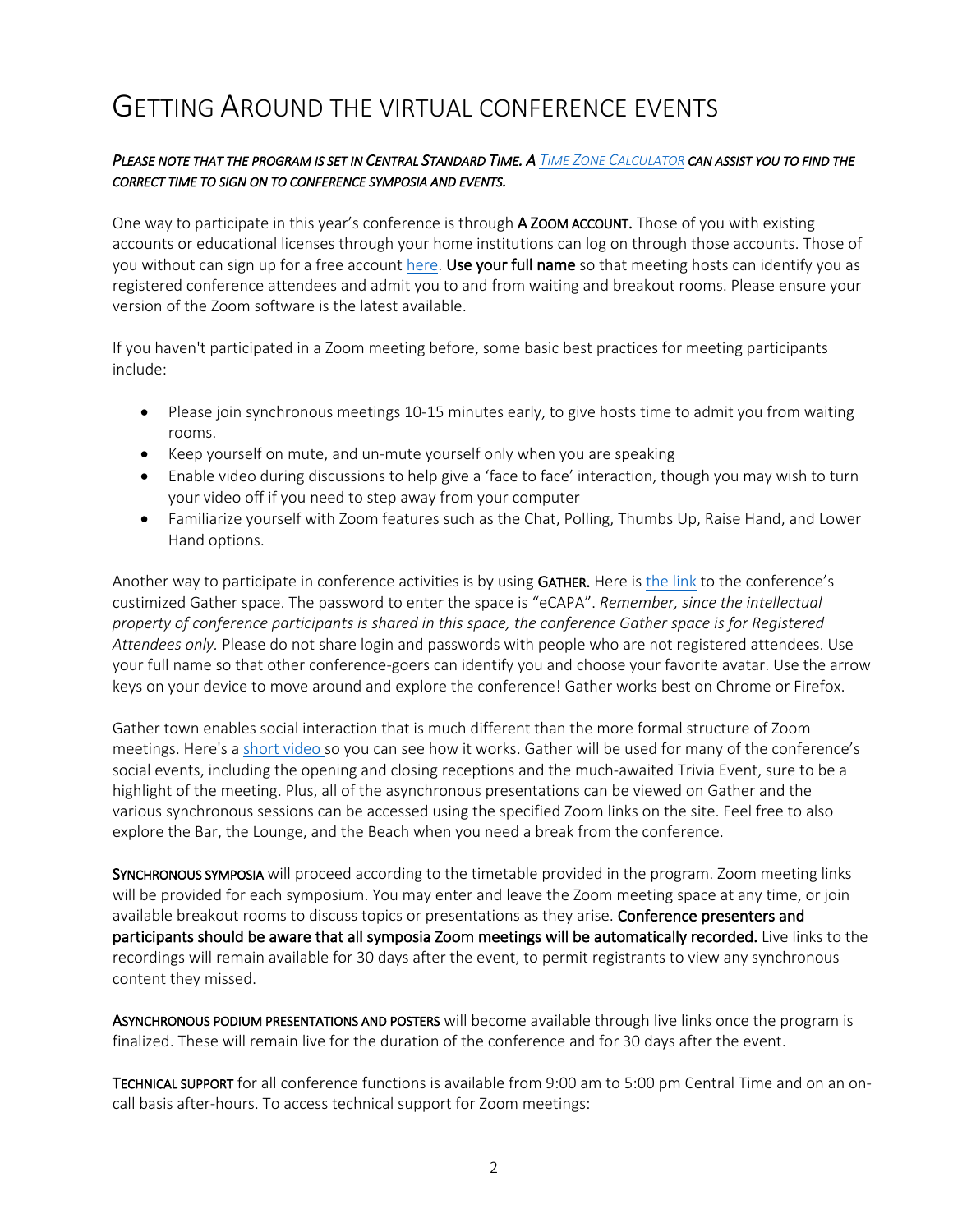# GETTING AROUND THE VIRTUAL CONFERENCE EVENTS

***PLEASE NOTE THAT THE PROGRAM IS SET IN CENTRAL STANDARD TIME. A [TIME ZONE CALCULATOR]() CAN ASSIST YOU TO FIND THE CORRECT TIME TO SIGN ON TO CONFERENCE SYMPOSIA AND EVENTS.***

One way to participate in this year's conference is through **A ZOOM ACCOUNT.** Those of you with existing accounts or educational licenses through your home institutions can log on through those accounts. Those of you without can sign up for a free account [here](). **Use your full name** so that meeting hosts can identify you as registered conference attendees and admit you to and from waiting and breakout rooms. Please ensure your version of the Zoom software is the latest available.

If you haven't participated in a Zoom meeting before, some basic best practices for meeting participants include:

- Please join synchronous meetings 10-15 minutes early, to give hosts time to admit you from waiting rooms.
- Keep yourself on mute, and un-mute yourself only when you are speaking
- Enable video during discussions to help give a 'face to face' interaction, though you may wish to turn your video off if you need to step away from your computer
- Familiarize yourself with Zoom features such as the Chat, Polling, Thumbs Up, Raise Hand, and Lower Hand options.

Another way to participate in conference activities is by using **GATHER.** Here is [the link]() to the conference's custimized Gather space. The password to enter the space is "eCAPA". *Remember, since the intellectual property of conference participants is shared in this space, the conference Gather space is for Registered Attendees only.* Please do not share login and passwords with people who are not registered attendees. Use your full name so that other conference-goers can identify you and choose your favorite avatar. Use the arrow keys on your device to move around and explore the conference! Gather works best on Chrome or Firefox.

Gather town enables social interaction that is much different than the more formal structure of Zoom meetings. Here's a [short video ]()so you can see how it works. Gather will be used for many of the conference's social events, including the opening and closing receptions and the much-awaited Trivia Event, sure to be a highlight of the meeting. Plus, all of the asynchronous presentations can be viewed on Gather and the various synchronous sessions can be accessed using the specified Zoom links on the site. Feel free to also explore the Bar, the Lounge, and the Beach when you need a break from the conference.

**SYNCHRONOUS SYMPOSIA** will proceed according to the timetable provided in the program. Zoom meeting links will be provided for each symposium. You may enter and leave the Zoom meeting space at any time, or join available breakout rooms to discuss topics or presentations as they arise. **Conference presenters and participants should be aware that all symposia Zoom meetings will be automatically recorded.** Live links to the recordings will remain available for 30 days after the event, to permit registrants to view any synchronous content they missed.

**ASYNCHRONOUS PODIUM PRESENTATIONS AND POSTERS** will become available through live links once the program is finalized. These will remain live for the duration of the conference and for 30 days after the event.

**TECHNICAL SUPPORT** for all conference functions is available from 9:00 am to 5:00 pm Central Time and on an on-call basis after-hours. To access technical support for Zoom meetings: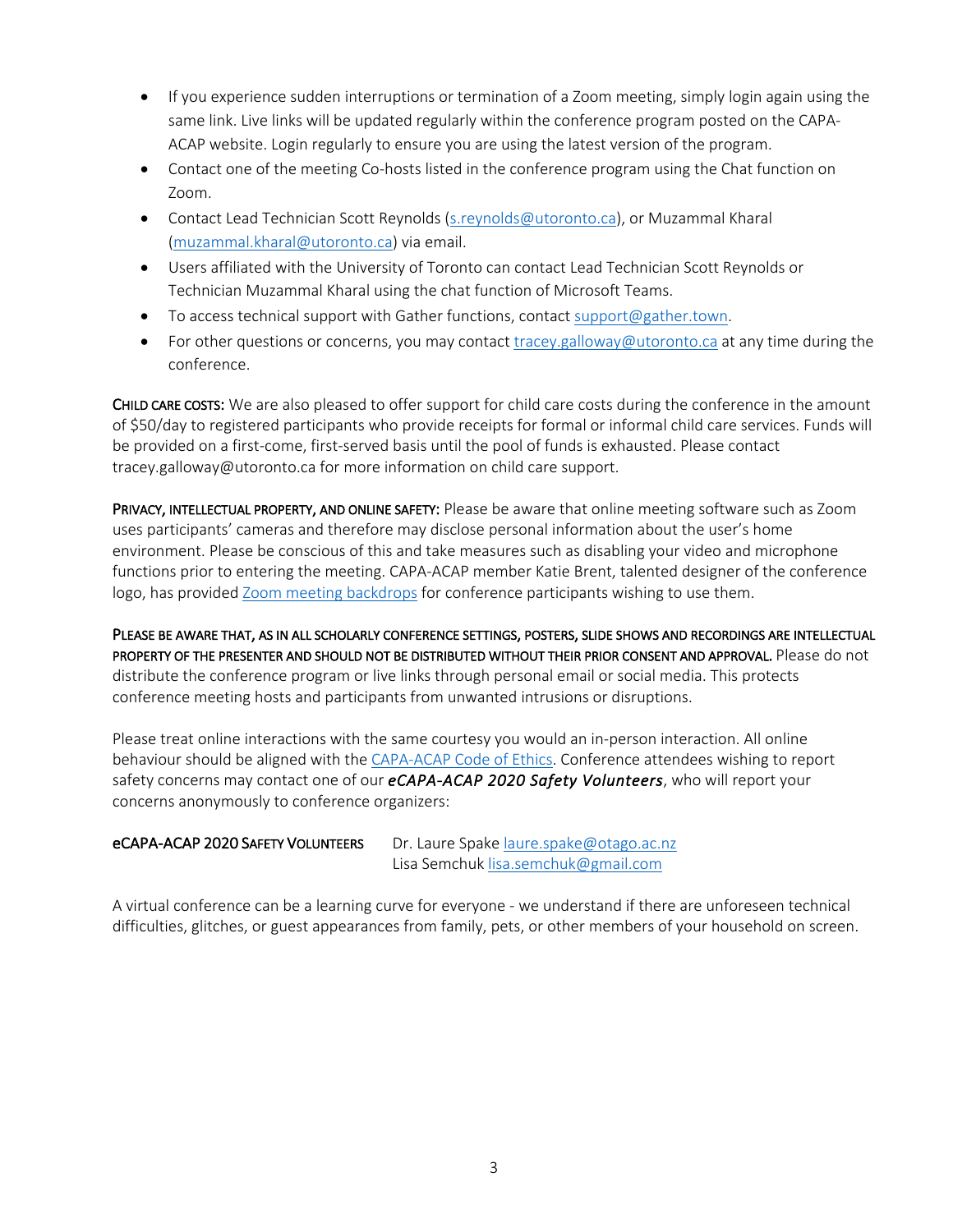- If you experience sudden interruptions or termination of a Zoom meeting, simply login again using the same link. Live links will be updated regularly within the conference program posted on the CAPA-ACAP website. Login regularly to ensure you are using the latest version of the program.
- Contact one of the meeting Co-hosts listed in the conference program using the Chat function on Zoom.
- Contact Lead Technician Scott Reynolds (s.reynolds@utoronto.ca), or Muzammal Kharal (muzammal.kharal@utoronto.ca) via email.
- Users affiliated with the University of Toronto can contact Lead Technician Scott Reynolds or Technician Muzammal Kharal using the chat function of Microsoft Teams.
- To access technical support with Gather functions, contact support@gather.town.
- For other questions or concerns, you may contact tracey.galloway@utoronto.ca at any time during the conference.

**CHILD CARE COSTS:** We are also pleased to offer support for child care costs during the conference in the amount of $50/day to registered participants who provide receipts for formal or informal child care services. Funds will be provided on a first-come, first-served basis until the pool of funds is exhausted. Please contact tracey.galloway@utoronto.ca for more information on child care support.

**PRIVACY, INTELLECTUAL PROPERTY, AND ONLINE SAFETY:** Please be aware that online meeting software such as Zoom uses participants' cameras and therefore may disclose personal information about the user's home environment. Please be conscious of this and take measures such as disabling your video and microphone functions prior to entering the meeting. CAPA-ACAP member Katie Brent, talented designer of the conference logo, has provided Zoom meeting backdrops for conference participants wishing to use them.

**PLEASE BE AWARE THAT, AS IN ALL SCHOLARLY CONFERENCE SETTINGS, POSTERS, SLIDE SHOWS AND RECORDINGS ARE INTELLECTUAL PROPERTY OF THE PRESENTER AND SHOULD NOT BE DISTRIBUTED WITHOUT THEIR PRIOR CONSENT AND APPROVAL.** Please do not distribute the conference program or live links through personal email or social media. This protects conference meeting hosts and participants from unwanted intrusions or disruptions.

Please treat online interactions with the same courtesy you would an in-person interaction. All online behaviour should be aligned with the CAPA-ACAP Code of Ethics. Conference attendees wishing to report safety concerns may contact one of our ***eCAPA-ACAP 2020 Safety Volunteers***, who will report your concerns anonymously to conference organizers:

**eCAPA-ACAP 2020 SAFETY VOLUNTEERS**
Dr. Laure Spake laure.spake@otago.ac.nz
Lisa Semchuk lisa.semchuk@gmail.com

A virtual conference can be a learning curve for everyone - we understand if there are unforeseen technical difficulties, glitches, or guest appearances from family, pets, or other members of your household on screen.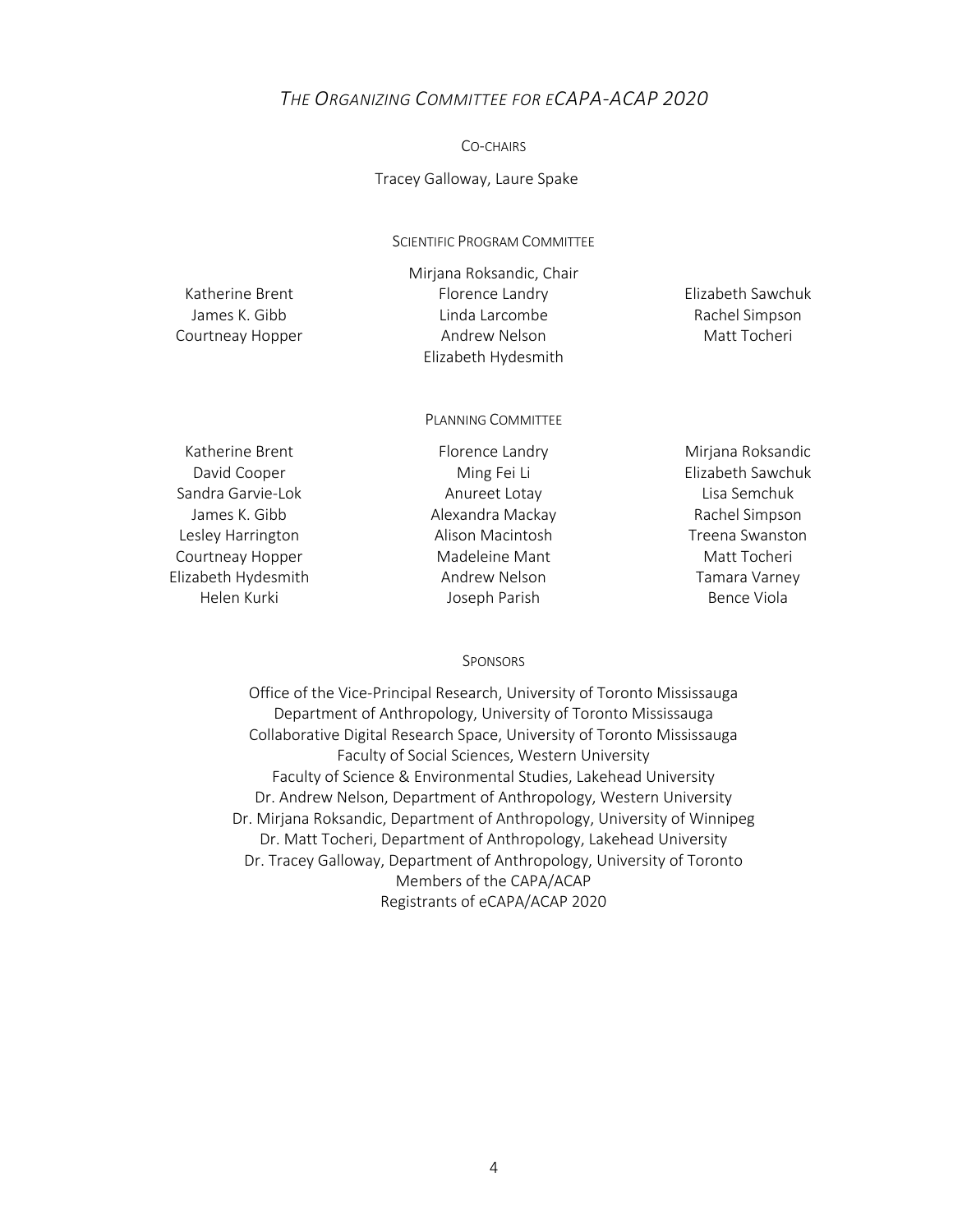# *The Organizing Committee for eCAPA-ACAP 2020*

## Co-chairs

Tracey Galloway, Laure Spake

## Scientific Program Committee

Mirjana Roksandic, Chair

Katherine Brent
James K. Gibb
Courtneay Hopper
Florence Landry
Linda Larcombe
Andrew Nelson
Elizabeth Hydesmith
Elizabeth Sawchuk
Rachel Simpson
Matt Tocheri

## Planning Committee

Katherine Brent
David Cooper
Sandra Garvie-Lok
James K. Gibb
Lesley Harrington
Courtneay Hopper
Elizabeth Hydesmith
Helen Kurki
Florence Landry
Ming Fei Li
Anureet Lotay
Alexandra Mackay
Alison Macintosh
Madeleine Mant
Andrew Nelson
Joseph Parish
Mirjana Roksandic
Elizabeth Sawchuk
Lisa Semchuk
Rachel Simpson
Treena Swanston
Matt Tocheri
Tamara Varney
Bence Viola

## Sponsors

Office of the Vice-Principal Research, University of Toronto Mississauga
Department of Anthropology, University of Toronto Mississauga
Collaborative Digital Research Space, University of Toronto Mississauga
Faculty of Social Sciences, Western University
Faculty of Science & Environmental Studies, Lakehead University
Dr. Andrew Nelson, Department of Anthropology, Western University
Dr. Mirjana Roksandic, Department of Anthropology, University of Winnipeg
Dr. Matt Tocheri, Department of Anthropology, Lakehead University
Dr. Tracey Galloway, Department of Anthropology, University of Toronto
Members of the CAPA/ACAP
Registrants of eCAPA/ACAP 2020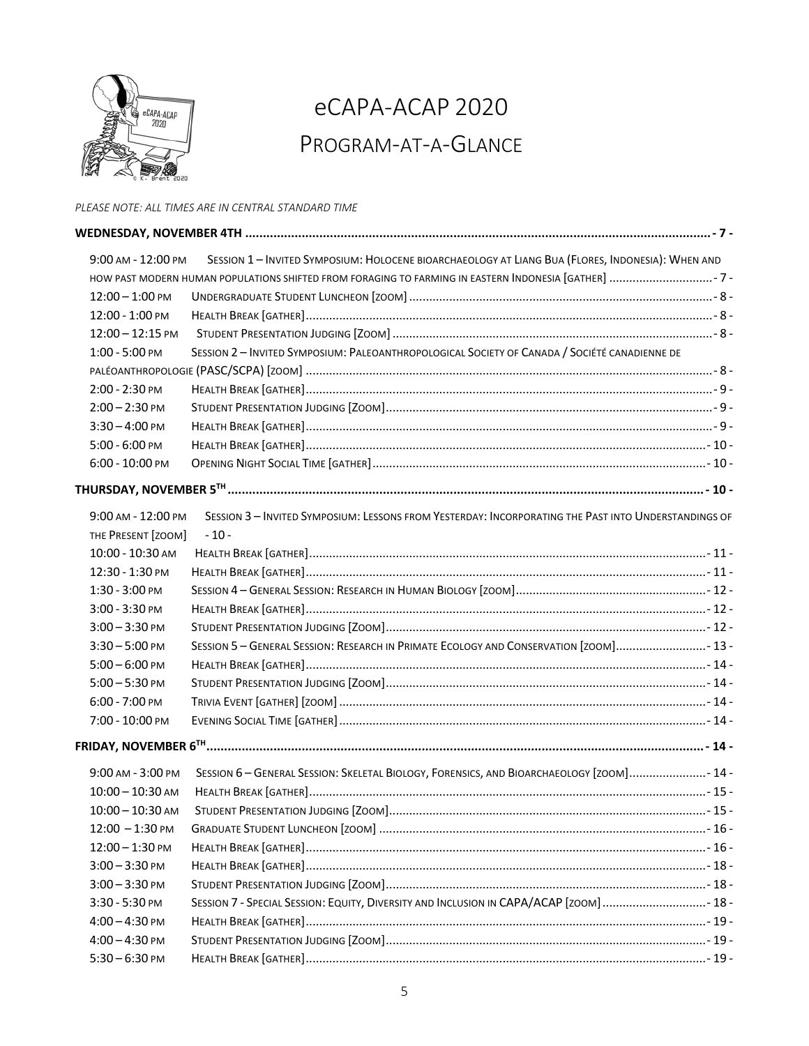# eCAPA-ACAP 2020

## Program-at-a-Glance

*Please note: all times are in Central Standard Time*

**Wednesday, November 4th** ..... - 7 -

| Time | Event | Page |
|---|---|---|
| 9:00 am - 12:00 pm | Session 1 – Invited Symposium: Holocene bioarchaeology at Liang Bua (Flores, Indonesia): When and how past modern human populations shifted from foraging to farming in eastern Indonesia [gather] | - 7 - |
| 12:00 – 1:00 pm | Undergraduate Student Luncheon [zoom] | - 8 - |
| 12:00 - 1:00 pm | Health Break [gather] | - 8 - |
| 12:00 – 12:15 pm | Student Presentation Judging [Zoom] | - 8 - |
| 1:00 - 5:00 pm | Session 2 – Invited Symposium: Paleoanthropological Society of Canada / Société canadienne de paléoanthropologie (PASC/SCPA) [zoom] | - 8 - |
| 2:00 - 2:30 pm | Health Break [gather] | - 9 - |
| 2:00 – 2:30 pm | Student Presentation Judging [Zoom] | - 9 - |
| 3:30 – 4:00 pm | Health Break [gather] | - 9 - |
| 5:00 - 6:00 pm | Health Break [gather] | - 10 - |
| 6:00 - 10:00 pm | Opening Night Social Time [gather] | - 10 - |

**Thursday, November 5th** ..... - 10 -

| Time | Event | Page |
|---|---|---|
| 9:00 am - 12:00 pm | Session 3 – Invited Symposium: Lessons from Yesterday: Incorporating the Past into Understandings of the Present [zoom] | - 10 - |
| 10:00 - 10:30 am | Health Break [gather] | - 11 - |
| 12:30 - 1:30 pm | Health Break [gather] | - 11 - |
| 1:30 - 3:00 pm | Session 4 – General Session: Research in Human Biology [zoom] | - 12 - |
| 3:00 - 3:30 pm | Health Break [gather] | - 12 - |
| 3:00 – 3:30 pm | Student Presentation Judging [Zoom] | - 12 - |
| 3:30 – 5:00 pm | Session 5 – General Session: Research in Primate Ecology and Conservation [zoom] | - 13 - |
| 5:00 – 6:00 pm | Health Break [gather] | - 14 - |
| 5:00 – 5:30 pm | Student Presentation Judging [Zoom] | - 14 - |
| 6:00 - 7:00 pm | Trivia Event [gather] [zoom] | - 14 - |
| 7:00 - 10:00 pm | Evening Social Time [gather] | - 14 - |

**Friday, November 6th** ..... - 14 -

| Time | Event | Page |
|---|---|---|
| 9:00 am - 3:00 pm | Session 6 – General Session: Skeletal Biology, Forensics, and Bioarchaeology [zoom] | - 14 - |
| 10:00 – 10:30 am | Health Break [gather] | - 15 - |
| 10:00 – 10:30 am | Student Presentation Judging [Zoom] | - 15 - |
| 12:00 – 1:30 pm | Graduate Student Luncheon [zoom] | - 16 - |
| 12:00 – 1:30 pm | Health Break [gather] | - 16 - |
| 3:00 – 3:30 pm | Health Break [gather] | - 18 - |
| 3:00 – 3:30 pm | Student Presentation Judging [Zoom] | - 18 - |
| 3:30 - 5:30 pm | Session 7 - Special Session: Equity, Diversity and Inclusion in CAPA/ACAP [zoom] | - 18 - |
| 4:00 – 4:30 pm | Health Break [gather] | - 19 - |
| 4:00 – 4:30 pm | Student Presentation Judging [Zoom] | - 19 - |
| 5:30 – 6:30 pm | Health Break [gather] | - 19 - |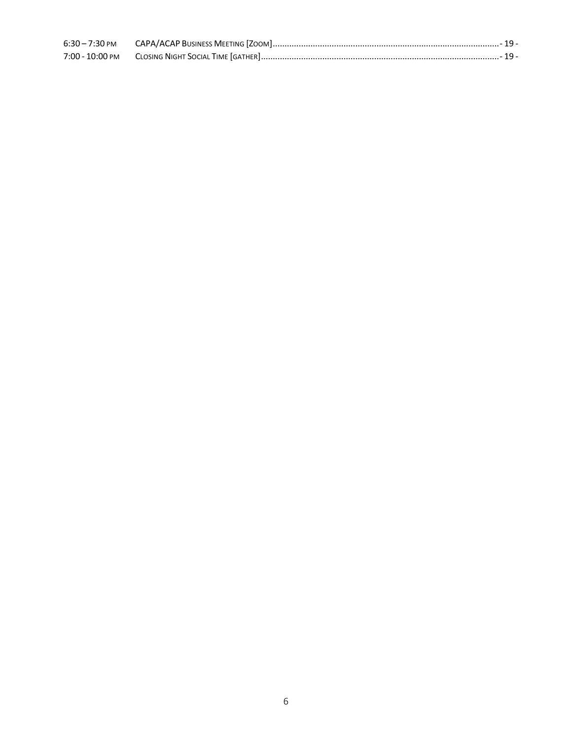6:30 – 7:30 PM CAPA/ACAP BUSINESS MEETING [ZOOM] ..................................................................................................- 19 -

7:00 - 10:00 PM CLOSING NIGHT SOCIAL TIME [GATHER] ...........................................................................................- 19 -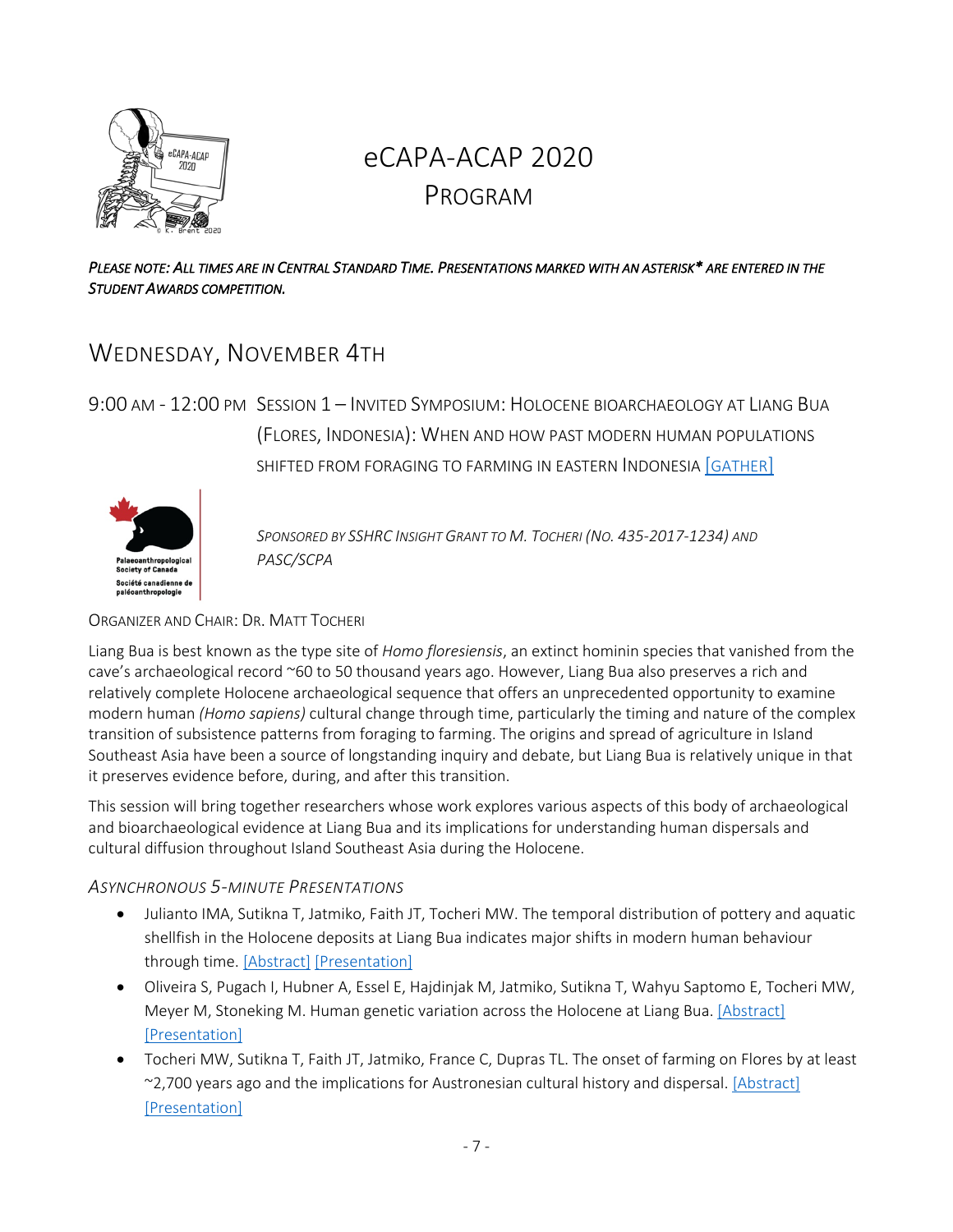# eCAPA-ACAP 2020 Program

*PLEASE NOTE: ALL TIMES ARE IN CENTRAL STANDARD TIME. PRESENTATIONS MARKED WITH AN ASTERISK* ARE ENTERED IN THE STUDENT AWARDS COMPETITION.*

## WEDNESDAY, NOVEMBER 4TH

### 9:00 AM - 12:00 PM SESSION 1 – INVITED SYMPOSIUM: HOLOCENE BIOARCHAEOLOGY AT LIANG BUA (FLORES, INDONESIA): WHEN AND HOW PAST MODERN HUMAN POPULATIONS SHIFTED FROM FORAGING TO FARMING IN EASTERN INDONESIA [GATHER]

*SPONSORED BY SSHRC INSIGHT GRANT TO M. TOCHERI (NO. 435-2017-1234) AND PASC/SCPA*

ORGANIZER AND CHAIR: DR. MATT TOCHERI

Liang Bua is best known as the type site of *Homo floresiensis*, an extinct hominin species that vanished from the cave's archaeological record ~60 to 50 thousand years ago. However, Liang Bua also preserves a rich and relatively complete Holocene archaeological sequence that offers an unprecedented opportunity to examine modern human *(Homo sapiens)* cultural change through time, particularly the timing and nature of the complex transition of subsistence patterns from foraging to farming. The origins and spread of agriculture in Island Southeast Asia have been a source of longstanding inquiry and debate, but Liang Bua is relatively unique in that it preserves evidence before, during, and after this transition.

This session will bring together researchers whose work explores various aspects of this body of archaeological and bioarchaeological evidence at Liang Bua and its implications for understanding human dispersals and cultural diffusion throughout Island Southeast Asia during the Holocene.

#### *ASYNCHRONOUS 5-MINUTE PRESENTATIONS*

- Julianto IMA, Sutikna T, Jatmiko, Faith JT, Tocheri MW. The temporal distribution of pottery and aquatic shellfish in the Holocene deposits at Liang Bua indicates major shifts in modern human behaviour through time. [Abstract] [Presentation]
- Oliveira S, Pugach I, Hubner A, Essel E, Hajdinjak M, Jatmiko, Sutikna T, Wahyu Saptomo E, Tocheri MW, Meyer M, Stoneking M. Human genetic variation across the Holocene at Liang Bua. [Abstract] [Presentation]
- Tocheri MW, Sutikna T, Faith JT, Jatmiko, France C, Dupras TL. The onset of farming on Flores by at least ~2,700 years ago and the implications for Austronesian cultural history and dispersal. [Abstract] [Presentation]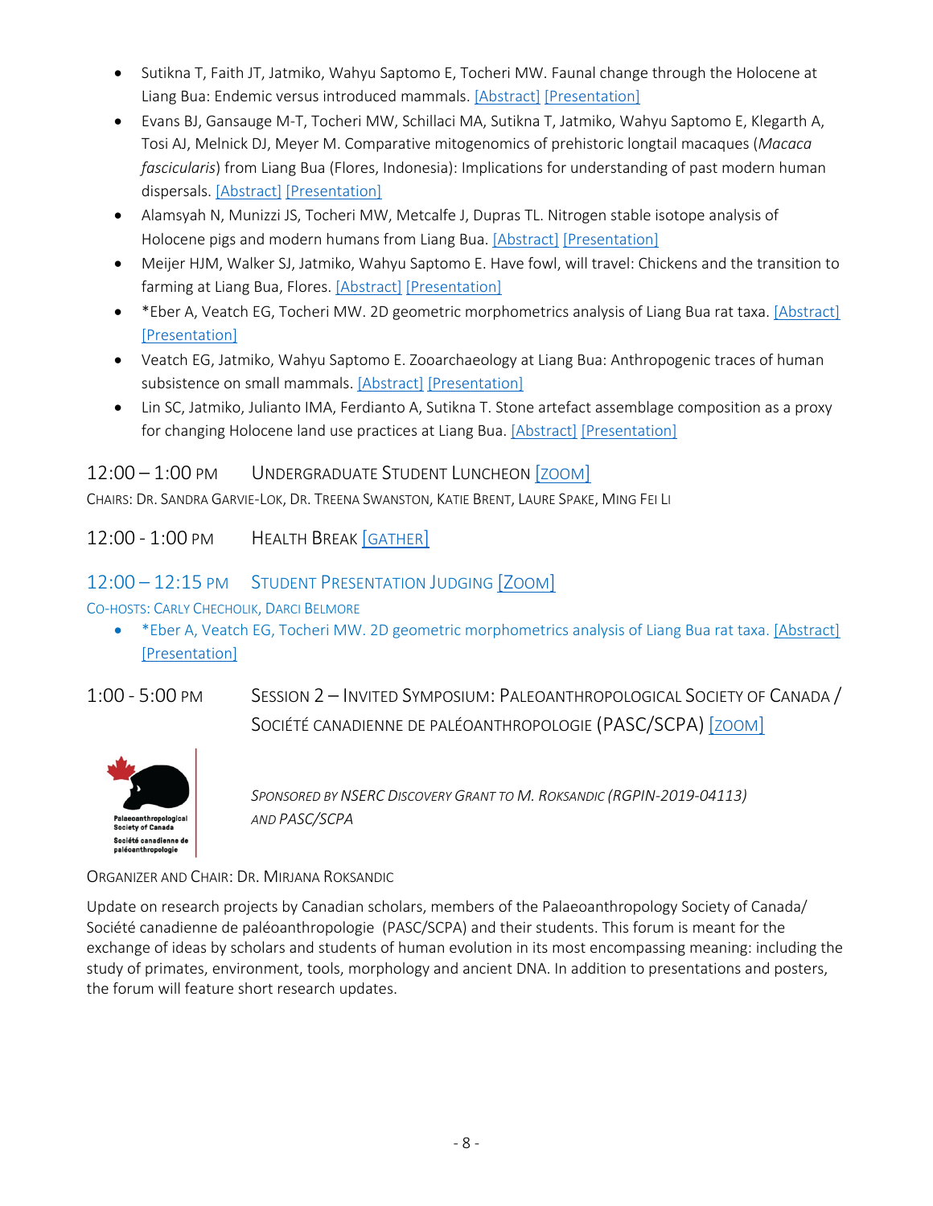- Sutikna T, Faith JT, Jatmiko, Wahyu Saptomo E, Tocheri MW. Faunal change through the Holocene at Liang Bua: Endemic versus introduced mammals. [Abstract] [Presentation]
- Evans BJ, Gansauge M-T, Tocheri MW, Schillaci MA, Sutikna T, Jatmiko, Wahyu Saptomo E, Klegarth A, Tosi AJ, Melnick DJ, Meyer M. Comparative mitogenomics of prehistoric longtail macaques (*Macaca fascicularis*) from Liang Bua (Flores, Indonesia): Implications for understanding of past modern human dispersals. [Abstract] [Presentation]
- Alamsyah N, Munizzi JS, Tocheri MW, Metcalfe J, Dupras TL. Nitrogen stable isotope analysis of Holocene pigs and modern humans from Liang Bua. [Abstract] [Presentation]
- Meijer HJM, Walker SJ, Jatmiko, Wahyu Saptomo E. Have fowl, will travel: Chickens and the transition to farming at Liang Bua, Flores. [Abstract] [Presentation]
- *Eber A, Veatch EG, Tocheri MW. 2D geometric morphometrics analysis of Liang Bua rat taxa. [Abstract] [Presentation]
- Veatch EG, Jatmiko, Wahyu Saptomo E. Zooarchaeology at Liang Bua: Anthropogenic traces of human subsistence on small mammals. [Abstract] [Presentation]
- Lin SC, Jatmiko, Julianto IMA, Ferdianto A, Sutikna T. Stone artefact assemblage composition as a proxy for changing Holocene land use practices at Liang Bua. [Abstract] [Presentation]

## 12:00 – 1:00 PM UNDERGRADUATE STUDENT LUNCHEON [ZOOM]

CHAIRS: DR. SANDRA GARVIE-LOK, DR. TREENA SWANSTON, KATIE BRENT, LAURE SPAKE, MING FEI LI

## 12:00 - 1:00 PM HEALTH BREAK [GATHER]

## 12:00 – 12:15 PM STUDENT PRESENTATION JUDGING [ZOOM]

CO-HOSTS: CARLY CHECHOLIK, DARCI BELMORE

- *Eber A, Veatch EG, Tocheri MW. 2D geometric morphometrics analysis of Liang Bua rat taxa. [Abstract] [Presentation]

## 1:00 - 5:00 PM SESSION 2 – INVITED SYMPOSIUM: PALEOANTHROPOLOGICAL SOCIETY OF CANADA / SOCIÉTÉ CANADIENNE DE PALÉOANTHROPOLOGIE (PASC/SCPA) [ZOOM]

Palaeoanthropological Society of Canada
Société canadienne de paléoanthropologie

*SPONSORED BY NSERC DISCOVERY GRANT TO M. ROKSANDIC (RGPIN-2019-04113) AND PASC/SCPA*

ORGANIZER AND CHAIR: DR. MIRJANA ROKSANDIC

Update on research projects by Canadian scholars, members of the Palaeoanthropology Society of Canada/ Société canadienne de paléoanthropologie (PASC/SCPA) and their students. This forum is meant for the exchange of ideas by scholars and students of human evolution in its most encompassing meaning: including the study of primates, environment, tools, morphology and ancient DNA. In addition to presentations and posters, the forum will feature short research updates.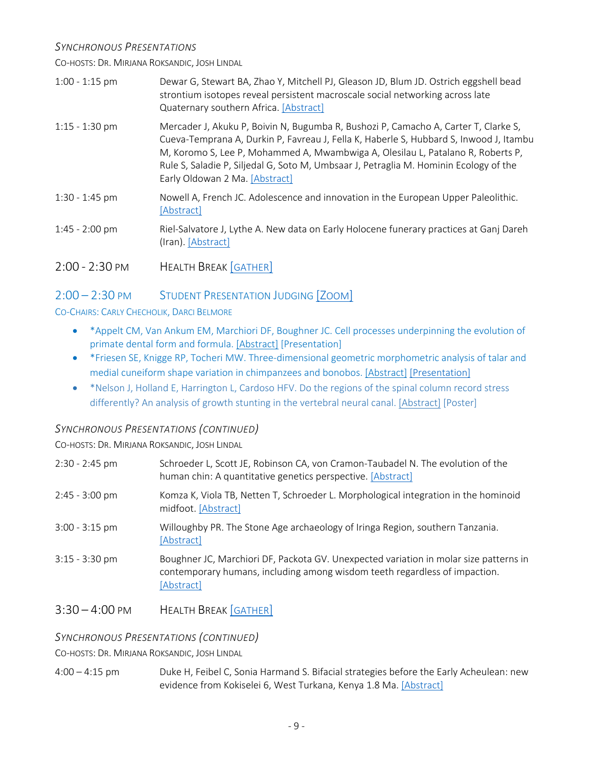*SYNCHRONOUS PRESENTATIONS*

CO-HOSTS: DR. MIRJANA ROKSANDIC, JOSH LINDAL

| | |
|---|---|
| 1:00 - 1:15 pm | Dewar G, Stewart BA, Zhao Y, Mitchell PJ, Gleason JD, Blum JD. Ostrich eggshell bead strontium isotopes reveal persistent macroscale social networking across late Quaternary southern Africa. [Abstract] |
| 1:15 - 1:30 pm | Mercader J, Akuku P, Boivin N, Bugumba R, Bushozi P, Camacho A, Carter T, Clarke S, Cueva-Temprana A, Durkin P, Favreau J, Fella K, Haberle S, Hubbard S, Inwood J, Itambu M, Koromo S, Lee P, Mohammed A, Mwambwiga A, Olesilau L, Patalano R, Roberts P, Rule S, Saladie P, Siljedal G, Soto M, Umbsaar J, Petraglia M. Hominin Ecology of the Early Oldowan 2 Ma. [Abstract] |
| 1:30 - 1:45 pm | Nowell A, French JC. Adolescence and innovation in the European Upper Paleolithic. [Abstract] |
| 1:45 - 2:00 pm | Riel-Salvatore J, Lythe A. New data on Early Holocene funerary practices at Ganj Dareh (Iran). [Abstract] |

## 2:00 - 2:30 PM HEALTH BREAK [GATHER]

## 2:00 – 2:30 PM STUDENT PRESENTATION JUDGING [ZOOM]

CO-CHAIRS: CARLY CHECHOLIK, DARCI BELMORE

- *Appelt CM, Van Ankum EM, Marchiori DF, Boughner JC. Cell processes underpinning the evolution of primate dental form and formula. [Abstract] [Presentation]
- *Friesen SE, Knigge RP, Tocheri MW. Three-dimensional geometric morphometric analysis of talar and medial cuneiform shape variation in chimpanzees and bonobos. [Abstract] [Presentation]
- *Nelson J, Holland E, Harrington L, Cardoso HFV. Do the regions of the spinal column record stress differently? An analysis of growth stunting in the vertebral neural canal. [Abstract] [Poster]

*SYNCHRONOUS PRESENTATIONS (CONTINUED)*

CO-HOSTS: DR. MIRJANA ROKSANDIC, JOSH LINDAL

| | |
|---|---|
| 2:30 - 2:45 pm | Schroeder L, Scott JE, Robinson CA, von Cramon-Taubadel N. The evolution of the human chin: A quantitative genetics perspective. [Abstract] |
| 2:45 - 3:00 pm | Komza K, Viola TB, Netten T, Schroeder L. Morphological integration in the hominoid midfoot. [Abstract] |
| 3:00 - 3:15 pm | Willoughby PR. The Stone Age archaeology of Iringa Region, southern Tanzania. [Abstract] |
| 3:15 - 3:30 pm | Boughner JC, Marchiori DF, Packota GV. Unexpected variation in molar size patterns in contemporary humans, including among wisdom teeth regardless of impaction. [Abstract] |

## 3:30 – 4:00 PM HEALTH BREAK [GATHER]

*SYNCHRONOUS PRESENTATIONS (CONTINUED)*

CO-HOSTS: DR. MIRJANA ROKSANDIC, JOSH LINDAL

| | |
|---|---|
| 4:00 – 4:15 pm | Duke H, Feibel C, Sonia Harmand S. Bifacial strategies before the Early Acheulean: new evidence from Kokiselei 6, West Turkana, Kenya 1.8 Ma. [Abstract] |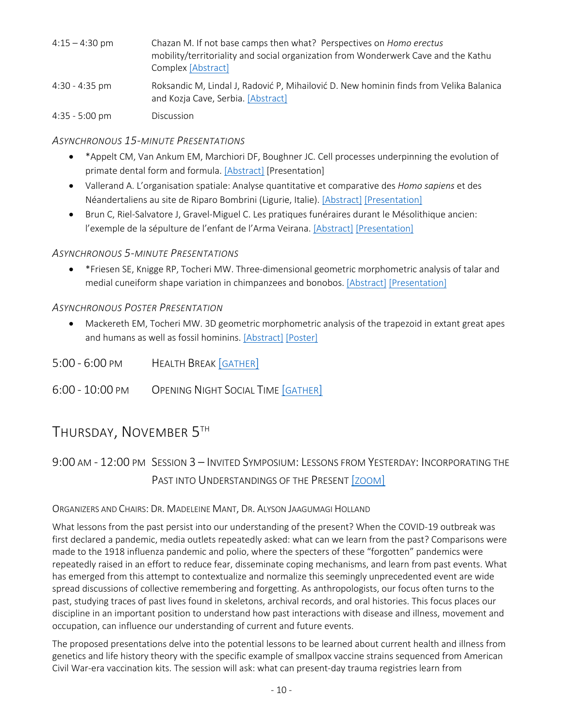4:15 – 4:30 pm Chazan M. If not base camps then what? Perspectives on *Homo erectus* mobility/territoriality and social organization from Wonderwerk Cave and the Kathu Complex [Abstract]

4:30 - 4:35 pm Roksandic M, Lindal J, Radović P, Mihailović D. New hominin finds from Velika Balanica and Kozja Cave, Serbia. [Abstract]

4:35 - 5:00 pm Discussion

### *Asynchronous 15-minute Presentations*

- *Appelt CM, Van Ankum EM, Marchiori DF, Boughner JC. Cell processes underpinning the evolution of primate dental form and formula. [Abstract] [Presentation]
- Vallerand A. L'organisation spatiale: Analyse quantitative et comparative des *Homo sapiens* et des Néandertaliens au site de Riparo Bombrini (Ligurie, Italie). [Abstract] [Presentation]
- Brun C, Riel-Salvatore J, Gravel-Miguel C. Les pratiques funéraires durant le Mésolithique ancien: l'exemple de la sépulture de l'enfant de l'Arma Veirana. [Abstract] [Presentation]

### *Asynchronous 5-minute Presentations*

- *Friesen SE, Knigge RP, Tocheri MW. Three-dimensional geometric morphometric analysis of talar and medial cuneiform shape variation in chimpanzees and bonobos. [Abstract] [Presentation]

### *Asynchronous Poster Presentation*

- Mackereth EM, Tocheri MW. 3D geometric morphometric analysis of the trapezoid in extant great apes and humans as well as fossil hominins. [Abstract] [Poster]

5:00 - 6:00 pm Health Break [Gather]

6:00 - 10:00 pm Opening Night Social Time [Gather]

## Thursday, November 5th

### 9:00 am - 12:00 pm Session 3 – Invited Symposium: Lessons from Yesterday: Incorporating the Past into Understandings of the Present [Zoom]

Organizers and Chairs: Dr. Madeleine Mant, Dr. Alyson Jaagumagi Holland

What lessons from the past persist into our understanding of the present? When the COVID-19 outbreak was first declared a pandemic, media outlets repeatedly asked: what can we learn from the past? Comparisons were made to the 1918 influenza pandemic and polio, where the specters of these "forgotten" pandemics were repeatedly raised in an effort to reduce fear, disseminate coping mechanisms, and learn from past events. What has emerged from this attempt to contextualize and normalize this seemingly unprecedented event are wide spread discussions of collective remembering and forgetting. As anthropologists, our focus often turns to the past, studying traces of past lives found in skeletons, archival records, and oral histories. This focus places our discipline in an important position to understand how past interactions with disease and illness, movement and occupation, can influence our understanding of current and future events.

The proposed presentations delve into the potential lessons to be learned about current health and illness from genetics and life history theory with the specific example of smallpox vaccine strains sequenced from American Civil War-era vaccination kits. The session will ask: what can present-day trauma registries learn from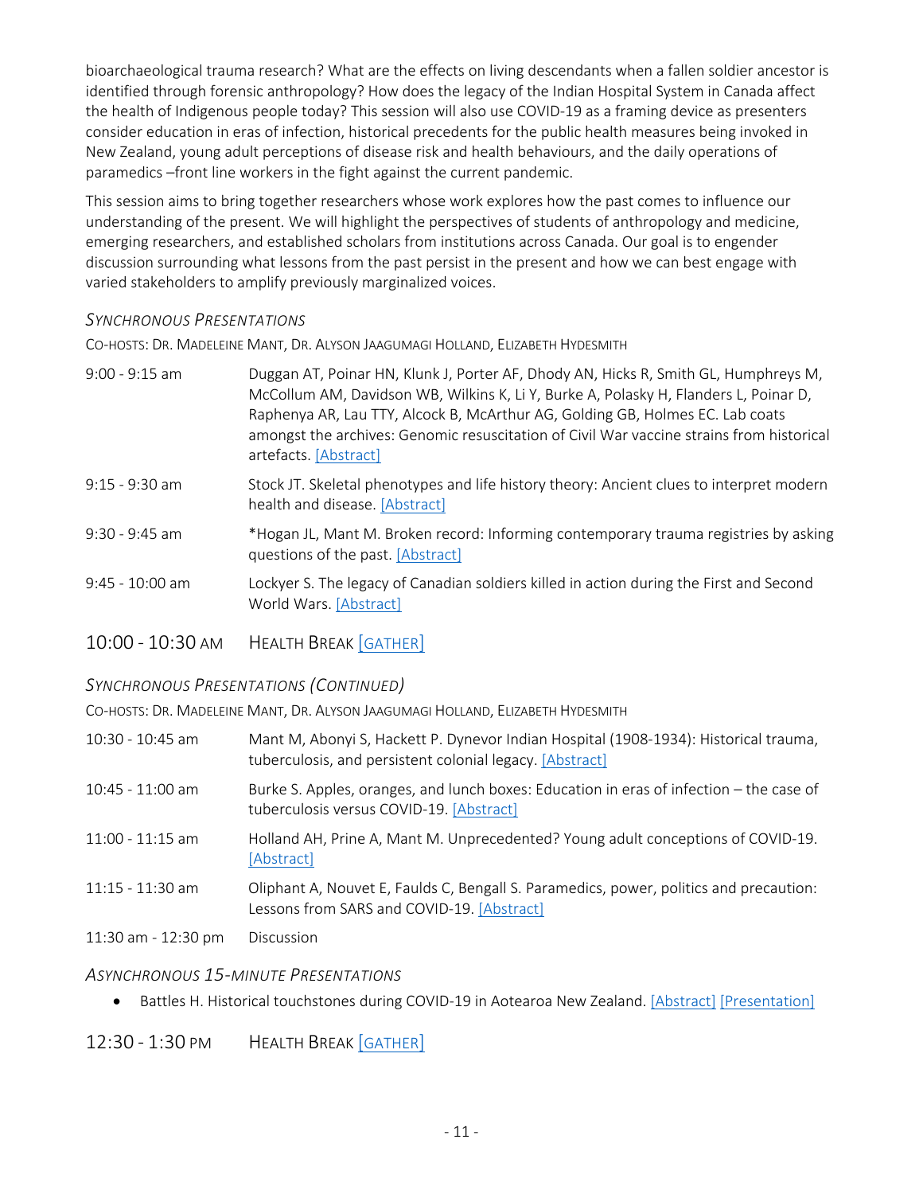bioarchaeological trauma research? What are the effects on living descendants when a fallen soldier ancestor is identified through forensic anthropology? How does the legacy of the Indian Hospital System in Canada affect the health of Indigenous people today? This session will also use COVID-19 as a framing device as presenters consider education in eras of infection, historical precedents for the public health measures being invoked in New Zealand, young adult perceptions of disease risk and health behaviours, and the daily operations of paramedics –front line workers in the fight against the current pandemic.

This session aims to bring together researchers whose work explores how the past comes to influence our understanding of the present. We will highlight the perspectives of students of anthropology and medicine, emerging researchers, and established scholars from institutions across Canada. Our goal is to engender discussion surrounding what lessons from the past persist in the present and how we can best engage with varied stakeholders to amplify previously marginalized voices.

### *Synchronous Presentations*

Co-hosts: Dr. Madeleine Mant, Dr. Alyson Jaagumagi Holland, Elizabeth Hydesmith

| | |
|---|---|
| 9:00 - 9:15 am | Duggan AT, Poinar HN, Klunk J, Porter AF, Dhody AN, Hicks R, Smith GL, Humphreys M, McCollum AM, Davidson WB, Wilkins K, Li Y, Burke A, Polasky H, Flanders L, Poinar D, Raphenya AR, Lau TTY, Alcock B, McArthur AG, Golding GB, Holmes EC. Lab coats amongst the archives: Genomic resuscitation of Civil War vaccine strains from historical artefacts. [Abstract] |
| 9:15 - 9:30 am | Stock JT. Skeletal phenotypes and life history theory: Ancient clues to interpret modern health and disease. [Abstract] |
| 9:30 - 9:45 am | *Hogan JL, Mant M. Broken record: Informing contemporary trauma registries by asking questions of the past. [Abstract] |
| 9:45 - 10:00 am | Lockyer S. The legacy of Canadian soldiers killed in action during the First and Second World Wars. [Abstract] |

## 10:00 - 10:30 am Health Break [Gather]

### *Synchronous Presentations (continued)*

Co-hosts: Dr. Madeleine Mant, Dr. Alyson Jaagumagi Holland, Elizabeth Hydesmith

| | |
|---|---|
| 10:30 - 10:45 am | Mant M, Abonyi S, Hackett P. Dynevor Indian Hospital (1908-1934): Historical trauma, tuberculosis, and persistent colonial legacy. [Abstract] |
| 10:45 - 11:00 am | Burke S. Apples, oranges, and lunch boxes: Education in eras of infection – the case of tuberculosis versus COVID-19. [Abstract] |
| 11:00 - 11:15 am | Holland AH, Prine A, Mant M. Unprecedented? Young adult conceptions of COVID-19. [Abstract] |
| 11:15 - 11:30 am | Oliphant A, Nouvet E, Faulds C, Bengall S. Paramedics, power, politics and precaution: Lessons from SARS and COVID-19. [Abstract] |
| 11:30 am - 12:30 pm | Discussion |

### *Asynchronous 15-minute Presentations*

- Battles H. Historical touchstones during COVID-19 in Aotearoa New Zealand. [Abstract] [Presentation]

## 12:30 - 1:30 pm Health Break [Gather]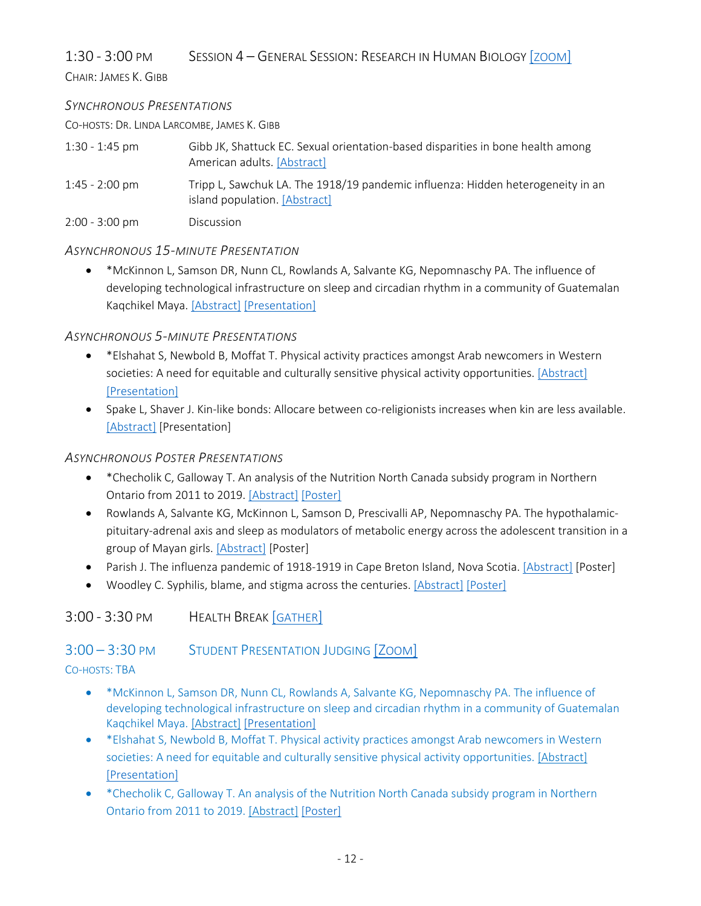## 1:30 - 3:00 PM SESSION 4 – GENERAL SESSION: RESEARCH IN HUMAN BIOLOGY [ZOOM]

CHAIR: JAMES K. GIBB

### *SYNCHRONOUS PRESENTATIONS*

CO-HOSTS: DR. LINDA LARCOMBE, JAMES K. GIBB

| | |
|---|---|
| 1:30 - 1:45 pm | Gibb JK, Shattuck EC. Sexual orientation-based disparities in bone health among American adults. [Abstract] |
| 1:45 - 2:00 pm | Tripp L, Sawchuk LA. The 1918/19 pandemic influenza: Hidden heterogeneity in an island population. [Abstract] |
| 2:00 - 3:00 pm | Discussion |

### *ASYNCHRONOUS 15-MINUTE PRESENTATION*

- *McKinnon L, Samson DR, Nunn CL, Rowlands A, Salvante KG, Nepomnaschy PA. The influence of developing technological infrastructure on sleep and circadian rhythm in a community of Guatemalan Kaqchikel Maya. [Abstract] [Presentation]

### *ASYNCHRONOUS 5-MINUTE PRESENTATIONS*

- *Elshahat S, Newbold B, Moffat T. Physical activity practices amongst Arab newcomers in Western societies: A need for equitable and culturally sensitive physical activity opportunities. [Abstract] [Presentation]
- Spake L, Shaver J. Kin-like bonds: Allocare between co-religionists increases when kin are less available. [Abstract] [Presentation]

### *ASYNCHRONOUS POSTER PRESENTATIONS*

- *Checholik C, Galloway T. An analysis of the Nutrition North Canada subsidy program in Northern Ontario from 2011 to 2019. [Abstract] [Poster]
- Rowlands A, Salvante KG, McKinnon L, Samson D, Prescivalli AP, Nepomnaschy PA. The hypothalamic-pituitary-adrenal axis and sleep as modulators of metabolic energy across the adolescent transition in a group of Mayan girls. [Abstract] [Poster]
- Parish J. The influenza pandemic of 1918-1919 in Cape Breton Island, Nova Scotia. [Abstract] [Poster]
- Woodley C. Syphilis, blame, and stigma across the centuries. [Abstract] [Poster]

## 3:00 - 3:30 PM HEALTH BREAK [GATHER]

## 3:00 – 3:30 PM STUDENT PRESENTATION JUDGING [ZOOM]

CO-HOSTS: TBA

- *McKinnon L, Samson DR, Nunn CL, Rowlands A, Salvante KG, Nepomnaschy PA. The influence of developing technological infrastructure on sleep and circadian rhythm in a community of Guatemalan Kaqchikel Maya. [Abstract] [Presentation]
- *Elshahat S, Newbold B, Moffat T. Physical activity practices amongst Arab newcomers in Western societies: A need for equitable and culturally sensitive physical activity opportunities. [Abstract] [Presentation]
- *Checholik C, Galloway T. An analysis of the Nutrition North Canada subsidy program in Northern Ontario from 2011 to 2019. [Abstract] [Poster]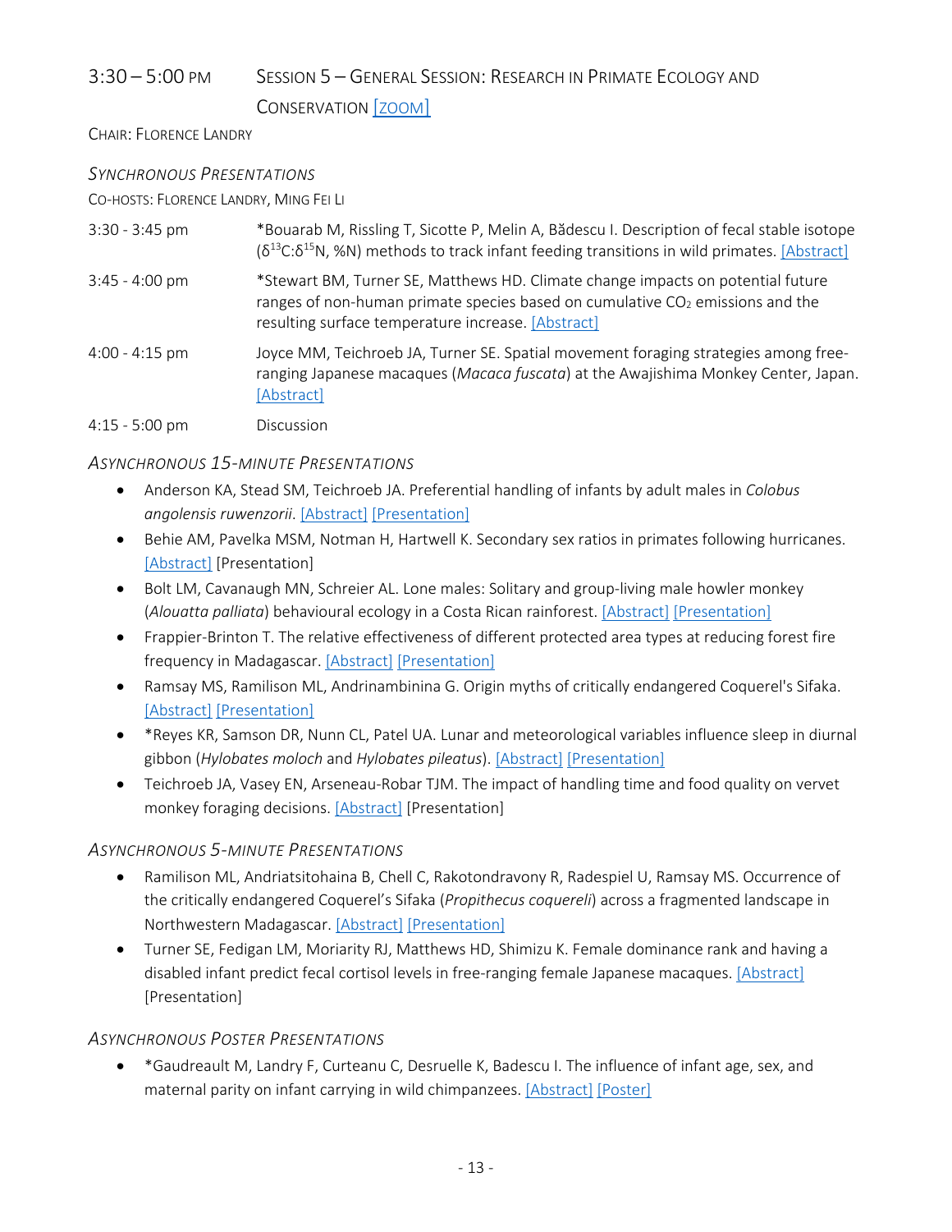## 3:30 – 5:00 PM Session 5 – General Session: Research in Primate Ecology and Conservation [Zoom]

Chair: Florence Landry

### *Synchronous Presentations*

Co-hosts: Florence Landry, Ming Fei Li

| | |
|---|---|
| 3:30 - 3:45 pm | *Bouarab M, Rissling T, Sicotte P, Melin A, Bădescu I. Description of fecal stable isotope ($\delta^{13}C$:$\delta^{15}N$, %N) methods to track infant feeding transitions in wild primates. [Abstract] |
| 3:45 - 4:00 pm | *Stewart BM, Turner SE, Matthews HD. Climate change impacts on potential future ranges of non-human primate species based on cumulative $CO_2$ emissions and the resulting surface temperature increase. [Abstract] |
| 4:00 - 4:15 pm | Joyce MM, Teichroeb JA, Turner SE. Spatial movement foraging strategies among free-ranging Japanese macaques (*Macaca fuscata*) at the Awajishima Monkey Center, Japan. [Abstract] |
| 4:15 - 5:00 pm | Discussion |

### *Asynchronous 15-minute Presentations*

- Anderson KA, Stead SM, Teichroeb JA. Preferential handling of infants by adult males in *Colobus angolensis ruwenzorii*. [Abstract] [Presentation]
- Behie AM, Pavelka MSM, Notman H, Hartwell K. Secondary sex ratios in primates following hurricanes. [Abstract] [Presentation]
- Bolt LM, Cavanaugh MN, Schreier AL. Lone males: Solitary and group-living male howler monkey (*Alouatta palliata*) behavioural ecology in a Costa Rican rainforest. [Abstract] [Presentation]
- Frappier-Brinton T. The relative effectiveness of different protected area types at reducing forest fire frequency in Madagascar. [Abstract] [Presentation]
- Ramsay MS, Ramilison ML, Andrinambinina G. Origin myths of critically endangered Coquerel's Sifaka. [Abstract] [Presentation]
- *Reyes KR, Samson DR, Nunn CL, Patel UA. Lunar and meteorological variables influence sleep in diurnal gibbon (*Hylobates moloch* and *Hylobates pileatus*). [Abstract] [Presentation]
- Teichroeb JA, Vasey EN, Arseneau-Robar TJM. The impact of handling time and food quality on vervet monkey foraging decisions. [Abstract] [Presentation]

### *Asynchronous 5-minute Presentations*

- Ramilison ML, Andriatsitohaina B, Chell C, Rakotondravony R, Radespiel U, Ramsay MS. Occurrence of the critically endangered Coquerel's Sifaka (*Propithecus coquereli*) across a fragmented landscape in Northwestern Madagascar. [Abstract] [Presentation]
- Turner SE, Fedigan LM, Moriarity RJ, Matthews HD, Shimizu K. Female dominance rank and having a disabled infant predict fecal cortisol levels in free-ranging female Japanese macaques. [Abstract] [Presentation]

### *Asynchronous Poster Presentations*

- *Gaudreault M, Landry F, Curteanu C, Desruelle K, Badescu I. The influence of infant age, sex, and maternal parity on infant carrying in wild chimpanzees. [Abstract] [Poster]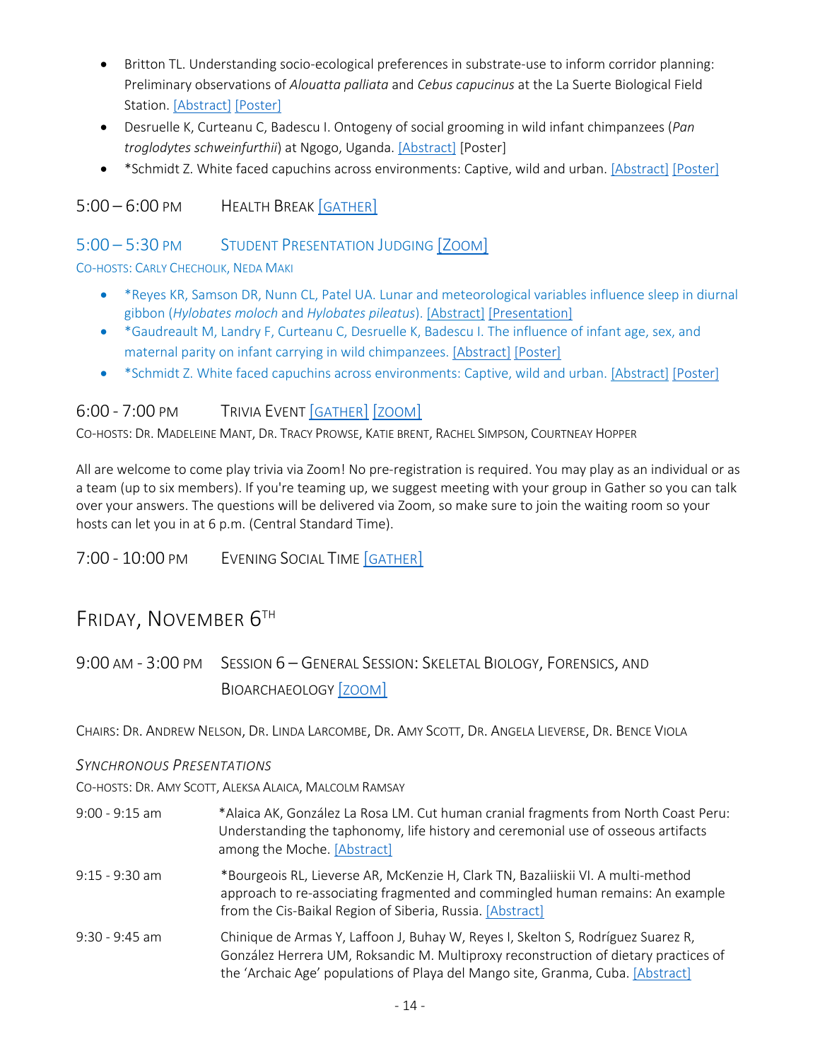- Britton TL. Understanding socio-ecological preferences in substrate-use to inform corridor planning: Preliminary observations of *Alouatta palliata* and *Cebus capucinus* at the La Suerte Biological Field Station. [Abstract] [Poster]
- Desruelle K, Curteanu C, Badescu I. Ontogeny of social grooming in wild infant chimpanzees (*Pan troglodytes schweinfurthii*) at Ngogo, Uganda. [Abstract] [Poster]
- *Schmidt Z. White faced capuchins across environments: Captive, wild and urban. [Abstract] [Poster]

## 5:00 – 6:00 PM Health Break [GATHER]

## 5:00 – 5:30 PM Student Presentation Judging [Zoom]

CO-HOSTS: CARLY CHECHOLIK, NEDA MAKI

- *Reyes KR, Samson DR, Nunn CL, Patel UA. Lunar and meteorological variables influence sleep in diurnal gibbon (*Hylobates moloch* and *Hylobates pileatus*). [Abstract] [Presentation]
- *Gaudreault M, Landry F, Curteanu C, Desruelle K, Badescu I. The influence of infant age, sex, and maternal parity on infant carrying in wild chimpanzees. [Abstract] [Poster]
- *Schmidt Z. White faced capuchins across environments: Captive, wild and urban. [Abstract] [Poster]

## 6:00 - 7:00 PM Trivia Event [GATHER] [ZOOM]

CO-HOSTS: DR. MADELEINE MANT, DR. TRACY PROWSE, KATIE BRENT, RACHEL SIMPSON, COURTNEAY HOPPER

All are welcome to come play trivia via Zoom! No pre-registration is required. You may play as an individual or as a team (up to six members). If you're teaming up, we suggest meeting with your group in Gather so you can talk over your answers. The questions will be delivered via Zoom, so make sure to join the waiting room so your hosts can let you in at 6 p.m. (Central Standard Time).

## 7:00 - 10:00 PM Evening Social Time [GATHER]

# Friday, November 6th

## 9:00 AM - 3:00 PM Session 6 – General Session: Skeletal Biology, Forensics, and Bioarchaeology [ZOOM]

CHAIRS: DR. ANDREW NELSON, DR. LINDA LARCOMBE, DR. AMY SCOTT, DR. ANGELA LIEVERSE, DR. BENCE VIOLA

*Synchronous Presentations*

CO-HOSTS: DR. AMY SCOTT, ALEKSA ALAICA, MALCOLM RAMSAY

| | |
|---|---|
| 9:00 - 9:15 am | *Alaica AK, González La Rosa LM. Cut human cranial fragments from North Coast Peru: Understanding the taphonomy, life history and ceremonial use of osseous artifacts among the Moche. [Abstract] |
| 9:15 - 9:30 am | *Bourgeois RL, Lieverse AR, McKenzie H, Clark TN, Bazaliiskii VI. A multi-method approach to re-associating fragmented and commingled human remains: An example from the Cis-Baikal Region of Siberia, Russia. [Abstract] |
| 9:30 - 9:45 am | Chinique de Armas Y, Laffoon J, Buhay W, Reyes I, Skelton S, Rodríguez Suarez R, González Herrera UM, Roksandic M. Multiproxy reconstruction of dietary practices of the 'Archaic Age' populations of Playa del Mango site, Granma, Cuba. [Abstract] |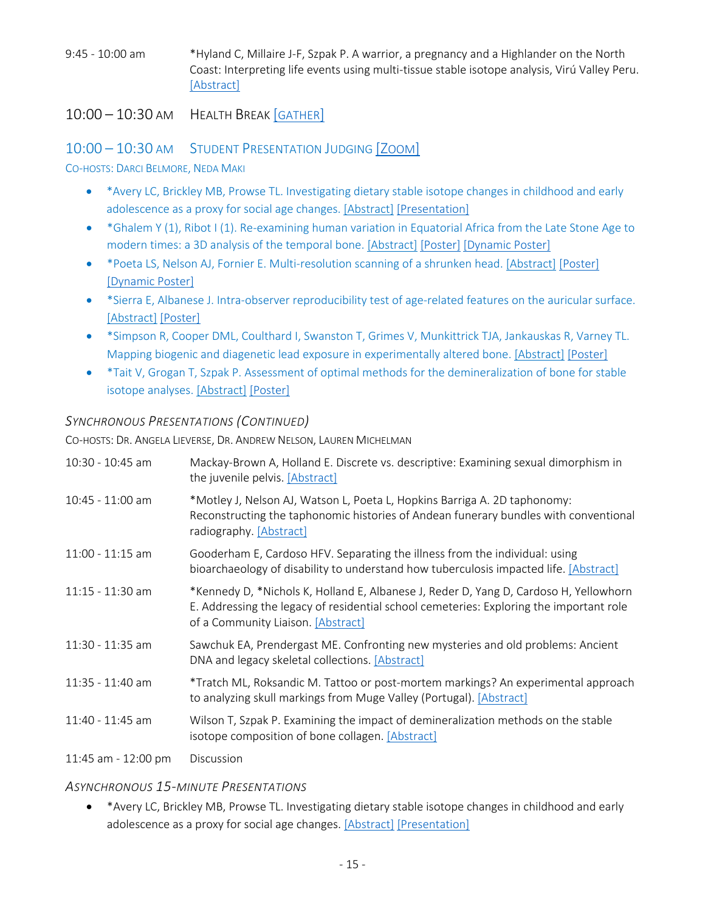9:45 - 10:00 am *Hyland C, Millaire J-F, Szpak P. A warrior, a pregnancy and a Highlander on the North Coast: Interpreting life events using multi-tissue stable isotope analysis, Virú Valley Peru. [Abstract]

## 10:00 – 10:30 AM HEALTH BREAK [GATHER]

## 10:00 – 10:30 AM STUDENT PRESENTATION JUDGING [ZOOM]

CO-HOSTS: DARCI BELMORE, NEDA MAKI

- *Avery LC, Brickley MB, Prowse TL. Investigating dietary stable isotope changes in childhood and early adolescence as a proxy for social age changes. [Abstract] [Presentation]
- *Ghalem Y (1), Ribot I (1). Re-examining human variation in Equatorial Africa from the Late Stone Age to modern times: a 3D analysis of the temporal bone. [Abstract] [Poster] [Dynamic Poster]
- *Poeta LS, Nelson AJ, Fornier E. Multi-resolution scanning of a shrunken head. [Abstract] [Poster] [Dynamic Poster]
- *Sierra E, Albanese J. Intra-observer reproducibility test of age-related features on the auricular surface. [Abstract] [Poster]
- *Simpson R, Cooper DML, Coulthard I, Swanston T, Grimes V, Munkittrick TJA, Jankauskas R, Varney TL. Mapping biogenic and diagenetic lead exposure in experimentally altered bone. [Abstract] [Poster]
- *Tait V, Grogan T, Szpak P. Assessment of optimal methods for the demineralization of bone for stable isotope analyses. [Abstract] [Poster]

### *SYNCHRONOUS PRESENTATIONS (CONTINUED)*

CO-HOSTS: DR. ANGELA LIEVERSE, DR. ANDREW NELSON, LAUREN MICHELMAN

10:30 - 10:45 am Mackay-Brown A, Holland E. Discrete vs. descriptive: Examining sexual dimorphism in the juvenile pelvis. [Abstract]

10:45 - 11:00 am *Motley J, Nelson AJ, Watson L, Poeta L, Hopkins Barriga A. 2D taphonomy: Reconstructing the taphonomic histories of Andean funerary bundles with conventional radiography. [Abstract]

11:00 - 11:15 am Gooderham E, Cardoso HFV. Separating the illness from the individual: using bioarchaeology of disability to understand how tuberculosis impacted life. [Abstract]

11:15 - 11:30 am *Kennedy D, *Nichols K, Holland E, Albanese J, Reder D, Yang D, Cardoso H, Yellowhorn E. Addressing the legacy of residential school cemeteries: Exploring the important role of a Community Liaison. [Abstract]

11:30 - 11:35 am Sawchuk EA, Prendergast ME. Confronting new mysteries and old problems: Ancient DNA and legacy skeletal collections. [Abstract]

11:35 - 11:40 am *Tratch ML, Roksandic M. Tattoo or post-mortem markings? An experimental approach to analyzing skull markings from Muge Valley (Portugal). [Abstract]

11:40 - 11:45 am Wilson T, Szpak P. Examining the impact of demineralization methods on the stable isotope composition of bone collagen. [Abstract]

11:45 am - 12:00 pm Discussion

### *ASYNCHRONOUS 15-MINUTE PRESENTATIONS*

- *Avery LC, Brickley MB, Prowse TL. Investigating dietary stable isotope changes in childhood and early adolescence as a proxy for social age changes. [Abstract] [Presentation]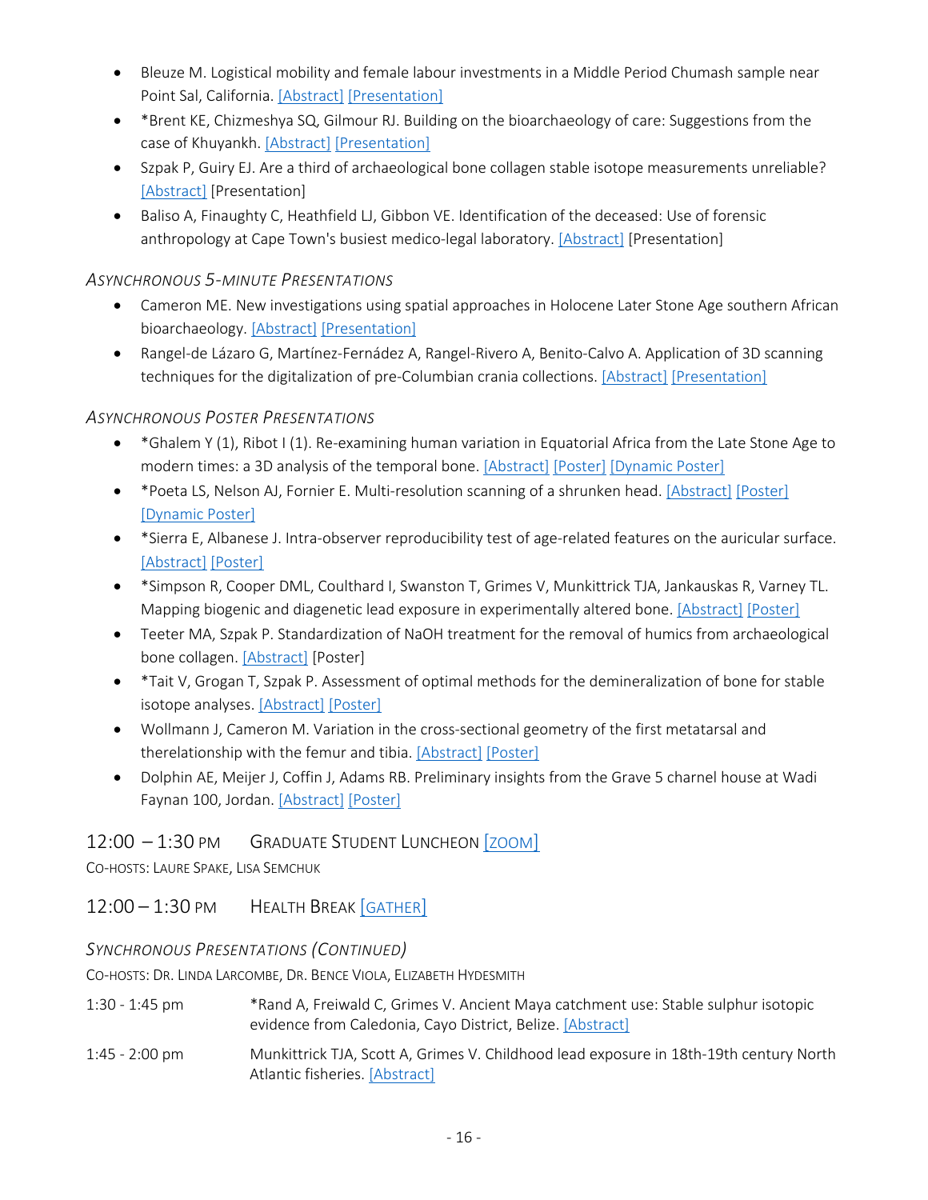- Bleuze M. Logistical mobility and female labour investments in a Middle Period Chumash sample near Point Sal, California. [Abstract] [Presentation]
- *Brent KE, Chizmeshya SQ, Gilmour RJ. Building on the bioarchaeology of care: Suggestions from the case of Khuyankh. [Abstract] [Presentation]
- Szpak P, Guiry EJ. Are a third of archaeological bone collagen stable isotope measurements unreliable? [Abstract] [Presentation]
- Baliso A, Finaughty C, Heathfield LJ, Gibbon VE. Identification of the deceased: Use of forensic anthropology at Cape Town's busiest medico-legal laboratory. [Abstract] [Presentation]

*Asynchronous 5-minute Presentations*

- Cameron ME. New investigations using spatial approaches in Holocene Later Stone Age southern African bioarchaeology. [Abstract] [Presentation]
- Rangel-de Lázaro G, Martínez-Fernádez A, Rangel-Rivero A, Benito-Calvo A. Application of 3D scanning techniques for the digitalization of pre-Columbian crania collections. [Abstract] [Presentation]

*Asynchronous Poster Presentations*

- *Ghalem Y (1), Ribot I (1). Re-examining human variation in Equatorial Africa from the Late Stone Age to modern times: a 3D analysis of the temporal bone. [Abstract] [Poster] [Dynamic Poster]
- *Poeta LS, Nelson AJ, Fornier E. Multi-resolution scanning of a shrunken head. [Abstract] [Poster] [Dynamic Poster]
- *Sierra E, Albanese J. Intra-observer reproducibility test of age-related features on the auricular surface. [Abstract] [Poster]
- *Simpson R, Cooper DML, Coulthard I, Swanston T, Grimes V, Munkittrick TJA, Jankauskas R, Varney TL. Mapping biogenic and diagenetic lead exposure in experimentally altered bone. [Abstract] [Poster]
- Teeter MA, Szpak P. Standardization of NaOH treatment for the removal of humics from archaeological bone collagen. [Abstract] [Poster]
- *Tait V, Grogan T, Szpak P. Assessment of optimal methods for the demineralization of bone for stable isotope analyses. [Abstract] [Poster]
- Wollmann J, Cameron M. Variation in the cross-sectional geometry of the first metatarsal and therelationship with the femur and tibia. [Abstract] [Poster]
- Dolphin AE, Meijer J, Coffin J, Adams RB. Preliminary insights from the Grave 5 charnel house at Wadi Faynan 100, Jordan. [Abstract] [Poster]

## 12:00 – 1:30 PM  Graduate Student Luncheon [ZOOM]

Co-hosts: Laure Spake, Lisa Semchuk

## 12:00 – 1:30 PM  Health Break [GATHER]

*Synchronous Presentations (continued)*

Co-hosts: Dr. Linda Larcombe, Dr. Bence Viola, Elizabeth Hydesmith

| | |
|---|---|
| 1:30 - 1:45 pm | *Rand A, Freiwald C, Grimes V. Ancient Maya catchment use: Stable sulphur isotopic evidence from Caledonia, Cayo District, Belize. [Abstract] |
| 1:45 - 2:00 pm | Munkittrick TJA, Scott A, Grimes V. Childhood lead exposure in 18th-19th century North Atlantic fisheries. [Abstract] |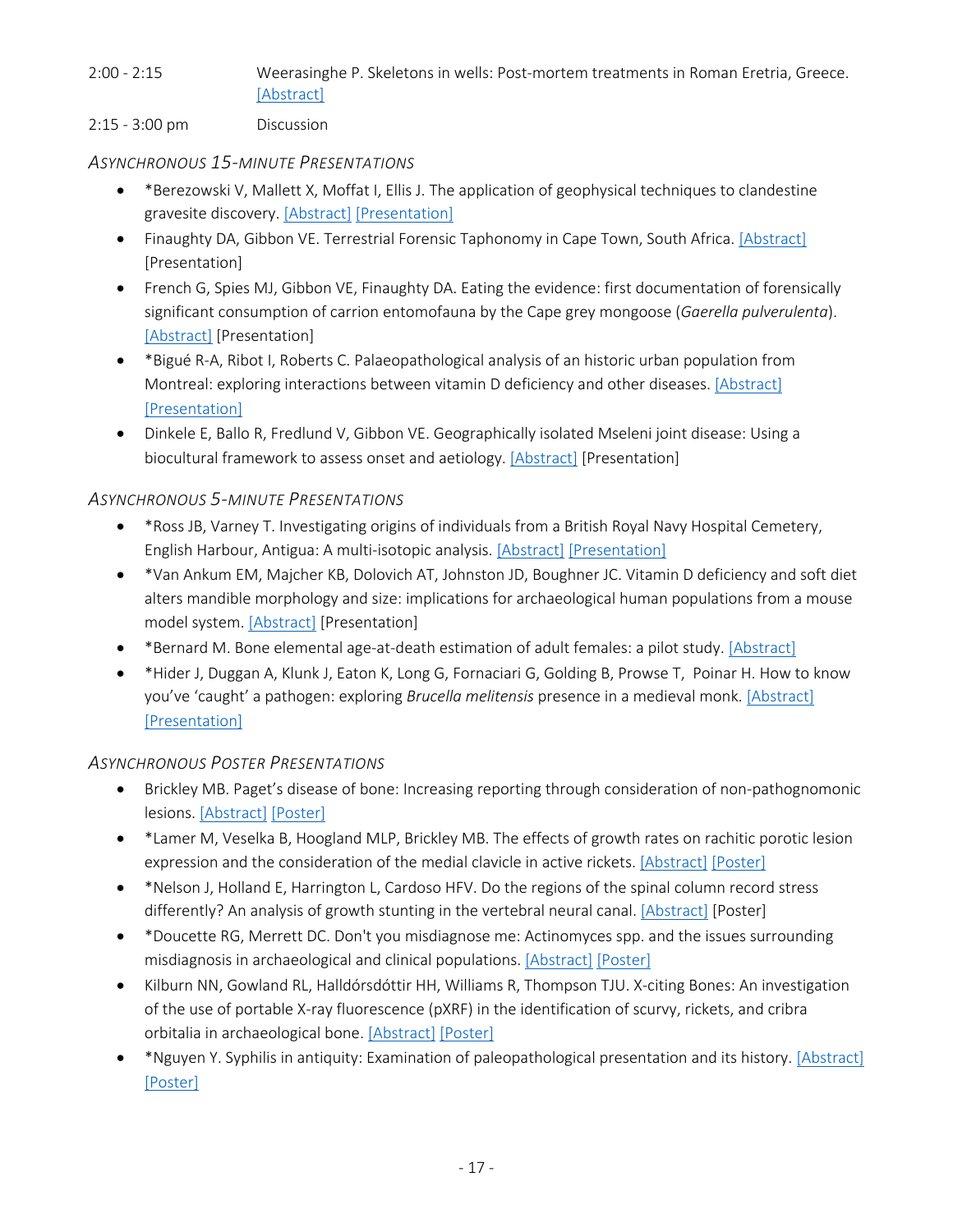2:00 - 2:15 Weerasinghe P. Skeletons in wells: Post-mortem treatments in Roman Eretria, Greece. [Abstract]

2:15 - 3:00 pm Discussion

*Asynchronous 15-minute Presentations*

- *Berezowski V, Mallett X, Moffat I, Ellis J. The application of geophysical techniques to clandestine gravesite discovery. [Abstract] [Presentation]
- Finaughty DA, Gibbon VE. Terrestrial Forensic Taphonomy in Cape Town, South Africa. [Abstract] [Presentation]
- French G, Spies MJ, Gibbon VE, Finaughty DA. Eating the evidence: first documentation of forensically significant consumption of carrion entomofauna by the Cape grey mongoose (*Gaerella pulverulenta*). [Abstract] [Presentation]
- *Bigué R-A, Ribot I, Roberts C. Palaeopathological analysis of an historic urban population from Montreal: exploring interactions between vitamin D deficiency and other diseases. [Abstract] [Presentation]
- Dinkele E, Ballo R, Fredlund V, Gibbon VE. Geographically isolated Mseleni joint disease: Using a biocultural framework to assess onset and aetiology. [Abstract] [Presentation]

*Asynchronous 5-minute Presentations*

- *Ross JB, Varney T. Investigating origins of individuals from a British Royal Navy Hospital Cemetery, English Harbour, Antigua: A multi-isotopic analysis. [Abstract] [Presentation]
- *Van Ankum EM, Majcher KB, Dolovich AT, Johnston JD, Boughner JC. Vitamin D deficiency and soft diet alters mandible morphology and size: implications for archaeological human populations from a mouse model system. [Abstract] [Presentation]
- *Bernard M. Bone elemental age-at-death estimation of adult females: a pilot study. [Abstract]
- *Hider J, Duggan A, Klunk J, Eaton K, Long G, Fornaciari G, Golding B, Prowse T, Poinar H. How to know you've 'caught' a pathogen: exploring *Brucella melitensis* presence in a medieval monk. [Abstract] [Presentation]

*Asynchronous Poster Presentations*

- Brickley MB. Paget's disease of bone: Increasing reporting through consideration of non-pathognomonic lesions. [Abstract] [Poster]
- *Lamer M, Veselka B, Hoogland MLP, Brickley MB. The effects of growth rates on rachitic porotic lesion expression and the consideration of the medial clavicle in active rickets. [Abstract] [Poster]
- *Nelson J, Holland E, Harrington L, Cardoso HFV. Do the regions of the spinal column record stress differently? An analysis of growth stunting in the vertebral neural canal. [Abstract] [Poster]
- *Doucette RG, Merrett DC. Don't you misdiagnose me: Actinomyces spp. and the issues surrounding misdiagnosis in archaeological and clinical populations. [Abstract] [Poster]
- Kilburn NN, Gowland RL, Halldórsdóttir HH, Williams R, Thompson TJU. X-citing Bones: An investigation of the use of portable X-ray fluorescence (pXRF) in the identification of scurvy, rickets, and cribra orbitalia in archaeological bone. [Abstract] [Poster]
- *Nguyen Y. Syphilis in antiquity: Examination of paleopathological presentation and its history. [Abstract] [Poster]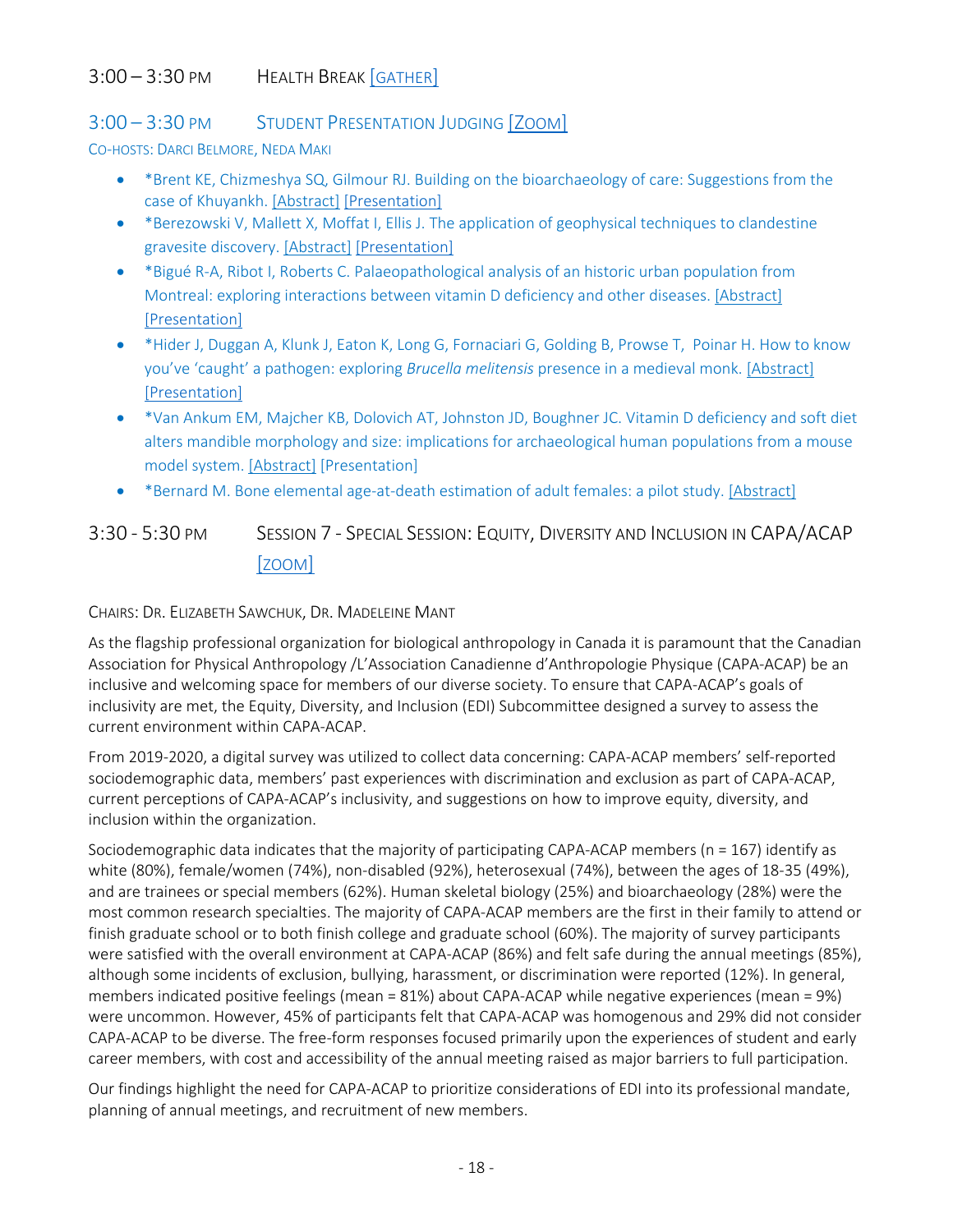## 3:00 – 3:30 PM HEALTH BREAK [GATHER]

## 3:00 – 3:30 PM STUDENT PRESENTATION JUDGING [ZOOM]

CO-HOSTS: DARCI BELMORE, NEDA MAKI

- *Brent KE, Chizmeshya SQ, Gilmour RJ. Building on the bioarchaeology of care: Suggestions from the case of Khuyankh. [Abstract] [Presentation]
- *Berezowski V, Mallett X, Moffat I, Ellis J. The application of geophysical techniques to clandestine gravesite discovery. [Abstract] [Presentation]
- *Bigué R-A, Ribot I, Roberts C. Palaeopathological analysis of an historic urban population from Montreal: exploring interactions between vitamin D deficiency and other diseases. [Abstract] [Presentation]
- *Hider J, Duggan A, Klunk J, Eaton K, Long G, Fornaciari G, Golding B, Prowse T, Poinar H. How to know you've 'caught' a pathogen: exploring *Brucella melitensis* presence in a medieval monk. [Abstract] [Presentation]
- *Van Ankum EM, Majcher KB, Dolovich AT, Johnston JD, Boughner JC. Vitamin D deficiency and soft diet alters mandible morphology and size: implications for archaeological human populations from a mouse model system. [Abstract] [Presentation]
- *Bernard M. Bone elemental age-at-death estimation of adult females: a pilot study. [Abstract]

## 3:30 - 5:30 PM SESSION 7 - SPECIAL SESSION: EQUITY, DIVERSITY AND INCLUSION IN CAPA/ACAP [ZOOM]

CHAIRS: DR. ELIZABETH SAWCHUK, DR. MADELEINE MANT

As the flagship professional organization for biological anthropology in Canada it is paramount that the Canadian Association for Physical Anthropology /L'Association Canadienne d'Anthropologie Physique (CAPA-ACAP) be an inclusive and welcoming space for members of our diverse society. To ensure that CAPA-ACAP's goals of inclusivity are met, the Equity, Diversity, and Inclusion (EDI) Subcommittee designed a survey to assess the current environment within CAPA-ACAP.

From 2019-2020, a digital survey was utilized to collect data concerning: CAPA-ACAP members' self-reported sociodemographic data, members' past experiences with discrimination and exclusion as part of CAPA-ACAP, current perceptions of CAPA-ACAP's inclusivity, and suggestions on how to improve equity, diversity, and inclusion within the organization.

Sociodemographic data indicates that the majority of participating CAPA-ACAP members (n = 167) identify as white (80%), female/women (74%), non-disabled (92%), heterosexual (74%), between the ages of 18-35 (49%), and are trainees or special members (62%). Human skeletal biology (25%) and bioarchaeology (28%) were the most common research specialties. The majority of CAPA-ACAP members are the first in their family to attend or finish graduate school or to both finish college and graduate school (60%). The majority of survey participants were satisfied with the overall environment at CAPA-ACAP (86%) and felt safe during the annual meetings (85%), although some incidents of exclusion, bullying, harassment, or discrimination were reported (12%). In general, members indicated positive feelings (mean = 81%) about CAPA-ACAP while negative experiences (mean = 9%) were uncommon. However, 45% of participants felt that CAPA-ACAP was homogenous and 29% did not consider CAPA-ACAP to be diverse. The free-form responses focused primarily upon the experiences of student and early career members, with cost and accessibility of the annual meeting raised as major barriers to full participation.

Our findings highlight the need for CAPA-ACAP to prioritize considerations of EDI into its professional mandate, planning of annual meetings, and recruitment of new members.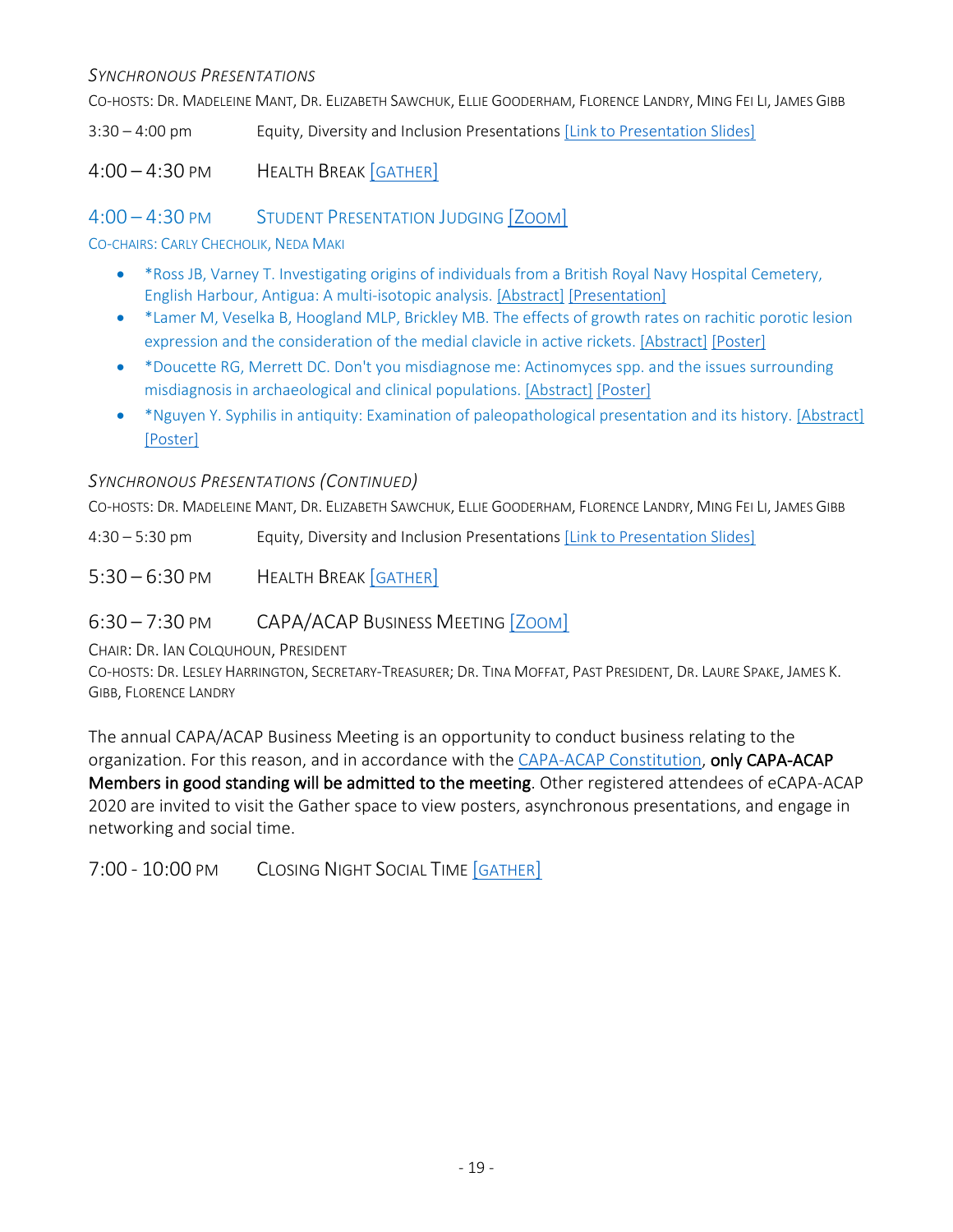*Synchronous Presentations*

Co-hosts: Dr. Madeleine Mant, Dr. Elizabeth Sawchuk, Ellie Gooderham, Florence Landry, Ming Fei Li, James Gibb

3:30 – 4:00 pm Equity, Diversity and Inclusion Presentations [Link to Presentation Slides]

## 4:00 – 4:30 pm Health Break [Gather]

## 4:00 – 4:30 pm Student Presentation Judging [Zoom]

Co-chairs: Carly Checholik, Neda Maki

- *Ross JB, Varney T. Investigating origins of individuals from a British Royal Navy Hospital Cemetery, English Harbour, Antigua: A multi-isotopic analysis. [Abstract] [Presentation]
- *Lamer M, Veselka B, Hoogland MLP, Brickley MB. The effects of growth rates on rachitic porotic lesion expression and the consideration of the medial clavicle in active rickets. [Abstract] [Poster]
- *Doucette RG, Merrett DC. Don't you misdiagnose me: Actinomyces spp. and the issues surrounding misdiagnosis in archaeological and clinical populations. [Abstract] [Poster]
- *Nguyen Y. Syphilis in antiquity: Examination of paleopathological presentation and its history. [Abstract] [Poster]

*Synchronous Presentations (Continued)*

Co-hosts: Dr. Madeleine Mant, Dr. Elizabeth Sawchuk, Ellie Gooderham, Florence Landry, Ming Fei Li, James Gibb

4:30 – 5:30 pm Equity, Diversity and Inclusion Presentations [Link to Presentation Slides]

## 5:30 – 6:30 pm Health Break [Gather]

## 6:30 – 7:30 pm CAPA/ACAP Business Meeting [Zoom]

Chair: Dr. Ian Colquhoun, President

Co-hosts: Dr. Lesley Harrington, Secretary-Treasurer; Dr. Tina Moffat, Past President, Dr. Laure Spake, James K. Gibb, Florence Landry

The annual CAPA/ACAP Business Meeting is an opportunity to conduct business relating to the organization. For this reason, and in accordance with the CAPA-ACAP Constitution, **only CAPA-ACAP Members in good standing will be admitted to the meeting**. Other registered attendees of eCAPA-ACAP 2020 are invited to visit the Gather space to view posters, asynchronous presentations, and engage in networking and social time.

## 7:00 - 10:00 pm Closing Night Social Time [Gather]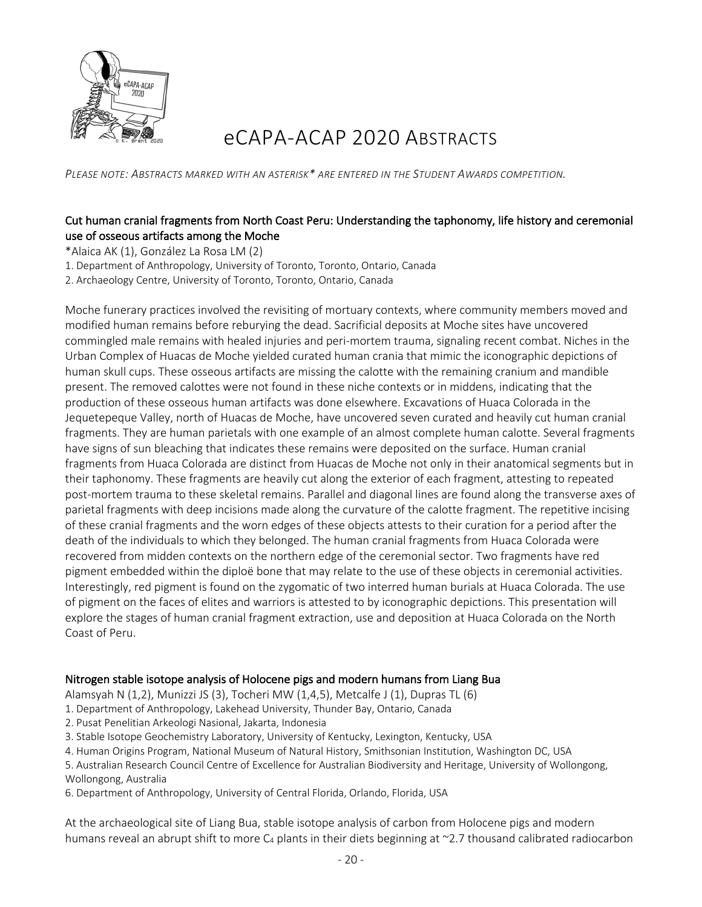# eCAPA-ACAP 2020 Abstracts

*Please note: Abstracts marked with an asterisk* are entered in the Student Awards competition.*

## Cut human cranial fragments from North Coast Peru: Understanding the taphonomy, life history and ceremonial use of osseous artifacts among the Moche

*Alaica AK (1), González La Rosa LM (2)

1. Department of Anthropology, University of Toronto, Toronto, Ontario, Canada
2. Archaeology Centre, University of Toronto, Toronto, Ontario, Canada

Moche funerary practices involved the revisiting of mortuary contexts, where community members moved and modified human remains before reburying the dead. Sacrificial deposits at Moche sites have uncovered commingled male remains with healed injuries and peri-mortem trauma, signaling recent combat. Niches in the Urban Complex of Huacas de Moche yielded curated human crania that mimic the iconographic depictions of human skull cups. These osseous artifacts are missing the calotte with the remaining cranium and mandible present. The removed calottes were not found in these niche contexts or in middens, indicating that the production of these osseous human artifacts was done elsewhere. Excavations of Huaca Colorada in the Jequetepeque Valley, north of Huacas de Moche, have uncovered seven curated and heavily cut human cranial fragments. They are human parietals with one example of an almost complete human calotte. Several fragments have signs of sun bleaching that indicates these remains were deposited on the surface. Human cranial fragments from Huaca Colorada are distinct from Huacas de Moche not only in their anatomical segments but in their taphonomy. These fragments are heavily cut along the exterior of each fragment, attesting to repeated post-mortem trauma to these skeletal remains. Parallel and diagonal lines are found along the transverse axes of parietal fragments with deep incisions made along the curvature of the calotte fragment. The repetitive incising of these cranial fragments and the worn edges of these objects attests to their curation for a period after the death of the individuals to which they belonged. The human cranial fragments from Huaca Colorada were recovered from midden contexts on the northern edge of the ceremonial sector. Two fragments have red pigment embedded within the diploë bone that may relate to the use of these objects in ceremonial activities. Interestingly, red pigment is found on the zygomatic of two interred human burials at Huaca Colorada. The use of pigment on the faces of elites and warriors is attested to by iconographic depictions. This presentation will explore the stages of human cranial fragment extraction, use and deposition at Huaca Colorada on the North Coast of Peru.

## Nitrogen stable isotope analysis of Holocene pigs and modern humans from Liang Bua

Alamsyah N (1,2), Munizzi JS (3), Tocheri MW (1,4,5), Metcalfe J (1), Dupras TL (6)

1. Department of Anthropology, Lakehead University, Thunder Bay, Ontario, Canada
2. Pusat Penelitian Arkeologi Nasional, Jakarta, Indonesia
3. Stable Isotope Geochemistry Laboratory, University of Kentucky, Lexington, Kentucky, USA
4. Human Origins Program, National Museum of Natural History, Smithsonian Institution, Washington DC, USA
5. Australian Research Council Centre of Excellence for Australian Biodiversity and Heritage, University of Wollongong, Wollongong, Australia
6. Department of Anthropology, University of Central Florida, Orlando, Florida, USA

At the archaeological site of Liang Bua, stable isotope analysis of carbon from Holocene pigs and modern humans reveal an abrupt shift to more $C_4$ plants in their diets beginning at ~2.7 thousand calibrated radiocarbon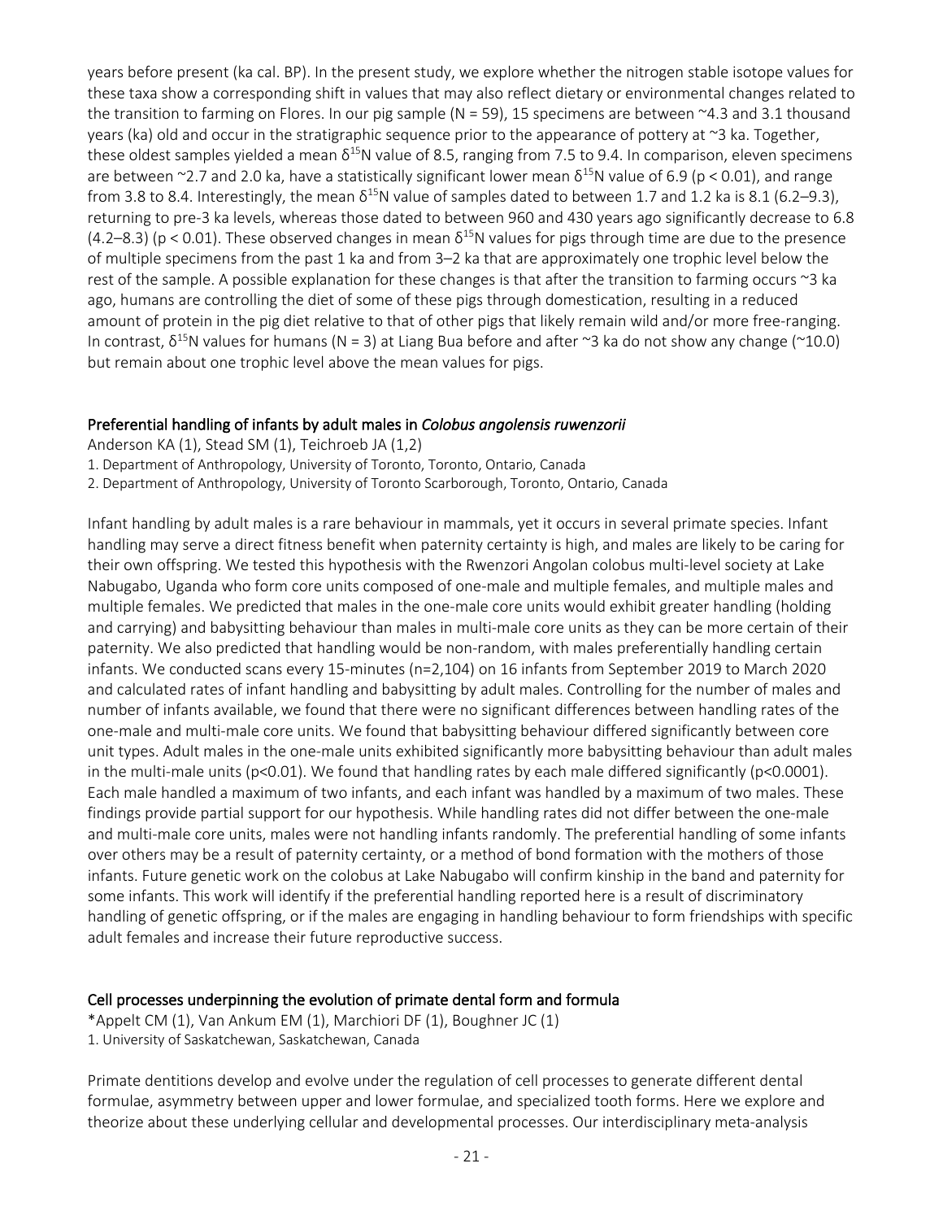years before present (ka cal. BP). In the present study, we explore whether the nitrogen stable isotope values for these taxa show a corresponding shift in values that may also reflect dietary or environmental changes related to the transition to farming on Flores. In our pig sample (N = 59), 15 specimens are between ~4.3 and 3.1 thousand years (ka) old and occur in the stratigraphic sequence prior to the appearance of pottery at ~3 ka. Together, these oldest samples yielded a mean $\delta^{15}$N value of 8.5, ranging from 7.5 to 9.4. In comparison, eleven specimens are between ~2.7 and 2.0 ka, have a statistically significant lower mean $\delta^{15}$N value of 6.9 ($p < 0.01$), and range from 3.8 to 8.4. Interestingly, the mean $\delta^{15}$N value of samples dated to between 1.7 and 1.2 ka is 8.1 (6.2–9.3), returning to pre-3 ka levels, whereas those dated to between 960 and 430 years ago significantly decrease to 6.8 (4.2–8.3) ($p < 0.01$). These observed changes in mean $\delta^{15}$N values for pigs through time are due to the presence of multiple specimens from the past 1 ka and from 3–2 ka that are approximately one trophic level below the rest of the sample. A possible explanation for these changes is that after the transition to farming occurs ~3 ka ago, humans are controlling the diet of some of these pigs through domestication, resulting in a reduced amount of protein in the pig diet relative to that of other pigs that likely remain wild and/or more free-ranging. In contrast, $\delta^{15}$N values for humans (N = 3) at Liang Bua before and after ~3 ka do not show any change (~10.0) but remain about one trophic level above the mean values for pigs.

### Preferential handling of infants by adult males in *Colobus angolensis ruwenzorii*

Anderson KA (1), Stead SM (1), Teichroeb JA (1,2)

1. Department of Anthropology, University of Toronto, Toronto, Ontario, Canada
2. Department of Anthropology, University of Toronto Scarborough, Toronto, Ontario, Canada

Infant handling by adult males is a rare behaviour in mammals, yet it occurs in several primate species. Infant handling may serve a direct fitness benefit when paternity certainty is high, and males are likely to be caring for their own offspring. We tested this hypothesis with the Rwenzori Angolan colobus multi-level society at Lake Nabugabo, Uganda who form core units composed of one-male and multiple females, and multiple males and multiple females. We predicted that males in the one-male core units would exhibit greater handling (holding and carrying) and babysitting behaviour than males in multi-male core units as they can be more certain of their paternity. We also predicted that handling would be non-random, with males preferentially handling certain infants. We conducted scans every 15-minutes (n=2,104) on 16 infants from September 2019 to March 2020 and calculated rates of infant handling and babysitting by adult males. Controlling for the number of males and number of infants available, we found that there were no significant differences between handling rates of the one-male and multi-male core units. We found that babysitting behaviour differed significantly between core unit types. Adult males in the one-male units exhibited significantly more babysitting behaviour than adult males in the multi-male units ($p<0.01$). We found that handling rates by each male differed significantly ($p<0.0001$). Each male handled a maximum of two infants, and each infant was handled by a maximum of two males. These findings provide partial support for our hypothesis. While handling rates did not differ between the one-male and multi-male core units, males were not handling infants randomly. The preferential handling of some infants over others may be a result of paternity certainty, or a method of bond formation with the mothers of those infants. Future genetic work on the colobus at Lake Nabugabo will confirm kinship in the band and paternity for some infants. This work will identify if the preferential handling reported here is a result of discriminatory handling of genetic offspring, or if the males are engaging in handling behaviour to form friendships with specific adult females and increase their future reproductive success.

### Cell processes underpinning the evolution of primate dental form and formula

*Appelt CM (1), Van Ankum EM (1), Marchiori DF (1), Boughner JC (1)

1. University of Saskatchewan, Saskatchewan, Canada

Primate dentitions develop and evolve under the regulation of cell processes to generate different dental formulae, asymmetry between upper and lower formulae, and specialized tooth forms. Here we explore and theorize about these underlying cellular and developmental processes. Our interdisciplinary meta-analysis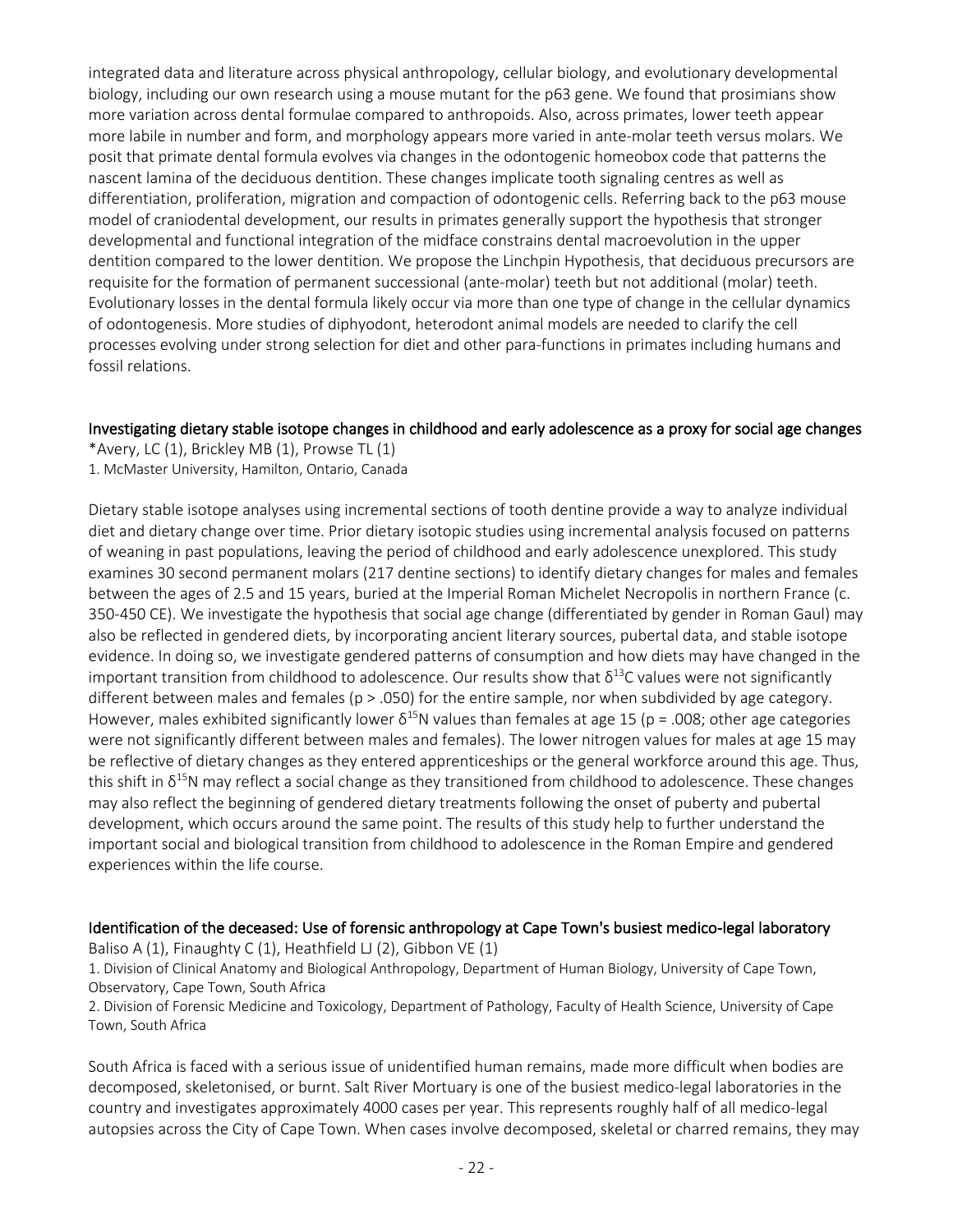integrated data and literature across physical anthropology, cellular biology, and evolutionary developmental biology, including our own research using a mouse mutant for the p63 gene. We found that prosimians show more variation across dental formulae compared to anthropoids. Also, across primates, lower teeth appear more labile in number and form, and morphology appears more varied in ante-molar teeth versus molars. We posit that primate dental formula evolves via changes in the odontogenic homeobox code that patterns the nascent lamina of the deciduous dentition. These changes implicate tooth signaling centres as well as differentiation, proliferation, migration and compaction of odontogenic cells. Referring back to the p63 mouse model of craniodental development, our results in primates generally support the hypothesis that stronger developmental and functional integration of the midface constrains dental macroevolution in the upper dentition compared to the lower dentition. We propose the Linchpin Hypothesis, that deciduous precursors are requisite for the formation of permanent successional (ante-molar) teeth but not additional (molar) teeth. Evolutionary losses in the dental formula likely occur via more than one type of change in the cellular dynamics of odontogenesis. More studies of diphyodont, heterodont animal models are needed to clarify the cell processes evolving under strong selection for diet and other para-functions in primates including humans and fossil relations.

## Investigating dietary stable isotope changes in childhood and early adolescence as a proxy for social age changes

*Avery, LC (1), Brickley MB (1), Prowse TL (1)

1. McMaster University, Hamilton, Ontario, Canada

Dietary stable isotope analyses using incremental sections of tooth dentine provide a way to analyze individual diet and dietary change over time. Prior dietary isotopic studies using incremental analysis focused on patterns of weaning in past populations, leaving the period of childhood and early adolescence unexplored. This study examines 30 second permanent molars (217 dentine sections) to identify dietary changes for males and females between the ages of 2.5 and 15 years, buried at the Imperial Roman Michelet Necropolis in northern France (c. 350-450 CE). We investigate the hypothesis that social age change (differentiated by gender in Roman Gaul) may also be reflected in gendered diets, by incorporating ancient literary sources, pubertal data, and stable isotope evidence. In doing so, we investigate gendered patterns of consumption and how diets may have changed in the important transition from childhood to adolescence. Our results show that $\delta^{13}C$ values were not significantly different between males and females ($p > .050$) for the entire sample, nor when subdivided by age category. However, males exhibited significantly lower $\delta^{15}N$ values than females at age 15 ($p = .008$; other age categories were not significantly different between males and females). The lower nitrogen values for males at age 15 may be reflective of dietary changes as they entered apprenticeships or the general workforce around this age. Thus, this shift in $\delta^{15}N$ may reflect a social change as they transitioned from childhood to adolescence. These changes may also reflect the beginning of gendered dietary treatments following the onset of puberty and pubertal development, which occurs around the same point. The results of this study help to further understand the important social and biological transition from childhood to adolescence in the Roman Empire and gendered experiences within the life course.

## Identification of the deceased: Use of forensic anthropology at Cape Town's busiest medico-legal laboratory

Baliso A (1), Finaughty C (1), Heathfield LJ (2), Gibbon VE (1)

1. Division of Clinical Anatomy and Biological Anthropology, Department of Human Biology, University of Cape Town, Observatory, Cape Town, South Africa
2. Division of Forensic Medicine and Toxicology, Department of Pathology, Faculty of Health Science, University of Cape Town, South Africa

South Africa is faced with a serious issue of unidentified human remains, made more difficult when bodies are decomposed, skeletonised, or burnt. Salt River Mortuary is one of the busiest medico-legal laboratories in the country and investigates approximately 4000 cases per year. This represents roughly half of all medico-legal autopsies across the City of Cape Town. When cases involve decomposed, skeletal or charred remains, they may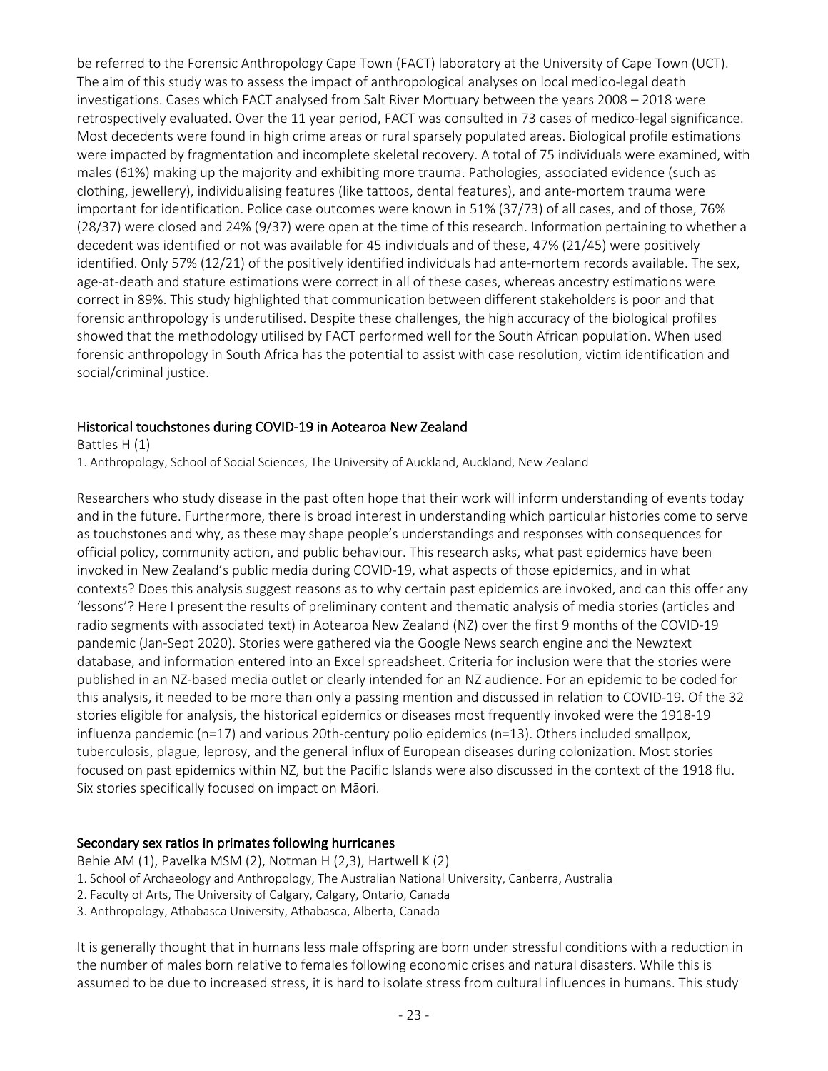be referred to the Forensic Anthropology Cape Town (FACT) laboratory at the University of Cape Town (UCT). The aim of this study was to assess the impact of anthropological analyses on local medico-legal death investigations. Cases which FACT analysed from Salt River Mortuary between the years 2008 – 2018 were retrospectively evaluated. Over the 11 year period, FACT was consulted in 73 cases of medico-legal significance. Most decedents were found in high crime areas or rural sparsely populated areas. Biological profile estimations were impacted by fragmentation and incomplete skeletal recovery. A total of 75 individuals were examined, with males (61%) making up the majority and exhibiting more trauma. Pathologies, associated evidence (such as clothing, jewellery), individualising features (like tattoos, dental features), and ante-mortem trauma were important for identification. Police case outcomes were known in 51% (37/73) of all cases, and of those, 76% (28/37) were closed and 24% (9/37) were open at the time of this research. Information pertaining to whether a decedent was identified or not was available for 45 individuals and of these, 47% (21/45) were positively identified. Only 57% (12/21) of the positively identified individuals had ante-mortem records available. The sex, age-at-death and stature estimations were correct in all of these cases, whereas ancestry estimations were correct in 89%. This study highlighted that communication between different stakeholders is poor and that forensic anthropology is underutilised. Despite these challenges, the high accuracy of the biological profiles showed that the methodology utilised by FACT performed well for the South African population. When used forensic anthropology in South Africa has the potential to assist with case resolution, victim identification and social/criminal justice.

## Historical touchstones during COVID-19 in Aotearoa New Zealand

Battles H (1)

1. Anthropology, School of Social Sciences, The University of Auckland, Auckland, New Zealand

Researchers who study disease in the past often hope that their work will inform understanding of events today and in the future. Furthermore, there is broad interest in understanding which particular histories come to serve as touchstones and why, as these may shape people's understandings and responses with consequences for official policy, community action, and public behaviour. This research asks, what past epidemics have been invoked in New Zealand's public media during COVID-19, what aspects of those epidemics, and in what contexts? Does this analysis suggest reasons as to why certain past epidemics are invoked, and can this offer any 'lessons'? Here I present the results of preliminary content and thematic analysis of media stories (articles and radio segments with associated text) in Aotearoa New Zealand (NZ) over the first 9 months of the COVID-19 pandemic (Jan-Sept 2020). Stories were gathered via the Google News search engine and the Newztext database, and information entered into an Excel spreadsheet. Criteria for inclusion were that the stories were published in an NZ-based media outlet or clearly intended for an NZ audience. For an epidemic to be coded for this analysis, it needed to be more than only a passing mention and discussed in relation to COVID-19. Of the 32 stories eligible for analysis, the historical epidemics or diseases most frequently invoked were the 1918-19 influenza pandemic (n=17) and various 20th-century polio epidemics (n=13). Others included smallpox, tuberculosis, plague, leprosy, and the general influx of European diseases during colonization. Most stories focused on past epidemics within NZ, but the Pacific Islands were also discussed in the context of the 1918 flu. Six stories specifically focused on impact on Māori.

## Secondary sex ratios in primates following hurricanes

Behie AM (1), Pavelka MSM (2), Notman H (2,3), Hartwell K (2)

1. School of Archaeology and Anthropology, The Australian National University, Canberra, Australia
2. Faculty of Arts, The University of Calgary, Calgary, Ontario, Canada
3. Anthropology, Athabasca University, Athabasca, Alberta, Canada

It is generally thought that in humans less male offspring are born under stressful conditions with a reduction in the number of males born relative to females following economic crises and natural disasters. While this is assumed to be due to increased stress, it is hard to isolate stress from cultural influences in humans. This study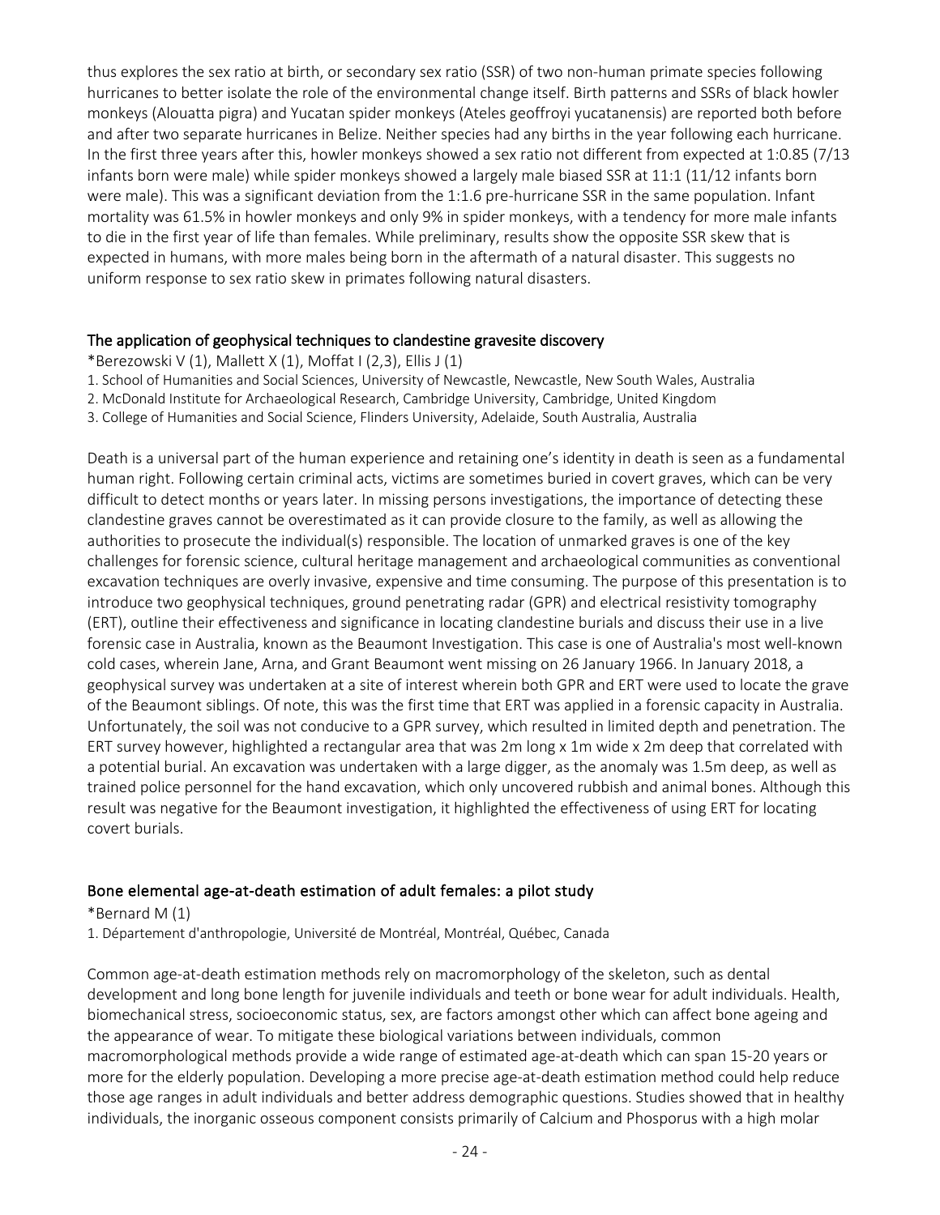thus explores the sex ratio at birth, or secondary sex ratio (SSR) of two non-human primate species following hurricanes to better isolate the role of the environmental change itself. Birth patterns and SSRs of black howler monkeys (Alouatta pigra) and Yucatan spider monkeys (Ateles geoffroyi yucatanensis) are reported both before and after two separate hurricanes in Belize. Neither species had any births in the year following each hurricane. In the first three years after this, howler monkeys showed a sex ratio not different from expected at 1:0.85 (7/13 infants born were male) while spider monkeys showed a largely male biased SSR at 11:1 (11/12 infants born were male). This was a significant deviation from the 1:1.6 pre-hurricane SSR in the same population. Infant mortality was 61.5% in howler monkeys and only 9% in spider monkeys, with a tendency for more male infants to die in the first year of life than females. While preliminary, results show the opposite SSR skew that is expected in humans, with more males being born in the aftermath of a natural disaster. This suggests no uniform response to sex ratio skew in primates following natural disasters.

## The application of geophysical techniques to clandestine gravesite discovery

*Berezowski V (1), Mallett X (1), Moffat I (2,3), Ellis J (1)

1. School of Humanities and Social Sciences, University of Newcastle, Newcastle, New South Wales, Australia
2. McDonald Institute for Archaeological Research, Cambridge University, Cambridge, United Kingdom
3. College of Humanities and Social Science, Flinders University, Adelaide, South Australia, Australia

Death is a universal part of the human experience and retaining one's identity in death is seen as a fundamental human right. Following certain criminal acts, victims are sometimes buried in covert graves, which can be very difficult to detect months or years later. In missing persons investigations, the importance of detecting these clandestine graves cannot be overestimated as it can provide closure to the family, as well as allowing the authorities to prosecute the individual(s) responsible. The location of unmarked graves is one of the key challenges for forensic science, cultural heritage management and archaeological communities as conventional excavation techniques are overly invasive, expensive and time consuming. The purpose of this presentation is to introduce two geophysical techniques, ground penetrating radar (GPR) and electrical resistivity tomography (ERT), outline their effectiveness and significance in locating clandestine burials and discuss their use in a live forensic case in Australia, known as the Beaumont Investigation. This case is one of Australia's most well-known cold cases, wherein Jane, Arna, and Grant Beaumont went missing on 26 January 1966. In January 2018, a geophysical survey was undertaken at a site of interest wherein both GPR and ERT were used to locate the grave of the Beaumont siblings. Of note, this was the first time that ERT was applied in a forensic capacity in Australia. Unfortunately, the soil was not conducive to a GPR survey, which resulted in limited depth and penetration. The ERT survey however, highlighted a rectangular area that was 2m long x 1m wide x 2m deep that correlated with a potential burial. An excavation was undertaken with a large digger, as the anomaly was 1.5m deep, as well as trained police personnel for the hand excavation, which only uncovered rubbish and animal bones. Although this result was negative for the Beaumont investigation, it highlighted the effectiveness of using ERT for locating covert burials.

## Bone elemental age-at-death estimation of adult females: a pilot study

*Bernard M (1)

1. Département d'anthropologie, Université de Montréal, Montréal, Québec, Canada

Common age-at-death estimation methods rely on macromorphology of the skeleton, such as dental development and long bone length for juvenile individuals and teeth or bone wear for adult individuals. Health, biomechanical stress, socioeconomic status, sex, are factors amongst other which can affect bone ageing and the appearance of wear. To mitigate these biological variations between individuals, common macromorphological methods provide a wide range of estimated age-at-death which can span 15-20 years or more for the elderly population. Developing a more precise age-at-death estimation method could help reduce those age ranges in adult individuals and better address demographic questions. Studies showed that in healthy individuals, the inorganic osseous component consists primarily of Calcium and Phosporus with a high molar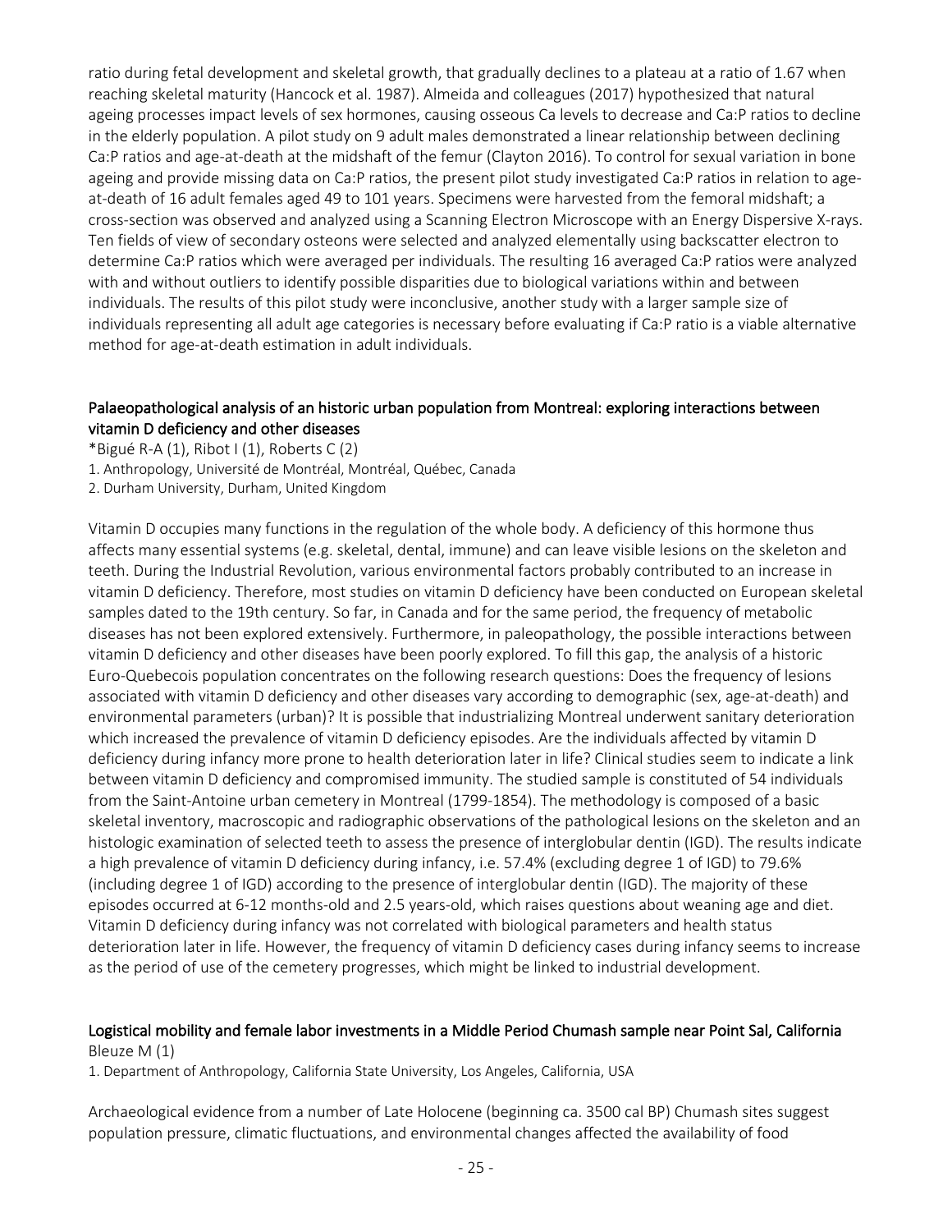ratio during fetal development and skeletal growth, that gradually declines to a plateau at a ratio of 1.67 when reaching skeletal maturity (Hancock et al. 1987). Almeida and colleagues (2017) hypothesized that natural ageing processes impact levels of sex hormones, causing osseous Ca levels to decrease and Ca:P ratios to decline in the elderly population. A pilot study on 9 adult males demonstrated a linear relationship between declining Ca:P ratios and age-at-death at the midshaft of the femur (Clayton 2016). To control for sexual variation in bone ageing and provide missing data on Ca:P ratios, the present pilot study investigated Ca:P ratios in relation to age-at-death of 16 adult females aged 49 to 101 years. Specimens were harvested from the femoral midshaft; a cross-section was observed and analyzed using a Scanning Electron Microscope with an Energy Dispersive X-rays. Ten fields of view of secondary osteons were selected and analyzed elementally using backscatter electron to determine Ca:P ratios which were averaged per individuals. The resulting 16 averaged Ca:P ratios were analyzed with and without outliers to identify possible disparities due to biological variations within and between individuals. The results of this pilot study were inconclusive, another study with a larger sample size of individuals representing all adult age categories is necessary before evaluating if Ca:P ratio is a viable alternative method for age-at-death estimation in adult individuals.

## Palaeopathological analysis of an historic urban population from Montreal: exploring interactions between vitamin D deficiency and other diseases

*Bigué R-A (1), Ribot I (1), Roberts C (2)

1. Anthropology, Université de Montréal, Montréal, Québec, Canada
2. Durham University, Durham, United Kingdom

Vitamin D occupies many functions in the regulation of the whole body. A deficiency of this hormone thus affects many essential systems (e.g. skeletal, dental, immune) and can leave visible lesions on the skeleton and teeth. During the Industrial Revolution, various environmental factors probably contributed to an increase in vitamin D deficiency. Therefore, most studies on vitamin D deficiency have been conducted on European skeletal samples dated to the 19th century. So far, in Canada and for the same period, the frequency of metabolic diseases has not been explored extensively. Furthermore, in paleopathology, the possible interactions between vitamin D deficiency and other diseases have been poorly explored. To fill this gap, the analysis of a historic Euro-Quebecois population concentrates on the following research questions: Does the frequency of lesions associated with vitamin D deficiency and other diseases vary according to demographic (sex, age-at-death) and environmental parameters (urban)? It is possible that industrializing Montreal underwent sanitary deterioration which increased the prevalence of vitamin D deficiency episodes. Are the individuals affected by vitamin D deficiency during infancy more prone to health deterioration later in life? Clinical studies seem to indicate a link between vitamin D deficiency and compromised immunity. The studied sample is constituted of 54 individuals from the Saint-Antoine urban cemetery in Montreal (1799-1854). The methodology is composed of a basic skeletal inventory, macroscopic and radiographic observations of the pathological lesions on the skeleton and an histologic examination of selected teeth to assess the presence of interglobular dentin (IGD). The results indicate a high prevalence of vitamin D deficiency during infancy, i.e. 57.4% (excluding degree 1 of IGD) to 79.6% (including degree 1 of IGD) according to the presence of interglobular dentin (IGD). The majority of these episodes occurred at 6-12 months-old and 2.5 years-old, which raises questions about weaning age and diet. Vitamin D deficiency during infancy was not correlated with biological parameters and health status deterioration later in life. However, the frequency of vitamin D deficiency cases during infancy seems to increase as the period of use of the cemetery progresses, which might be linked to industrial development.

## Logistical mobility and female labor investments in a Middle Period Chumash sample near Point Sal, California

Bleuze M (1)

1. Department of Anthropology, California State University, Los Angeles, California, USA

Archaeological evidence from a number of Late Holocene (beginning ca. 3500 cal BP) Chumash sites suggest population pressure, climatic fluctuations, and environmental changes affected the availability of food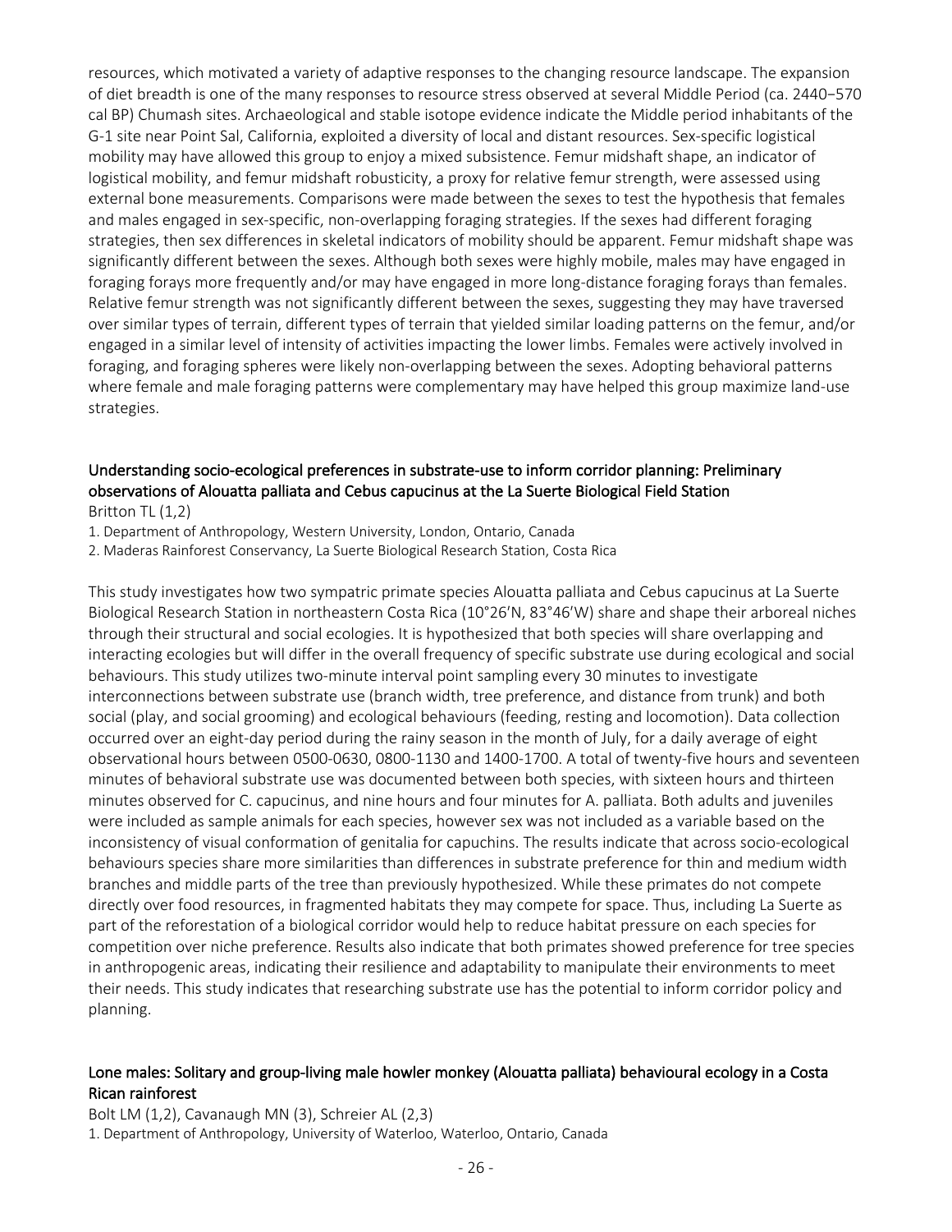resources, which motivated a variety of adaptive responses to the changing resource landscape. The expansion of diet breadth is one of the many responses to resource stress observed at several Middle Period (ca. 2440−570 cal BP) Chumash sites. Archaeological and stable isotope evidence indicate the Middle period inhabitants of the G-1 site near Point Sal, California, exploited a diversity of local and distant resources. Sex-specific logistical mobility may have allowed this group to enjoy a mixed subsistence. Femur midshaft shape, an indicator of logistical mobility, and femur midshaft robusticity, a proxy for relative femur strength, were assessed using external bone measurements. Comparisons were made between the sexes to test the hypothesis that females and males engaged in sex-specific, non-overlapping foraging strategies. If the sexes had different foraging strategies, then sex differences in skeletal indicators of mobility should be apparent. Femur midshaft shape was significantly different between the sexes. Although both sexes were highly mobile, males may have engaged in foraging forays more frequently and/or may have engaged in more long-distance foraging forays than females. Relative femur strength was not significantly different between the sexes, suggesting they may have traversed over similar types of terrain, different types of terrain that yielded similar loading patterns on the femur, and/or engaged in a similar level of intensity of activities impacting the lower limbs. Females were actively involved in foraging, and foraging spheres were likely non-overlapping between the sexes. Adopting behavioral patterns where female and male foraging patterns were complementary may have helped this group maximize land-use strategies.

## Understanding socio-ecological preferences in substrate-use to inform corridor planning: Preliminary observations of Alouatta palliata and Cebus capucinus at the La Suerte Biological Field Station

Britton TL (1,2)

1. Department of Anthropology, Western University, London, Ontario, Canada
2. Maderas Rainforest Conservancy, La Suerte Biological Research Station, Costa Rica

This study investigates how two sympatric primate species Alouatta palliata and Cebus capucinus at La Suerte Biological Research Station in northeastern Costa Rica (10°26′N, 83°46′W) share and shape their arboreal niches through their structural and social ecologies. It is hypothesized that both species will share overlapping and interacting ecologies but will differ in the overall frequency of specific substrate use during ecological and social behaviours. This study utilizes two-minute interval point sampling every 30 minutes to investigate interconnections between substrate use (branch width, tree preference, and distance from trunk) and both social (play, and social grooming) and ecological behaviours (feeding, resting and locomotion). Data collection occurred over an eight-day period during the rainy season in the month of July, for a daily average of eight observational hours between 0500-0630, 0800-1130 and 1400-1700. A total of twenty-five hours and seventeen minutes of behavioral substrate use was documented between both species, with sixteen hours and thirteen minutes observed for C. capucinus, and nine hours and four minutes for A. palliata. Both adults and juveniles were included as sample animals for each species, however sex was not included as a variable based on the inconsistency of visual conformation of genitalia for capuchins. The results indicate that across socio-ecological behaviours species share more similarities than differences in substrate preference for thin and medium width branches and middle parts of the tree than previously hypothesized. While these primates do not compete directly over food resources, in fragmented habitats they may compete for space. Thus, including La Suerte as part of the reforestation of a biological corridor would help to reduce habitat pressure on each species for competition over niche preference. Results also indicate that both primates showed preference for tree species in anthropogenic areas, indicating their resilience and adaptability to manipulate their environments to meet their needs. This study indicates that researching substrate use has the potential to inform corridor policy and planning.

## Lone males: Solitary and group-living male howler monkey (Alouatta palliata) behavioural ecology in a Costa Rican rainforest

Bolt LM (1,2), Cavanaugh MN (3), Schreier AL (2,3)

1. Department of Anthropology, University of Waterloo, Waterloo, Ontario, Canada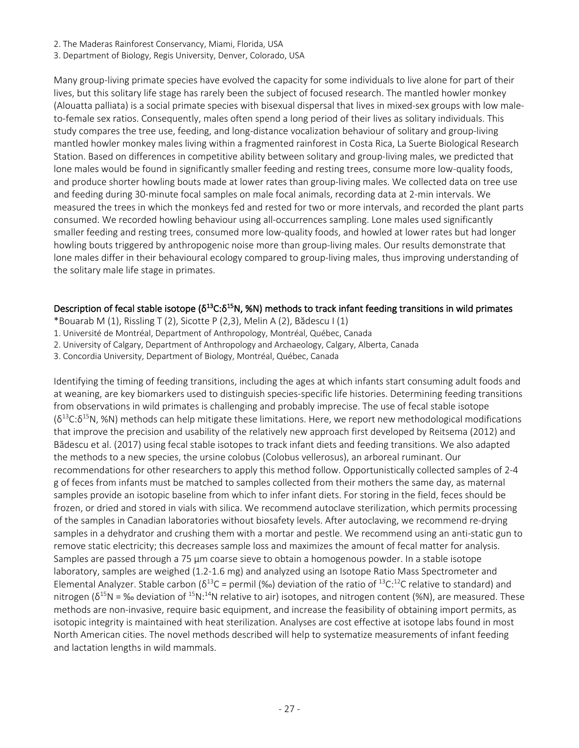2. The Maderas Rainforest Conservancy, Miami, Florida, USA
3. Department of Biology, Regis University, Denver, Colorado, USA

Many group-living primate species have evolved the capacity for some individuals to live alone for part of their lives, but this solitary life stage has rarely been the subject of focused research. The mantled howler monkey (Alouatta palliata) is a social primate species with bisexual dispersal that lives in mixed-sex groups with low male-to-female sex ratios. Consequently, males often spend a long period of their lives as solitary individuals. This study compares the tree use, feeding, and long-distance vocalization behaviour of solitary and group-living mantled howler monkey males living within a fragmented rainforest in Costa Rica, La Suerte Biological Research Station. Based on differences in competitive ability between solitary and group-living males, we predicted that lone males would be found in significantly smaller feeding and resting trees, consume more low-quality foods, and produce shorter howling bouts made at lower rates than group-living males. We collected data on tree use and feeding during 30-minute focal samples on male focal animals, recording data at 2-min intervals. We measured the trees in which the monkeys fed and rested for two or more intervals, and recorded the plant parts consumed. We recorded howling behaviour using all-occurrences sampling. Lone males used significantly smaller feeding and resting trees, consumed more low-quality foods, and howled at lower rates but had longer howling bouts triggered by anthropogenic noise more than group-living males. Our results demonstrate that lone males differ in their behavioural ecology compared to group-living males, thus improving understanding of the solitary male life stage in primates.

## Description of fecal stable isotope ($\delta^{13}C$:$\delta^{15}N$, %N) methods to track infant feeding transitions in wild primates

*Bouarab M (1), Rissling T (2), Sicotte P (2,3), Melin A (2), Bădescu I (1)

1. Université de Montréal, Department of Anthropology, Montréal, Québec, Canada
2. University of Calgary, Department of Anthropology and Archaeology, Calgary, Alberta, Canada
3. Concordia University, Department of Biology, Montréal, Québec, Canada

Identifying the timing of feeding transitions, including the ages at which infants start consuming adult foods and at weaning, are key biomarkers used to distinguish species-specific life histories. Determining feeding transitions from observations in wild primates is challenging and probably imprecise. The use of fecal stable isotope ($\delta^{13}C$:$\delta^{15}N$, %N) methods can help mitigate these limitations. Here, we report new methodological modifications that improve the precision and usability of the relatively new approach first developed by Reitsema (2012) and Bădescu et al. (2017) using fecal stable isotopes to track infant diets and feeding transitions. We also adapted the methods to a new species, the ursine colobus (Colobus vellerosus), an arboreal ruminant. Our recommendations for other researchers to apply this method follow. Opportunistically collected samples of 2-4 g of feces from infants must be matched to samples collected from their mothers the same day, as maternal samples provide an isotopic baseline from which to infer infant diets. For storing in the field, feces should be frozen, or dried and stored in vials with silica. We recommend autoclave sterilization, which permits processing of the samples in Canadian laboratories without biosafety levels. After autoclaving, we recommend re-drying samples in a dehydrator and crushing them with a mortar and pestle. We recommend using an anti-static gun to remove static electricity; this decreases sample loss and maximizes the amount of fecal matter for analysis. Samples are passed through a 75 µm coarse sieve to obtain a homogenous powder. In a stable isotope laboratory, samples are weighed (1.2-1.6 mg) and analyzed using an Isotope Ratio Mass Spectrometer and Elemental Analyzer. Stable carbon ($\delta^{13}C$ = permil (‰) deviation of the ratio of $^{13}C$:$^{12}C$ relative to standard) and nitrogen ($\delta^{15}N$ = ‰ deviation of $^{15}N$:$^{14}N$ relative to air) isotopes, and nitrogen content (%N), are measured. These methods are non-invasive, require basic equipment, and increase the feasibility of obtaining import permits, as isotopic integrity is maintained with heat sterilization. Analyses are cost effective at isotope labs found in most North American cities. The novel methods described will help to systematize measurements of infant feeding and lactation lengths in wild mammals.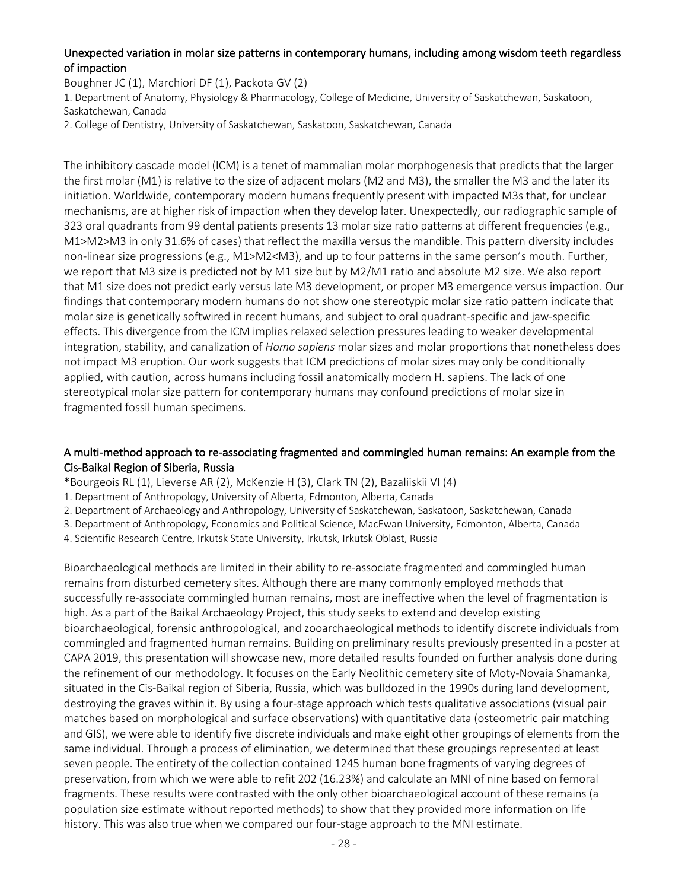## Unexpected variation in molar size patterns in contemporary humans, including among wisdom teeth regardless of impaction

Boughner JC (1), Marchiori DF (1), Packota GV (2)

1. Department of Anatomy, Physiology & Pharmacology, College of Medicine, University of Saskatchewan, Saskatoon, Saskatchewan, Canada
2. College of Dentistry, University of Saskatchewan, Saskatoon, Saskatchewan, Canada

The inhibitory cascade model (ICM) is a tenet of mammalian molar morphogenesis that predicts that the larger the first molar (M1) is relative to the size of adjacent molars (M2 and M3), the smaller the M3 and the later its initiation. Worldwide, contemporary modern humans frequently present with impacted M3s that, for unclear mechanisms, are at higher risk of impaction when they develop later. Unexpectedly, our radiographic sample of 323 oral quadrants from 99 dental patients presents 13 molar size ratio patterns at different frequencies (e.g., M1>M2>M3 in only 31.6% of cases) that reflect the maxilla versus the mandible. This pattern diversity includes non-linear size progressions (e.g., M1>M2<M3), and up to four patterns in the same person's mouth. Further, we report that M3 size is predicted not by M1 size but by M2/M1 ratio and absolute M2 size. We also report that M1 size does not predict early versus late M3 development, or proper M3 emergence versus impaction. Our findings that contemporary modern humans do not show one stereotypic molar size ratio pattern indicate that molar size is genetically softwired in recent humans, and subject to oral quadrant-specific and jaw-specific effects. This divergence from the ICM implies relaxed selection pressures leading to weaker developmental integration, stability, and canalization of *Homo sapiens* molar sizes and molar proportions that nonetheless does not impact M3 eruption. Our work suggests that ICM predictions of molar sizes may only be conditionally applied, with caution, across humans including fossil anatomically modern H. sapiens. The lack of one stereotypical molar size pattern for contemporary humans may confound predictions of molar size in fragmented fossil human specimens.

## A multi-method approach to re-associating fragmented and commingled human remains: An example from the Cis-Baikal Region of Siberia, Russia

*Bourgeois RL (1), Lieverse AR (2), McKenzie H (3), Clark TN (2), Bazaliiskii VI (4)

1. Department of Anthropology, University of Alberta, Edmonton, Alberta, Canada
2. Department of Archaeology and Anthropology, University of Saskatchewan, Saskatoon, Saskatchewan, Canada
3. Department of Anthropology, Economics and Political Science, MacEwan University, Edmonton, Alberta, Canada
4. Scientific Research Centre, Irkutsk State University, Irkutsk, Irkutsk Oblast, Russia

Bioarchaeological methods are limited in their ability to re-associate fragmented and commingled human remains from disturbed cemetery sites. Although there are many commonly employed methods that successfully re-associate commingled human remains, most are ineffective when the level of fragmentation is high. As a part of the Baikal Archaeology Project, this study seeks to extend and develop existing bioarchaeological, forensic anthropological, and zooarchaeological methods to identify discrete individuals from commingled and fragmented human remains. Building on preliminary results previously presented in a poster at CAPA 2019, this presentation will showcase new, more detailed results founded on further analysis done during the refinement of our methodology. It focuses on the Early Neolithic cemetery site of Moty-Novaia Shamanka, situated in the Cis-Baikal region of Siberia, Russia, which was bulldozed in the 1990s during land development, destroying the graves within it. By using a four-stage approach which tests qualitative associations (visual pair matches based on morphological and surface observations) with quantitative data (osteometric pair matching and GIS), we were able to identify five discrete individuals and make eight other groupings of elements from the same individual. Through a process of elimination, we determined that these groupings represented at least seven people. The entirety of the collection contained 1245 human bone fragments of varying degrees of preservation, from which we were able to refit 202 (16.23%) and calculate an MNI of nine based on femoral fragments. These results were contrasted with the only other bioarchaeological account of these remains (a population size estimate without reported methods) to show that they provided more information on life history. This was also true when we compared our four-stage approach to the MNI estimate.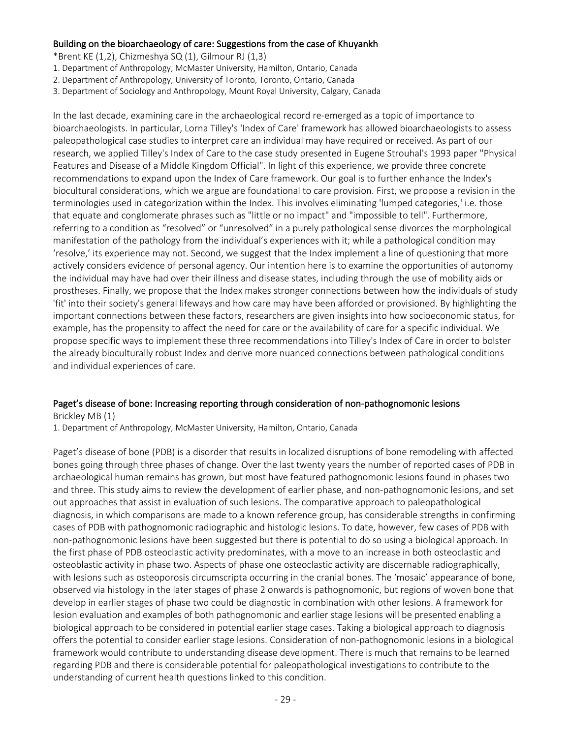## Building on the bioarchaeology of care: Suggestions from the case of Khuyankh

*Brent KE (1,2), Chizmeshya SQ (1), Gilmour RJ (1,3)

1. Department of Anthropology, McMaster University, Hamilton, Ontario, Canada
2. Department of Anthropology, University of Toronto, Toronto, Ontario, Canada
3. Department of Sociology and Anthropology, Mount Royal University, Calgary, Canada

In the last decade, examining care in the archaeological record re-emerged as a topic of importance to bioarchaeologists. In particular, Lorna Tilley's 'Index of Care' framework has allowed bioarchaeologists to assess paleopathological case studies to interpret care an individual may have required or received. As part of our research, we applied Tilley's Index of Care to the case study presented in Eugene Strouhal's 1993 paper "Physical Features and Disease of a Middle Kingdom Official". In light of this experience, we provide three concrete recommendations to expand upon the Index of Care framework. Our goal is to further enhance the Index's biocultural considerations, which we argue are foundational to care provision. First, we propose a revision in the terminologies used in categorization within the Index. This involves eliminating 'lumped categories,' i.e. those that equate and conglomerate phrases such as "little or no impact" and "impossible to tell". Furthermore, referring to a condition as "resolved" or "unresolved" in a purely pathological sense divorces the morphological manifestation of the pathology from the individual's experiences with it; while a pathological condition may 'resolve,' its experience may not. Second, we suggest that the Index implement a line of questioning that more actively considers evidence of personal agency. Our intention here is to examine the opportunities of autonomy the individual may have had over their illness and disease states, including through the use of mobility aids or prostheses. Finally, we propose that the Index makes stronger connections between how the individuals of study 'fit' into their society's general lifeways and how care may have been afforded or provisioned. By highlighting the important connections between these factors, researchers are given insights into how socioeconomic status, for example, has the propensity to affect the need for care or the availability of care for a specific individual. We propose specific ways to implement these three recommendations into Tilley's Index of Care in order to bolster the already bioculturally robust Index and derive more nuanced connections between pathological conditions and individual experiences of care.

## Paget's disease of bone: Increasing reporting through consideration of non-pathognomonic lesions

Brickley MB (1)

1. Department of Anthropology, McMaster University, Hamilton, Ontario, Canada

Paget's disease of bone (PDB) is a disorder that results in localized disruptions of bone remodeling with affected bones going through three phases of change. Over the last twenty years the number of reported cases of PDB in archaeological human remains has grown, but most have featured pathognomonic lesions found in phases two and three. This study aims to review the development of earlier phase, and non-pathognomonic lesions, and set out approaches that assist in evaluation of such lesions. The comparative approach to paleopathological diagnosis, in which comparisons are made to a known reference group, has considerable strengths in confirming cases of PDB with pathognomonic radiographic and histologic lesions. To date, however, few cases of PDB with non-pathognomonic lesions have been suggested but there is potential to do so using a biological approach. In the first phase of PDB osteoclastic activity predominates, with a move to an increase in both osteoclastic and osteoblastic activity in phase two. Aspects of phase one osteoclastic activity are discernable radiographically, with lesions such as osteoporosis circumscripta occurring in the cranial bones. The 'mosaic' appearance of bone, observed via histology in the later stages of phase 2 onwards is pathognomonic, but regions of woven bone that develop in earlier stages of phase two could be diagnostic in combination with other lesions. A framework for lesion evaluation and examples of both pathognomonic and earlier stage lesions will be presented enabling a biological approach to be considered in potential earlier stage cases. Taking a biological approach to diagnosis offers the potential to consider earlier stage lesions. Consideration of non-pathognomonic lesions in a biological framework would contribute to understanding disease development. There is much that remains to be learned regarding PDB and there is considerable potential for paleopathological investigations to contribute to the understanding of current health questions linked to this condition.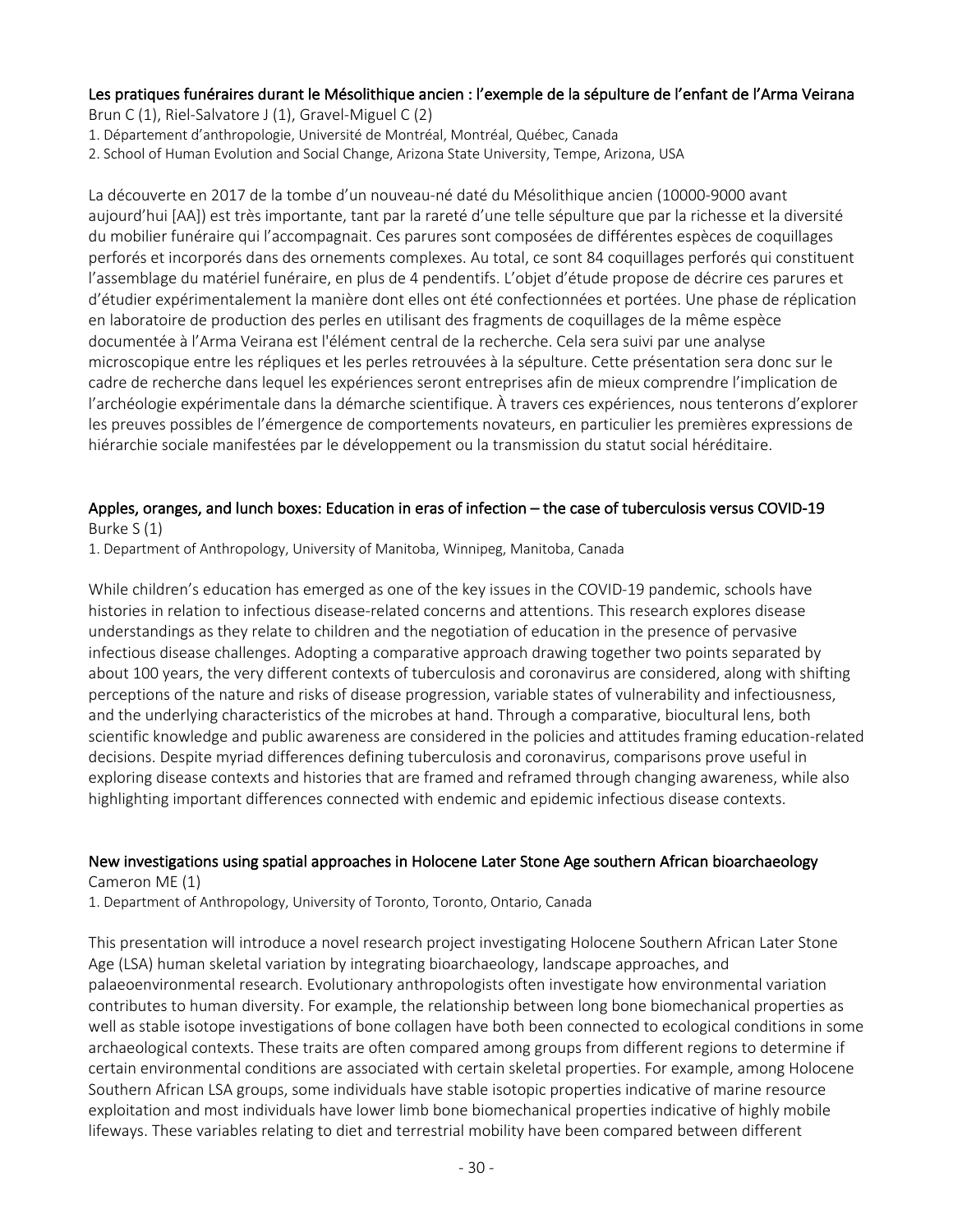### Les pratiques funéraires durant le Mésolithique ancien : l'exemple de la sépulture de l'enfant de l'Arma Veirana

Brun C (1), Riel-Salvatore J (1), Gravel-Miguel C (2)

1. Département d'anthropologie, Université de Montréal, Montréal, Québec, Canada
2. School of Human Evolution and Social Change, Arizona State University, Tempe, Arizona, USA

La découverte en 2017 de la tombe d'un nouveau-né daté du Mésolithique ancien (10000-9000 avant aujourd'hui [AA]) est très importante, tant par la rareté d'une telle sépulture que par la richesse et la diversité du mobilier funéraire qui l'accompagnait. Ces parures sont composées de différentes espèces de coquillages perforés et incorporés dans des ornements complexes. Au total, ce sont 84 coquillages perforés qui constituent l'assemblage du matériel funéraire, en plus de 4 pendentifs. L'objet d'étude propose de décrire ces parures et d'étudier expérimentalement la manière dont elles ont été confectionnées et portées. Une phase de réplication en laboratoire de production des perles en utilisant des fragments de coquillages de la même espèce documentée à l'Arma Veirana est l'élément central de la recherche. Cela sera suivi par une analyse microscopique entre les répliques et les perles retrouvées à la sépulture. Cette présentation sera donc sur le cadre de recherche dans lequel les expériences seront entreprises afin de mieux comprendre l'implication de l'archéologie expérimentale dans la démarche scientifique. À travers ces expériences, nous tenterons d'explorer les preuves possibles de l'émergence de comportements novateurs, en particulier les premières expressions de hiérarchie sociale manifestées par le développement ou la transmission du statut social héréditaire.

### Apples, oranges, and lunch boxes: Education in eras of infection – the case of tuberculosis versus COVID-19

Burke S (1)

1. Department of Anthropology, University of Manitoba, Winnipeg, Manitoba, Canada

While children's education has emerged as one of the key issues in the COVID-19 pandemic, schools have histories in relation to infectious disease-related concerns and attentions. This research explores disease understandings as they relate to children and the negotiation of education in the presence of pervasive infectious disease challenges. Adopting a comparative approach drawing together two points separated by about 100 years, the very different contexts of tuberculosis and coronavirus are considered, along with shifting perceptions of the nature and risks of disease progression, variable states of vulnerability and infectiousness, and the underlying characteristics of the microbes at hand. Through a comparative, biocultural lens, both scientific knowledge and public awareness are considered in the policies and attitudes framing education-related decisions. Despite myriad differences defining tuberculosis and coronavirus, comparisons prove useful in exploring disease contexts and histories that are framed and reframed through changing awareness, while also highlighting important differences connected with endemic and epidemic infectious disease contexts.

### New investigations using spatial approaches in Holocene Later Stone Age southern African bioarchaeology

Cameron ME (1)

1. Department of Anthropology, University of Toronto, Toronto, Ontario, Canada

This presentation will introduce a novel research project investigating Holocene Southern African Later Stone Age (LSA) human skeletal variation by integrating bioarchaeology, landscape approaches, and palaeoenvironmental research. Evolutionary anthropologists often investigate how environmental variation contributes to human diversity. For example, the relationship between long bone biomechanical properties as well as stable isotope investigations of bone collagen have both been connected to ecological conditions in some archaeological contexts. These traits are often compared among groups from different regions to determine if certain environmental conditions are associated with certain skeletal properties. For example, among Holocene Southern African LSA groups, some individuals have stable isotopic properties indicative of marine resource exploitation and most individuals have lower limb bone biomechanical properties indicative of highly mobile lifeways. These variables relating to diet and terrestrial mobility have been compared between different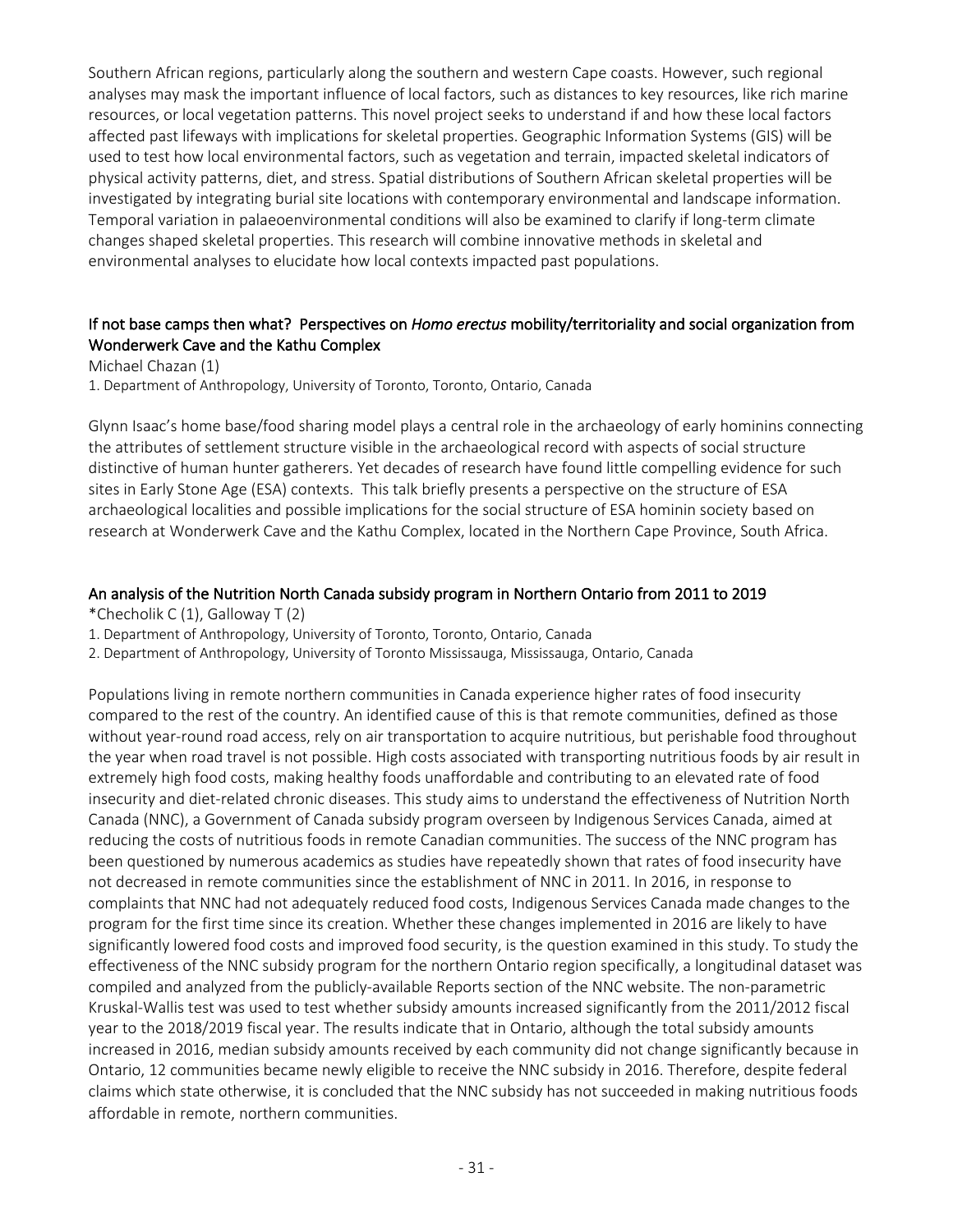Southern African regions, particularly along the southern and western Cape coasts. However, such regional analyses may mask the important influence of local factors, such as distances to key resources, like rich marine resources, or local vegetation patterns. This novel project seeks to understand if and how these local factors affected past lifeways with implications for skeletal properties. Geographic Information Systems (GIS) will be used to test how local environmental factors, such as vegetation and terrain, impacted skeletal indicators of physical activity patterns, diet, and stress. Spatial distributions of Southern African skeletal properties will be investigated by integrating burial site locations with contemporary environmental and landscape information. Temporal variation in palaeoenvironmental conditions will also be examined to clarify if long-term climate changes shaped skeletal properties. This research will combine innovative methods in skeletal and environmental analyses to elucidate how local contexts impacted past populations.

### If not base camps then what? Perspectives on *Homo erectus* mobility/territoriality and social organization from Wonderwerk Cave and the Kathu Complex

Michael Chazan (1)

1. Department of Anthropology, University of Toronto, Toronto, Ontario, Canada

Glynn Isaac's home base/food sharing model plays a central role in the archaeology of early hominins connecting the attributes of settlement structure visible in the archaeological record with aspects of social structure distinctive of human hunter gatherers. Yet decades of research have found little compelling evidence for such sites in Early Stone Age (ESA) contexts. This talk briefly presents a perspective on the structure of ESA archaeological localities and possible implications for the social structure of ESA hominin society based on research at Wonderwerk Cave and the Kathu Complex, located in the Northern Cape Province, South Africa.

### An analysis of the Nutrition North Canada subsidy program in Northern Ontario from 2011 to 2019

*Checholik C (1), Galloway T (2)

1. Department of Anthropology, University of Toronto, Toronto, Ontario, Canada
2. Department of Anthropology, University of Toronto Mississauga, Mississauga, Ontario, Canada

Populations living in remote northern communities in Canada experience higher rates of food insecurity compared to the rest of the country. An identified cause of this is that remote communities, defined as those without year-round road access, rely on air transportation to acquire nutritious, but perishable food throughout the year when road travel is not possible. High costs associated with transporting nutritious foods by air result in extremely high food costs, making healthy foods unaffordable and contributing to an elevated rate of food insecurity and diet-related chronic diseases. This study aims to understand the effectiveness of Nutrition North Canada (NNC), a Government of Canada subsidy program overseen by Indigenous Services Canada, aimed at reducing the costs of nutritious foods in remote Canadian communities. The success of the NNC program has been questioned by numerous academics as studies have repeatedly shown that rates of food insecurity have not decreased in remote communities since the establishment of NNC in 2011. In 2016, in response to complaints that NNC had not adequately reduced food costs, Indigenous Services Canada made changes to the program for the first time since its creation. Whether these changes implemented in 2016 are likely to have significantly lowered food costs and improved food security, is the question examined in this study. To study the effectiveness of the NNC subsidy program for the northern Ontario region specifically, a longitudinal dataset was compiled and analyzed from the publicly-available Reports section of the NNC website. The non-parametric Kruskal-Wallis test was used to test whether subsidy amounts increased significantly from the 2011/2012 fiscal year to the 2018/2019 fiscal year. The results indicate that in Ontario, although the total subsidy amounts increased in 2016, median subsidy amounts received by each community did not change significantly because in Ontario, 12 communities became newly eligible to receive the NNC subsidy in 2016. Therefore, despite federal claims which state otherwise, it is concluded that the NNC subsidy has not succeeded in making nutritious foods affordable in remote, northern communities.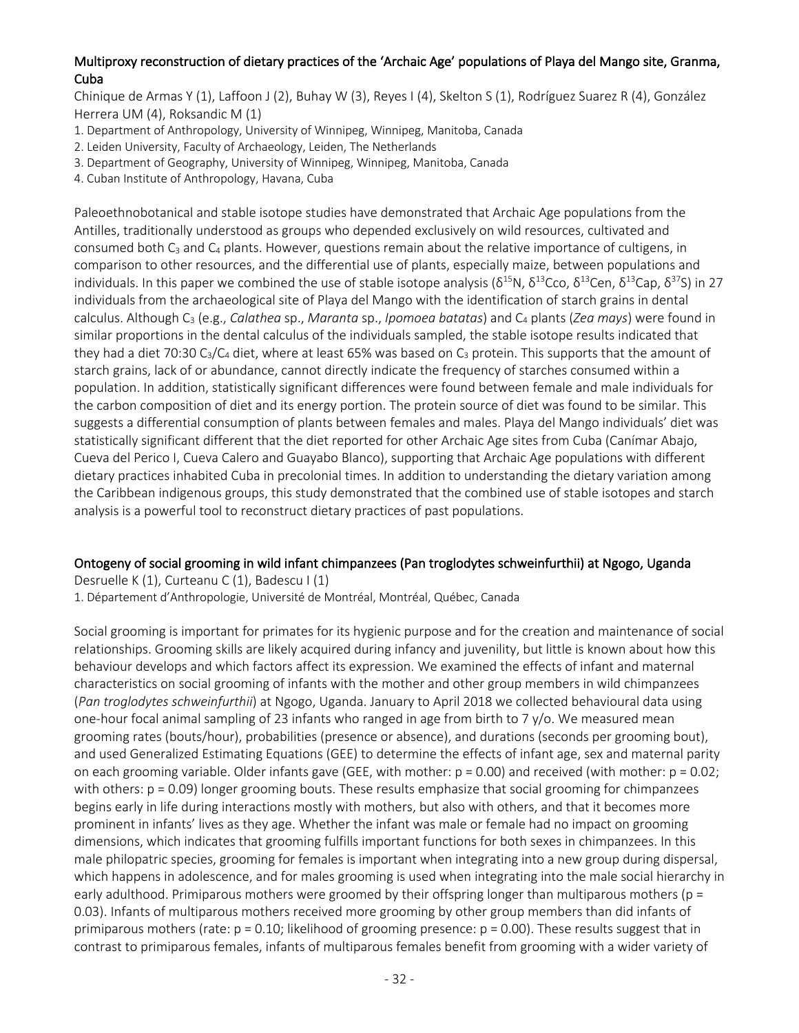## Multiproxy reconstruction of dietary practices of the 'Archaic Age' populations of Playa del Mango site, Granma, Cuba

Chinique de Armas Y (1), Laffoon J (2), Buhay W (3), Reyes I (4), Skelton S (1), Rodríguez Suarez R (4), González Herrera UM (4), Roksandic M (1)

1. Department of Anthropology, University of Winnipeg, Winnipeg, Manitoba, Canada
2. Leiden University, Faculty of Archaeology, Leiden, The Netherlands
3. Department of Geography, University of Winnipeg, Winnipeg, Manitoba, Canada
4. Cuban Institute of Anthropology, Havana, Cuba

Paleoethnobotanical and stable isotope studies have demonstrated that Archaic Age populations from the Antilles, traditionally understood as groups who depended exclusively on wild resources, cultivated and consumed both $C_3$ and $C_4$ plants. However, questions remain about the relative importance of cultigens, in comparison to other resources, and the differential use of plants, especially maize, between populations and individuals. In this paper we combined the use of stable isotope analysis ($\delta^{15}N$, $\delta^{13}C_{co}$, $\delta^{13}C_{en}$, $\delta^{13}C_{ap}$, $\delta^{37}S$) in 27 individuals from the archaeological site of Playa del Mango with the identification of starch grains in dental calculus. Although $C_3$ (e.g., *Calathea* sp., *Maranta* sp., *Ipomoea batatas*) and $C_4$ plants (*Zea mays*) were found in similar proportions in the dental calculus of the individuals sampled, the stable isotope results indicated that they had a diet 70:30 $C_3$/$C_4$ diet, where at least 65% was based on $C_3$ protein. This supports that the amount of starch grains, lack of or abundance, cannot directly indicate the frequency of starches consumed within a population. In addition, statistically significant differences were found between female and male individuals for the carbon composition of diet and its energy portion. The protein source of diet was found to be similar. This suggests a differential consumption of plants between females and males. Playa del Mango individuals' diet was statistically significant different that the diet reported for other Archaic Age sites from Cuba (Canímar Abajo, Cueva del Perico I, Cueva Calero and Guayabo Blanco), supporting that Archaic Age populations with different dietary practices inhabited Cuba in precolonial times. In addition to understanding the dietary variation among the Caribbean indigenous groups, this study demonstrated that the combined use of stable isotopes and starch analysis is a powerful tool to reconstruct dietary practices of past populations.

## Ontogeny of social grooming in wild infant chimpanzees (Pan troglodytes schweinfurthii) at Ngogo, Uganda

Desruelle K (1), Curteanu C (1), Badescu I (1)

1. Département d'Anthropologie, Université de Montréal, Montréal, Québec, Canada

Social grooming is important for primates for its hygienic purpose and for the creation and maintenance of social relationships. Grooming skills are likely acquired during infancy and juvenility, but little is known about how this behaviour develops and which factors affect its expression. We examined the effects of infant and maternal characteristics on social grooming of infants with the mother and other group members in wild chimpanzees (*Pan troglodytes schweinfurthii*) at Ngogo, Uganda. January to April 2018 we collected behavioural data using one-hour focal animal sampling of 23 infants who ranged in age from birth to 7 y/o. We measured mean grooming rates (bouts/hour), probabilities (presence or absence), and durations (seconds per grooming bout), and used Generalized Estimating Equations (GEE) to determine the effects of infant age, sex and maternal parity on each grooming variable. Older infants gave (GEE, with mother: $p = 0.00$) and received (with mother: $p = 0.02$; with others: $p = 0.09$) longer grooming bouts. These results emphasize that social grooming for chimpanzees begins early in life during interactions mostly with mothers, but also with others, and that it becomes more prominent in infants' lives as they age. Whether the infant was male or female had no impact on grooming dimensions, which indicates that grooming fulfills important functions for both sexes in chimpanzees. In this male philopatric species, grooming for females is important when integrating into a new group during dispersal, which happens in adolescence, and for males grooming is used when integrating into the male social hierarchy in early adulthood. Primiparous mothers were groomed by their offspring longer than multiparous mothers ($p = 0.03$). Infants of multiparous mothers received more grooming by other group members than did infants of primiparous mothers (rate: $p = 0.10$; likelihood of grooming presence: $p = 0.00$). These results suggest that in contrast to primiparous females, infants of multiparous females benefit from grooming with a wider variety of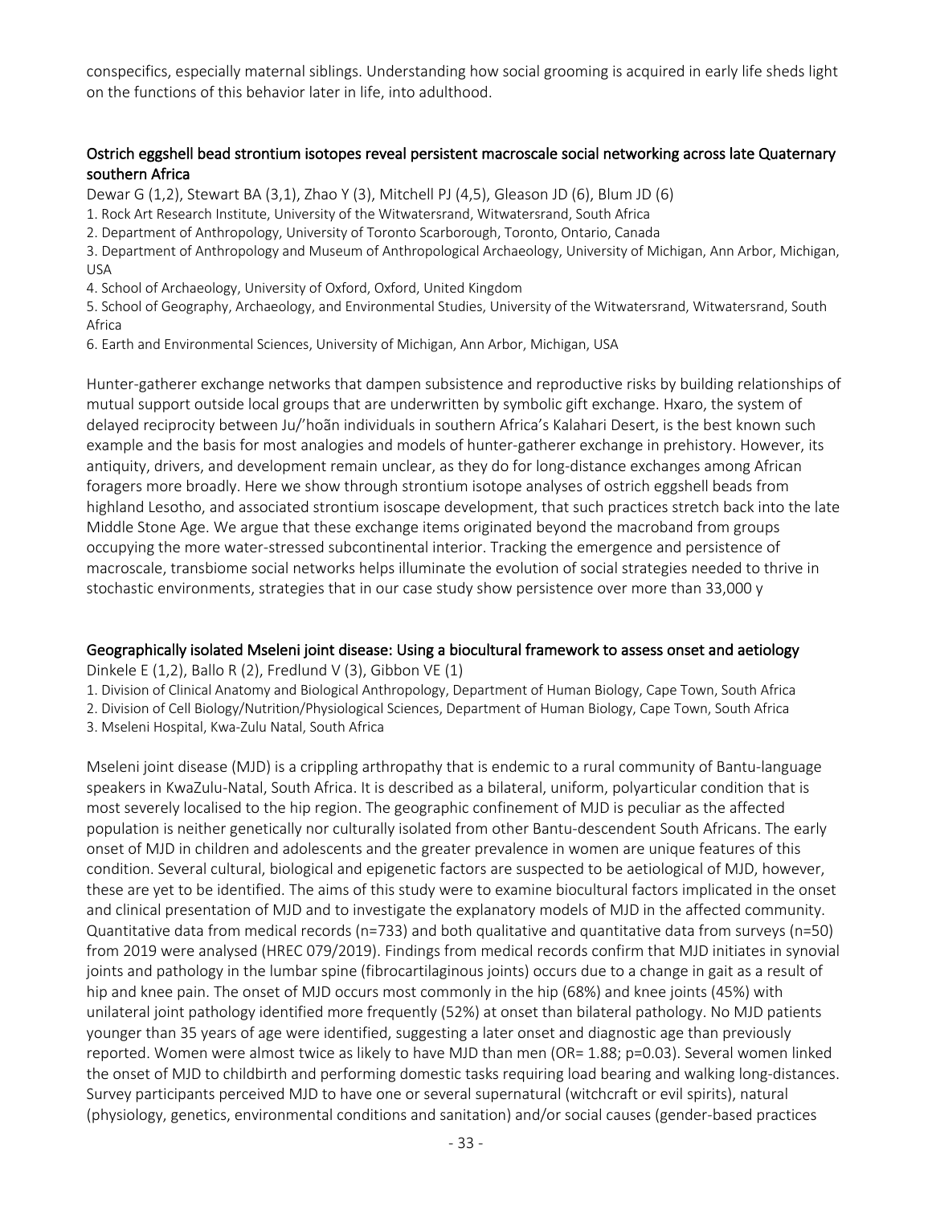conspecifics, especially maternal siblings. Understanding how social grooming is acquired in early life sheds light on the functions of this behavior later in life, into adulthood.

### Ostrich eggshell bead strontium isotopes reveal persistent macroscale social networking across late Quaternary southern Africa

Dewar G (1,2), Stewart BA (3,1), Zhao Y (3), Mitchell PJ (4,5), Gleason JD (6), Blum JD (6)

1. Rock Art Research Institute, University of the Witwatersrand, Witwatersrand, South Africa
2. Department of Anthropology, University of Toronto Scarborough, Toronto, Ontario, Canada
3. Department of Anthropology and Museum of Anthropological Archaeology, University of Michigan, Ann Arbor, Michigan, USA
4. School of Archaeology, University of Oxford, Oxford, United Kingdom
5. School of Geography, Archaeology, and Environmental Studies, University of the Witwatersrand, Witwatersrand, South Africa
6. Earth and Environmental Sciences, University of Michigan, Ann Arbor, Michigan, USA

Hunter-gatherer exchange networks that dampen subsistence and reproductive risks by building relationships of mutual support outside local groups that are underwritten by symbolic gift exchange. Hxaro, the system of delayed reciprocity between Ju/'hoãn individuals in southern Africa's Kalahari Desert, is the best known such example and the basis for most analogies and models of hunter-gatherer exchange in prehistory. However, its antiquity, drivers, and development remain unclear, as they do for long-distance exchanges among African foragers more broadly. Here we show through strontium isotope analyses of ostrich eggshell beads from highland Lesotho, and associated strontium isoscape development, that such practices stretch back into the late Middle Stone Age. We argue that these exchange items originated beyond the macroband from groups occupying the more water-stressed subcontinental interior. Tracking the emergence and persistence of macroscale, transbiome social networks helps illuminate the evolution of social strategies needed to thrive in stochastic environments, strategies that in our case study show persistence over more than 33,000 y

### Geographically isolated Mseleni joint disease: Using a biocultural framework to assess onset and aetiology

Dinkele E (1,2), Ballo R (2), Fredlund V (3), Gibbon VE (1)

1. Division of Clinical Anatomy and Biological Anthropology, Department of Human Biology, Cape Town, South Africa
2. Division of Cell Biology/Nutrition/Physiological Sciences, Department of Human Biology, Cape Town, South Africa
3. Mseleni Hospital, Kwa-Zulu Natal, South Africa

Mseleni joint disease (MJD) is a crippling arthropathy that is endemic to a rural community of Bantu-language speakers in KwaZulu-Natal, South Africa. It is described as a bilateral, uniform, polyarticular condition that is most severely localised to the hip region. The geographic confinement of MJD is peculiar as the affected population is neither genetically nor culturally isolated from other Bantu-descendent South Africans. The early onset of MJD in children and adolescents and the greater prevalence in women are unique features of this condition. Several cultural, biological and epigenetic factors are suspected to be aetiological of MJD, however, these are yet to be identified. The aims of this study were to examine biocultural factors implicated in the onset and clinical presentation of MJD and to investigate the explanatory models of MJD in the affected community. Quantitative data from medical records (n=733) and both qualitative and quantitative data from surveys (n=50) from 2019 were analysed (HREC 079/2019). Findings from medical records confirm that MJD initiates in synovial joints and pathology in the lumbar spine (fibrocartilaginous joints) occurs due to a change in gait as a result of hip and knee pain. The onset of MJD occurs most commonly in the hip (68%) and knee joints (45%) with unilateral joint pathology identified more frequently (52%) at onset than bilateral pathology. No MJD patients younger than 35 years of age were identified, suggesting a later onset and diagnostic age than previously reported. Women were almost twice as likely to have MJD than men (OR= 1.88; p=0.03). Several women linked the onset of MJD to childbirth and performing domestic tasks requiring load bearing and walking long-distances. Survey participants perceived MJD to have one or several supernatural (witchcraft or evil spirits), natural (physiology, genetics, environmental conditions and sanitation) and/or social causes (gender-based practices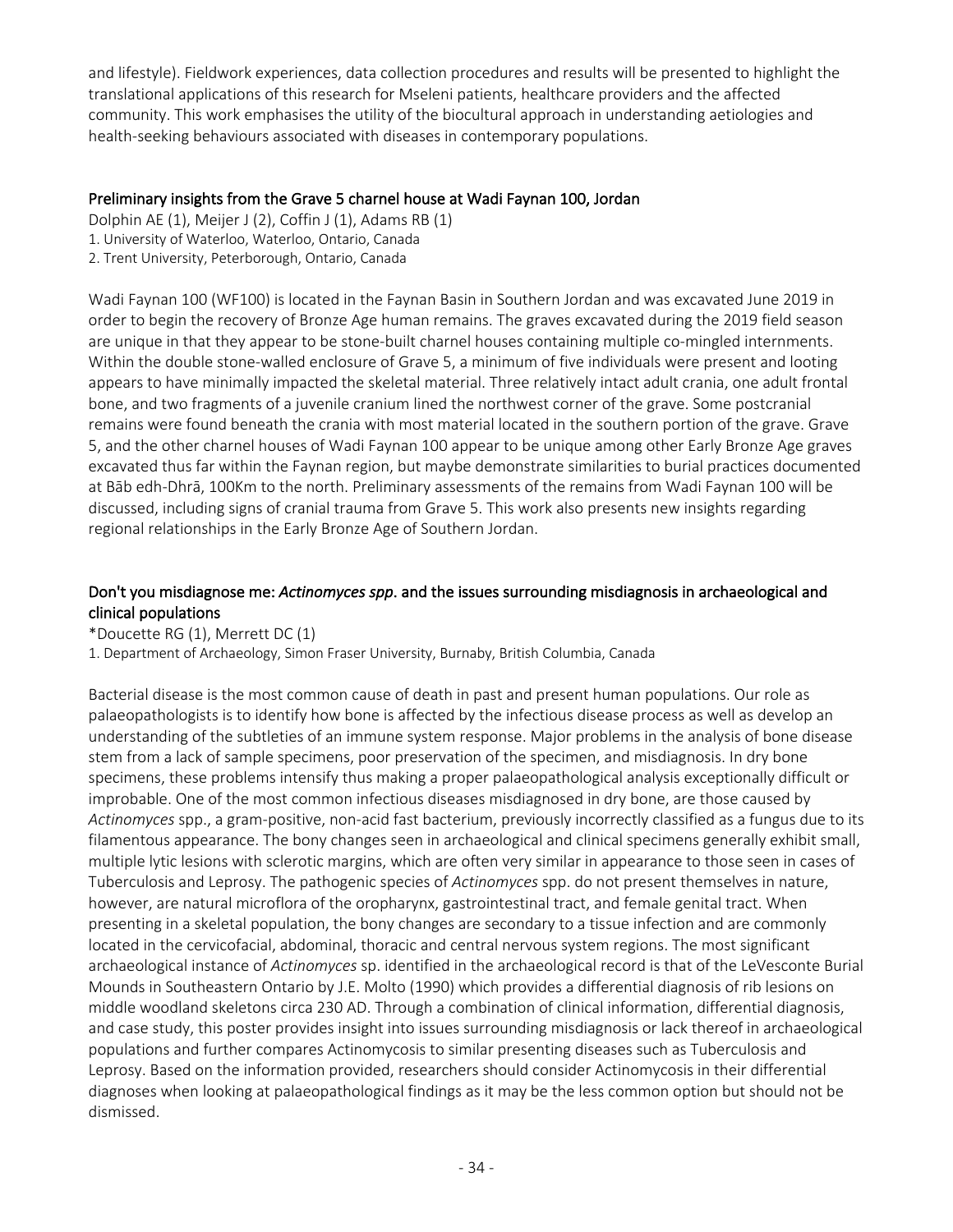and lifestyle). Fieldwork experiences, data collection procedures and results will be presented to highlight the translational applications of this research for Mseleni patients, healthcare providers and the affected community. This work emphasises the utility of the biocultural approach in understanding aetiologies and health-seeking behaviours associated with diseases in contemporary populations.

## Preliminary insights from the Grave 5 charnel house at Wadi Faynan 100, Jordan

Dolphin AE (1), Meijer J (2), Coffin J (1), Adams RB (1)
1. University of Waterloo, Waterloo, Ontario, Canada
2. Trent University, Peterborough, Ontario, Canada

Wadi Faynan 100 (WF100) is located in the Faynan Basin in Southern Jordan and was excavated June 2019 in order to begin the recovery of Bronze Age human remains. The graves excavated during the 2019 field season are unique in that they appear to be stone-built charnel houses containing multiple co-mingled internments. Within the double stone-walled enclosure of Grave 5, a minimum of five individuals were present and looting appears to have minimally impacted the skeletal material. Three relatively intact adult crania, one adult frontal bone, and two fragments of a juvenile cranium lined the northwest corner of the grave. Some postcranial remains were found beneath the crania with most material located in the southern portion of the grave. Grave 5, and the other charnel houses of Wadi Faynan 100 appear to be unique among other Early Bronze Age graves excavated thus far within the Faynan region, but maybe demonstrate similarities to burial practices documented at Bāb edh-Dhrā, 100Km to the north. Preliminary assessments of the remains from Wadi Faynan 100 will be discussed, including signs of cranial trauma from Grave 5. This work also presents new insights regarding regional relationships in the Early Bronze Age of Southern Jordan.

## Don't you misdiagnose me: *Actinomyces spp*. and the issues surrounding misdiagnosis in archaeological and clinical populations

*Doucette RG (1), Merrett DC (1)
1. Department of Archaeology, Simon Fraser University, Burnaby, British Columbia, Canada

Bacterial disease is the most common cause of death in past and present human populations. Our role as palaeopathologists is to identify how bone is affected by the infectious disease process as well as develop an understanding of the subtleties of an immune system response. Major problems in the analysis of bone disease stem from a lack of sample specimens, poor preservation of the specimen, and misdiagnosis. In dry bone specimens, these problems intensify thus making a proper palaeopathological analysis exceptionally difficult or improbable. One of the most common infectious diseases misdiagnosed in dry bone, are those caused by *Actinomyces* spp., a gram-positive, non-acid fast bacterium, previously incorrectly classified as a fungus due to its filamentous appearance. The bony changes seen in archaeological and clinical specimens generally exhibit small, multiple lytic lesions with sclerotic margins, which are often very similar in appearance to those seen in cases of Tuberculosis and Leprosy. The pathogenic species of *Actinomyces* spp. do not present themselves in nature, however, are natural microflora of the oropharynx, gastrointestinal tract, and female genital tract. When presenting in a skeletal population, the bony changes are secondary to a tissue infection and are commonly located in the cervicofacial, abdominal, thoracic and central nervous system regions. The most significant archaeological instance of *Actinomyces* sp. identified in the archaeological record is that of the LeVesconte Burial Mounds in Southeastern Ontario by J.E. Molto (1990) which provides a differential diagnosis of rib lesions on middle woodland skeletons circa 230 AD. Through a combination of clinical information, differential diagnosis, and case study, this poster provides insight into issues surrounding misdiagnosis or lack thereof in archaeological populations and further compares Actinomycosis to similar presenting diseases such as Tuberculosis and Leprosy. Based on the information provided, researchers should consider Actinomycosis in their differential diagnoses when looking at palaeopathological findings as it may be the less common option but should not be dismissed.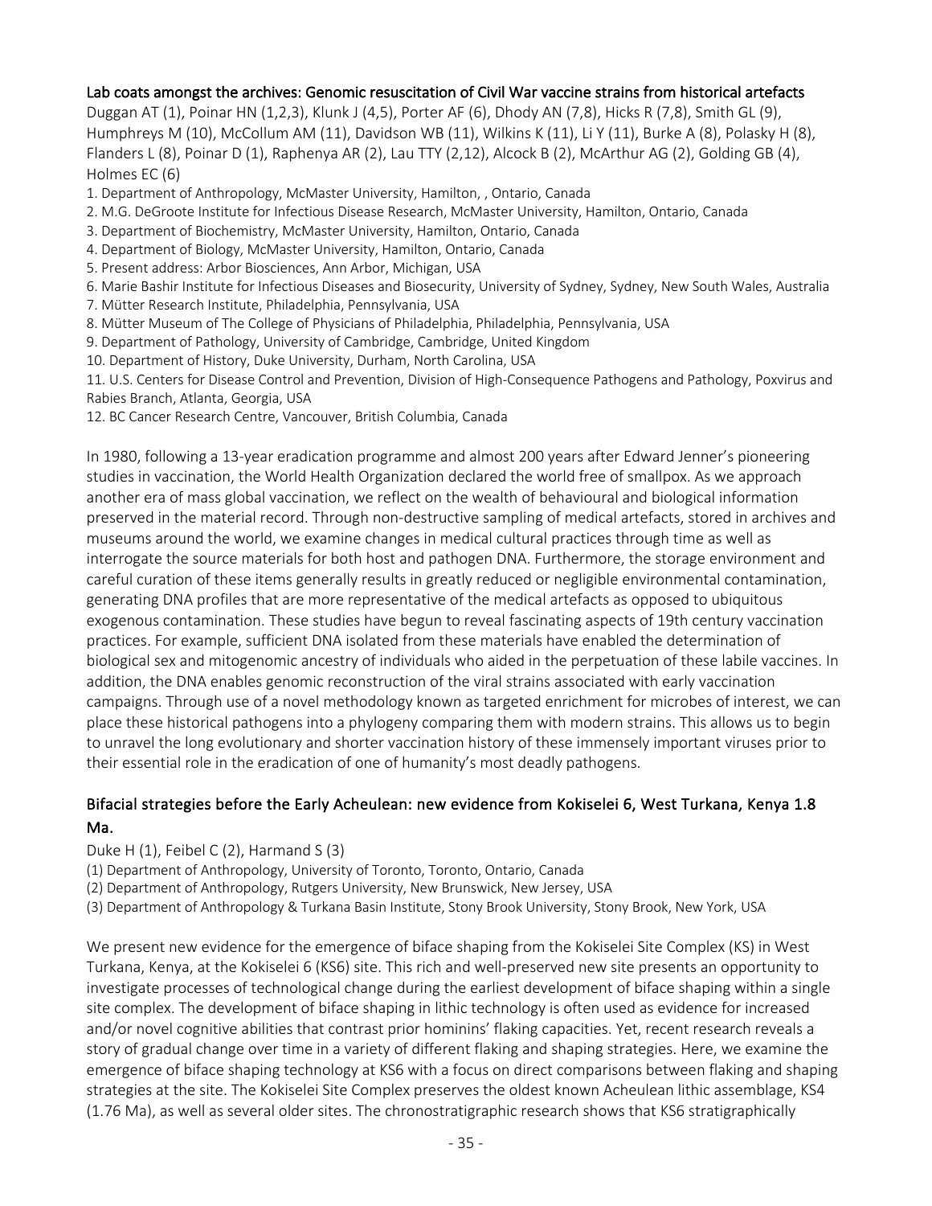### Lab coats amongst the archives: Genomic resuscitation of Civil War vaccine strains from historical artefacts

Duggan AT (1), Poinar HN (1,2,3), Klunk J (4,5), Porter AF (6), Dhody AN (7,8), Hicks R (7,8), Smith GL (9), Humphreys M (10), McCollum AM (11), Davidson WB (11), Wilkins K (11), Li Y (11), Burke A (8), Polasky H (8), Flanders L (8), Poinar D (1), Raphenya AR (2), Lau TTY (2,12), Alcock B (2), McArthur AG (2), Golding GB (4), Holmes EC (6)

1. Department of Anthropology, McMaster University, Hamilton, , Ontario, Canada
2. M.G. DeGroote Institute for Infectious Disease Research, McMaster University, Hamilton, Ontario, Canada
3. Department of Biochemistry, McMaster University, Hamilton, Ontario, Canada
4. Department of Biology, McMaster University, Hamilton, Ontario, Canada
5. Present address: Arbor Biosciences, Ann Arbor, Michigan, USA
6. Marie Bashir Institute for Infectious Diseases and Biosecurity, University of Sydney, Sydney, New South Wales, Australia
7. Mütter Research Institute, Philadelphia, Pennsylvania, USA
8. Mütter Museum of The College of Physicians of Philadelphia, Philadelphia, Pennsylvania, USA
9. Department of Pathology, University of Cambridge, Cambridge, United Kingdom
10. Department of History, Duke University, Durham, North Carolina, USA
11. U.S. Centers for Disease Control and Prevention, Division of High-Consequence Pathogens and Pathology, Poxvirus and Rabies Branch, Atlanta, Georgia, USA
12. BC Cancer Research Centre, Vancouver, British Columbia, Canada

In 1980, following a 13-year eradication programme and almost 200 years after Edward Jenner's pioneering studies in vaccination, the World Health Organization declared the world free of smallpox. As we approach another era of mass global vaccination, we reflect on the wealth of behavioural and biological information preserved in the material record. Through non-destructive sampling of medical artefacts, stored in archives and museums around the world, we examine changes in medical cultural practices through time as well as interrogate the source materials for both host and pathogen DNA. Furthermore, the storage environment and careful curation of these items generally results in greatly reduced or negligible environmental contamination, generating DNA profiles that are more representative of the medical artefacts as opposed to ubiquitous exogenous contamination. These studies have begun to reveal fascinating aspects of 19th century vaccination practices. For example, sufficient DNA isolated from these materials have enabled the determination of biological sex and mitogenomic ancestry of individuals who aided in the perpetuation of these labile vaccines. In addition, the DNA enables genomic reconstruction of the viral strains associated with early vaccination campaigns. Through use of a novel methodology known as targeted enrichment for microbes of interest, we can place these historical pathogens into a phylogeny comparing them with modern strains. This allows us to begin to unravel the long evolutionary and shorter vaccination history of these immensely important viruses prior to their essential role in the eradication of one of humanity's most deadly pathogens.

### Bifacial strategies before the Early Acheulean: new evidence from Kokiselei 6, West Turkana, Kenya 1.8 Ma.

Duke H (1), Feibel C (2), Harmand S (3)

(1) Department of Anthropology, University of Toronto, Toronto, Ontario, Canada
(2) Department of Anthropology, Rutgers University, New Brunswick, New Jersey, USA
(3) Department of Anthropology & Turkana Basin Institute, Stony Brook University, Stony Brook, New York, USA

We present new evidence for the emergence of biface shaping from the Kokiselei Site Complex (KS) in West Turkana, Kenya, at the Kokiselei 6 (KS6) site. This rich and well-preserved new site presents an opportunity to investigate processes of technological change during the earliest development of biface shaping within a single site complex. The development of biface shaping in lithic technology is often used as evidence for increased and/or novel cognitive abilities that contrast prior hominins' flaking capacities. Yet, recent research reveals a story of gradual change over time in a variety of different flaking and shaping strategies. Here, we examine the emergence of biface shaping technology at KS6 with a focus on direct comparisons between flaking and shaping strategies at the site. The Kokiselei Site Complex preserves the oldest known Acheulean lithic assemblage, KS4 (1.76 Ma), as well as several older sites. The chronostratigraphic research shows that KS6 stratigraphically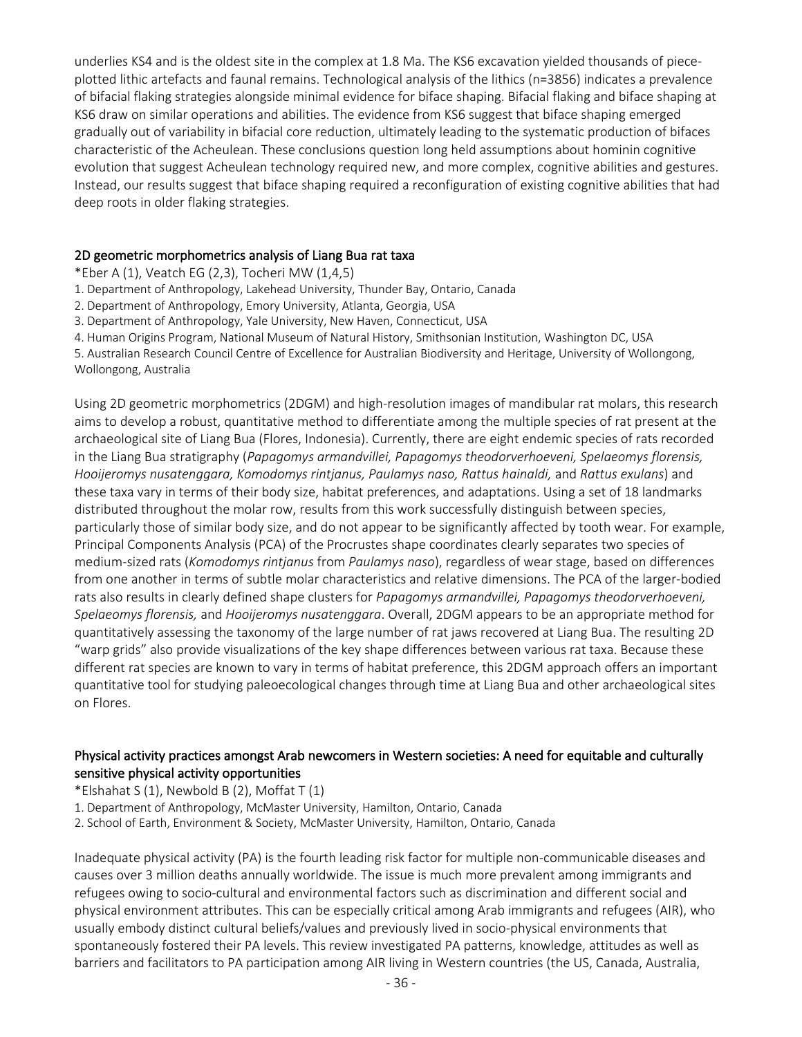underlies KS4 and is the oldest site in the complex at 1.8 Ma. The KS6 excavation yielded thousands of piece-plotted lithic artefacts and faunal remains. Technological analysis of the lithics (n=3856) indicates a prevalence of bifacial flaking strategies alongside minimal evidence for biface shaping. Bifacial flaking and biface shaping at KS6 draw on similar operations and abilities. The evidence from KS6 suggest that biface shaping emerged gradually out of variability in bifacial core reduction, ultimately leading to the systematic production of bifaces characteristic of the Acheulean. These conclusions question long held assumptions about hominin cognitive evolution that suggest Acheulean technology required new, and more complex, cognitive abilities and gestures. Instead, our results suggest that biface shaping required a reconfiguration of existing cognitive abilities that had deep roots in older flaking strategies.

## 2D geometric morphometrics analysis of Liang Bua rat taxa

*Eber A (1), Veatch EG (2,3), Tocheri MW (1,4,5)

1. Department of Anthropology, Lakehead University, Thunder Bay, Ontario, Canada
2. Department of Anthropology, Emory University, Atlanta, Georgia, USA
3. Department of Anthropology, Yale University, New Haven, Connecticut, USA
4. Human Origins Program, National Museum of Natural History, Smithsonian Institution, Washington DC, USA
5. Australian Research Council Centre of Excellence for Australian Biodiversity and Heritage, University of Wollongong, Wollongong, Australia

Using 2D geometric morphometrics (2DGM) and high-resolution images of mandibular rat molars, this research aims to develop a robust, quantitative method to differentiate among the multiple species of rat present at the archaeological site of Liang Bua (Flores, Indonesia). Currently, there are eight endemic species of rats recorded in the Liang Bua stratigraphy (*Papagomys armandvillei, Papagomys theodorverhoeveni, Spelaeomys florensis, Hooijeromys nusatenggara, Komodomys rintjanus, Paulamys naso, Rattus hainaldi,* and *Rattus exulans*) and these taxa vary in terms of their body size, habitat preferences, and adaptations. Using a set of 18 landmarks distributed throughout the molar row, results from this work successfully distinguish between species, particularly those of similar body size, and do not appear to be significantly affected by tooth wear. For example, Principal Components Analysis (PCA) of the Procrustes shape coordinates clearly separates two species of medium-sized rats (*Komodomys rintjanus* from *Paulamys naso*), regardless of wear stage, based on differences from one another in terms of subtle molar characteristics and relative dimensions. The PCA of the larger-bodied rats also results in clearly defined shape clusters for *Papagomys armandvillei, Papagomys theodorverhoeveni, Spelaeomys florensis,* and *Hooijeromys nusatenggara*. Overall, 2DGM appears to be an appropriate method for quantitatively assessing the taxonomy of the large number of rat jaws recovered at Liang Bua. The resulting 2D "warp grids" also provide visualizations of the key shape differences between various rat taxa. Because these different rat species are known to vary in terms of habitat preference, this 2DGM approach offers an important quantitative tool for studying paleoecological changes through time at Liang Bua and other archaeological sites on Flores.

## Physical activity practices amongst Arab newcomers in Western societies: A need for equitable and culturally sensitive physical activity opportunities

*Elshahat S (1), Newbold B (2), Moffat T (1)

1. Department of Anthropology, McMaster University, Hamilton, Ontario, Canada
2. School of Earth, Environment & Society, McMaster University, Hamilton, Ontario, Canada

Inadequate physical activity (PA) is the fourth leading risk factor for multiple non-communicable diseases and causes over 3 million deaths annually worldwide. The issue is much more prevalent among immigrants and refugees owing to socio-cultural and environmental factors such as discrimination and different social and physical environment attributes. This can be especially critical among Arab immigrants and refugees (AIR), who usually embody distinct cultural beliefs/values and previously lived in socio-physical environments that spontaneously fostered their PA levels. This review investigated PA patterns, knowledge, attitudes as well as barriers and facilitators to PA participation among AIR living in Western countries (the US, Canada, Australia,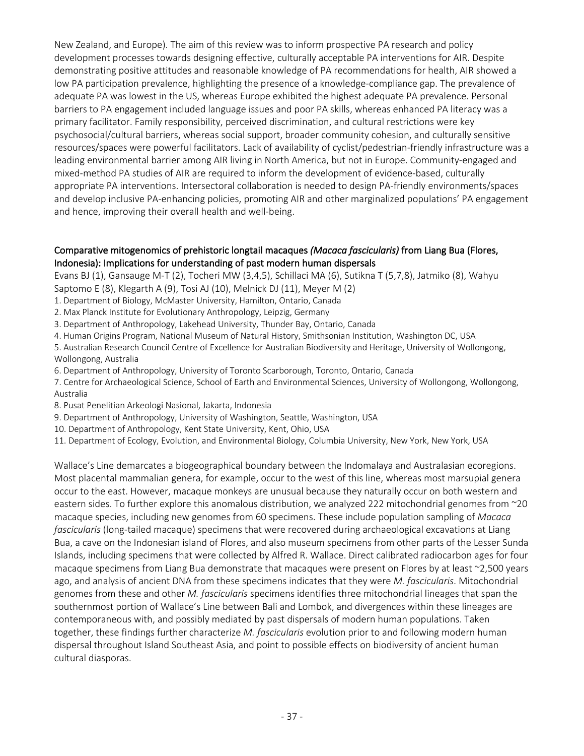New Zealand, and Europe). The aim of this review was to inform prospective PA research and policy development processes towards designing effective, culturally acceptable PA interventions for AIR. Despite demonstrating positive attitudes and reasonable knowledge of PA recommendations for health, AIR showed a low PA participation prevalence, highlighting the presence of a knowledge-compliance gap. The prevalence of adequate PA was lowest in the US, whereas Europe exhibited the highest adequate PA prevalence. Personal barriers to PA engagement included language issues and poor PA skills, whereas enhanced PA literacy was a primary facilitator. Family responsibility, perceived discrimination, and cultural restrictions were key psychosocial/cultural barriers, whereas social support, broader community cohesion, and culturally sensitive resources/spaces were powerful facilitators. Lack of availability of cyclist/pedestrian-friendly infrastructure was a leading environmental barrier among AIR living in North America, but not in Europe. Community-engaged and mixed-method PA studies of AIR are required to inform the development of evidence-based, culturally appropriate PA interventions. Intersectoral collaboration is needed to design PA-friendly environments/spaces and develop inclusive PA-enhancing policies, promoting AIR and other marginalized populations' PA engagement and hence, improving their overall health and well-being.

### Comparative mitogenomics of prehistoric longtail macaques *(Macaca fascicularis)* from Liang Bua (Flores, Indonesia): Implications for understanding of past modern human dispersals

Evans BJ (1), Gansauge M-T (2), Tocheri MW (3,4,5), Schillaci MA (6), Sutikna T (5,7,8), Jatmiko (8), Wahyu Saptomo E (8), Klegarth A (9), Tosi AJ (10), Melnick DJ (11), Meyer M (2)

1. Department of Biology, McMaster University, Hamilton, Ontario, Canada
2. Max Planck Institute for Evolutionary Anthropology, Leipzig, Germany
3. Department of Anthropology, Lakehead University, Thunder Bay, Ontario, Canada
4. Human Origins Program, National Museum of Natural History, Smithsonian Institution, Washington DC, USA
5. Australian Research Council Centre of Excellence for Australian Biodiversity and Heritage, University of Wollongong, Wollongong, Australia
6. Department of Anthropology, University of Toronto Scarborough, Toronto, Ontario, Canada
7. Centre for Archaeological Science, School of Earth and Environmental Sciences, University of Wollongong, Wollongong, Australia
8. Pusat Penelitian Arkeologi Nasional, Jakarta, Indonesia
9. Department of Anthropology, University of Washington, Seattle, Washington, USA
10. Department of Anthropology, Kent State University, Kent, Ohio, USA
11. Department of Ecology, Evolution, and Environmental Biology, Columbia University, New York, New York, USA

Wallace's Line demarcates a biogeographical boundary between the Indomalaya and Australasian ecoregions. Most placental mammalian genera, for example, occur to the west of this line, whereas most marsupial genera occur to the east. However, macaque monkeys are unusual because they naturally occur on both western and eastern sides. To further explore this anomalous distribution, we analyzed 222 mitochondrial genomes from ~20 macaque species, including new genomes from 60 specimens. These include population sampling of *Macaca fascicularis* (long-tailed macaque) specimens that were recovered during archaeological excavations at Liang Bua, a cave on the Indonesian island of Flores, and also museum specimens from other parts of the Lesser Sunda Islands, including specimens that were collected by Alfred R. Wallace. Direct calibrated radiocarbon ages for four macaque specimens from Liang Bua demonstrate that macaques were present on Flores by at least ~2,500 years ago, and analysis of ancient DNA from these specimens indicates that they were *M. fascicularis*. Mitochondrial genomes from these and other *M. fascicularis* specimens identifies three mitochondrial lineages that span the southernmost portion of Wallace's Line between Bali and Lombok, and divergences within these lineages are contemporaneous with, and possibly mediated by past dispersals of modern human populations. Taken together, these findings further characterize *M. fascicularis* evolution prior to and following modern human dispersal throughout Island Southeast Asia, and point to possible effects on biodiversity of ancient human cultural diasporas.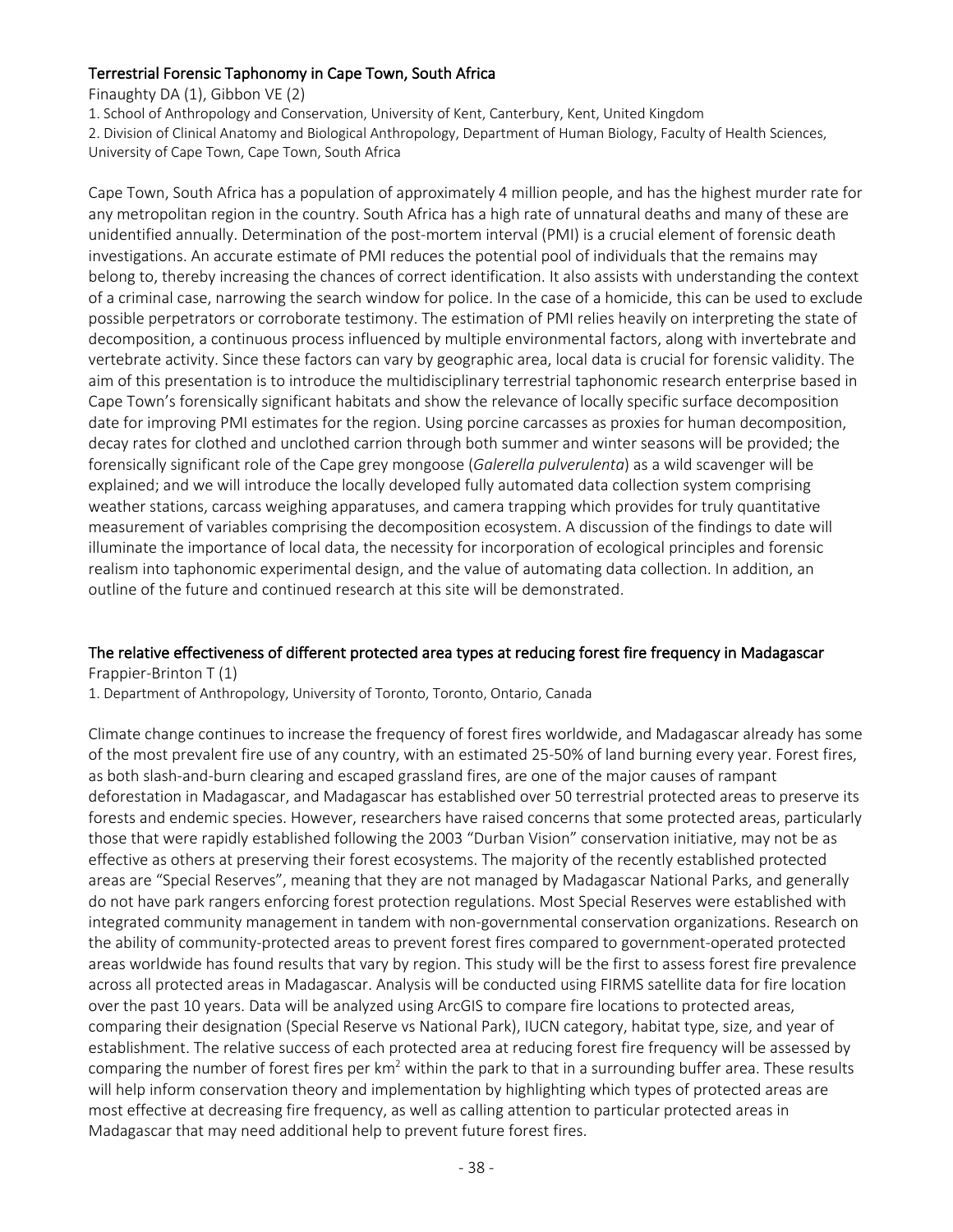### Terrestrial Forensic Taphonomy in Cape Town, South Africa

Finaughty DA (1), Gibbon VE (2)

1. School of Anthropology and Conservation, University of Kent, Canterbury, Kent, United Kingdom
2. Division of Clinical Anatomy and Biological Anthropology, Department of Human Biology, Faculty of Health Sciences, University of Cape Town, Cape Town, South Africa

Cape Town, South Africa has a population of approximately 4 million people, and has the highest murder rate for any metropolitan region in the country. South Africa has a high rate of unnatural deaths and many of these are unidentified annually. Determination of the post-mortem interval (PMI) is a crucial element of forensic death investigations. An accurate estimate of PMI reduces the potential pool of individuals that the remains may belong to, thereby increasing the chances of correct identification. It also assists with understanding the context of a criminal case, narrowing the search window for police. In the case of a homicide, this can be used to exclude possible perpetrators or corroborate testimony. The estimation of PMI relies heavily on interpreting the state of decomposition, a continuous process influenced by multiple environmental factors, along with invertebrate and vertebrate activity. Since these factors can vary by geographic area, local data is crucial for forensic validity. The aim of this presentation is to introduce the multidisciplinary terrestrial taphonomic research enterprise based in Cape Town's forensically significant habitats and show the relevance of locally specific surface decomposition date for improving PMI estimates for the region. Using porcine carcasses as proxies for human decomposition, decay rates for clothed and unclothed carrion through both summer and winter seasons will be provided; the forensically significant role of the Cape grey mongoose (*Galerella pulverulenta*) as a wild scavenger will be explained; and we will introduce the locally developed fully automated data collection system comprising weather stations, carcass weighing apparatuses, and camera trapping which provides for truly quantitative measurement of variables comprising the decomposition ecosystem. A discussion of the findings to date will illuminate the importance of local data, the necessity for incorporation of ecological principles and forensic realism into taphonomic experimental design, and the value of automating data collection. In addition, an outline of the future and continued research at this site will be demonstrated.

### The relative effectiveness of different protected area types at reducing forest fire frequency in Madagascar

Frappier-Brinton T (1)

1. Department of Anthropology, University of Toronto, Toronto, Ontario, Canada

Climate change continues to increase the frequency of forest fires worldwide, and Madagascar already has some of the most prevalent fire use of any country, with an estimated 25-50% of land burning every year. Forest fires, as both slash-and-burn clearing and escaped grassland fires, are one of the major causes of rampant deforestation in Madagascar, and Madagascar has established over 50 terrestrial protected areas to preserve its forests and endemic species. However, researchers have raised concerns that some protected areas, particularly those that were rapidly established following the 2003 "Durban Vision" conservation initiative, may not be as effective as others at preserving their forest ecosystems. The majority of the recently established protected areas are "Special Reserves", meaning that they are not managed by Madagascar National Parks, and generally do not have park rangers enforcing forest protection regulations. Most Special Reserves were established with integrated community management in tandem with non-governmental conservation organizations. Research on the ability of community-protected areas to prevent forest fires compared to government-operated protected areas worldwide has found results that vary by region. This study will be the first to assess forest fire prevalence across all protected areas in Madagascar. Analysis will be conducted using FIRMS satellite data for fire location over the past 10 years. Data will be analyzed using ArcGIS to compare fire locations to protected areas, comparing their designation (Special Reserve vs National Park), IUCN category, habitat type, size, and year of establishment. The relative success of each protected area at reducing forest fire frequency will be assessed by comparing the number of forest fires per $km^2$ within the park to that in a surrounding buffer area. These results will help inform conservation theory and implementation by highlighting which types of protected areas are most effective at decreasing fire frequency, as well as calling attention to particular protected areas in Madagascar that may need additional help to prevent future forest fires.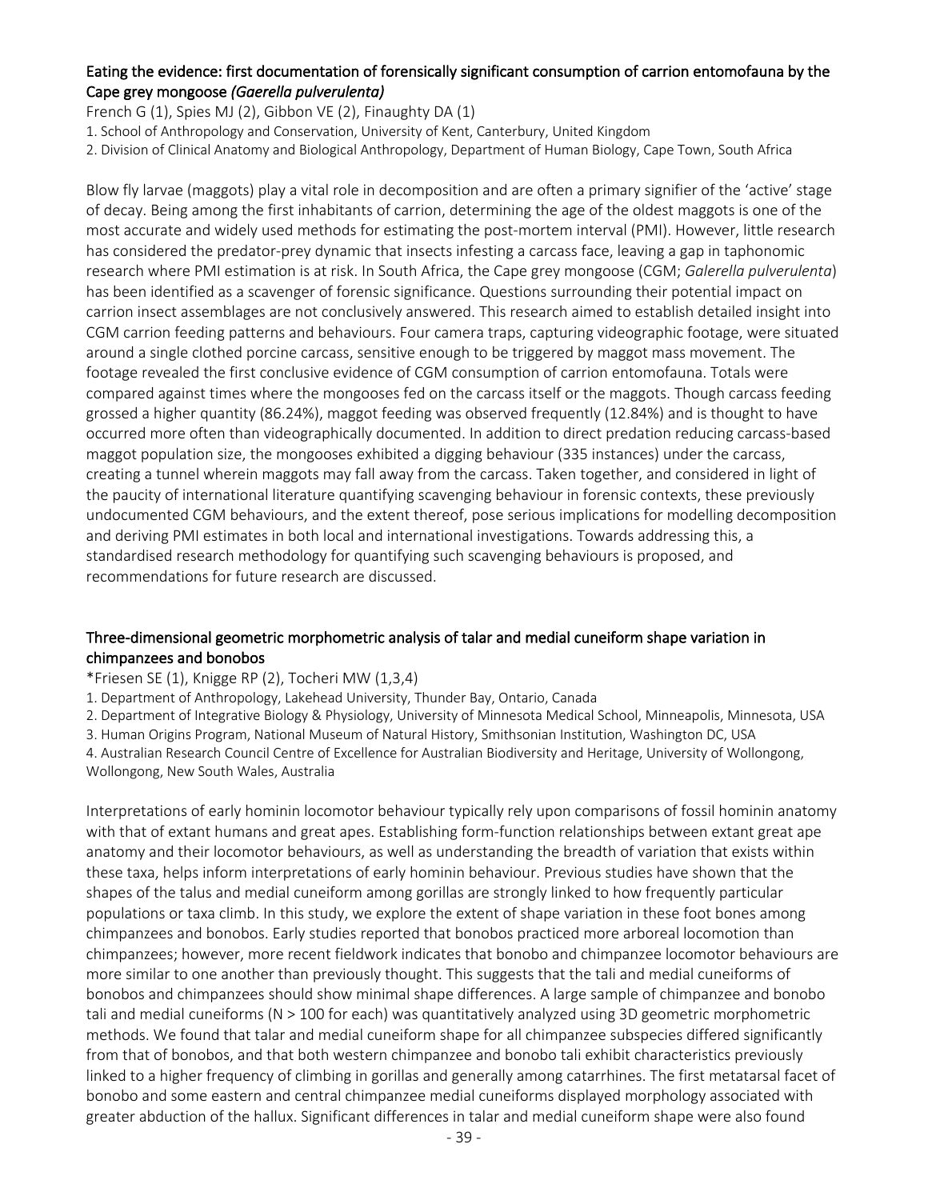### Eating the evidence: first documentation of forensically significant consumption of carrion entomofauna by the Cape grey mongoose *(Gaerella pulverulenta)*

French G (1), Spies MJ (2), Gibbon VE (2), Finaughty DA (1)

1. School of Anthropology and Conservation, University of Kent, Canterbury, United Kingdom
2. Division of Clinical Anatomy and Biological Anthropology, Department of Human Biology, Cape Town, South Africa

Blow fly larvae (maggots) play a vital role in decomposition and are often a primary signifier of the 'active' stage of decay. Being among the first inhabitants of carrion, determining the age of the oldest maggots is one of the most accurate and widely used methods for estimating the post-mortem interval (PMI). However, little research has considered the predator-prey dynamic that insects infesting a carcass face, leaving a gap in taphonomic research where PMI estimation is at risk. In South Africa, the Cape grey mongoose (CGM; *Galerella pulverulenta*) has been identified as a scavenger of forensic significance. Questions surrounding their potential impact on carrion insect assemblages are not conclusively answered. This research aimed to establish detailed insight into CGM carrion feeding patterns and behaviours. Four camera traps, capturing videographic footage, were situated around a single clothed porcine carcass, sensitive enough to be triggered by maggot mass movement. The footage revealed the first conclusive evidence of CGM consumption of carrion entomofauna. Totals were compared against times where the mongooses fed on the carcass itself or the maggots. Though carcass feeding grossed a higher quantity (86.24%), maggot feeding was observed frequently (12.84%) and is thought to have occurred more often than videographically documented. In addition to direct predation reducing carcass-based maggot population size, the mongooses exhibited a digging behaviour (335 instances) under the carcass, creating a tunnel wherein maggots may fall away from the carcass. Taken together, and considered in light of the paucity of international literature quantifying scavenging behaviour in forensic contexts, these previously undocumented CGM behaviours, and the extent thereof, pose serious implications for modelling decomposition and deriving PMI estimates in both local and international investigations. Towards addressing this, a standardised research methodology for quantifying such scavenging behaviours is proposed, and recommendations for future research are discussed.

### Three-dimensional geometric morphometric analysis of talar and medial cuneiform shape variation in chimpanzees and bonobos

*Friesen SE (1), Knigge RP (2), Tocheri MW (1,3,4)

1. Department of Anthropology, Lakehead University, Thunder Bay, Ontario, Canada
2. Department of Integrative Biology & Physiology, University of Minnesota Medical School, Minneapolis, Minnesota, USA
3. Human Origins Program, National Museum of Natural History, Smithsonian Institution, Washington DC, USA
4. Australian Research Council Centre of Excellence for Australian Biodiversity and Heritage, University of Wollongong, Wollongong, New South Wales, Australia

Interpretations of early hominin locomotor behaviour typically rely upon comparisons of fossil hominin anatomy with that of extant humans and great apes. Establishing form-function relationships between extant great ape anatomy and their locomotor behaviours, as well as understanding the breadth of variation that exists within these taxa, helps inform interpretations of early hominin behaviour. Previous studies have shown that the shapes of the talus and medial cuneiform among gorillas are strongly linked to how frequently particular populations or taxa climb. In this study, we explore the extent of shape variation in these foot bones among chimpanzees and bonobos. Early studies reported that bonobos practiced more arboreal locomotion than chimpanzees; however, more recent fieldwork indicates that bonobo and chimpanzee locomotor behaviours are more similar to one another than previously thought. This suggests that the tali and medial cuneiforms of bonobos and chimpanzees should show minimal shape differences. A large sample of chimpanzee and bonobo tali and medial cuneiforms (N > 100 for each) was quantitatively analyzed using 3D geometric morphometric methods. We found that talar and medial cuneiform shape for all chimpanzee subspecies differed significantly from that of bonobos, and that both western chimpanzee and bonobo tali exhibit characteristics previously linked to a higher frequency of climbing in gorillas and generally among catarrhines. The first metatarsal facet of bonobo and some eastern and central chimpanzee medial cuneiforms displayed morphology associated with greater abduction of the hallux. Significant differences in talar and medial cuneiform shape were also found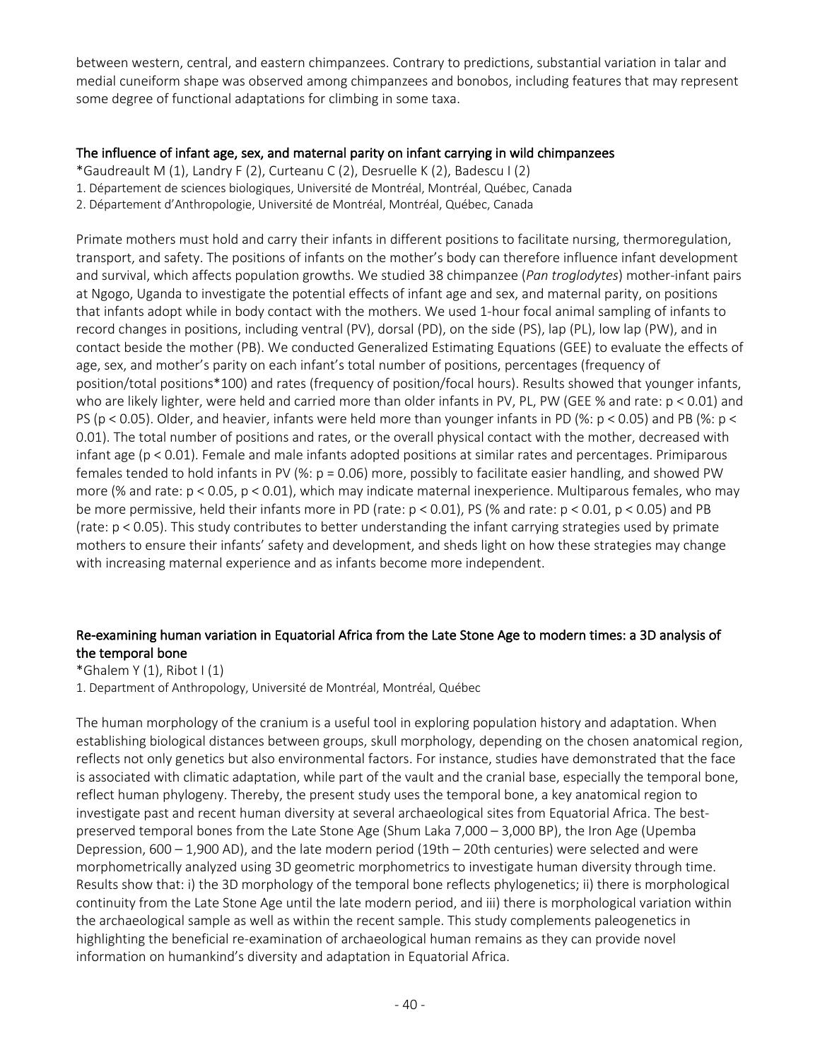between western, central, and eastern chimpanzees. Contrary to predictions, substantial variation in talar and medial cuneiform shape was observed among chimpanzees and bonobos, including features that may represent some degree of functional adaptations for climbing in some taxa.

### The influence of infant age, sex, and maternal parity on infant carrying in wild chimpanzees

*Gaudreault M (1), Landry F (2), Curteanu C (2), Desruelle K (2), Badescu I (2)

1. Département de sciences biologiques, Université de Montréal, Montréal, Québec, Canada
2. Département d'Anthropologie, Université de Montréal, Montréal, Québec, Canada

Primate mothers must hold and carry their infants in different positions to facilitate nursing, thermoregulation, transport, and safety. The positions of infants on the mother's body can therefore influence infant development and survival, which affects population growths. We studied 38 chimpanzee (*Pan troglodytes*) mother-infant pairs at Ngogo, Uganda to investigate the potential effects of infant age and sex, and maternal parity, on positions that infants adopt while in body contact with the mothers. We used 1-hour focal animal sampling of infants to record changes in positions, including ventral (PV), dorsal (PD), on the side (PS), lap (PL), low lap (PW), and in contact beside the mother (PB). We conducted Generalized Estimating Equations (GEE) to evaluate the effects of age, sex, and mother's parity on each infant's total number of positions, percentages (frequency of position/total positions*100) and rates (frequency of position/focal hours). Results showed that younger infants, who are likely lighter, were held and carried more than older infants in PV, PL, PW (GEE % and rate: $p < 0.01$) and PS ($p < 0.05$). Older, and heavier, infants were held more than younger infants in PD (%: $p < 0.05$) and PB (%: $p < 0.01$). The total number of positions and rates, or the overall physical contact with the mother, decreased with infant age ($p < 0.01$). Female and male infants adopted positions at similar rates and percentages. Primiparous females tended to hold infants in PV (%: $p = 0.06$) more, possibly to facilitate easier handling, and showed PW more (% and rate: $p < 0.05$, $p < 0.01$), which may indicate maternal inexperience. Multiparous females, who may be more permissive, held their infants more in PD (rate: $p < 0.01$), PS (% and rate: $p < 0.01$, $p < 0.05$) and PB (rate: $p < 0.05$). This study contributes to better understanding the infant carrying strategies used by primate mothers to ensure their infants' safety and development, and sheds light on how these strategies may change with increasing maternal experience and as infants become more independent.

### Re-examining human variation in Equatorial Africa from the Late Stone Age to modern times: a 3D analysis of the temporal bone

*Ghalem Y (1), Ribot I (1)

1. Department of Anthropology, Université de Montréal, Montréal, Québec

The human morphology of the cranium is a useful tool in exploring population history and adaptation. When establishing biological distances between groups, skull morphology, depending on the chosen anatomical region, reflects not only genetics but also environmental factors. For instance, studies have demonstrated that the face is associated with climatic adaptation, while part of the vault and the cranial base, especially the temporal bone, reflect human phylogeny. Thereby, the present study uses the temporal bone, a key anatomical region to investigate past and recent human diversity at several archaeological sites from Equatorial Africa. The best-preserved temporal bones from the Late Stone Age (Shum Laka 7,000 – 3,000 BP), the Iron Age (Upemba Depression, 600 – 1,900 AD), and the late modern period (19th – 20th centuries) were selected and were morphometrically analyzed using 3D geometric morphometrics to investigate human diversity through time. Results show that: i) the 3D morphology of the temporal bone reflects phylogenetics; ii) there is morphological continuity from the Late Stone Age until the late modern period, and iii) there is morphological variation within the archaeological sample as well as within the recent sample. This study complements paleogenetics in highlighting the beneficial re-examination of archaeological human remains as they can provide novel information on humankind's diversity and adaptation in Equatorial Africa.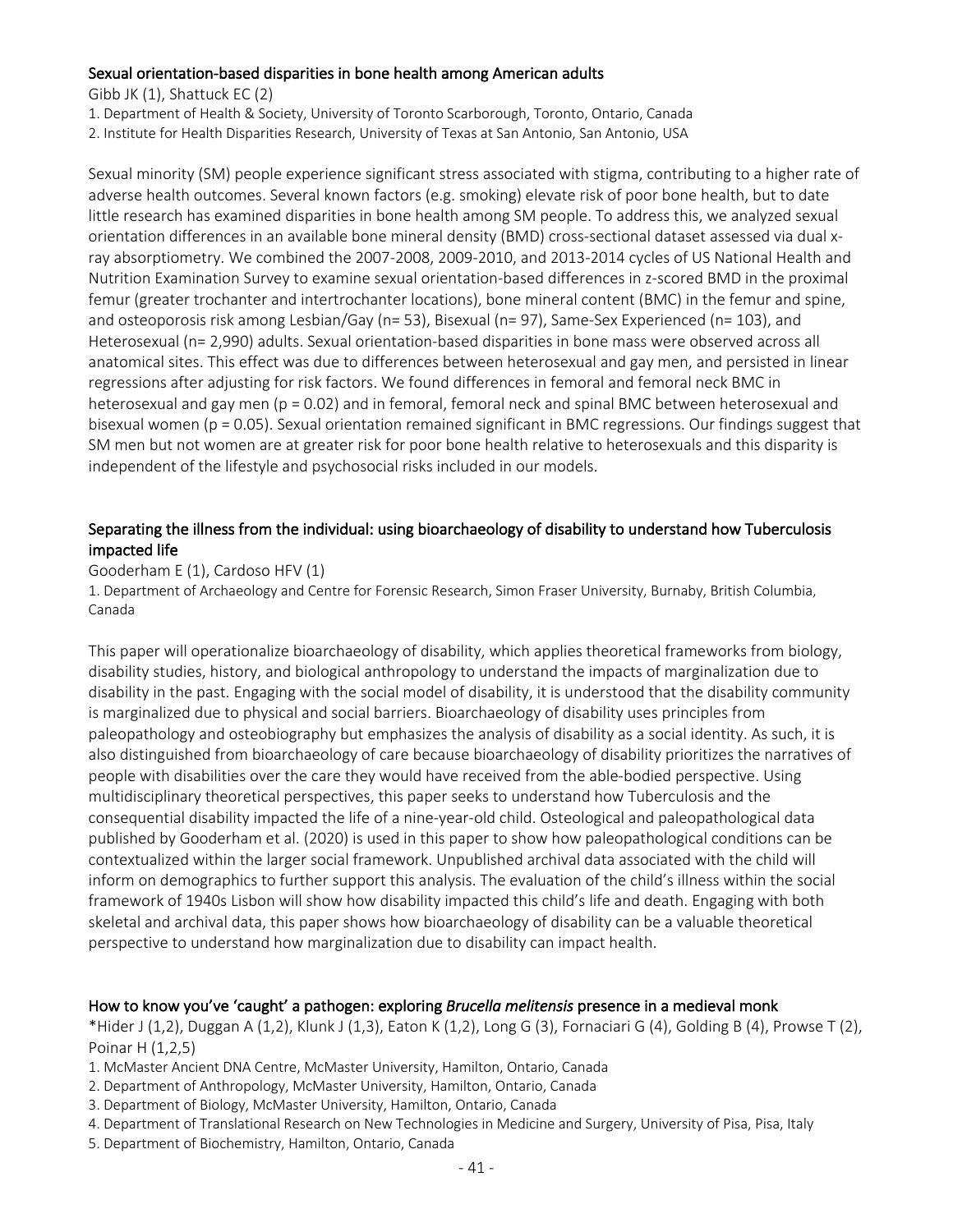## Sexual orientation-based disparities in bone health among American adults

Gibb JK (1), Shattuck EC (2)

1. Department of Health & Society, University of Toronto Scarborough, Toronto, Ontario, Canada
2. Institute for Health Disparities Research, University of Texas at San Antonio, San Antonio, USA

Sexual minority (SM) people experience significant stress associated with stigma, contributing to a higher rate of adverse health outcomes. Several known factors (e.g. smoking) elevate risk of poor bone health, but to date little research has examined disparities in bone health among SM people. To address this, we analyzed sexual orientation differences in an available bone mineral density (BMD) cross-sectional dataset assessed via dual x-ray absorptiometry. We combined the 2007-2008, 2009-2010, and 2013-2014 cycles of US National Health and Nutrition Examination Survey to examine sexual orientation-based differences in z-scored BMD in the proximal femur (greater trochanter and intertrochanter locations), bone mineral content (BMC) in the femur and spine, and osteoporosis risk among Lesbian/Gay (n= 53), Bisexual (n= 97), Same-Sex Experienced (n= 103), and Heterosexual (n= 2,990) adults. Sexual orientation-based disparities in bone mass were observed across all anatomical sites. This effect was due to differences between heterosexual and gay men, and persisted in linear regressions after adjusting for risk factors. We found differences in femoral and femoral neck BMC in heterosexual and gay men ($p = 0.02$) and in femoral, femoral neck and spinal BMC between heterosexual and bisexual women ($p = 0.05$). Sexual orientation remained significant in BMC regressions. Our findings suggest that SM men but not women are at greater risk for poor bone health relative to heterosexuals and this disparity is independent of the lifestyle and psychosocial risks included in our models.

## Separating the illness from the individual: using bioarchaeology of disability to understand how Tuberculosis impacted life

Gooderham E (1), Cardoso HFV (1)

1. Department of Archaeology and Centre for Forensic Research, Simon Fraser University, Burnaby, British Columbia, Canada

This paper will operationalize bioarchaeology of disability, which applies theoretical frameworks from biology, disability studies, history, and biological anthropology to understand the impacts of marginalization due to disability in the past. Engaging with the social model of disability, it is understood that the disability community is marginalized due to physical and social barriers. Bioarchaeology of disability uses principles from paleopathology and osteobiography but emphasizes the analysis of disability as a social identity. As such, it is also distinguished from bioarchaeology of care because bioarchaeology of disability prioritizes the narratives of people with disabilities over the care they would have received from the able-bodied perspective. Using multidisciplinary theoretical perspectives, this paper seeks to understand how Tuberculosis and the consequential disability impacted the life of a nine-year-old child. Osteological and paleopathological data published by Gooderham et al. (2020) is used in this paper to show how paleopathological conditions can be contextualized within the larger social framework. Unpublished archival data associated with the child will inform on demographics to further support this analysis. The evaluation of the child's illness within the social framework of 1940s Lisbon will show how disability impacted this child's life and death. Engaging with both skeletal and archival data, this paper shows how bioarchaeology of disability can be a valuable theoretical perspective to understand how marginalization due to disability can impact health.

## How to know you've 'caught' a pathogen: exploring *Brucella melitensis* presence in a medieval monk

*Hider J (1,2), Duggan A (1,2), Klunk J (1,3), Eaton K (1,2), Long G (3), Fornaciari G (4), Golding B (4), Prowse T (2), Poinar H (1,2,5)

1. McMaster Ancient DNA Centre, McMaster University, Hamilton, Ontario, Canada
2. Department of Anthropology, McMaster University, Hamilton, Ontario, Canada
3. Department of Biology, McMaster University, Hamilton, Ontario, Canada
4. Department of Translational Research on New Technologies in Medicine and Surgery, University of Pisa, Pisa, Italy
5. Department of Biochemistry, Hamilton, Ontario, Canada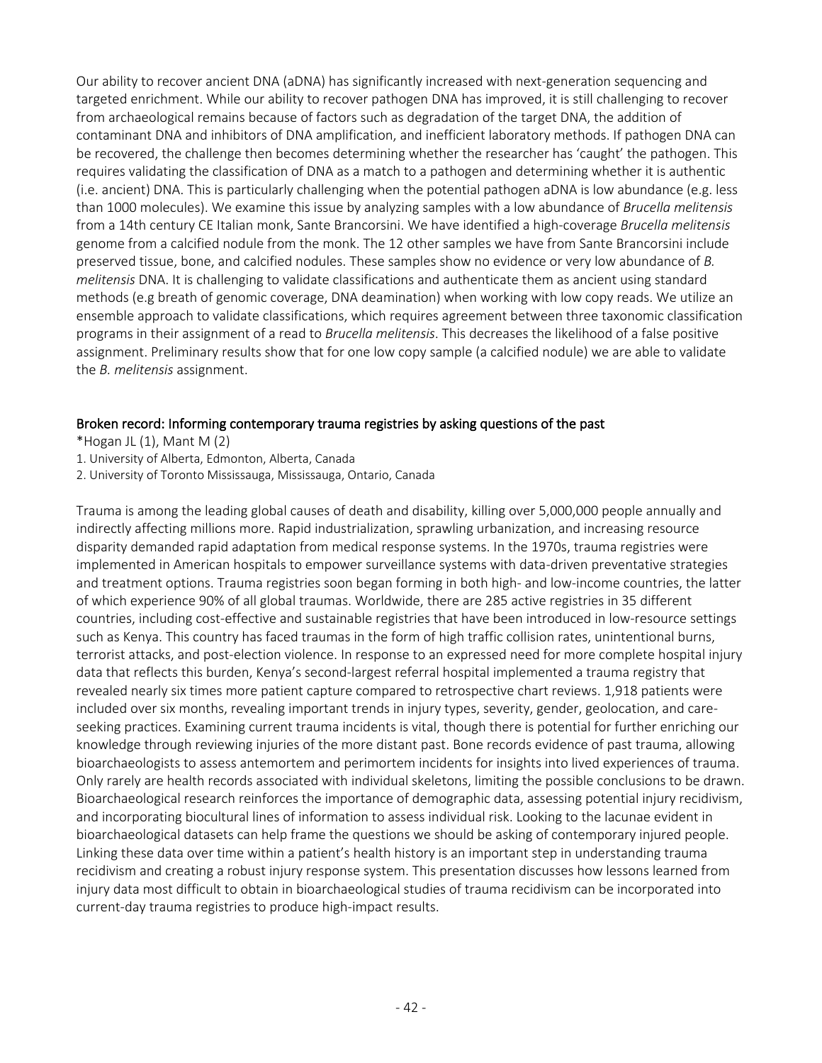Our ability to recover ancient DNA (aDNA) has significantly increased with next-generation sequencing and targeted enrichment. While our ability to recover pathogen DNA has improved, it is still challenging to recover from archaeological remains because of factors such as degradation of the target DNA, the addition of contaminant DNA and inhibitors of DNA amplification, and inefficient laboratory methods. If pathogen DNA can be recovered, the challenge then becomes determining whether the researcher has 'caught' the pathogen. This requires validating the classification of DNA as a match to a pathogen and determining whether it is authentic (i.e. ancient) DNA. This is particularly challenging when the potential pathogen aDNA is low abundance (e.g. less than 1000 molecules). We examine this issue by analyzing samples with a low abundance of *Brucella melitensis* from a 14th century CE Italian monk, Sante Brancorsini. We have identified a high-coverage *Brucella melitensis* genome from a calcified nodule from the monk. The 12 other samples we have from Sante Brancorsini include preserved tissue, bone, and calcified nodules. These samples show no evidence or very low abundance of *B. melitensis* DNA. It is challenging to validate classifications and authenticate them as ancient using standard methods (e.g breath of genomic coverage, DNA deamination) when working with low copy reads. We utilize an ensemble approach to validate classifications, which requires agreement between three taxonomic classification programs in their assignment of a read to *Brucella melitensis*. This decreases the likelihood of a false positive assignment. Preliminary results show that for one low copy sample (a calcified nodule) we are able to validate the *B. melitensis* assignment.

### Broken record: Informing contemporary trauma registries by asking questions of the past

*Hogan JL (1), Mant M (2)

1. University of Alberta, Edmonton, Alberta, Canada
2. University of Toronto Mississauga, Mississauga, Ontario, Canada

Trauma is among the leading global causes of death and disability, killing over 5,000,000 people annually and indirectly affecting millions more. Rapid industrialization, sprawling urbanization, and increasing resource disparity demanded rapid adaptation from medical response systems. In the 1970s, trauma registries were implemented in American hospitals to empower surveillance systems with data-driven preventative strategies and treatment options. Trauma registries soon began forming in both high- and low-income countries, the latter of which experience 90% of all global traumas. Worldwide, there are 285 active registries in 35 different countries, including cost-effective and sustainable registries that have been introduced in low-resource settings such as Kenya. This country has faced traumas in the form of high traffic collision rates, unintentional burns, terrorist attacks, and post-election violence. In response to an expressed need for more complete hospital injury data that reflects this burden, Kenya's second-largest referral hospital implemented a trauma registry that revealed nearly six times more patient capture compared to retrospective chart reviews. 1,918 patients were included over six months, revealing important trends in injury types, severity, gender, geolocation, and care-seeking practices. Examining current trauma incidents is vital, though there is potential for further enriching our knowledge through reviewing injuries of the more distant past. Bone records evidence of past trauma, allowing bioarchaeologists to assess antemortem and perimortem incidents for insights into lived experiences of trauma. Only rarely are health records associated with individual skeletons, limiting the possible conclusions to be drawn. Bioarchaeological research reinforces the importance of demographic data, assessing potential injury recidivism, and incorporating biocultural lines of information to assess individual risk. Looking to the lacunae evident in bioarchaeological datasets can help frame the questions we should be asking of contemporary injured people. Linking these data over time within a patient's health history is an important step in understanding trauma recidivism and creating a robust injury response system. This presentation discusses how lessons learned from injury data most difficult to obtain in bioarchaeological studies of trauma recidivism can be incorporated into current-day trauma registries to produce high-impact results.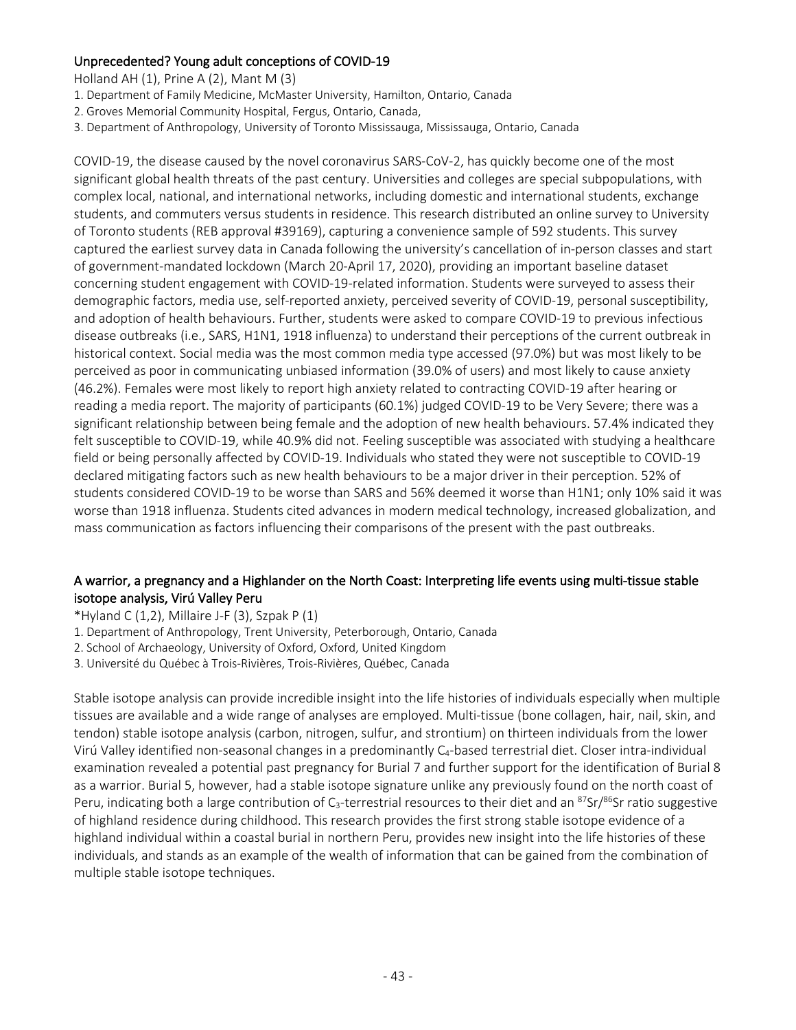## Unprecedented? Young adult conceptions of COVID-19

Holland AH (1), Prine A (2), Mant M (3)

1. Department of Family Medicine, McMaster University, Hamilton, Ontario, Canada
2. Groves Memorial Community Hospital, Fergus, Ontario, Canada,
3. Department of Anthropology, University of Toronto Mississauga, Mississauga, Ontario, Canada

COVID-19, the disease caused by the novel coronavirus SARS-CoV-2, has quickly become one of the most significant global health threats of the past century. Universities and colleges are special subpopulations, with complex local, national, and international networks, including domestic and international students, exchange students, and commuters versus students in residence. This research distributed an online survey to University of Toronto students (REB approval #39169), capturing a convenience sample of 592 students. This survey captured the earliest survey data in Canada following the university's cancellation of in-person classes and start of government-mandated lockdown (March 20-April 17, 2020), providing an important baseline dataset concerning student engagement with COVID-19-related information. Students were surveyed to assess their demographic factors, media use, self-reported anxiety, perceived severity of COVID-19, personal susceptibility, and adoption of health behaviours. Further, students were asked to compare COVID-19 to previous infectious disease outbreaks (i.e., SARS, H1N1, 1918 influenza) to understand their perceptions of the current outbreak in historical context. Social media was the most common media type accessed (97.0%) but was most likely to be perceived as poor in communicating unbiased information (39.0% of users) and most likely to cause anxiety (46.2%). Females were most likely to report high anxiety related to contracting COVID-19 after hearing or reading a media report. The majority of participants (60.1%) judged COVID-19 to be Very Severe; there was a significant relationship between being female and the adoption of new health behaviours. 57.4% indicated they felt susceptible to COVID-19, while 40.9% did not. Feeling susceptible was associated with studying a healthcare field or being personally affected by COVID-19. Individuals who stated they were not susceptible to COVID-19 declared mitigating factors such as new health behaviours to be a major driver in their perception. 52% of students considered COVID-19 to be worse than SARS and 56% deemed it worse than H1N1; only 10% said it was worse than 1918 influenza. Students cited advances in modern medical technology, increased globalization, and mass communication as factors influencing their comparisons of the present with the past outbreaks.

## A warrior, a pregnancy and a Highlander on the North Coast: Interpreting life events using multi-tissue stable isotope analysis, Virú Valley Peru

*Hyland C (1,2), Millaire J-F (3), Szpak P (1)

1. Department of Anthropology, Trent University, Peterborough, Ontario, Canada
2. School of Archaeology, University of Oxford, Oxford, United Kingdom
3. Université du Québec à Trois-Rivières, Trois-Rivières, Québec, Canada

Stable isotope analysis can provide incredible insight into the life histories of individuals especially when multiple tissues are available and a wide range of analyses are employed. Multi-tissue (bone collagen, hair, nail, skin, and tendon) stable isotope analysis (carbon, nitrogen, sulfur, and strontium) on thirteen individuals from the lower Virú Valley identified non-seasonal changes in a predominantly $C_4$-based terrestrial diet. Closer intra-individual examination revealed a potential past pregnancy for Burial 7 and further support for the identification of Burial 8 as a warrior. Burial 5, however, had a stable isotope signature unlike any previously found on the north coast of Peru, indicating both a large contribution of $C_3$-terrestrial resources to their diet and an $^{87}Sr/^{86}Sr$ ratio suggestive of highland residence during childhood. This research provides the first strong stable isotope evidence of a highland individual within a coastal burial in northern Peru, provides new insight into the life histories of these individuals, and stands as an example of the wealth of information that can be gained from the combination of multiple stable isotope techniques.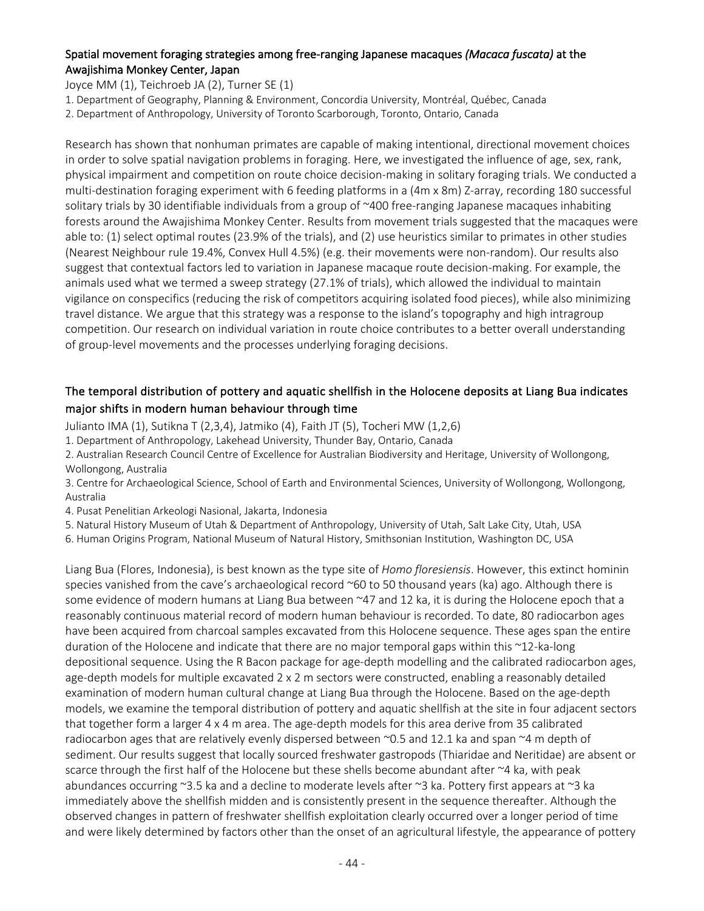## Spatial movement foraging strategies among free-ranging Japanese macaques *(Macaca fuscata)* at the Awajishima Monkey Center, Japan

Joyce MM (1), Teichroeb JA (2), Turner SE (1)

1. Department of Geography, Planning & Environment, Concordia University, Montréal, Québec, Canada
2. Department of Anthropology, University of Toronto Scarborough, Toronto, Ontario, Canada

Research has shown that nonhuman primates are capable of making intentional, directional movement choices in order to solve spatial navigation problems in foraging. Here, we investigated the influence of age, sex, rank, physical impairment and competition on route choice decision-making in solitary foraging trials. We conducted a multi-destination foraging experiment with 6 feeding platforms in a (4m x 8m) Z-array, recording 180 successful solitary trials by 30 identifiable individuals from a group of ~400 free-ranging Japanese macaques inhabiting forests around the Awajishima Monkey Center. Results from movement trials suggested that the macaques were able to: (1) select optimal routes (23.9% of the trials), and (2) use heuristics similar to primates in other studies (Nearest Neighbour rule 19.4%, Convex Hull 4.5%) (e.g. their movements were non-random). Our results also suggest that contextual factors led to variation in Japanese macaque route decision-making. For example, the animals used what we termed a sweep strategy (27.1% of trials), which allowed the individual to maintain vigilance on conspecifics (reducing the risk of competitors acquiring isolated food pieces), while also minimizing travel distance. We argue that this strategy was a response to the island's topography and high intragroup competition. Our research on individual variation in route choice contributes to a better overall understanding of group-level movements and the processes underlying foraging decisions.

## The temporal distribution of pottery and aquatic shellfish in the Holocene deposits at Liang Bua indicates major shifts in modern human behaviour through time

Julianto IMA (1), Sutikna T (2,3,4), Jatmiko (4), Faith JT (5), Tocheri MW (1,2,6)

1. Department of Anthropology, Lakehead University, Thunder Bay, Ontario, Canada
2. Australian Research Council Centre of Excellence for Australian Biodiversity and Heritage, University of Wollongong, Wollongong, Australia
3. Centre for Archaeological Science, School of Earth and Environmental Sciences, University of Wollongong, Wollongong, Australia
4. Pusat Penelitian Arkeologi Nasional, Jakarta, Indonesia
5. Natural History Museum of Utah & Department of Anthropology, University of Utah, Salt Lake City, Utah, USA
6. Human Origins Program, National Museum of Natural History, Smithsonian Institution, Washington DC, USA

Liang Bua (Flores, Indonesia), is best known as the type site of *Homo floresiensis*. However, this extinct hominin species vanished from the cave's archaeological record ~60 to 50 thousand years (ka) ago. Although there is some evidence of modern humans at Liang Bua between ~47 and 12 ka, it is during the Holocene epoch that a reasonably continuous material record of modern human behaviour is recorded. To date, 80 radiocarbon ages have been acquired from charcoal samples excavated from this Holocene sequence. These ages span the entire duration of the Holocene and indicate that there are no major temporal gaps within this ~12-ka-long depositional sequence. Using the R Bacon package for age-depth modelling and the calibrated radiocarbon ages, age-depth models for multiple excavated 2 x 2 m sectors were constructed, enabling a reasonably detailed examination of modern human cultural change at Liang Bua through the Holocene. Based on the age-depth models, we examine the temporal distribution of pottery and aquatic shellfish at the site in four adjacent sectors that together form a larger 4 x 4 m area. The age-depth models for this area derive from 35 calibrated radiocarbon ages that are relatively evenly dispersed between ~0.5 and 12.1 ka and span ~4 m depth of sediment. Our results suggest that locally sourced freshwater gastropods (Thiaridae and Neritidae) are absent or scarce through the first half of the Holocene but these shells become abundant after ~4 ka, with peak abundances occurring ~3.5 ka and a decline to moderate levels after ~3 ka. Pottery first appears at ~3 ka immediately above the shellfish midden and is consistently present in the sequence thereafter. Although the observed changes in pattern of freshwater shellfish exploitation clearly occurred over a longer period of time and were likely determined by factors other than the onset of an agricultural lifestyle, the appearance of pottery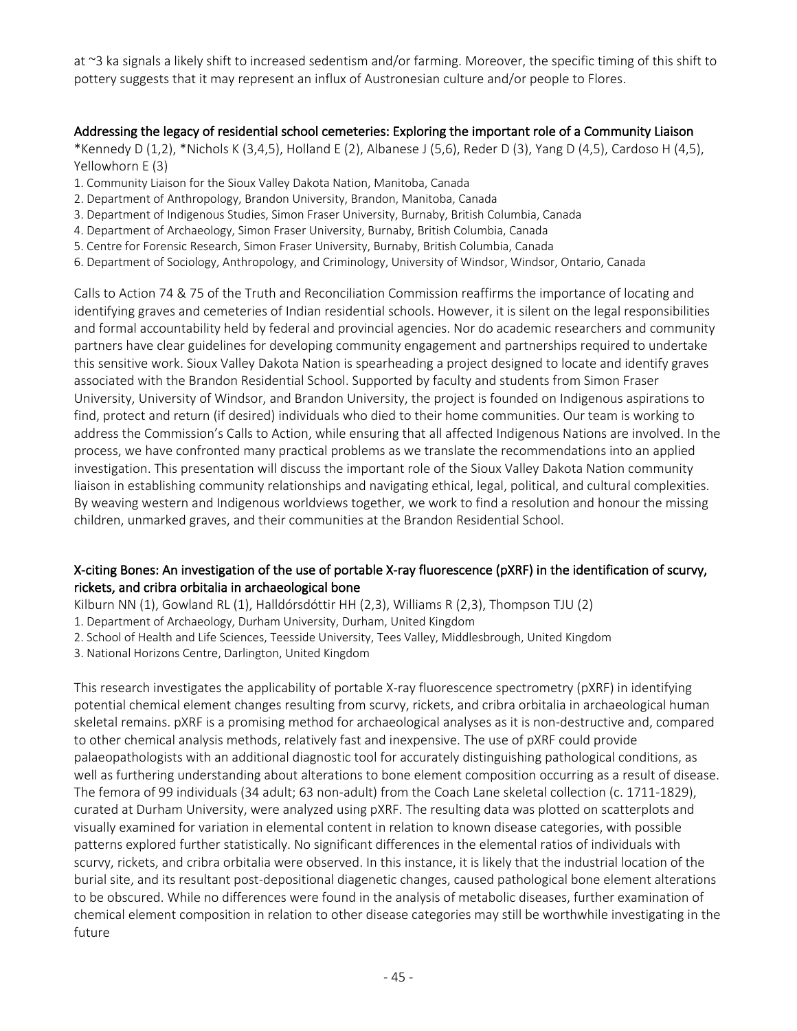at ~3 ka signals a likely shift to increased sedentism and/or farming. Moreover, the specific timing of this shift to pottery suggests that it may represent an influx of Austronesian culture and/or people to Flores.

## Addressing the legacy of residential school cemeteries: Exploring the important role of a Community Liaison

*Kennedy D (1,2), *Nichols K (3,4,5), Holland E (2), Albanese J (5,6), Reder D (3), Yang D (4,5), Cardoso H (4,5), Yellowhorn E (3)

1. Community Liaison for the Sioux Valley Dakota Nation, Manitoba, Canada
2. Department of Anthropology, Brandon University, Brandon, Manitoba, Canada
3. Department of Indigenous Studies, Simon Fraser University, Burnaby, British Columbia, Canada
4. Department of Archaeology, Simon Fraser University, Burnaby, British Columbia, Canada
5. Centre for Forensic Research, Simon Fraser University, Burnaby, British Columbia, Canada
6. Department of Sociology, Anthropology, and Criminology, University of Windsor, Windsor, Ontario, Canada

Calls to Action 74 & 75 of the Truth and Reconciliation Commission reaffirms the importance of locating and identifying graves and cemeteries of Indian residential schools. However, it is silent on the legal responsibilities and formal accountability held by federal and provincial agencies. Nor do academic researchers and community partners have clear guidelines for developing community engagement and partnerships required to undertake this sensitive work. Sioux Valley Dakota Nation is spearheading a project designed to locate and identify graves associated with the Brandon Residential School. Supported by faculty and students from Simon Fraser University, University of Windsor, and Brandon University, the project is founded on Indigenous aspirations to find, protect and return (if desired) individuals who died to their home communities. Our team is working to address the Commission's Calls to Action, while ensuring that all affected Indigenous Nations are involved. In the process, we have confronted many practical problems as we translate the recommendations into an applied investigation. This presentation will discuss the important role of the Sioux Valley Dakota Nation community liaison in establishing community relationships and navigating ethical, legal, political, and cultural complexities. By weaving western and Indigenous worldviews together, we work to find a resolution and honour the missing children, unmarked graves, and their communities at the Brandon Residential School.

## X-citing Bones: An investigation of the use of portable X-ray fluorescence (pXRF) in the identification of scurvy, rickets, and cribra orbitalia in archaeological bone

Kilburn NN (1), Gowland RL (1), Halldórsdóttir HH (2,3), Williams R (2,3), Thompson TJU (2)

1. Department of Archaeology, Durham University, Durham, United Kingdom
2. School of Health and Life Sciences, Teesside University, Tees Valley, Middlesbrough, United Kingdom
3. National Horizons Centre, Darlington, United Kingdom

This research investigates the applicability of portable X-ray fluorescence spectrometry (pXRF) in identifying potential chemical element changes resulting from scurvy, rickets, and cribra orbitalia in archaeological human skeletal remains. pXRF is a promising method for archaeological analyses as it is non-destructive and, compared to other chemical analysis methods, relatively fast and inexpensive. The use of pXRF could provide palaeopathologists with an additional diagnostic tool for accurately distinguishing pathological conditions, as well as furthering understanding about alterations to bone element composition occurring as a result of disease. The femora of 99 individuals (34 adult; 63 non-adult) from the Coach Lane skeletal collection (c. 1711-1829), curated at Durham University, were analyzed using pXRF. The resulting data was plotted on scatterplots and visually examined for variation in elemental content in relation to known disease categories, with possible patterns explored further statistically. No significant differences in the elemental ratios of individuals with scurvy, rickets, and cribra orbitalia were observed. In this instance, it is likely that the industrial location of the burial site, and its resultant post-depositional diagenetic changes, caused pathological bone element alterations to be obscured. While no differences were found in the analysis of metabolic diseases, further examination of chemical element composition in relation to other disease categories may still be worthwhile investigating in the future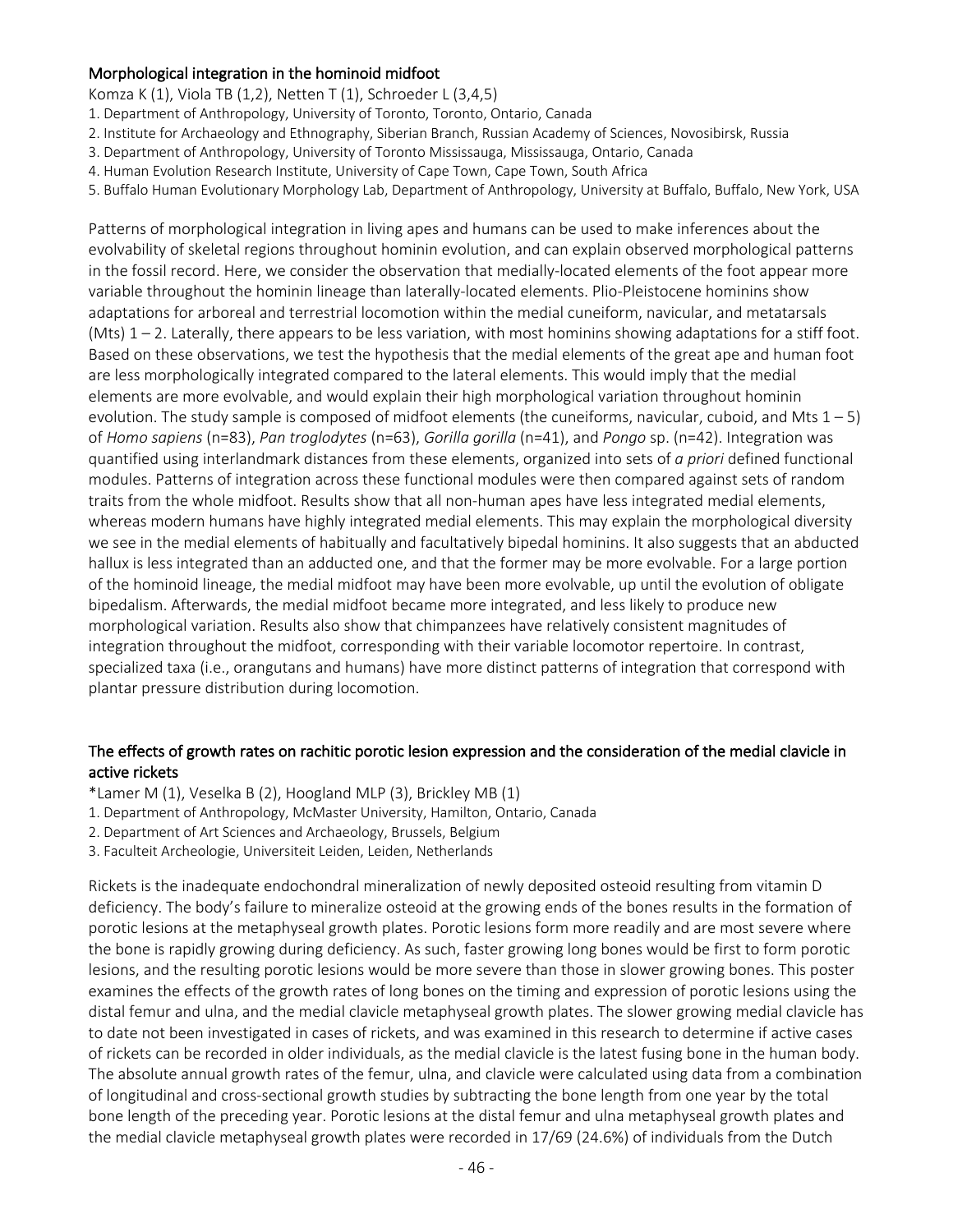## Morphological integration in the hominoid midfoot

Komza K (1), Viola TB (1,2), Netten T (1), Schroeder L (3,4,5)

1. Department of Anthropology, University of Toronto, Toronto, Ontario, Canada
2. Institute for Archaeology and Ethnography, Siberian Branch, Russian Academy of Sciences, Novosibirsk, Russia
3. Department of Anthropology, University of Toronto Mississauga, Mississauga, Ontario, Canada
4. Human Evolution Research Institute, University of Cape Town, Cape Town, South Africa
5. Buffalo Human Evolutionary Morphology Lab, Department of Anthropology, University at Buffalo, Buffalo, New York, USA

Patterns of morphological integration in living apes and humans can be used to make inferences about the evolvability of skeletal regions throughout hominin evolution, and can explain observed morphological patterns in the fossil record. Here, we consider the observation that medially-located elements of the foot appear more variable throughout the hominin lineage than laterally-located elements. Plio-Pleistocene hominins show adaptations for arboreal and terrestrial locomotion within the medial cuneiform, navicular, and metatarsals (Mts) 1 – 2. Laterally, there appears to be less variation, with most hominins showing adaptations for a stiff foot. Based on these observations, we test the hypothesis that the medial elements of the great ape and human foot are less morphologically integrated compared to the lateral elements. This would imply that the medial elements are more evolvable, and would explain their high morphological variation throughout hominin evolution. The study sample is composed of midfoot elements (the cuneiforms, navicular, cuboid, and Mts 1 – 5) of *Homo sapiens* (n=83), *Pan troglodytes* (n=63), *Gorilla gorilla* (n=41), and *Pongo* sp. (n=42). Integration was quantified using interlandmark distances from these elements, organized into sets of *a priori* defined functional modules. Patterns of integration across these functional modules were then compared against sets of random traits from the whole midfoot. Results show that all non-human apes have less integrated medial elements, whereas modern humans have highly integrated medial elements. This may explain the morphological diversity we see in the medial elements of habitually and facultatively bipedal hominins. It also suggests that an abducted hallux is less integrated than an adducted one, and that the former may be more evolvable. For a large portion of the hominoid lineage, the medial midfoot may have been more evolvable, up until the evolution of obligate bipedalism. Afterwards, the medial midfoot became more integrated, and less likely to produce new morphological variation. Results also show that chimpanzees have relatively consistent magnitudes of integration throughout the midfoot, corresponding with their variable locomotor repertoire. In contrast, specialized taxa (i.e., orangutans and humans) have more distinct patterns of integration that correspond with plantar pressure distribution during locomotion.

## The effects of growth rates on rachitic porotic lesion expression and the consideration of the medial clavicle in active rickets

*Lamer M (1), Veselka B (2), Hoogland MLP (3), Brickley MB (1)

1. Department of Anthropology, McMaster University, Hamilton, Ontario, Canada
2. Department of Art Sciences and Archaeology, Brussels, Belgium
3. Faculteit Archeologie, Universiteit Leiden, Leiden, Netherlands

Rickets is the inadequate endochondral mineralization of newly deposited osteoid resulting from vitamin D deficiency. The body's failure to mineralize osteoid at the growing ends of the bones results in the formation of porotic lesions at the metaphyseal growth plates. Porotic lesions form more readily and are most severe where the bone is rapidly growing during deficiency. As such, faster growing long bones would be first to form porotic lesions, and the resulting porotic lesions would be more severe than those in slower growing bones. This poster examines the effects of the growth rates of long bones on the timing and expression of porotic lesions using the distal femur and ulna, and the medial clavicle metaphyseal growth plates. The slower growing medial clavicle has to date not been investigated in cases of rickets, and was examined in this research to determine if active cases of rickets can be recorded in older individuals, as the medial clavicle is the latest fusing bone in the human body. The absolute annual growth rates of the femur, ulna, and clavicle were calculated using data from a combination of longitudinal and cross-sectional growth studies by subtracting the bone length from one year by the total bone length of the preceding year. Porotic lesions at the distal femur and ulna metaphyseal growth plates and the medial clavicle metaphyseal growth plates were recorded in 17/69 (24.6%) of individuals from the Dutch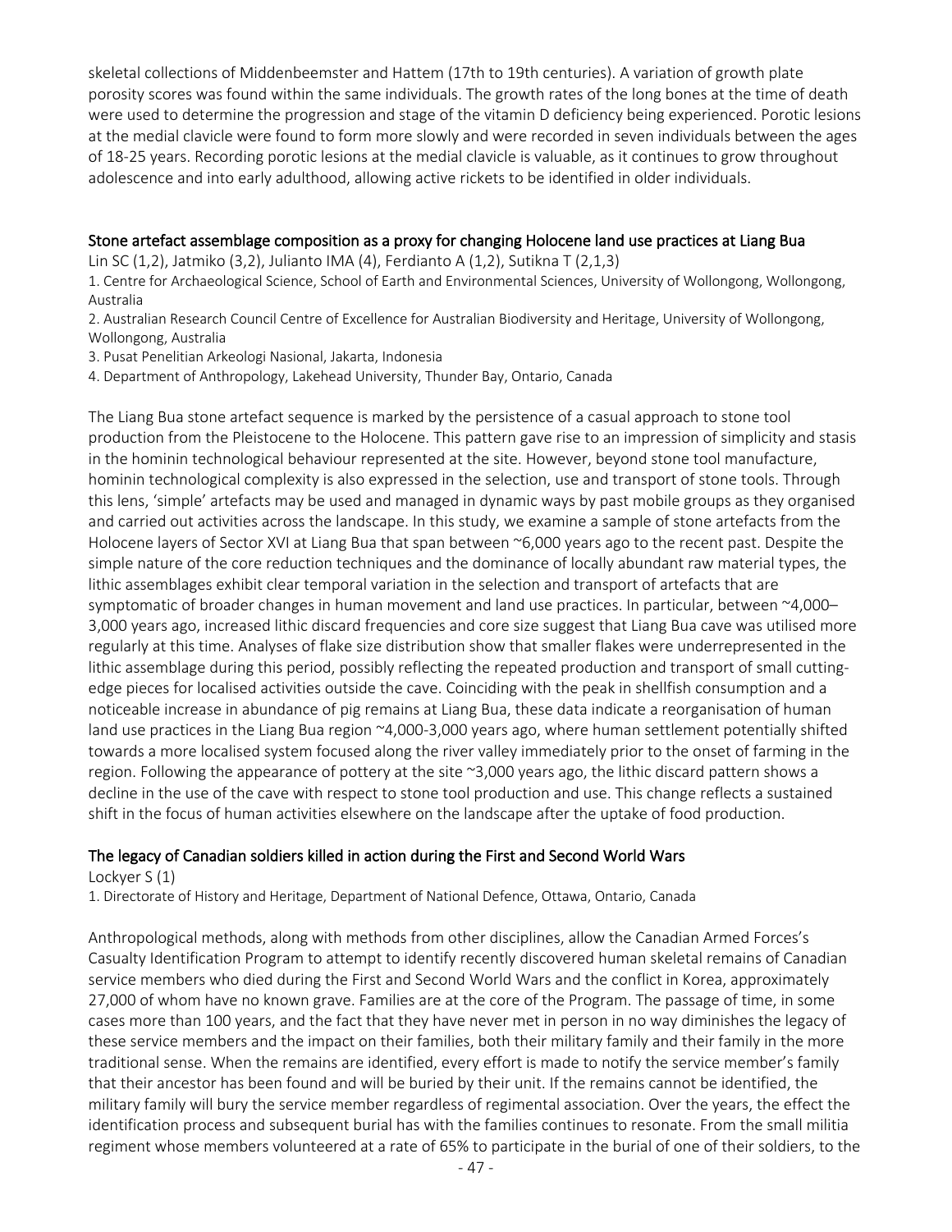skeletal collections of Middenbeemster and Hattem (17th to 19th centuries). A variation of growth plate porosity scores was found within the same individuals. The growth rates of the long bones at the time of death were used to determine the progression and stage of the vitamin D deficiency being experienced. Porotic lesions at the medial clavicle were found to form more slowly and were recorded in seven individuals between the ages of 18-25 years. Recording porotic lesions at the medial clavicle is valuable, as it continues to grow throughout adolescence and into early adulthood, allowing active rickets to be identified in older individuals.

## Stone artefact assemblage composition as a proxy for changing Holocene land use practices at Liang Bua

Lin SC (1,2), Jatmiko (3,2), Julianto IMA (4), Ferdianto A (1,2), Sutikna T (2,1,3)

1. Centre for Archaeological Science, School of Earth and Environmental Sciences, University of Wollongong, Wollongong, Australia
2. Australian Research Council Centre of Excellence for Australian Biodiversity and Heritage, University of Wollongong, Wollongong, Australia
3. Pusat Penelitian Arkeologi Nasional, Jakarta, Indonesia
4. Department of Anthropology, Lakehead University, Thunder Bay, Ontario, Canada

The Liang Bua stone artefact sequence is marked by the persistence of a casual approach to stone tool production from the Pleistocene to the Holocene. This pattern gave rise to an impression of simplicity and stasis in the hominin technological behaviour represented at the site. However, beyond stone tool manufacture, hominin technological complexity is also expressed in the selection, use and transport of stone tools. Through this lens, 'simple' artefacts may be used and managed in dynamic ways by past mobile groups as they organised and carried out activities across the landscape. In this study, we examine a sample of stone artefacts from the Holocene layers of Sector XVI at Liang Bua that span between ~6,000 years ago to the recent past. Despite the simple nature of the core reduction techniques and the dominance of locally abundant raw material types, the lithic assemblages exhibit clear temporal variation in the selection and transport of artefacts that are symptomatic of broader changes in human movement and land use practices. In particular, between ~4,000–3,000 years ago, increased lithic discard frequencies and core size suggest that Liang Bua cave was utilised more regularly at this time. Analyses of flake size distribution show that smaller flakes were underrepresented in the lithic assemblage during this period, possibly reflecting the repeated production and transport of small cutting-edge pieces for localised activities outside the cave. Coinciding with the peak in shellfish consumption and a noticeable increase in abundance of pig remains at Liang Bua, these data indicate a reorganisation of human land use practices in the Liang Bua region ~4,000-3,000 years ago, where human settlement potentially shifted towards a more localised system focused along the river valley immediately prior to the onset of farming in the region. Following the appearance of pottery at the site ~3,000 years ago, the lithic discard pattern shows a decline in the use of the cave with respect to stone tool production and use. This change reflects a sustained shift in the focus of human activities elsewhere on the landscape after the uptake of food production.

## The legacy of Canadian soldiers killed in action during the First and Second World Wars

Lockyer S (1)

1. Directorate of History and Heritage, Department of National Defence, Ottawa, Ontario, Canada

Anthropological methods, along with methods from other disciplines, allow the Canadian Armed Forces's Casualty Identification Program to attempt to identify recently discovered human skeletal remains of Canadian service members who died during the First and Second World Wars and the conflict in Korea, approximately 27,000 of whom have no known grave. Families are at the core of the Program. The passage of time, in some cases more than 100 years, and the fact that they have never met in person in no way diminishes the legacy of these service members and the impact on their families, both their military family and their family in the more traditional sense. When the remains are identified, every effort is made to notify the service member's family that their ancestor has been found and will be buried by their unit. If the remains cannot be identified, the military family will bury the service member regardless of regimental association. Over the years, the effect the identification process and subsequent burial has with the families continues to resonate. From the small militia regiment whose members volunteered at a rate of 65% to participate in the burial of one of their soldiers, to the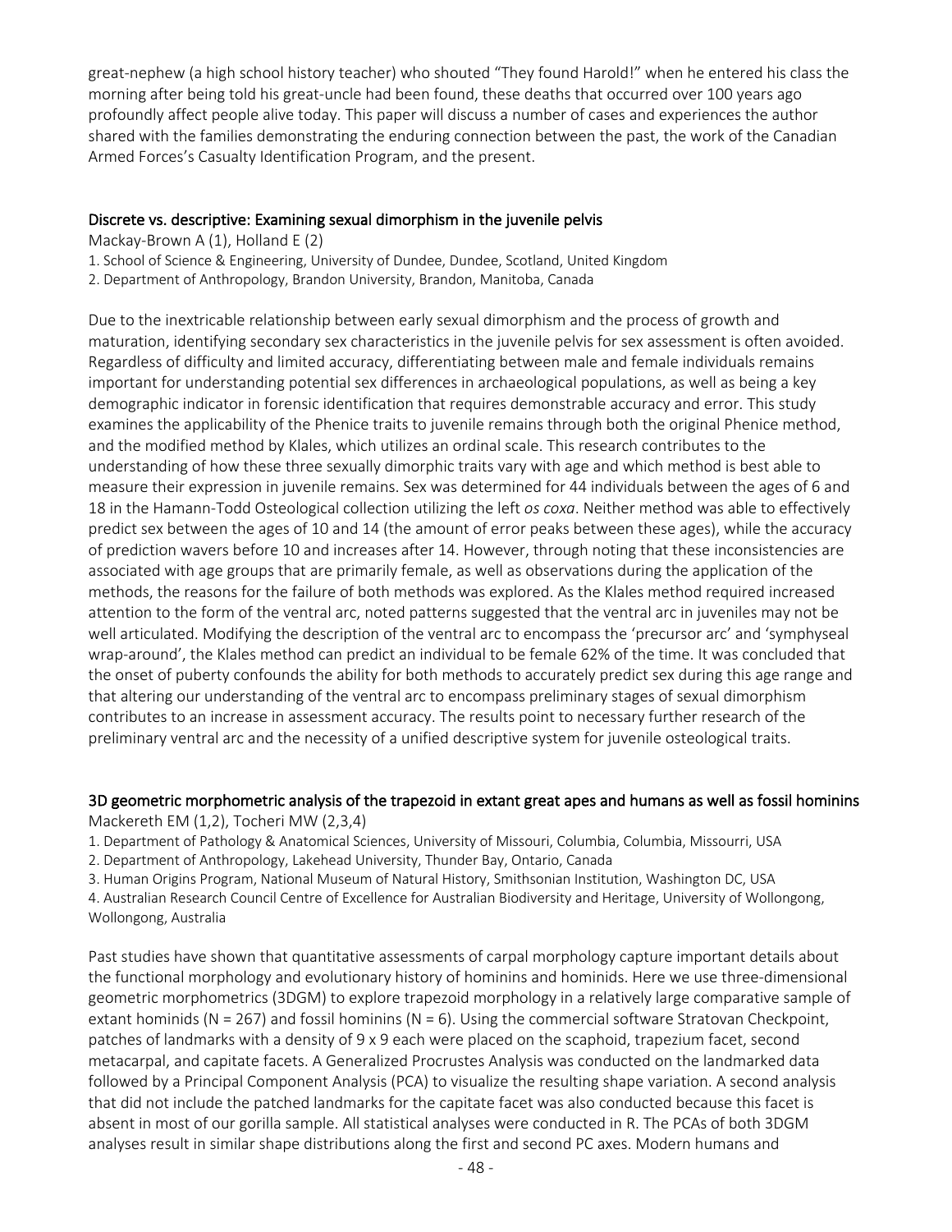great-nephew (a high school history teacher) who shouted "They found Harold!" when he entered his class the morning after being told his great-uncle had been found, these deaths that occurred over 100 years ago profoundly affect people alive today. This paper will discuss a number of cases and experiences the author shared with the families demonstrating the enduring connection between the past, the work of the Canadian Armed Forces's Casualty Identification Program, and the present.

## Discrete vs. descriptive: Examining sexual dimorphism in the juvenile pelvis

Mackay-Brown A (1), Holland E (2)

1. School of Science & Engineering, University of Dundee, Dundee, Scotland, United Kingdom
2. Department of Anthropology, Brandon University, Brandon, Manitoba, Canada

Due to the inextricable relationship between early sexual dimorphism and the process of growth and maturation, identifying secondary sex characteristics in the juvenile pelvis for sex assessment is often avoided. Regardless of difficulty and limited accuracy, differentiating between male and female individuals remains important for understanding potential sex differences in archaeological populations, as well as being a key demographic indicator in forensic identification that requires demonstrable accuracy and error. This study examines the applicability of the Phenice traits to juvenile remains through both the original Phenice method, and the modified method by Klales, which utilizes an ordinal scale. This research contributes to the understanding of how these three sexually dimorphic traits vary with age and which method is best able to measure their expression in juvenile remains. Sex was determined for 44 individuals between the ages of 6 and 18 in the Hamann-Todd Osteological collection utilizing the left *os coxa*. Neither method was able to effectively predict sex between the ages of 10 and 14 (the amount of error peaks between these ages), while the accuracy of prediction wavers before 10 and increases after 14. However, through noting that these inconsistencies are associated with age groups that are primarily female, as well as observations during the application of the methods, the reasons for the failure of both methods was explored. As the Klales method required increased attention to the form of the ventral arc, noted patterns suggested that the ventral arc in juveniles may not be well articulated. Modifying the description of the ventral arc to encompass the 'precursor arc' and 'symphyseal wrap-around', the Klales method can predict an individual to be female 62% of the time. It was concluded that the onset of puberty confounds the ability for both methods to accurately predict sex during this age range and that altering our understanding of the ventral arc to encompass preliminary stages of sexual dimorphism contributes to an increase in assessment accuracy. The results point to necessary further research of the preliminary ventral arc and the necessity of a unified descriptive system for juvenile osteological traits.

## 3D geometric morphometric analysis of the trapezoid in extant great apes and humans as well as fossil hominins

Mackereth EM (1,2), Tocheri MW (2,3,4)

1. Department of Pathology & Anatomical Sciences, University of Missouri, Columbia, Columbia, Missouri, USA
2. Department of Anthropology, Lakehead University, Thunder Bay, Ontario, Canada
3. Human Origins Program, National Museum of Natural History, Smithsonian Institution, Washington DC, USA
4. Australian Research Council Centre of Excellence for Australian Biodiversity and Heritage, University of Wollongong, Wollongong, Australia

Past studies have shown that quantitative assessments of carpal morphology capture important details about the functional morphology and evolutionary history of hominins and hominids. Here we use three-dimensional geometric morphometrics (3DGM) to explore trapezoid morphology in a relatively large comparative sample of extant hominids (N = 267) and fossil hominins (N = 6). Using the commercial software Stratovan Checkpoint, patches of landmarks with a density of 9 x 9 each were placed on the scaphoid, trapezium facet, second metacarpal, and capitate facets. A Generalized Procrustes Analysis was conducted on the landmarked data followed by a Principal Component Analysis (PCA) to visualize the resulting shape variation. A second analysis that did not include the patched landmarks for the capitate facet was also conducted because this facet is absent in most of our gorilla sample. All statistical analyses were conducted in R. The PCAs of both 3DGM analyses result in similar shape distributions along the first and second PC axes. Modern humans and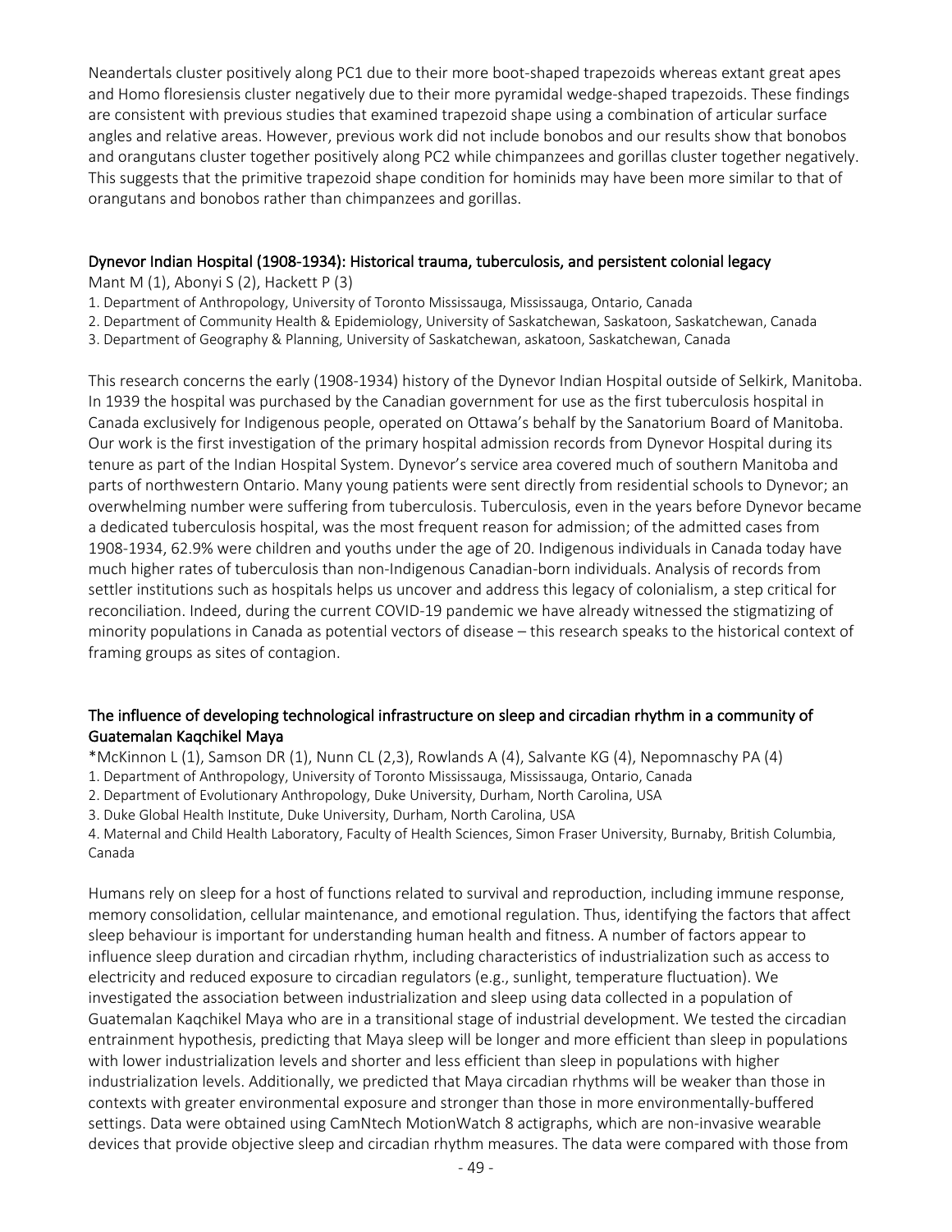Neandertals cluster positively along PC1 due to their more boot-shaped trapezoids whereas extant great apes and Homo floresiensis cluster negatively due to their more pyramidal wedge-shaped trapezoids. These findings are consistent with previous studies that examined trapezoid shape using a combination of articular surface angles and relative areas. However, previous work did not include bonobos and our results show that bonobos and orangutans cluster together positively along PC2 while chimpanzees and gorillas cluster together negatively. This suggests that the primitive trapezoid shape condition for hominids may have been more similar to that of orangutans and bonobos rather than chimpanzees and gorillas.

## Dynevor Indian Hospital (1908-1934): Historical trauma, tuberculosis, and persistent colonial legacy

Mant M (1), Abonyi S (2), Hackett P (3)

1. Department of Anthropology, University of Toronto Mississauga, Mississauga, Ontario, Canada
2. Department of Community Health & Epidemiology, University of Saskatchewan, Saskatoon, Saskatchewan, Canada
3. Department of Geography & Planning, University of Saskatchewan, askatoon, Saskatchewan, Canada

This research concerns the early (1908-1934) history of the Dynevor Indian Hospital outside of Selkirk, Manitoba. In 1939 the hospital was purchased by the Canadian government for use as the first tuberculosis hospital in Canada exclusively for Indigenous people, operated on Ottawa's behalf by the Sanatorium Board of Manitoba. Our work is the first investigation of the primary hospital admission records from Dynevor Hospital during its tenure as part of the Indian Hospital System. Dynevor's service area covered much of southern Manitoba and parts of northwestern Ontario. Many young patients were sent directly from residential schools to Dynevor; an overwhelming number were suffering from tuberculosis. Tuberculosis, even in the years before Dynevor became a dedicated tuberculosis hospital, was the most frequent reason for admission; of the admitted cases from 1908-1934, 62.9% were children and youths under the age of 20. Indigenous individuals in Canada today have much higher rates of tuberculosis than non-Indigenous Canadian-born individuals. Analysis of records from settler institutions such as hospitals helps us uncover and address this legacy of colonialism, a step critical for reconciliation. Indeed, during the current COVID-19 pandemic we have already witnessed the stigmatizing of minority populations in Canada as potential vectors of disease – this research speaks to the historical context of framing groups as sites of contagion.

## The influence of developing technological infrastructure on sleep and circadian rhythm in a community of Guatemalan Kaqchikel Maya

*McKinnon L (1), Samson DR (1), Nunn CL (2,3), Rowlands A (4), Salvante KG (4), Nepomnaschy PA (4)

1. Department of Anthropology, University of Toronto Mississauga, Mississauga, Ontario, Canada
2. Department of Evolutionary Anthropology, Duke University, Durham, North Carolina, USA
3. Duke Global Health Institute, Duke University, Durham, North Carolina, USA
4. Maternal and Child Health Laboratory, Faculty of Health Sciences, Simon Fraser University, Burnaby, British Columbia, Canada

Humans rely on sleep for a host of functions related to survival and reproduction, including immune response, memory consolidation, cellular maintenance, and emotional regulation. Thus, identifying the factors that affect sleep behaviour is important for understanding human health and fitness. A number of factors appear to influence sleep duration and circadian rhythm, including characteristics of industrialization such as access to electricity and reduced exposure to circadian regulators (e.g., sunlight, temperature fluctuation). We investigated the association between industrialization and sleep using data collected in a population of Guatemalan Kaqchikel Maya who are in a transitional stage of industrial development. We tested the circadian entrainment hypothesis, predicting that Maya sleep will be longer and more efficient than sleep in populations with lower industrialization levels and shorter and less efficient than sleep in populations with higher industrialization levels. Additionally, we predicted that Maya circadian rhythms will be weaker than those in contexts with greater environmental exposure and stronger than those in more environmentally-buffered settings. Data were obtained using CamNtech MotionWatch 8 actigraphs, which are non-invasive wearable devices that provide objective sleep and circadian rhythm measures. The data were compared with those from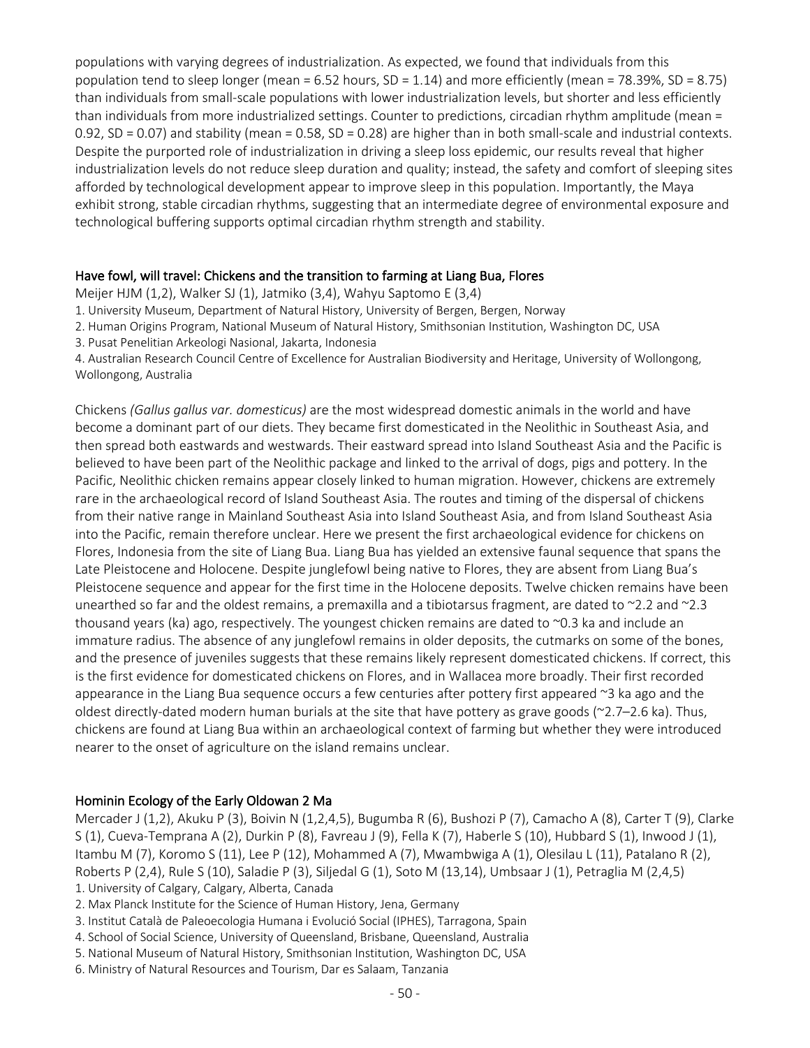populations with varying degrees of industrialization. As expected, we found that individuals from this population tend to sleep longer (mean = 6.52 hours, SD = 1.14) and more efficiently (mean = 78.39%, SD = 8.75) than individuals from small-scale populations with lower industrialization levels, but shorter and less efficiently than individuals from more industrialized settings. Counter to predictions, circadian rhythm amplitude (mean = 0.92, SD = 0.07) and stability (mean = 0.58, SD = 0.28) are higher than in both small-scale and industrial contexts. Despite the purported role of industrialization in driving a sleep loss epidemic, our results reveal that higher industrialization levels do not reduce sleep duration and quality; instead, the safety and comfort of sleeping sites afforded by technological development appear to improve sleep in this population. Importantly, the Maya exhibit strong, stable circadian rhythms, suggesting that an intermediate degree of environmental exposure and technological buffering supports optimal circadian rhythm strength and stability.

## Have fowl, will travel: Chickens and the transition to farming at Liang Bua, Flores

Meijer HJM (1,2), Walker SJ (1), Jatmiko (3,4), Wahyu Saptomo E (3,4)

1. University Museum, Department of Natural History, University of Bergen, Bergen, Norway
2. Human Origins Program, National Museum of Natural History, Smithsonian Institution, Washington DC, USA
3. Pusat Penelitian Arkeologi Nasional, Jakarta, Indonesia
4. Australian Research Council Centre of Excellence for Australian Biodiversity and Heritage, University of Wollongong, Wollongong, Australia

Chickens *(Gallus gallus var. domesticus)* are the most widespread domestic animals in the world and have become a dominant part of our diets. They became first domesticated in the Neolithic in Southeast Asia, and then spread both eastwards and westwards. Their eastward spread into Island Southeast Asia and the Pacific is believed to have been part of the Neolithic package and linked to the arrival of dogs, pigs and pottery. In the Pacific, Neolithic chicken remains appear closely linked to human migration. However, chickens are extremely rare in the archaeological record of Island Southeast Asia. The routes and timing of the dispersal of chickens from their native range in Mainland Southeast Asia into Island Southeast Asia, and from Island Southeast Asia into the Pacific, remain therefore unclear. Here we present the first archaeological evidence for chickens on Flores, Indonesia from the site of Liang Bua. Liang Bua has yielded an extensive faunal sequence that spans the Late Pleistocene and Holocene. Despite junglefowl being native to Flores, they are absent from Liang Bua's Pleistocene sequence and appear for the first time in the Holocene deposits. Twelve chicken remains have been unearthed so far and the oldest remains, a premaxilla and a tibiotarsus fragment, are dated to ~2.2 and ~2.3 thousand years (ka) ago, respectively. The youngest chicken remains are dated to ~0.3 ka and include an immature radius. The absence of any junglefowl remains in older deposits, the cutmarks on some of the bones, and the presence of juveniles suggests that these remains likely represent domesticated chickens. If correct, this is the first evidence for domesticated chickens on Flores, and in Wallacea more broadly. Their first recorded appearance in the Liang Bua sequence occurs a few centuries after pottery first appeared ~3 ka ago and the oldest directly-dated modern human burials at the site that have pottery as grave goods (~2.7–2.6 ka). Thus, chickens are found at Liang Bua within an archaeological context of farming but whether they were introduced nearer to the onset of agriculture on the island remains unclear.

## Hominin Ecology of the Early Oldowan 2 Ma

Mercader J (1,2), Akuku P (3), Boivin N (1,2,4,5), Bugumba R (6), Bushozi P (7), Camacho A (8), Carter T (9), Clarke S (1), Cueva-Temprana A (2), Durkin P (8), Favreau J (9), Fella K (7), Haberle S (10), Hubbard S (1), Inwood J (1), Itambu M (7), Koromo S (11), Lee P (12), Mohammed A (7), Mwambwiga A (1), Olesilau L (11), Patalano R (2), Roberts P (2,4), Rule S (10), Saladie P (3), Siljedal G (1), Soto M (13,14), Umbsaar J (1), Petraglia M (2,4,5)

1. University of Calgary, Calgary, Alberta, Canada
2. Max Planck Institute for the Science of Human History, Jena, Germany
3. Institut Català de Paleoecologia Humana i Evolució Social (IPHES), Tarragona, Spain
4. School of Social Science, University of Queensland, Brisbane, Queensland, Australia
5. National Museum of Natural History, Smithsonian Institution, Washington DC, USA
6. Ministry of Natural Resources and Tourism, Dar es Salaam, Tanzania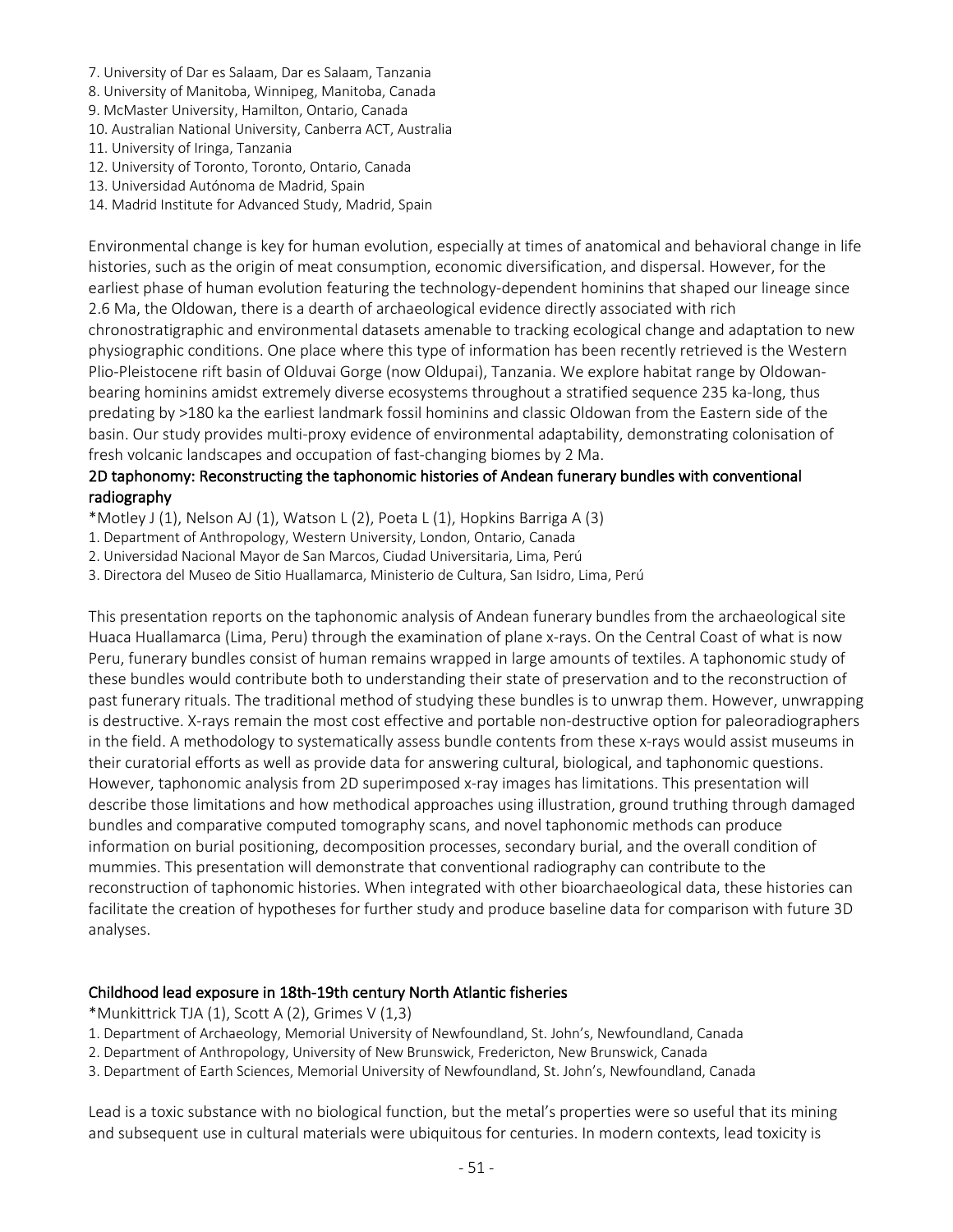7. University of Dar es Salaam, Dar es Salaam, Tanzania
8. University of Manitoba, Winnipeg, Manitoba, Canada
9. McMaster University, Hamilton, Ontario, Canada
10. Australian National University, Canberra ACT, Australia
11. University of Iringa, Tanzania
12. University of Toronto, Toronto, Ontario, Canada
13. Universidad Autónoma de Madrid, Spain
14. Madrid Institute for Advanced Study, Madrid, Spain

Environmental change is key for human evolution, especially at times of anatomical and behavioral change in life histories, such as the origin of meat consumption, economic diversification, and dispersal. However, for the earliest phase of human evolution featuring the technology-dependent hominins that shaped our lineage since 2.6 Ma, the Oldowan, there is a dearth of archaeological evidence directly associated with rich chronostratigraphic and environmental datasets amenable to tracking ecological change and adaptation to new physiographic conditions. One place where this type of information has been recently retrieved is the Western Plio-Pleistocene rift basin of Olduvai Gorge (now Oldupai), Tanzania. We explore habitat range by Oldowan-bearing hominins amidst extremely diverse ecosystems throughout a stratified sequence 235 ka-long, thus predating by >180 ka the earliest landmark fossil hominins and classic Oldowan from the Eastern side of the basin. Our study provides multi-proxy evidence of environmental adaptability, demonstrating colonisation of fresh volcanic landscapes and occupation of fast-changing biomes by 2 Ma.

## 2D taphonomy: Reconstructing the taphonomic histories of Andean funerary bundles with conventional radiography

*Motley J (1), Nelson AJ (1), Watson L (2), Poeta L (1), Hopkins Barriga A (3)

1. Department of Anthropology, Western University, London, Ontario, Canada
2. Universidad Nacional Mayor de San Marcos, Ciudad Universitaria, Lima, Perú
3. Directora del Museo de Sitio Huallamarca, Ministerio de Cultura, San Isidro, Lima, Perú

This presentation reports on the taphonomic analysis of Andean funerary bundles from the archaeological site Huaca Huallamarca (Lima, Peru) through the examination of plane x-rays. On the Central Coast of what is now Peru, funerary bundles consist of human remains wrapped in large amounts of textiles. A taphonomic study of these bundles would contribute both to understanding their state of preservation and to the reconstruction of past funerary rituals. The traditional method of studying these bundles is to unwrap them. However, unwrapping is destructive. X-rays remain the most cost effective and portable non-destructive option for paleoradiographers in the field. A methodology to systematically assess bundle contents from these x-rays would assist museums in their curatorial efforts as well as provide data for answering cultural, biological, and taphonomic questions. However, taphonomic analysis from 2D superimposed x-ray images has limitations. This presentation will describe those limitations and how methodical approaches using illustration, ground truthing through damaged bundles and comparative computed tomography scans, and novel taphonomic methods can produce information on burial positioning, decomposition processes, secondary burial, and the overall condition of mummies. This presentation will demonstrate that conventional radiography can contribute to the reconstruction of taphonomic histories. When integrated with other bioarchaeological data, these histories can facilitate the creation of hypotheses for further study and produce baseline data for comparison with future 3D analyses.

## Childhood lead exposure in 18th-19th century North Atlantic fisheries

*Munkittrick TJA (1), Scott A (2), Grimes V (1,3)

1. Department of Archaeology, Memorial University of Newfoundland, St. John's, Newfoundland, Canada
2. Department of Anthropology, University of New Brunswick, Fredericton, New Brunswick, Canada
3. Department of Earth Sciences, Memorial University of Newfoundland, St. John's, Newfoundland, Canada

Lead is a toxic substance with no biological function, but the metal's properties were so useful that its mining and subsequent use in cultural materials were ubiquitous for centuries. In modern contexts, lead toxicity is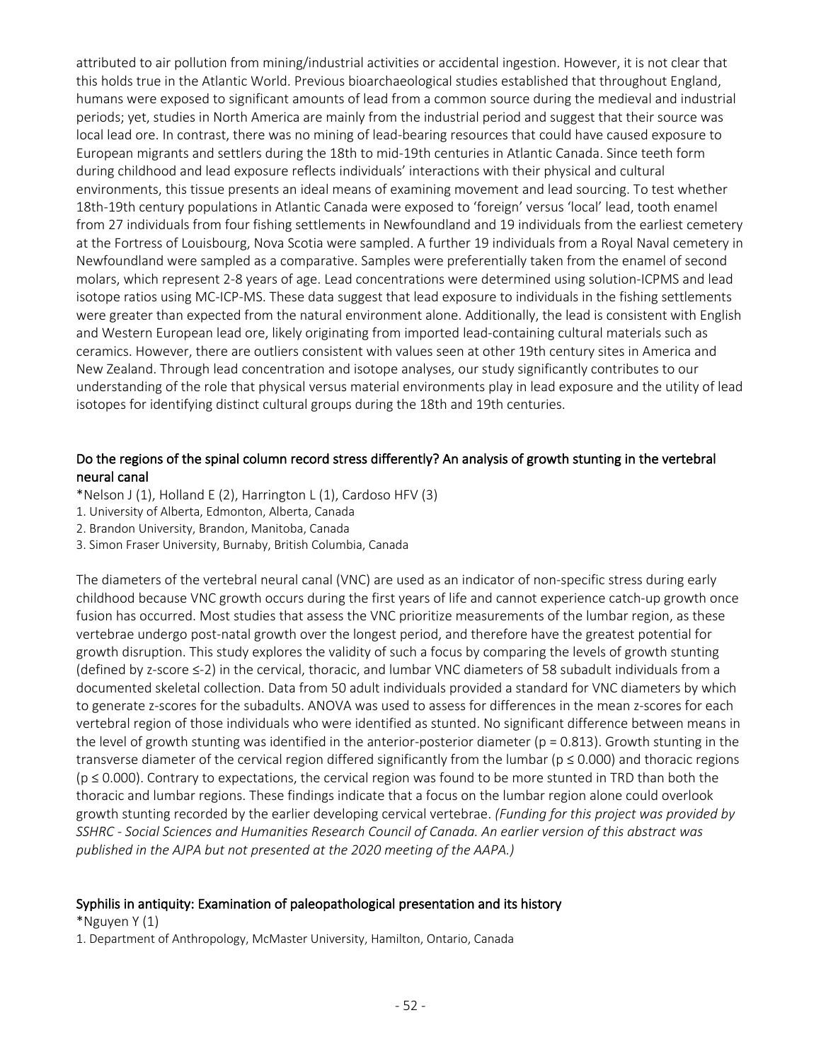attributed to air pollution from mining/industrial activities or accidental ingestion. However, it is not clear that this holds true in the Atlantic World. Previous bioarchaeological studies established that throughout England, humans were exposed to significant amounts of lead from a common source during the medieval and industrial periods; yet, studies in North America are mainly from the industrial period and suggest that their source was local lead ore. In contrast, there was no mining of lead-bearing resources that could have caused exposure to European migrants and settlers during the 18th to mid-19th centuries in Atlantic Canada. Since teeth form during childhood and lead exposure reflects individuals' interactions with their physical and cultural environments, this tissue presents an ideal means of examining movement and lead sourcing. To test whether 18th-19th century populations in Atlantic Canada were exposed to 'foreign' versus 'local' lead, tooth enamel from 27 individuals from four fishing settlements in Newfoundland and 19 individuals from the earliest cemetery at the Fortress of Louisbourg, Nova Scotia were sampled. A further 19 individuals from a Royal Naval cemetery in Newfoundland were sampled as a comparative. Samples were preferentially taken from the enamel of second molars, which represent 2-8 years of age. Lead concentrations were determined using solution-ICPMS and lead isotope ratios using MC-ICP-MS. These data suggest that lead exposure to individuals in the fishing settlements were greater than expected from the natural environment alone. Additionally, the lead is consistent with English and Western European lead ore, likely originating from imported lead-containing cultural materials such as ceramics. However, there are outliers consistent with values seen at other 19th century sites in America and New Zealand. Through lead concentration and isotope analyses, our study significantly contributes to our understanding of the role that physical versus material environments play in lead exposure and the utility of lead isotopes for identifying distinct cultural groups during the 18th and 19th centuries.

## Do the regions of the spinal column record stress differently? An analysis of growth stunting in the vertebral neural canal

*Nelson J (1), Holland E (2), Harrington L (1), Cardoso HFV (3)

1. University of Alberta, Edmonton, Alberta, Canada
2. Brandon University, Brandon, Manitoba, Canada
3. Simon Fraser University, Burnaby, British Columbia, Canada

The diameters of the vertebral neural canal (VNC) are used as an indicator of non-specific stress during early childhood because VNC growth occurs during the first years of life and cannot experience catch-up growth once fusion has occurred. Most studies that assess the VNC prioritize measurements of the lumbar region, as these vertebrae undergo post-natal growth over the longest period, and therefore have the greatest potential for growth disruption. This study explores the validity of such a focus by comparing the levels of growth stunting (defined by z-score $\leq$-2) in the cervical, thoracic, and lumbar VNC diameters of 58 subadult individuals from a documented skeletal collection. Data from 50 adult individuals provided a standard for VNC diameters by which to generate z-scores for the subadults. ANOVA was used to assess for differences in the mean z-scores for each vertebral region of those individuals who were identified as stunted. No significant difference between means in the level of growth stunting was identified in the anterior-posterior diameter ($p = 0.813$). Growth stunting in the transverse diameter of the cervical region differed significantly from the lumbar ($p \leq 0.000$) and thoracic regions ($p \leq 0.000$). Contrary to expectations, the cervical region was found to be more stunted in TRD than both the thoracic and lumbar regions. These findings indicate that a focus on the lumbar region alone could overlook growth stunting recorded by the earlier developing cervical vertebrae. *(Funding for this project was provided by SSHRC - Social Sciences and Humanities Research Council of Canada. An earlier version of this abstract was published in the AJPA but not presented at the 2020 meeting of the AAPA.)*

## Syphilis in antiquity: Examination of paleopathological presentation and its history

*Nguyen Y (1)

1. Department of Anthropology, McMaster University, Hamilton, Ontario, Canada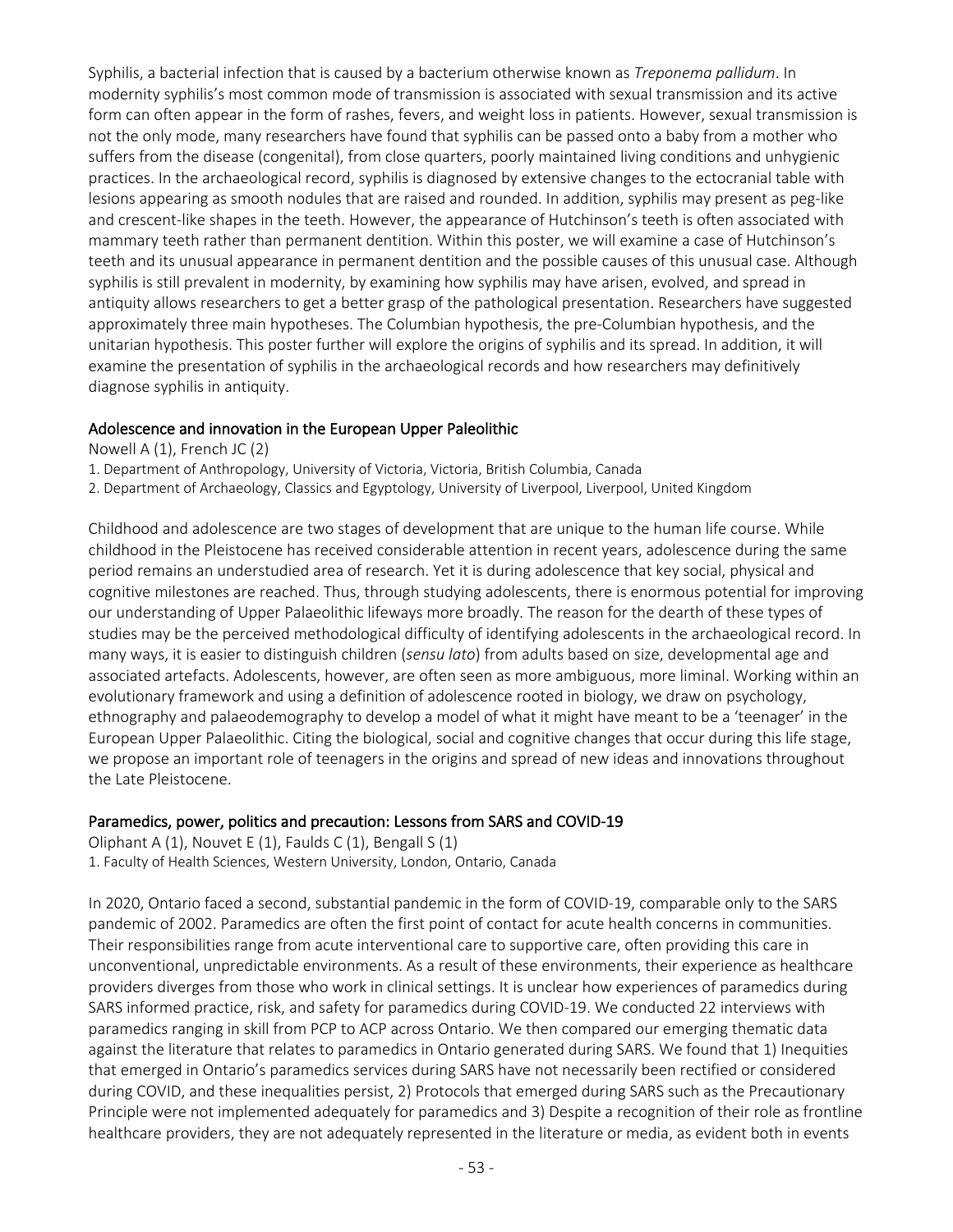Syphilis, a bacterial infection that is caused by a bacterium otherwise known as *Treponema pallidum*. In modernity syphilis's most common mode of transmission is associated with sexual transmission and its active form can often appear in the form of rashes, fevers, and weight loss in patients. However, sexual transmission is not the only mode, many researchers have found that syphilis can be passed onto a baby from a mother who suffers from the disease (congenital), from close quarters, poorly maintained living conditions and unhygienic practices. In the archaeological record, syphilis is diagnosed by extensive changes to the ectocranial table with lesions appearing as smooth nodules that are raised and rounded. In addition, syphilis may present as peg-like and crescent-like shapes in the teeth. However, the appearance of Hutchinson's teeth is often associated with mammary teeth rather than permanent dentition. Within this poster, we will examine a case of Hutchinson's teeth and its unusual appearance in permanent dentition and the possible causes of this unusual case. Although syphilis is still prevalent in modernity, by examining how syphilis may have arisen, evolved, and spread in antiquity allows researchers to get a better grasp of the pathological presentation. Researchers have suggested approximately three main hypotheses. The Columbian hypothesis, the pre-Columbian hypothesis, and the unitarian hypothesis. This poster further will explore the origins of syphilis and its spread. In addition, it will examine the presentation of syphilis in the archaeological records and how researchers may definitively diagnose syphilis in antiquity.

### Adolescence and innovation in the European Upper Paleolithic

Nowell A (1), French JC (2)

1. Department of Anthropology, University of Victoria, Victoria, British Columbia, Canada
2. Department of Archaeology, Classics and Egyptology, University of Liverpool, Liverpool, United Kingdom

Childhood and adolescence are two stages of development that are unique to the human life course. While childhood in the Pleistocene has received considerable attention in recent years, adolescence during the same period remains an understudied area of research. Yet it is during adolescence that key social, physical and cognitive milestones are reached. Thus, through studying adolescents, there is enormous potential for improving our understanding of Upper Palaeolithic lifeways more broadly. The reason for the dearth of these types of studies may be the perceived methodological difficulty of identifying adolescents in the archaeological record. In many ways, it is easier to distinguish children (*sensu lato*) from adults based on size, developmental age and associated artefacts. Adolescents, however, are often seen as more ambiguous, more liminal. Working within an evolutionary framework and using a definition of adolescence rooted in biology, we draw on psychology, ethnography and palaeodemography to develop a model of what it might have meant to be a 'teenager' in the European Upper Palaeolithic. Citing the biological, social and cognitive changes that occur during this life stage, we propose an important role of teenagers in the origins and spread of new ideas and innovations throughout the Late Pleistocene.

### Paramedics, power, politics and precaution: Lessons from SARS and COVID-19

Oliphant A (1), Nouvet E (1), Faulds C (1), Bengall S (1)

1. Faculty of Health Sciences, Western University, London, Ontario, Canada

In 2020, Ontario faced a second, substantial pandemic in the form of COVID-19, comparable only to the SARS pandemic of 2002. Paramedics are often the first point of contact for acute health concerns in communities. Their responsibilities range from acute interventional care to supportive care, often providing this care in unconventional, unpredictable environments. As a result of these environments, their experience as healthcare providers diverges from those who work in clinical settings. It is unclear how experiences of paramedics during SARS informed practice, risk, and safety for paramedics during COVID-19. We conducted 22 interviews with paramedics ranging in skill from PCP to ACP across Ontario. We then compared our emerging thematic data against the literature that relates to paramedics in Ontario generated during SARS. We found that 1) Inequities that emerged in Ontario's paramedics services during SARS have not necessarily been rectified or considered during COVID, and these inequalities persist, 2) Protocols that emerged during SARS such as the Precautionary Principle were not implemented adequately for paramedics and 3) Despite a recognition of their role as frontline healthcare providers, they are not adequately represented in the literature or media, as evident both in events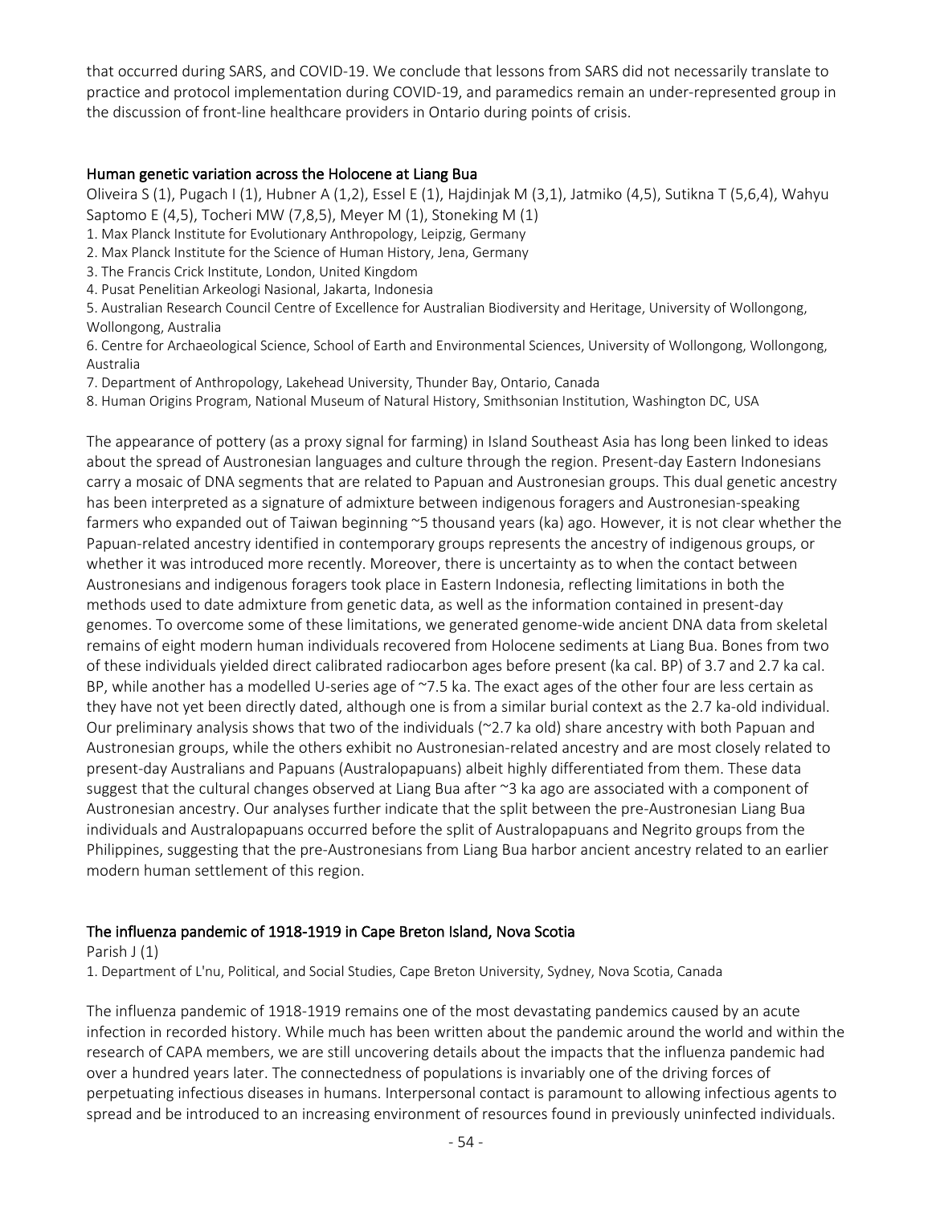that occurred during SARS, and COVID-19. We conclude that lessons from SARS did not necessarily translate to practice and protocol implementation during COVID-19, and paramedics remain an under-represented group in the discussion of front-line healthcare providers in Ontario during points of crisis.

## Human genetic variation across the Holocene at Liang Bua

Oliveira S (1), Pugach I (1), Hubner A (1,2), Essel E (1), Hajdinjak M (3,1), Jatmiko (4,5), Sutikna T (5,6,4), Wahyu Saptomo E (4,5), Tocheri MW (7,8,5), Meyer M (1), Stoneking M (1)

1. Max Planck Institute for Evolutionary Anthropology, Leipzig, Germany
2. Max Planck Institute for the Science of Human History, Jena, Germany
3. The Francis Crick Institute, London, United Kingdom
4. Pusat Penelitian Arkeologi Nasional, Jakarta, Indonesia
5. Australian Research Council Centre of Excellence for Australian Biodiversity and Heritage, University of Wollongong, Wollongong, Australia
6. Centre for Archaeological Science, School of Earth and Environmental Sciences, University of Wollongong, Wollongong, Australia
7. Department of Anthropology, Lakehead University, Thunder Bay, Ontario, Canada
8. Human Origins Program, National Museum of Natural History, Smithsonian Institution, Washington DC, USA

The appearance of pottery (as a proxy signal for farming) in Island Southeast Asia has long been linked to ideas about the spread of Austronesian languages and culture through the region. Present-day Eastern Indonesians carry a mosaic of DNA segments that are related to Papuan and Austronesian groups. This dual genetic ancestry has been interpreted as a signature of admixture between indigenous foragers and Austronesian-speaking farmers who expanded out of Taiwan beginning ~5 thousand years (ka) ago. However, it is not clear whether the Papuan-related ancestry identified in contemporary groups represents the ancestry of indigenous groups, or whether it was introduced more recently. Moreover, there is uncertainty as to when the contact between Austronesians and indigenous foragers took place in Eastern Indonesia, reflecting limitations in both the methods used to date admixture from genetic data, as well as the information contained in present-day genomes. To overcome some of these limitations, we generated genome-wide ancient DNA data from skeletal remains of eight modern human individuals recovered from Holocene sediments at Liang Bua. Bones from two of these individuals yielded direct calibrated radiocarbon ages before present (ka cal. BP) of 3.7 and 2.7 ka cal. BP, while another has a modelled U-series age of ~7.5 ka. The exact ages of the other four are less certain as they have not yet been directly dated, although one is from a similar burial context as the 2.7 ka-old individual. Our preliminary analysis shows that two of the individuals (~2.7 ka old) share ancestry with both Papuan and Austronesian groups, while the others exhibit no Austronesian-related ancestry and are most closely related to present-day Australians and Papuans (Australopapuans) albeit highly differentiated from them. These data suggest that the cultural changes observed at Liang Bua after ~3 ka ago are associated with a component of Austronesian ancestry. Our analyses further indicate that the split between the pre-Austronesian Liang Bua individuals and Australopapuans occurred before the split of Australopapuans and Negrito groups from the Philippines, suggesting that the pre-Austronesians from Liang Bua harbor ancient ancestry related to an earlier modern human settlement of this region.

## The influenza pandemic of 1918-1919 in Cape Breton Island, Nova Scotia

Parish J (1)

1. Department of L'nu, Political, and Social Studies, Cape Breton University, Sydney, Nova Scotia, Canada

The influenza pandemic of 1918-1919 remains one of the most devastating pandemics caused by an acute infection in recorded history. While much has been written about the pandemic around the world and within the research of CAPA members, we are still uncovering details about the impacts that the influenza pandemic had over a hundred years later. The connectedness of populations is invariably one of the driving forces of perpetuating infectious diseases in humans. Interpersonal contact is paramount to allowing infectious agents to spread and be introduced to an increasing environment of resources found in previously uninfected individuals.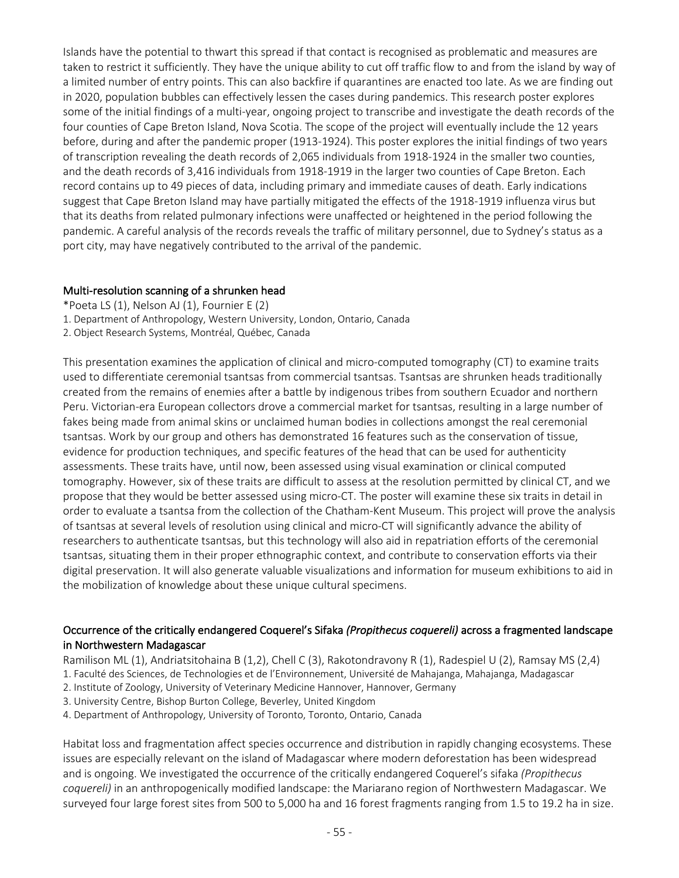Islands have the potential to thwart this spread if that contact is recognised as problematic and measures are taken to restrict it sufficiently. They have the unique ability to cut off traffic flow to and from the island by way of a limited number of entry points. This can also backfire if quarantines are enacted too late. As we are finding out in 2020, population bubbles can effectively lessen the cases during pandemics. This research poster explores some of the initial findings of a multi-year, ongoing project to transcribe and investigate the death records of the four counties of Cape Breton Island, Nova Scotia. The scope of the project will eventually include the 12 years before, during and after the pandemic proper (1913-1924). This poster explores the initial findings of two years of transcription revealing the death records of 2,065 individuals from 1918-1924 in the smaller two counties, and the death records of 3,416 individuals from 1918-1919 in the larger two counties of Cape Breton. Each record contains up to 49 pieces of data, including primary and immediate causes of death. Early indications suggest that Cape Breton Island may have partially mitigated the effects of the 1918-1919 influenza virus but that its deaths from related pulmonary infections were unaffected or heightened in the period following the pandemic. A careful analysis of the records reveals the traffic of military personnel, due to Sydney's status as a port city, may have negatively contributed to the arrival of the pandemic.

### Multi-resolution scanning of a shrunken head

*Poeta LS (1), Nelson AJ (1), Fournier E (2)

1. Department of Anthropology, Western University, London, Ontario, Canada
2. Object Research Systems, Montréal, Québec, Canada

This presentation examines the application of clinical and micro-computed tomography (CT) to examine traits used to differentiate ceremonial tsantsas from commercial tsantsas. Tsantsas are shrunken heads traditionally created from the remains of enemies after a battle by indigenous tribes from southern Ecuador and northern Peru. Victorian-era European collectors drove a commercial market for tsantsas, resulting in a large number of fakes being made from animal skins or unclaimed human bodies in collections amongst the real ceremonial tsantsas. Work by our group and others has demonstrated 16 features such as the conservation of tissue, evidence for production techniques, and specific features of the head that can be used for authenticity assessments. These traits have, until now, been assessed using visual examination or clinical computed tomography. However, six of these traits are difficult to assess at the resolution permitted by clinical CT, and we propose that they would be better assessed using micro-CT. The poster will examine these six traits in detail in order to evaluate a tsantsa from the collection of the Chatham-Kent Museum. This project will prove the analysis of tsantsas at several levels of resolution using clinical and micro-CT will significantly advance the ability of researchers to authenticate tsantsas, but this technology will also aid in repatriation efforts of the ceremonial tsantsas, situating them in their proper ethnographic context, and contribute to conservation efforts via their digital preservation. It will also generate valuable visualizations and information for museum exhibitions to aid in the mobilization of knowledge about these unique cultural specimens.

### Occurrence of the critically endangered Coquerel's Sifaka *(Propithecus coquereli)* across a fragmented landscape in Northwestern Madagascar

Ramilison ML (1), Andriatsitohaina B (1,2), Chell C (3), Rakotondravony R (1), Radespiel U (2), Ramsay MS (2,4)

1. Faculté des Sciences, de Technologies et de l'Environnement, Université de Mahajanga, Mahajanga, Madagascar
2. Institute of Zoology, University of Veterinary Medicine Hannover, Hannover, Germany
3. University Centre, Bishop Burton College, Beverley, United Kingdom
4. Department of Anthropology, University of Toronto, Toronto, Ontario, Canada

Habitat loss and fragmentation affect species occurrence and distribution in rapidly changing ecosystems. These issues are especially relevant on the island of Madagascar where modern deforestation has been widespread and is ongoing. We investigated the occurrence of the critically endangered Coquerel's sifaka *(Propithecus coquereli)* in an anthropogenically modified landscape: the Mariarano region of Northwestern Madagascar. We surveyed four large forest sites from 500 to 5,000 ha and 16 forest fragments ranging from 1.5 to 19.2 ha in size.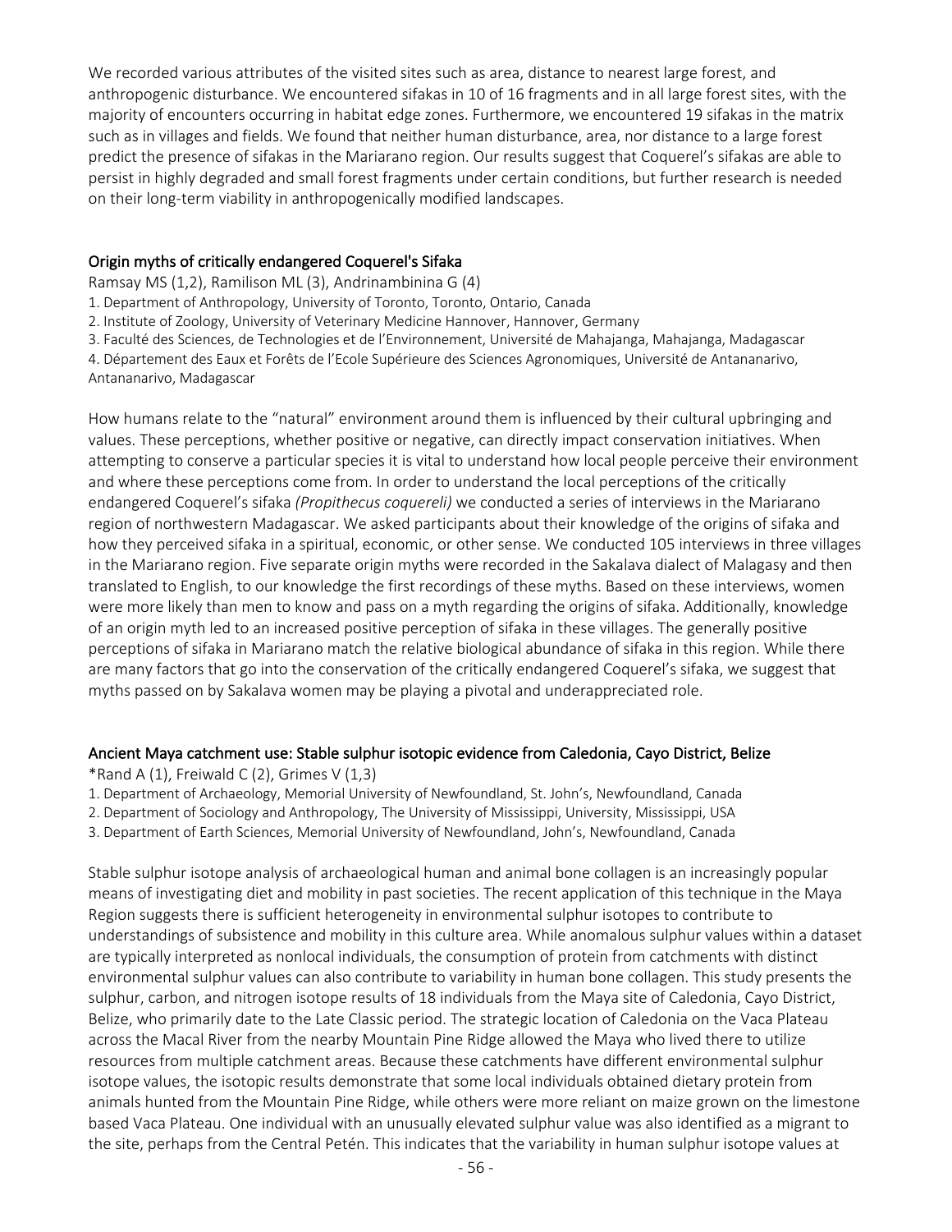We recorded various attributes of the visited sites such as area, distance to nearest large forest, and anthropogenic disturbance. We encountered sifakas in 10 of 16 fragments and in all large forest sites, with the majority of encounters occurring in habitat edge zones. Furthermore, we encountered 19 sifakas in the matrix such as in villages and fields. We found that neither human disturbance, area, nor distance to a large forest predict the presence of sifakas in the Mariarano region. Our results suggest that Coquerel's sifakas are able to persist in highly degraded and small forest fragments under certain conditions, but further research is needed on their long-term viability in anthropogenically modified landscapes.

### Origin myths of critically endangered Coquerel's Sifaka

Ramsay MS (1,2), Ramilison ML (3), Andrinambinina G (4)

1. Department of Anthropology, University of Toronto, Toronto, Ontario, Canada
2. Institute of Zoology, University of Veterinary Medicine Hannover, Hannover, Germany
3. Faculté des Sciences, de Technologies et de l'Environnement, Université de Mahajanga, Mahajanga, Madagascar
4. Département des Eaux et Forêts de l'Ecole Supérieure des Sciences Agronomiques, Université de Antananarivo, Antananarivo, Madagascar

How humans relate to the "natural" environment around them is influenced by their cultural upbringing and values. These perceptions, whether positive or negative, can directly impact conservation initiatives. When attempting to conserve a particular species it is vital to understand how local people perceive their environment and where these perceptions come from. In order to understand the local perceptions of the critically endangered Coquerel's sifaka *(Propithecus coquereli)* we conducted a series of interviews in the Mariarano region of northwestern Madagascar. We asked participants about their knowledge of the origins of sifaka and how they perceived sifaka in a spiritual, economic, or other sense. We conducted 105 interviews in three villages in the Mariarano region. Five separate origin myths were recorded in the Sakalava dialect of Malagasy and then translated to English, to our knowledge the first recordings of these myths. Based on these interviews, women were more likely than men to know and pass on a myth regarding the origins of sifaka. Additionally, knowledge of an origin myth led to an increased positive perception of sifaka in these villages. The generally positive perceptions of sifaka in Mariarano match the relative biological abundance of sifaka in this region. While there are many factors that go into the conservation of the critically endangered Coquerel's sifaka, we suggest that myths passed on by Sakalava women may be playing a pivotal and underappreciated role.

### Ancient Maya catchment use: Stable sulphur isotopic evidence from Caledonia, Cayo District, Belize

*Rand A (1), Freiwald C (2), Grimes V (1,3)

1. Department of Archaeology, Memorial University of Newfoundland, St. John's, Newfoundland, Canada
2. Department of Sociology and Anthropology, The University of Mississippi, University, Mississippi, USA
3. Department of Earth Sciences, Memorial University of Newfoundland, John's, Newfoundland, Canada

Stable sulphur isotope analysis of archaeological human and animal bone collagen is an increasingly popular means of investigating diet and mobility in past societies. The recent application of this technique in the Maya Region suggests there is sufficient heterogeneity in environmental sulphur isotopes to contribute to understandings of subsistence and mobility in this culture area. While anomalous sulphur values within a dataset are typically interpreted as nonlocal individuals, the consumption of protein from catchments with distinct environmental sulphur values can also contribute to variability in human bone collagen. This study presents the sulphur, carbon, and nitrogen isotope results of 18 individuals from the Maya site of Caledonia, Cayo District, Belize, who primarily date to the Late Classic period. The strategic location of Caledonia on the Vaca Plateau across the Macal River from the nearby Mountain Pine Ridge allowed the Maya who lived there to utilize resources from multiple catchment areas. Because these catchments have different environmental sulphur isotope values, the isotopic results demonstrate that some local individuals obtained dietary protein from animals hunted from the Mountain Pine Ridge, while others were more reliant on maize grown on the limestone based Vaca Plateau. One individual with an unusually elevated sulphur value was also identified as a migrant to the site, perhaps from the Central Petén. This indicates that the variability in human sulphur isotope values at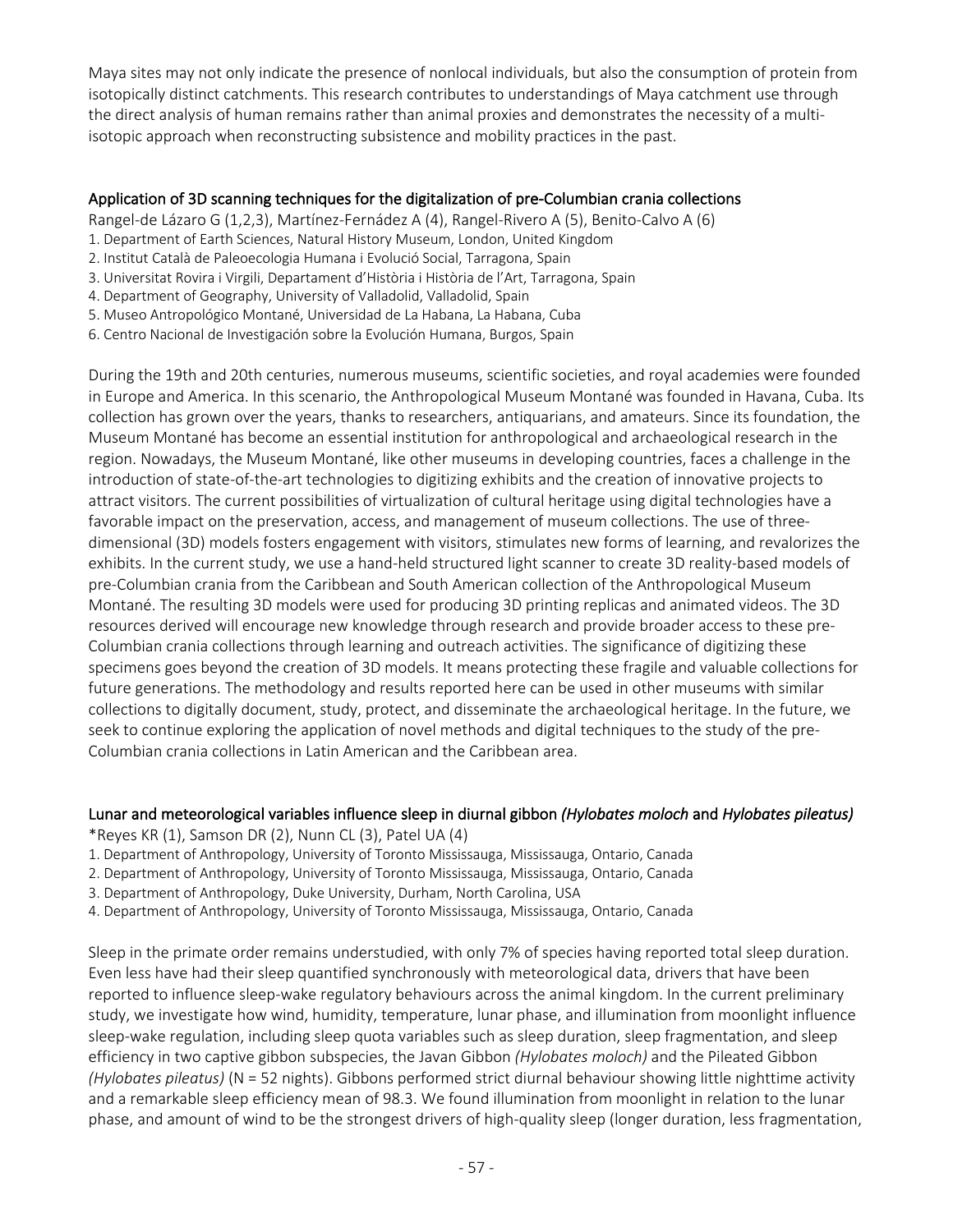Maya sites may not only indicate the presence of nonlocal individuals, but also the consumption of protein from isotopically distinct catchments. This research contributes to understandings of Maya catchment use through the direct analysis of human remains rather than animal proxies and demonstrates the necessity of a multi-isotopic approach when reconstructing subsistence and mobility practices in the past.

## Application of 3D scanning techniques for the digitalization of pre-Columbian crania collections

Rangel-de Lázaro G (1,2,3), Martínez-Fernádez A (4), Rangel-Rivero A (5), Benito-Calvo A (6)

1. Department of Earth Sciences, Natural History Museum, London, United Kingdom
2. Institut Català de Paleoecologia Humana i Evolució Social, Tarragona, Spain
3. Universitat Rovira i Virgili, Departament d'Història i Història de l'Art, Tarragona, Spain
4. Department of Geography, University of Valladolid, Valladolid, Spain
5. Museo Antropológico Montané, Universidad de La Habana, La Habana, Cuba
6. Centro Nacional de Investigación sobre la Evolución Humana, Burgos, Spain

During the 19th and 20th centuries, numerous museums, scientific societies, and royal academies were founded in Europe and America. In this scenario, the Anthropological Museum Montané was founded in Havana, Cuba. Its collection has grown over the years, thanks to researchers, antiquarians, and amateurs. Since its foundation, the Museum Montané has become an essential institution for anthropological and archaeological research in the region. Nowadays, the Museum Montané, like other museums in developing countries, faces a challenge in the introduction of state-of-the-art technologies to digitizing exhibits and the creation of innovative projects to attract visitors. The current possibilities of virtualization of cultural heritage using digital technologies have a favorable impact on the preservation, access, and management of museum collections. The use of three-dimensional (3D) models fosters engagement with visitors, stimulates new forms of learning, and revalorizes the exhibits. In the current study, we use a hand-held structured light scanner to create 3D reality-based models of pre-Columbian crania from the Caribbean and South American collection of the Anthropological Museum Montané. The resulting 3D models were used for producing 3D printing replicas and animated videos. The 3D resources derived will encourage new knowledge through research and provide broader access to these pre-Columbian crania collections through learning and outreach activities. The significance of digitizing these specimens goes beyond the creation of 3D models. It means protecting these fragile and valuable collections for future generations. The methodology and results reported here can be used in other museums with similar collections to digitally document, study, protect, and disseminate the archaeological heritage. In the future, we seek to continue exploring the application of novel methods and digital techniques to the study of the pre-Columbian crania collections in Latin American and the Caribbean area.

## Lunar and meteorological variables influence sleep in diurnal gibbon *(Hylobates moloch* and *Hylobates pileatus)*

*Reyes KR (1), Samson DR (2), Nunn CL (3), Patel UA (4)

1. Department of Anthropology, University of Toronto Mississauga, Mississauga, Ontario, Canada
2. Department of Anthropology, University of Toronto Mississauga, Mississauga, Ontario, Canada
3. Department of Anthropology, Duke University, Durham, North Carolina, USA
4. Department of Anthropology, University of Toronto Mississauga, Mississauga, Ontario, Canada

Sleep in the primate order remains understudied, with only 7% of species having reported total sleep duration. Even less have had their sleep quantified synchronously with meteorological data, drivers that have been reported to influence sleep-wake regulatory behaviours across the animal kingdom. In the current preliminary study, we investigate how wind, humidity, temperature, lunar phase, and illumination from moonlight influence sleep-wake regulation, including sleep quota variables such as sleep duration, sleep fragmentation, and sleep efficiency in two captive gibbon subspecies, the Javan Gibbon *(Hylobates moloch)* and the Pileated Gibbon *(Hylobates pileatus)* (N = 52 nights). Gibbons performed strict diurnal behaviour showing little nighttime activity and a remarkable sleep efficiency mean of 98.3. We found illumination from moonlight in relation to the lunar phase, and amount of wind to be the strongest drivers of high-quality sleep (longer duration, less fragmentation,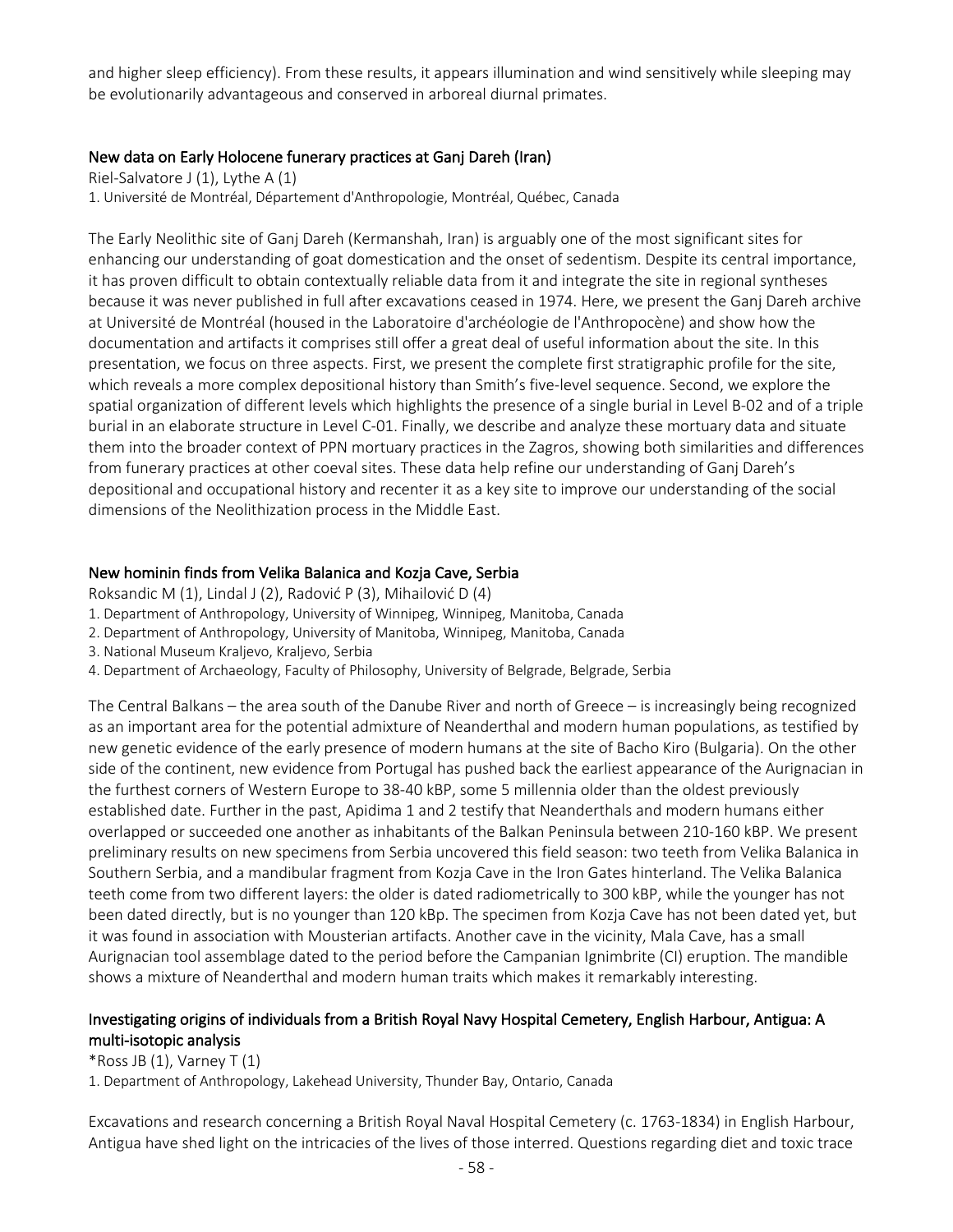and higher sleep efficiency). From these results, it appears illumination and wind sensitively while sleeping may be evolutionarily advantageous and conserved in arboreal diurnal primates.

## New data on Early Holocene funerary practices at Ganj Dareh (Iran)

Riel-Salvatore J (1), Lythe A (1)
1. Université de Montréal, Département d'Anthropologie, Montréal, Québec, Canada

The Early Neolithic site of Ganj Dareh (Kermanshah, Iran) is arguably one of the most significant sites for enhancing our understanding of goat domestication and the onset of sedentism. Despite its central importance, it has proven difficult to obtain contextually reliable data from it and integrate the site in regional syntheses because it was never published in full after excavations ceased in 1974. Here, we present the Ganj Dareh archive at Université de Montréal (housed in the Laboratoire d'archéologie de l'Anthropocène) and show how the documentation and artifacts it comprises still offer a great deal of useful information about the site. In this presentation, we focus on three aspects. First, we present the complete first stratigraphic profile for the site, which reveals a more complex depositional history than Smith's five-level sequence. Second, we explore the spatial organization of different levels which highlights the presence of a single burial in Level B-02 and of a triple burial in an elaborate structure in Level C-01. Finally, we describe and analyze these mortuary data and situate them into the broader context of PPN mortuary practices in the Zagros, showing both similarities and differences from funerary practices at other coeval sites. These data help refine our understanding of Ganj Dareh's depositional and occupational history and recenter it as a key site to improve our understanding of the social dimensions of the Neolithization process in the Middle East.

## New hominin finds from Velika Balanica and Kozja Cave, Serbia

Roksandic M (1), Lindal J (2), Radović P (3), Mihailović D (4)
1. Department of Anthropology, University of Winnipeg, Winnipeg, Manitoba, Canada
2. Department of Anthropology, University of Manitoba, Winnipeg, Manitoba, Canada
3. National Museum Kraljevo, Kraljevo, Serbia
4. Department of Archaeology, Faculty of Philosophy, University of Belgrade, Belgrade, Serbia

The Central Balkans – the area south of the Danube River and north of Greece – is increasingly being recognized as an important area for the potential admixture of Neanderthal and modern human populations, as testified by new genetic evidence of the early presence of modern humans at the site of Bacho Kiro (Bulgaria). On the other side of the continent, new evidence from Portugal has pushed back the earliest appearance of the Aurignacian in the furthest corners of Western Europe to 38-40 kBP, some 5 millennia older than the oldest previously established date. Further in the past, Apidima 1 and 2 testify that Neanderthals and modern humans either overlapped or succeeded one another as inhabitants of the Balkan Peninsula between 210-160 kBP. We present preliminary results on new specimens from Serbia uncovered this field season: two teeth from Velika Balanica in Southern Serbia, and a mandibular fragment from Kozja Cave in the Iron Gates hinterland. The Velika Balanica teeth come from two different layers: the older is dated radiometrically to 300 kBP, while the younger has not been dated directly, but is no younger than 120 kBp. The specimen from Kozja Cave has not been dated yet, but it was found in association with Mousterian artifacts. Another cave in the vicinity, Mala Cave, has a small Aurignacian tool assemblage dated to the period before the Campanian Ignimbrite (CI) eruption. The mandible shows a mixture of Neanderthal and modern human traits which makes it remarkably interesting.

## Investigating origins of individuals from a British Royal Navy Hospital Cemetery, English Harbour, Antigua: A multi-isotopic analysis

*Ross JB (1), Varney T (1)
1. Department of Anthropology, Lakehead University, Thunder Bay, Ontario, Canada

Excavations and research concerning a British Royal Naval Hospital Cemetery (c. 1763-1834) in English Harbour, Antigua have shed light on the intricacies of the lives of those interred. Questions regarding diet and toxic trace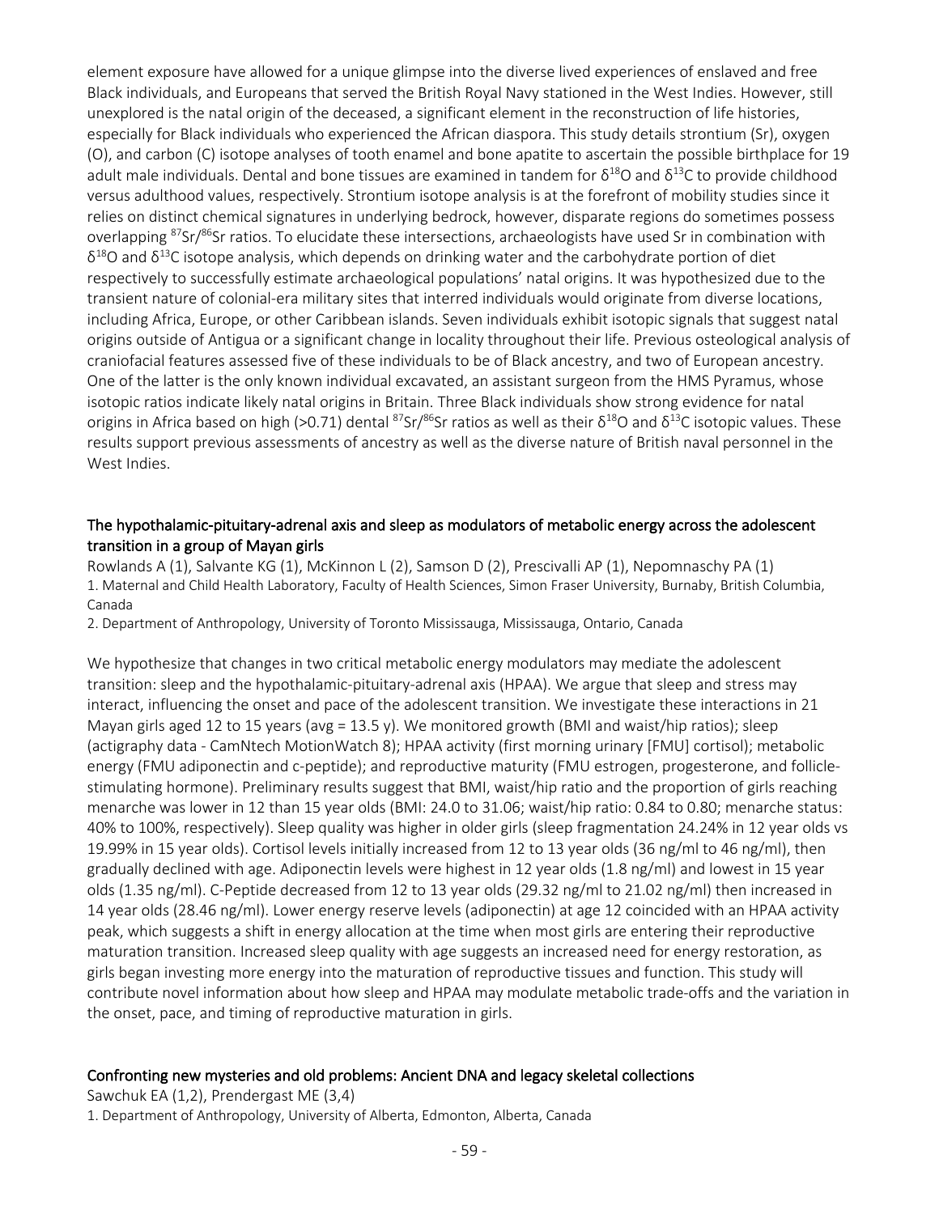element exposure have allowed for a unique glimpse into the diverse lived experiences of enslaved and free Black individuals, and Europeans that served the British Royal Navy stationed in the West Indies. However, still unexplored is the natal origin of the deceased, a significant element in the reconstruction of life histories, especially for Black individuals who experienced the African diaspora. This study details strontium (Sr), oxygen (O), and carbon (C) isotope analyses of tooth enamel and bone apatite to ascertain the possible birthplace for 19 adult male individuals. Dental and bone tissues are examined in tandem for $\delta^{18}O$ and $\delta^{13}C$ to provide childhood versus adulthood values, respectively. Strontium isotope analysis is at the forefront of mobility studies since it relies on distinct chemical signatures in underlying bedrock, however, disparate regions do sometimes possess overlapping $^{87}Sr/^{86}Sr$ ratios. To elucidate these intersections, archaeologists have used Sr in combination with $\delta^{18}O$ and $\delta^{13}C$ isotope analysis, which depends on drinking water and the carbohydrate portion of diet respectively to successfully estimate archaeological populations' natal origins. It was hypothesized due to the transient nature of colonial-era military sites that interred individuals would originate from diverse locations, including Africa, Europe, or other Caribbean islands. Seven individuals exhibit isotopic signals that suggest natal origins outside of Antigua or a significant change in locality throughout their life. Previous osteological analysis of craniofacial features assessed five of these individuals to be of Black ancestry, and two of European ancestry. One of the latter is the only known individual excavated, an assistant surgeon from the HMS Pyramus, whose isotopic ratios indicate likely natal origins in Britain. Three Black individuals show strong evidence for natal origins in Africa based on high (>0.71) dental $^{87}Sr/^{86}Sr$ ratios as well as their $\delta^{18}O$ and $\delta^{13}C$ isotopic values. These results support previous assessments of ancestry as well as the diverse nature of British naval personnel in the West Indies.

## The hypothalamic-pituitary-adrenal axis and sleep as modulators of metabolic energy across the adolescent transition in a group of Mayan girls

Rowlands A (1), Salvante KG (1), McKinnon L (2), Samson D (2), Prescivalli AP (1), Nepomnaschy PA (1)

1. Maternal and Child Health Laboratory, Faculty of Health Sciences, Simon Fraser University, Burnaby, British Columbia, Canada
2. Department of Anthropology, University of Toronto Mississauga, Mississauga, Ontario, Canada

We hypothesize that changes in two critical metabolic energy modulators may mediate the adolescent transition: sleep and the hypothalamic-pituitary-adrenal axis (HPAA). We argue that sleep and stress may interact, influencing the onset and pace of the adolescent transition. We investigate these interactions in 21 Mayan girls aged 12 to 15 years (avg = 13.5 y). We monitored growth (BMI and waist/hip ratios); sleep (actigraphy data - CamNtech MotionWatch 8); HPAA activity (first morning urinary [FMU] cortisol); metabolic energy (FMU adiponectin and c-peptide); and reproductive maturity (FMU estrogen, progesterone, and follicle-stimulating hormone). Preliminary results suggest that BMI, waist/hip ratio and the proportion of girls reaching menarche was lower in 12 than 15 year olds (BMI: 24.0 to 31.06; waist/hip ratio: 0.84 to 0.80; menarche status: 40% to 100%, respectively). Sleep quality was higher in older girls (sleep fragmentation 24.24% in 12 year olds vs 19.99% in 15 year olds). Cortisol levels initially increased from 12 to 13 year olds (36 ng/ml to 46 ng/ml), then gradually declined with age. Adiponectin levels were highest in 12 year olds (1.8 ng/ml) and lowest in 15 year olds (1.35 ng/ml). C-Peptide decreased from 12 to 13 year olds (29.32 ng/ml to 21.02 ng/ml) then increased in 14 year olds (28.46 ng/ml). Lower energy reserve levels (adiponectin) at age 12 coincided with an HPAA activity peak, which suggests a shift in energy allocation at the time when most girls are entering their reproductive maturation transition. Increased sleep quality with age suggests an increased need for energy restoration, as girls began investing more energy into the maturation of reproductive tissues and function. This study will contribute novel information about how sleep and HPAA may modulate metabolic trade-offs and the variation in the onset, pace, and timing of reproductive maturation in girls.

## Confronting new mysteries and old problems: Ancient DNA and legacy skeletal collections

Sawchuk EA (1,2), Prendergast ME (3,4)

1. Department of Anthropology, University of Alberta, Edmonton, Alberta, Canada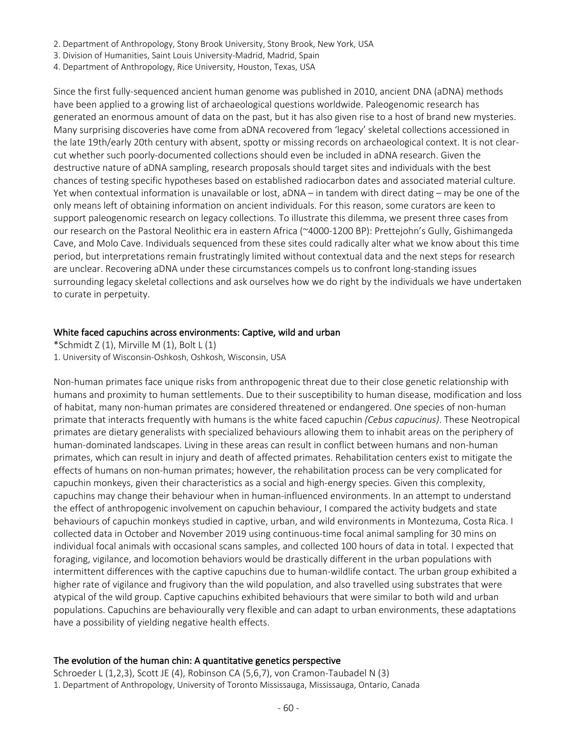2. Department of Anthropology, Stony Brook University, Stony Brook, New York, USA
3. Division of Humanities, Saint Louis University-Madrid, Madrid, Spain
4. Department of Anthropology, Rice University, Houston, Texas, USA

Since the first fully-sequenced ancient human genome was published in 2010, ancient DNA (aDNA) methods have been applied to a growing list of archaeological questions worldwide. Paleogenomic research has generated an enormous amount of data on the past, but it has also given rise to a host of brand new mysteries. Many surprising discoveries have come from aDNA recovered from 'legacy' skeletal collections accessioned in the late 19th/early 20th century with absent, spotty or missing records on archaeological context. It is not clear-cut whether such poorly-documented collections should even be included in aDNA research. Given the destructive nature of aDNA sampling, research proposals should target sites and individuals with the best chances of testing specific hypotheses based on established radiocarbon dates and associated material culture. Yet when contextual information is unavailable or lost, aDNA – in tandem with direct dating – may be one of the only means left of obtaining information on ancient individuals. For this reason, some curators are keen to support paleogenomic research on legacy collections. To illustrate this dilemma, we present three cases from our research on the Pastoral Neolithic era in eastern Africa (~4000-1200 BP): Prettejohn's Gully, Gishimangeda Cave, and Molo Cave. Individuals sequenced from these sites could radically alter what we know about this time period, but interpretations remain frustratingly limited without contextual data and the next steps for research are unclear. Recovering aDNA under these circumstances compels us to confront long-standing issues surrounding legacy skeletal collections and ask ourselves how we do right by the individuals we have undertaken to curate in perpetuity.

## White faced capuchins across environments: Captive, wild and urban

*Schmidt Z (1), Mirville M (1), Bolt L (1)

1. University of Wisconsin-Oshkosh, Oshkosh, Wisconsin, USA

Non-human primates face unique risks from anthropogenic threat due to their close genetic relationship with humans and proximity to human settlements. Due to their susceptibility to human disease, modification and loss of habitat, many non-human primates are considered threatened or endangered. One species of non-human primate that interacts frequently with humans is the white faced capuchin *(Cebus capucinus)*. These Neotropical primates are dietary generalists with specialized behaviours allowing them to inhabit areas on the periphery of human-dominated landscapes. Living in these areas can result in conflict between humans and non-human primates, which can result in injury and death of affected primates. Rehabilitation centers exist to mitigate the effects of humans on non-human primates; however, the rehabilitation process can be very complicated for capuchin monkeys, given their characteristics as a social and high-energy species. Given this complexity, capuchins may change their behaviour when in human-influenced environments. In an attempt to understand the effect of anthropogenic involvement on capuchin behaviour, I compared the activity budgets and state behaviours of capuchin monkeys studied in captive, urban, and wild environments in Montezuma, Costa Rica. I collected data in October and November 2019 using continuous-time focal animal sampling for 30 mins on individual focal animals with occasional scans samples, and collected 100 hours of data in total. I expected that foraging, vigilance, and locomotion behaviors would be drastically different in the urban populations with intermittent differences with the captive capuchins due to human-wildlife contact. The urban group exhibited a higher rate of vigilance and frugivory than the wild population, and also travelled using substrates that were atypical of the wild group. Captive capuchins exhibited behaviours that were similar to both wild and urban populations. Capuchins are behaviourally very flexible and can adapt to urban environments, these adaptations have a possibility of yielding negative health effects.

## The evolution of the human chin: A quantitative genetics perspective

Schroeder L (1,2,3), Scott JE (4), Robinson CA (5,6,7), von Cramon-Taubadel N (3)

1. Department of Anthropology, University of Toronto Mississauga, Mississauga, Ontario, Canada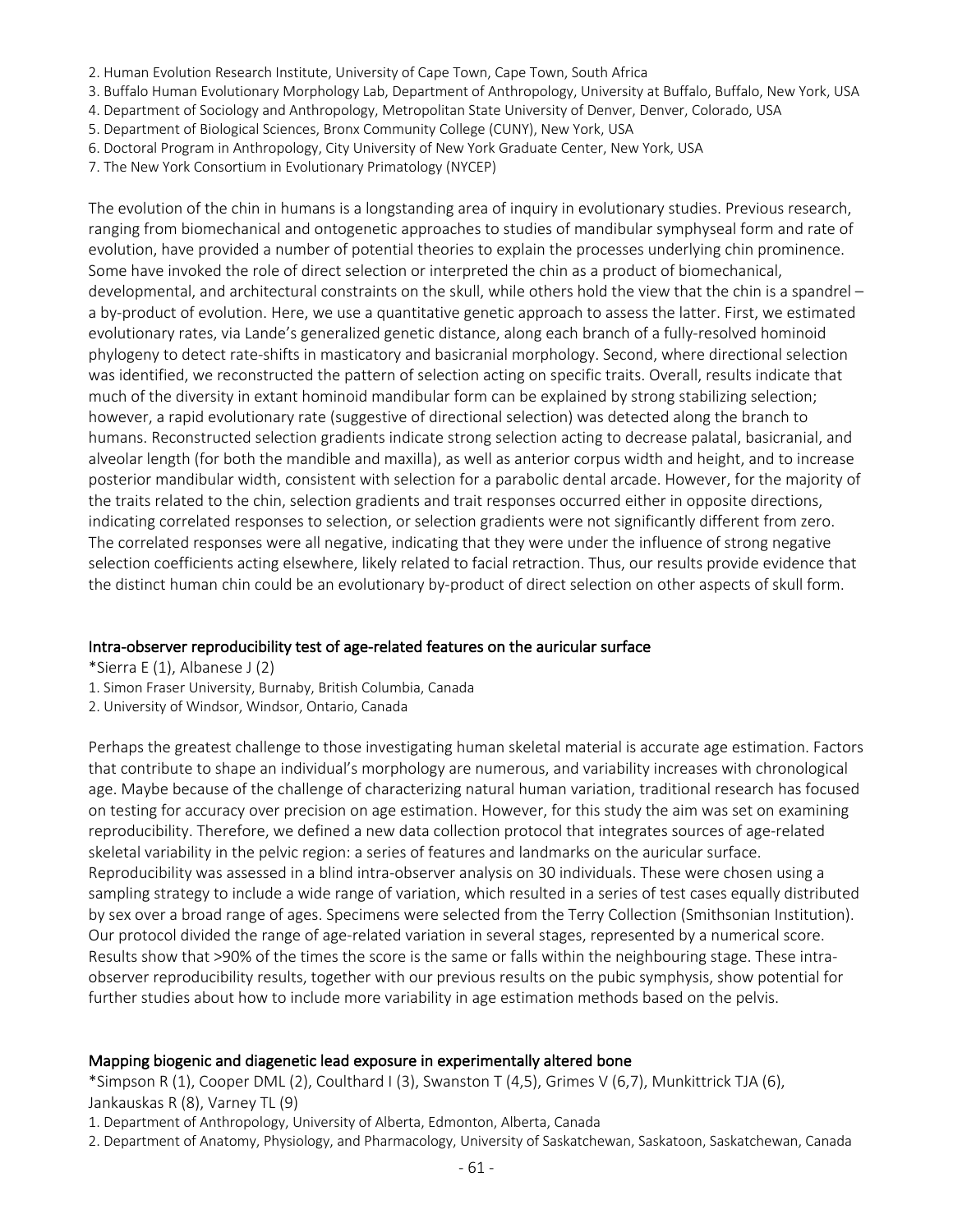2. Human Evolution Research Institute, University of Cape Town, Cape Town, South Africa
3. Buffalo Human Evolutionary Morphology Lab, Department of Anthropology, University at Buffalo, Buffalo, New York, USA
4. Department of Sociology and Anthropology, Metropolitan State University of Denver, Denver, Colorado, USA
5. Department of Biological Sciences, Bronx Community College (CUNY), New York, USA
6. Doctoral Program in Anthropology, City University of New York Graduate Center, New York, USA
7. The New York Consortium in Evolutionary Primatology (NYCEP)

The evolution of the chin in humans is a longstanding area of inquiry in evolutionary studies. Previous research, ranging from biomechanical and ontogenetic approaches to studies of mandibular symphyseal form and rate of evolution, have provided a number of potential theories to explain the processes underlying chin prominence. Some have invoked the role of direct selection or interpreted the chin as a product of biomechanical, developmental, and architectural constraints on the skull, while others hold the view that the chin is a spandrel – a by-product of evolution. Here, we use a quantitative genetic approach to assess the latter. First, we estimated evolutionary rates, via Lande's generalized genetic distance, along each branch of a fully-resolved hominoid phylogeny to detect rate-shifts in masticatory and basicranial morphology. Second, where directional selection was identified, we reconstructed the pattern of selection acting on specific traits. Overall, results indicate that much of the diversity in extant hominoid mandibular form can be explained by strong stabilizing selection; however, a rapid evolutionary rate (suggestive of directional selection) was detected along the branch to humans. Reconstructed selection gradients indicate strong selection acting to decrease palatal, basicranial, and alveolar length (for both the mandible and maxilla), as well as anterior corpus width and height, and to increase posterior mandibular width, consistent with selection for a parabolic dental arcade. However, for the majority of the traits related to the chin, selection gradients and trait responses occurred either in opposite directions, indicating correlated responses to selection, or selection gradients were not significantly different from zero. The correlated responses were all negative, indicating that they were under the influence of strong negative selection coefficients acting elsewhere, likely related to facial retraction. Thus, our results provide evidence that the distinct human chin could be an evolutionary by-product of direct selection on other aspects of skull form.

## Intra-observer reproducibility test of age-related features on the auricular surface

*Sierra E (1), Albanese J (2)

1. Simon Fraser University, Burnaby, British Columbia, Canada
2. University of Windsor, Windsor, Ontario, Canada

Perhaps the greatest challenge to those investigating human skeletal material is accurate age estimation. Factors that contribute to shape an individual's morphology are numerous, and variability increases with chronological age. Maybe because of the challenge of characterizing natural human variation, traditional research has focused on testing for accuracy over precision on age estimation. However, for this study the aim was set on examining reproducibility. Therefore, we defined a new data collection protocol that integrates sources of age-related skeletal variability in the pelvic region: a series of features and landmarks on the auricular surface. Reproducibility was assessed in a blind intra-observer analysis on 30 individuals. These were chosen using a sampling strategy to include a wide range of variation, which resulted in a series of test cases equally distributed by sex over a broad range of ages. Specimens were selected from the Terry Collection (Smithsonian Institution). Our protocol divided the range of age-related variation in several stages, represented by a numerical score. Results show that >90% of the times the score is the same or falls within the neighbouring stage. These intra-observer reproducibility results, together with our previous results on the pubic symphysis, show potential for further studies about how to include more variability in age estimation methods based on the pelvis.

## Mapping biogenic and diagenetic lead exposure in experimentally altered bone

*Simpson R (1), Cooper DML (2), Coulthard I (3), Swanston T (4,5), Grimes V (6,7), Munkittrick TJA (6), Jankauskas R (8), Varney TL (9)

1. Department of Anthropology, University of Alberta, Edmonton, Alberta, Canada
2. Department of Anatomy, Physiology, and Pharmacology, University of Saskatchewan, Saskatoon, Saskatchewan, Canada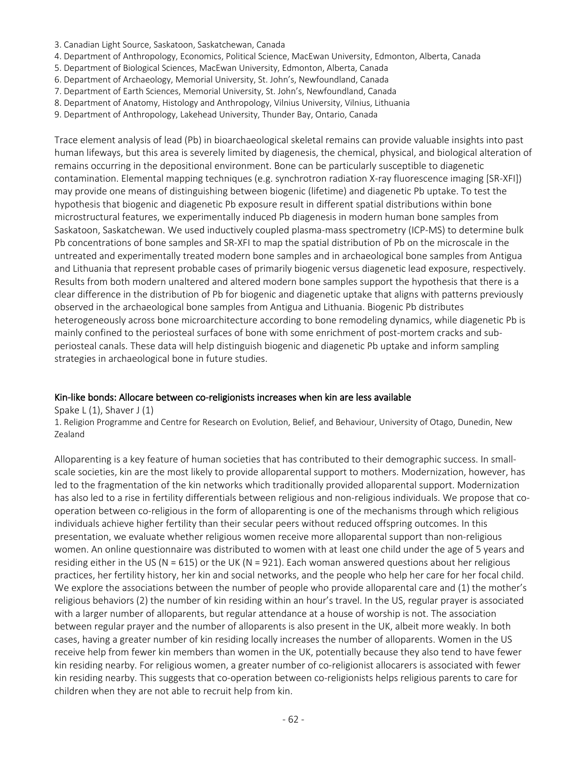3. Canadian Light Source, Saskatoon, Saskatchewan, Canada
4. Department of Anthropology, Economics, Political Science, MacEwan University, Edmonton, Alberta, Canada
5. Department of Biological Sciences, MacEwan University, Edmonton, Alberta, Canada
6. Department of Archaeology, Memorial University, St. John's, Newfoundland, Canada
7. Department of Earth Sciences, Memorial University, St. John's, Newfoundland, Canada
8. Department of Anatomy, Histology and Anthropology, Vilnius University, Vilnius, Lithuania
9. Department of Anthropology, Lakehead University, Thunder Bay, Ontario, Canada

Trace element analysis of lead (Pb) in bioarchaeological skeletal remains can provide valuable insights into past human lifeways, but this area is severely limited by diagenesis, the chemical, physical, and biological alteration of remains occurring in the depositional environment. Bone can be particularly susceptible to diagenetic contamination. Elemental mapping techniques (e.g. synchrotron radiation X-ray fluorescence imaging [SR-XFI]) may provide one means of distinguishing between biogenic (lifetime) and diagenetic Pb uptake. To test the hypothesis that biogenic and diagenetic Pb exposure result in different spatial distributions within bone microstructural features, we experimentally induced Pb diagenesis in modern human bone samples from Saskatoon, Saskatchewan. We used inductively coupled plasma-mass spectrometry (ICP-MS) to determine bulk Pb concentrations of bone samples and SR-XFI to map the spatial distribution of Pb on the microscale in the untreated and experimentally treated modern bone samples and in archaeological bone samples from Antigua and Lithuania that represent probable cases of primarily biogenic versus diagenetic lead exposure, respectively. Results from both modern unaltered and altered modern bone samples support the hypothesis that there is a clear difference in the distribution of Pb for biogenic and diagenetic uptake that aligns with patterns previously observed in the archaeological bone samples from Antigua and Lithuania. Biogenic Pb distributes heterogeneously across bone microarchitecture according to bone remodeling dynamics, while diagenetic Pb is mainly confined to the periosteal surfaces of bone with some enrichment of post-mortem cracks and sub-periosteal canals. These data will help distinguish biogenic and diagenetic Pb uptake and inform sampling strategies in archaeological bone in future studies.

## Kin-like bonds: Allocare between co-religionists increases when kin are less available

Spake L (1), Shaver J (1)

1. Religion Programme and Centre for Research on Evolution, Belief, and Behaviour, University of Otago, Dunedin, New Zealand

Alloparenting is a key feature of human societies that has contributed to their demographic success. In small-scale societies, kin are the most likely to provide alloparental support to mothers. Modernization, however, has led to the fragmentation of the kin networks which traditionally provided alloparental support. Modernization has also led to a rise in fertility differentials between religious and non-religious individuals. We propose that co-operation between co-religious in the form of alloparenting is one of the mechanisms through which religious individuals achieve higher fertility than their secular peers without reduced offspring outcomes. In this presentation, we evaluate whether religious women receive more alloparental support than non-religious women. An online questionnaire was distributed to women with at least one child under the age of 5 years and residing either in the US (N = 615) or the UK (N = 921). Each woman answered questions about her religious practices, her fertility history, her kin and social networks, and the people who help her care for her focal child. We explore the associations between the number of people who provide alloparental care and (1) the mother's religious behaviors (2) the number of kin residing within an hour's travel. In the US, regular prayer is associated with a larger number of alloparents, but regular attendance at a house of worship is not. The association between regular prayer and the number of alloparents is also present in the UK, albeit more weakly. In both cases, having a greater number of kin residing locally increases the number of alloparents. Women in the US receive help from fewer kin members than women in the UK, potentially because they also tend to have fewer kin residing nearby. For religious women, a greater number of co-religionist allocarers is associated with fewer kin residing nearby. This suggests that co-operation between co-religionists helps religious parents to care for children when they are not able to recruit help from kin.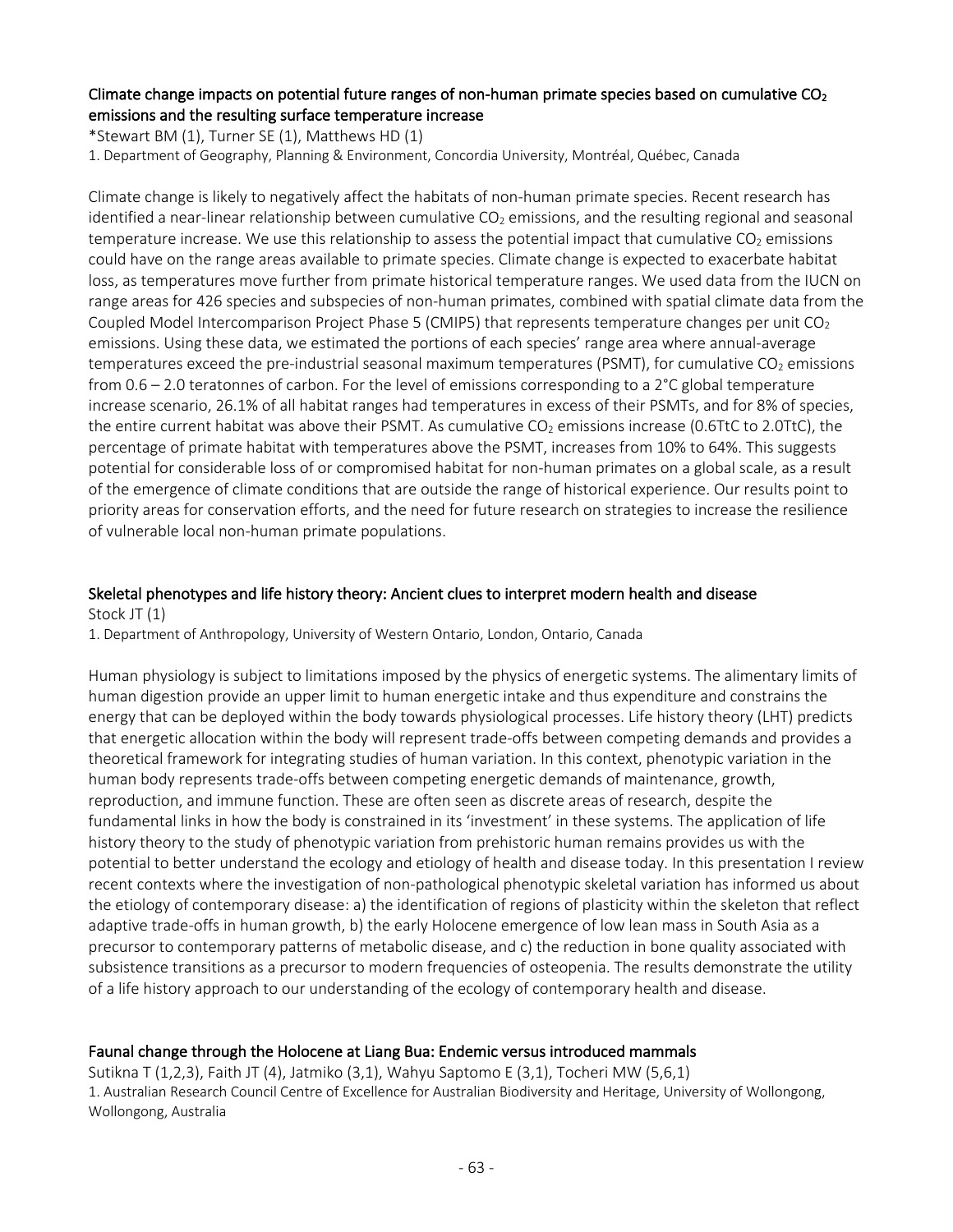### Climate change impacts on potential future ranges of non-human primate species based on cumulative $CO_2$ emissions and the resulting surface temperature increase

*Stewart BM (1), Turner SE (1), Matthews HD (1)

1. Department of Geography, Planning & Environment, Concordia University, Montréal, Québec, Canada

Climate change is likely to negatively affect the habitats of non-human primate species. Recent research has identified a near-linear relationship between cumulative $CO_2$ emissions, and the resulting regional and seasonal temperature increase. We use this relationship to assess the potential impact that cumulative $CO_2$ emissions could have on the range areas available to primate species. Climate change is expected to exacerbate habitat loss, as temperatures move further from primate historical temperature ranges. We used data from the IUCN on range areas for 426 species and subspecies of non-human primates, combined with spatial climate data from the Coupled Model Intercomparison Project Phase 5 (CMIP5) that represents temperature changes per unit $CO_2$ emissions. Using these data, we estimated the portions of each species' range area where annual-average temperatures exceed the pre-industrial seasonal maximum temperatures (PSMT), for cumulative $CO_2$ emissions from 0.6 – 2.0 teratonnes of carbon. For the level of emissions corresponding to a 2°C global temperature increase scenario, 26.1% of all habitat ranges had temperatures in excess of their PSMTs, and for 8% of species, the entire current habitat was above their PSMT. As cumulative $CO_2$ emissions increase (0.6TtC to 2.0TtC), the percentage of primate habitat with temperatures above the PSMT, increases from 10% to 64%. This suggests potential for considerable loss of or compromised habitat for non-human primates on a global scale, as a result of the emergence of climate conditions that are outside the range of historical experience. Our results point to priority areas for conservation efforts, and the need for future research on strategies to increase the resilience of vulnerable local non-human primate populations.

### Skeletal phenotypes and life history theory: Ancient clues to interpret modern health and disease

Stock JT (1)

1. Department of Anthropology, University of Western Ontario, London, Ontario, Canada

Human physiology is subject to limitations imposed by the physics of energetic systems. The alimentary limits of human digestion provide an upper limit to human energetic intake and thus expenditure and constrains the energy that can be deployed within the body towards physiological processes. Life history theory (LHT) predicts that energetic allocation within the body will represent trade-offs between competing demands and provides a theoretical framework for integrating studies of human variation. In this context, phenotypic variation in the human body represents trade-offs between competing energetic demands of maintenance, growth, reproduction, and immune function. These are often seen as discrete areas of research, despite the fundamental links in how the body is constrained in its 'investment' in these systems. The application of life history theory to the study of phenotypic variation from prehistoric human remains provides us with the potential to better understand the ecology and etiology of health and disease today. In this presentation I review recent contexts where the investigation of non-pathological phenotypic skeletal variation has informed us about the etiology of contemporary disease: a) the identification of regions of plasticity within the skeleton that reflect adaptive trade-offs in human growth, b) the early Holocene emergence of low lean mass in South Asia as a precursor to contemporary patterns of metabolic disease, and c) the reduction in bone quality associated with subsistence transitions as a precursor to modern frequencies of osteopenia. The results demonstrate the utility of a life history approach to our understanding of the ecology of contemporary health and disease.

### Faunal change through the Holocene at Liang Bua: Endemic versus introduced mammals

Sutikna T (1,2,3), Faith JT (4), Jatmiko (3,1), Wahyu Saptomo E (3,1), Tocheri MW (5,6,1)

1. Australian Research Council Centre of Excellence for Australian Biodiversity and Heritage, University of Wollongong, Wollongong, Australia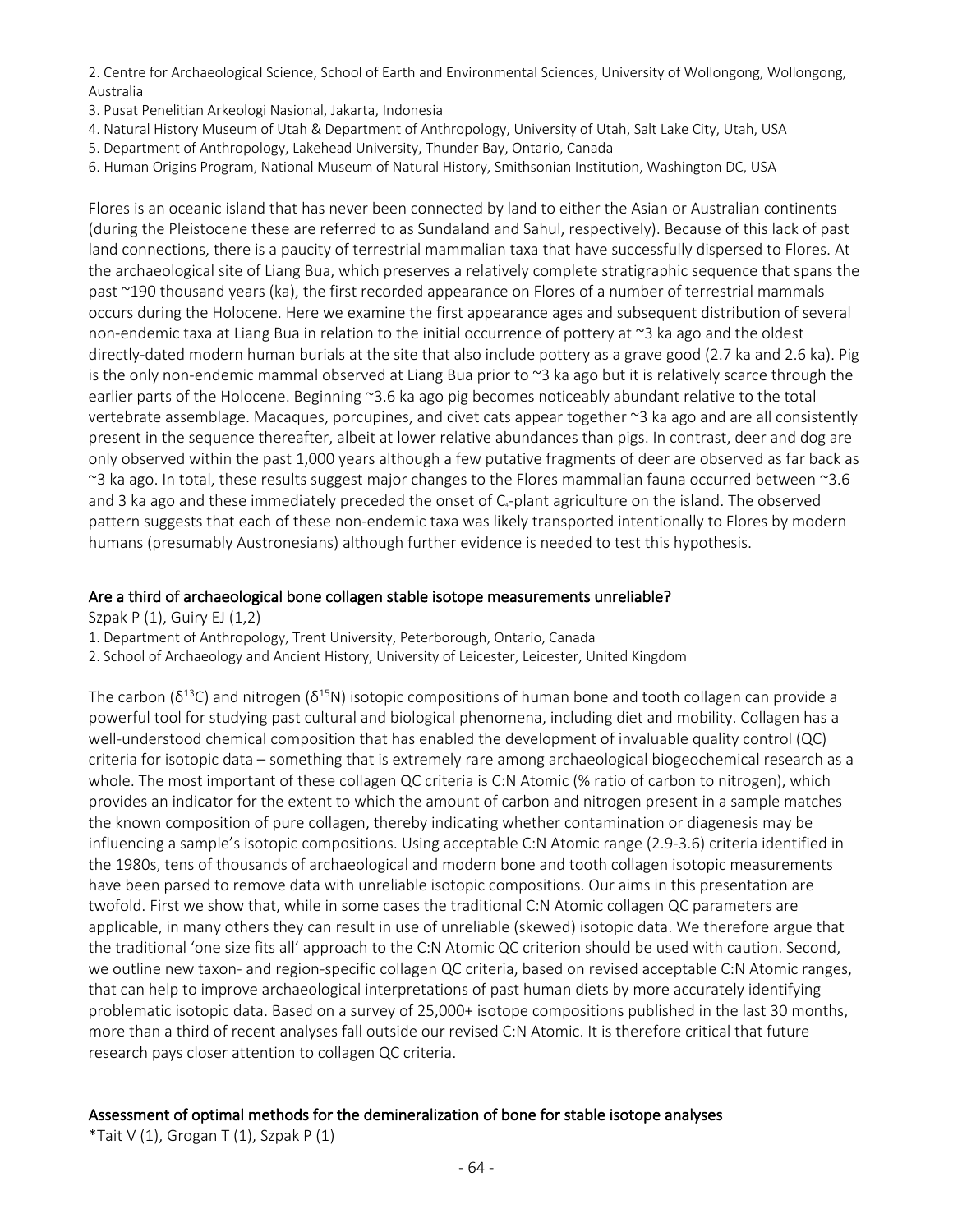2. Centre for Archaeological Science, School of Earth and Environmental Sciences, University of Wollongong, Wollongong, Australia
3. Pusat Penelitian Arkeologi Nasional, Jakarta, Indonesia
4. Natural History Museum of Utah & Department of Anthropology, University of Utah, Salt Lake City, Utah, USA
5. Department of Anthropology, Lakehead University, Thunder Bay, Ontario, Canada
6. Human Origins Program, National Museum of Natural History, Smithsonian Institution, Washington DC, USA

Flores is an oceanic island that has never been connected by land to either the Asian or Australian continents (during the Pleistocene these are referred to as Sundaland and Sahul, respectively). Because of this lack of past land connections, there is a paucity of terrestrial mammalian taxa that have successfully dispersed to Flores. At the archaeological site of Liang Bua, which preserves a relatively complete stratigraphic sequence that spans the past ~190 thousand years (ka), the first recorded appearance on Flores of a number of terrestrial mammals occurs during the Holocene. Here we examine the first appearance ages and subsequent distribution of several non-endemic taxa at Liang Bua in relation to the initial occurrence of pottery at ~3 ka ago and the oldest directly-dated modern human burials at the site that also include pottery as a grave good (2.7 ka and 2.6 ka). Pig is the only non-endemic mammal observed at Liang Bua prior to ~3 ka ago but it is relatively scarce through the earlier parts of the Holocene. Beginning ~3.6 ka ago pig becomes noticeably abundant relative to the total vertebrate assemblage. Macaques, porcupines, and civet cats appear together ~3 ka ago and are all consistently present in the sequence thereafter, albeit at lower relative abundances than pigs. In contrast, deer and dog are only observed within the past 1,000 years although a few putative fragments of deer are observed as far back as ~3 ka ago. In total, these results suggest major changes to the Flores mammalian fauna occurred between ~3.6 and 3 ka ago and these immediately preceded the onset of $C_4$-plant agriculture on the island. The observed pattern suggests that each of these non-endemic taxa was likely transported intentionally to Flores by modern humans (presumably Austronesians) although further evidence is needed to test this hypothesis.

## Are a third of archaeological bone collagen stable isotope measurements unreliable?

Szpak P (1), Guiry EJ (1,2)

1. Department of Anthropology, Trent University, Peterborough, Ontario, Canada
2. School of Archaeology and Ancient History, University of Leicester, Leicester, United Kingdom

The carbon ($\delta^{13}C$) and nitrogen ($\delta^{15}N$) isotopic compositions of human bone and tooth collagen can provide a powerful tool for studying past cultural and biological phenomena, including diet and mobility. Collagen has a well-understood chemical composition that has enabled the development of invaluable quality control (QC) criteria for isotopic data – something that is extremely rare among archaeological biogeochemical research as a whole. The most important of these collagen QC criteria is C:N Atomic (% ratio of carbon to nitrogen), which provides an indicator for the extent to which the amount of carbon and nitrogen present in a sample matches the known composition of pure collagen, thereby indicating whether contamination or diagenesis may be influencing a sample's isotopic compositions. Using acceptable C:N Atomic range (2.9-3.6) criteria identified in the 1980s, tens of thousands of archaeological and modern bone and tooth collagen isotopic measurements have been parsed to remove data with unreliable isotopic compositions. Our aims in this presentation are twofold. First we show that, while in some cases the traditional C:N Atomic collagen QC parameters are applicable, in many others they can result in use of unreliable (skewed) isotopic data. We therefore argue that the traditional 'one size fits all' approach to the C:N Atomic QC criterion should be used with caution. Second, we outline new taxon- and region-specific collagen QC criteria, based on revised acceptable C:N Atomic ranges, that can help to improve archaeological interpretations of past human diets by more accurately identifying problematic isotopic data. Based on a survey of 25,000+ isotope compositions published in the last 30 months, more than a third of recent analyses fall outside our revised C:N Atomic. It is therefore critical that future research pays closer attention to collagen QC criteria.

## Assessment of optimal methods for the demineralization of bone for stable isotope analyses

*Tait V (1), Grogan T (1), Szpak P (1)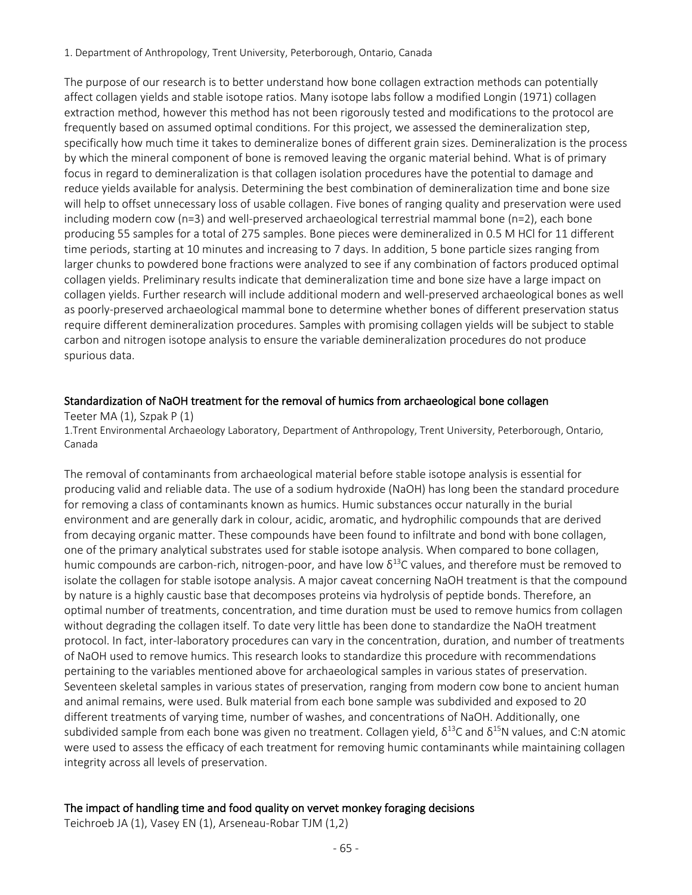1. Department of Anthropology, Trent University, Peterborough, Ontario, Canada

The purpose of our research is to better understand how bone collagen extraction methods can potentially affect collagen yields and stable isotope ratios. Many isotope labs follow a modified Longin (1971) collagen extraction method, however this method has not been rigorously tested and modifications to the protocol are frequently based on assumed optimal conditions. For this project, we assessed the demineralization step, specifically how much time it takes to demineralize bones of different grain sizes. Demineralization is the process by which the mineral component of bone is removed leaving the organic material behind. What is of primary focus in regard to demineralization is that collagen isolation procedures have the potential to damage and reduce yields available for analysis. Determining the best combination of demineralization time and bone size will help to offset unnecessary loss of usable collagen. Five bones of ranging quality and preservation were used including modern cow (n=3) and well-preserved archaeological terrestrial mammal bone (n=2), each bone producing 55 samples for a total of 275 samples. Bone pieces were demineralized in 0.5 M HCl for 11 different time periods, starting at 10 minutes and increasing to 7 days. In addition, 5 bone particle sizes ranging from larger chunks to powdered bone fractions were analyzed to see if any combination of factors produced optimal collagen yields. Preliminary results indicate that demineralization time and bone size have a large impact on collagen yields. Further research will include additional modern and well-preserved archaeological bones as well as poorly-preserved archaeological mammal bone to determine whether bones of different preservation status require different demineralization procedures. Samples with promising collagen yields will be subject to stable carbon and nitrogen isotope analysis to ensure the variable demineralization procedures do not produce spurious data.

## Standardization of NaOH treatment for the removal of humics from archaeological bone collagen

Teeter MA (1), Szpak P (1)

1.Trent Environmental Archaeology Laboratory, Department of Anthropology, Trent University, Peterborough, Ontario, Canada

The removal of contaminants from archaeological material before stable isotope analysis is essential for producing valid and reliable data. The use of a sodium hydroxide (NaOH) has long been the standard procedure for removing a class of contaminants known as humics. Humic substances occur naturally in the burial environment and are generally dark in colour, acidic, aromatic, and hydrophilic compounds that are derived from decaying organic matter. These compounds have been found to infiltrate and bond with bone collagen, one of the primary analytical substrates used for stable isotope analysis. When compared to bone collagen, humic compounds are carbon-rich, nitrogen-poor, and have low $\delta^{13}C$ values, and therefore must be removed to isolate the collagen for stable isotope analysis. A major caveat concerning NaOH treatment is that the compound by nature is a highly caustic base that decomposes proteins via hydrolysis of peptide bonds. Therefore, an optimal number of treatments, concentration, and time duration must be used to remove humics from collagen without degrading the collagen itself. To date very little has been done to standardize the NaOH treatment protocol. In fact, inter-laboratory procedures can vary in the concentration, duration, and number of treatments of NaOH used to remove humics. This research looks to standardize this procedure with recommendations pertaining to the variables mentioned above for archaeological samples in various states of preservation. Seventeen skeletal samples in various states of preservation, ranging from modern cow bone to ancient human and animal remains, were used. Bulk material from each bone sample was subdivided and exposed to 20 different treatments of varying time, number of washes, and concentrations of NaOH. Additionally, one subdivided sample from each bone was given no treatment. Collagen yield, $\delta^{13}C$ and $\delta^{15}N$ values, and C:N atomic were used to assess the efficacy of each treatment for removing humic contaminants while maintaining collagen integrity across all levels of preservation.

## The impact of handling time and food quality on vervet monkey foraging decisions

Teichroeb JA (1), Vasey EN (1), Arseneau-Robar TJM (1,2)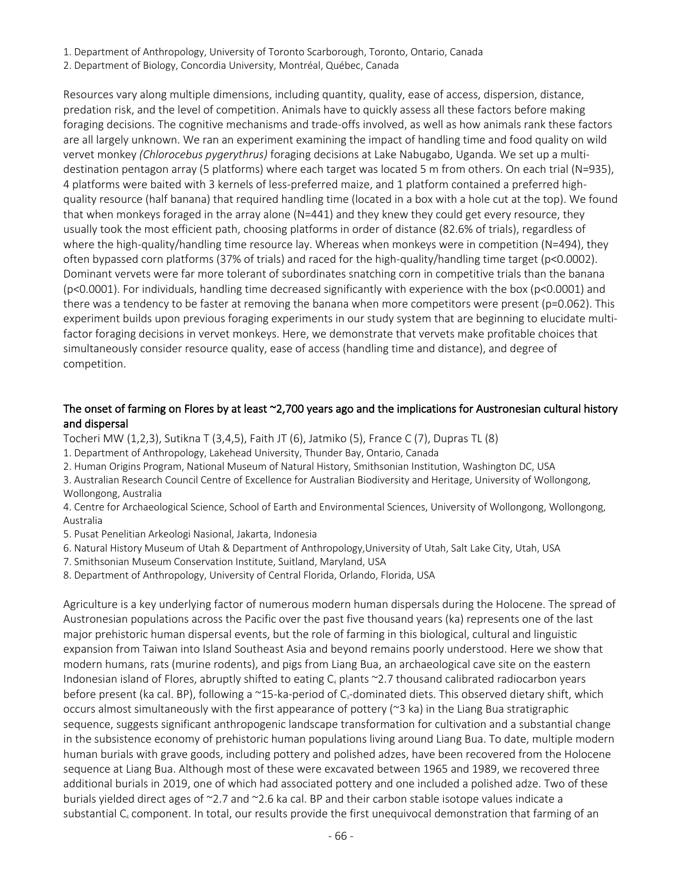1. Department of Anthropology, University of Toronto Scarborough, Toronto, Ontario, Canada
2. Department of Biology, Concordia University, Montréal, Québec, Canada

Resources vary along multiple dimensions, including quantity, quality, ease of access, dispersion, distance, predation risk, and the level of competition. Animals have to quickly assess all these factors before making foraging decisions. The cognitive mechanisms and trade-offs involved, as well as how animals rank these factors are all largely unknown. We ran an experiment examining the impact of handling time and food quality on wild vervet monkey *(Chlorocebus pygerythrus)* foraging decisions at Lake Nabugabo, Uganda. We set up a multi-destination pentagon array (5 platforms) where each target was located 5 m from others. On each trial (N=935), 4 platforms were baited with 3 kernels of less-preferred maize, and 1 platform contained a preferred high-quality resource (half banana) that required handling time (located in a box with a hole cut at the top). We found that when monkeys foraged in the array alone (N=441) and they knew they could get every resource, they usually took the most efficient path, choosing platforms in order of distance (82.6% of trials), regardless of where the high-quality/handling time resource lay. Whereas when monkeys were in competition (N=494), they often bypassed corn platforms (37% of trials) and raced for the high-quality/handling time target ($p<0.0002$). Dominant vervets were far more tolerant of subordinates snatching corn in competitive trials than the banana ($p<0.0001$). For individuals, handling time decreased significantly with experience with the box ($p<0.0001$) and there was a tendency to be faster at removing the banana when more competitors were present ($p=0.062$). This experiment builds upon previous foraging experiments in our study system that are beginning to elucidate multi-factor foraging decisions in vervet monkeys. Here, we demonstrate that vervets make profitable choices that simultaneously consider resource quality, ease of access (handling time and distance), and degree of competition.

## The onset of farming on Flores by at least ~2,700 years ago and the implications for Austronesian cultural history and dispersal

Tocheri MW (1,2,3), Sutikna T (3,4,5), Faith JT (6), Jatmiko (5), France C (7), Dupras TL (8)

1. Department of Anthropology, Lakehead University, Thunder Bay, Ontario, Canada
2. Human Origins Program, National Museum of Natural History, Smithsonian Institution, Washington DC, USA
3. Australian Research Council Centre of Excellence for Australian Biodiversity and Heritage, University of Wollongong, Wollongong, Australia
4. Centre for Archaeological Science, School of Earth and Environmental Sciences, University of Wollongong, Wollongong, Australia
5. Pusat Penelitian Arkeologi Nasional, Jakarta, Indonesia
6. Natural History Museum of Utah & Department of Anthropology,University of Utah, Salt Lake City, Utah, USA
7. Smithsonian Museum Conservation Institute, Suitland, Maryland, USA
8. Department of Anthropology, University of Central Florida, Orlando, Florida, USA

Agriculture is a key underlying factor of numerous modern human dispersals during the Holocene. The spread of Austronesian populations across the Pacific over the past five thousand years (ka) represents one of the last major prehistoric human dispersal events, but the role of farming in this biological, cultural and linguistic expansion from Taiwan into Island Southeast Asia and beyond remains poorly understood. Here we show that modern humans, rats (murine rodents), and pigs from Liang Bua, an archaeological cave site on the eastern Indonesian island of Flores, abruptly shifted to eating $C_4$ plants ~2.7 thousand calibrated radiocarbon years before present (ka cal. BP), following a ~15-ka-period of $C_3$-dominated diets. This observed dietary shift, which occurs almost simultaneously with the first appearance of pottery (~3 ka) in the Liang Bua stratigraphic sequence, suggests significant anthropogenic landscape transformation for cultivation and a substantial change in the subsistence economy of prehistoric human populations living around Liang Bua. To date, multiple modern human burials with grave goods, including pottery and polished adzes, have been recovered from the Holocene sequence at Liang Bua. Although most of these were excavated between 1965 and 1989, we recovered three additional burials in 2019, one of which had associated pottery and one included a polished adze. Two of these burials yielded direct ages of ~2.7 and ~2.6 ka cal. BP and their carbon stable isotope values indicate a substantial $C_4$ component. In total, our results provide the first unequivocal demonstration that farming of an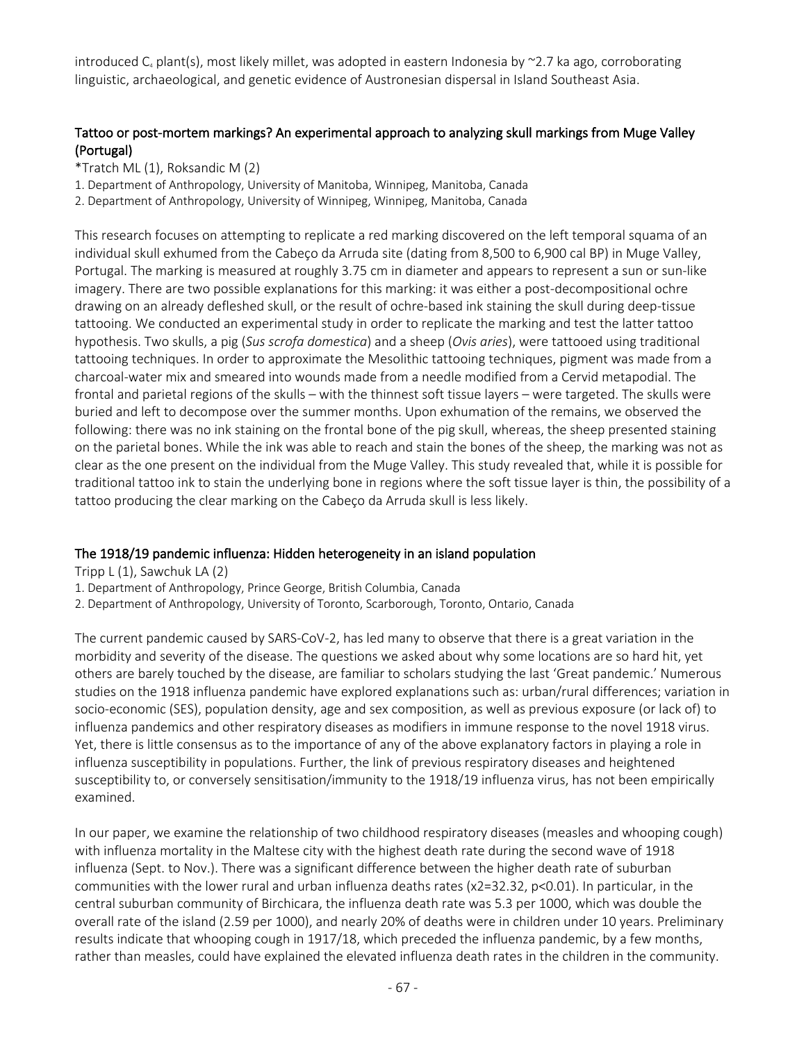introduced $C_4$ plant(s), most likely millet, was adopted in eastern Indonesia by ~2.7 ka ago, corroborating linguistic, archaeological, and genetic evidence of Austronesian dispersal in Island Southeast Asia.

### Tattoo or post-mortem markings? An experimental approach to analyzing skull markings from Muge Valley (Portugal)

*Tratch ML (1), Roksandic M (2)

1. Department of Anthropology, University of Manitoba, Winnipeg, Manitoba, Canada
2. Department of Anthropology, University of Winnipeg, Winnipeg, Manitoba, Canada

This research focuses on attempting to replicate a red marking discovered on the left temporal squama of an individual skull exhumed from the Cabeço da Arruda site (dating from 8,500 to 6,900 cal BP) in Muge Valley, Portugal. The marking is measured at roughly 3.75 cm in diameter and appears to represent a sun or sun-like imagery. There are two possible explanations for this marking: it was either a post-decompositional ochre drawing on an already defleshed skull, or the result of ochre-based ink staining the skull during deep-tissue tattooing. We conducted an experimental study in order to replicate the marking and test the latter tattoo hypothesis. Two skulls, a pig (*Sus scrofa domestica*) and a sheep (*Ovis aries*), were tattooed using traditional tattooing techniques. In order to approximate the Mesolithic tattooing techniques, pigment was made from a charcoal-water mix and smeared into wounds made from a needle modified from a Cervid metapodial. The frontal and parietal regions of the skulls – with the thinnest soft tissue layers – were targeted. The skulls were buried and left to decompose over the summer months. Upon exhumation of the remains, we observed the following: there was no ink staining on the frontal bone of the pig skull, whereas, the sheep presented staining on the parietal bones. While the ink was able to reach and stain the bones of the sheep, the marking was not as clear as the one present on the individual from the Muge Valley. This study revealed that, while it is possible for traditional tattoo ink to stain the underlying bone in regions where the soft tissue layer is thin, the possibility of a tattoo producing the clear marking on the Cabeço da Arruda skull is less likely.

### The 1918/19 pandemic influenza: Hidden heterogeneity in an island population

Tripp L (1), Sawchuk LA (2)

1. Department of Anthropology, Prince George, British Columbia, Canada
2. Department of Anthropology, University of Toronto, Scarborough, Toronto, Ontario, Canada

The current pandemic caused by SARS-CoV-2, has led many to observe that there is a great variation in the morbidity and severity of the disease. The questions we asked about why some locations are so hard hit, yet others are barely touched by the disease, are familiar to scholars studying the last 'Great pandemic.' Numerous studies on the 1918 influenza pandemic have explored explanations such as: urban/rural differences; variation in socio-economic (SES), population density, age and sex composition, as well as previous exposure (or lack of) to influenza pandemics and other respiratory diseases as modifiers in immune response to the novel 1918 virus. Yet, there is little consensus as to the importance of any of the above explanatory factors in playing a role in influenza susceptibility in populations. Further, the link of previous respiratory diseases and heightened susceptibility to, or conversely sensitisation/immunity to the 1918/19 influenza virus, has not been empirically examined.

In our paper, we examine the relationship of two childhood respiratory diseases (measles and whooping cough) with influenza mortality in the Maltese city with the highest death rate during the second wave of 1918 influenza (Sept. to Nov.). There was a significant difference between the higher death rate of suburban communities with the lower rural and urban influenza deaths rates ($x2=32.32$, $p<0.01$). In particular, in the central suburban community of Birchicara, the influenza death rate was 5.3 per 1000, which was double the overall rate of the island (2.59 per 1000), and nearly 20% of deaths were in children under 10 years. Preliminary results indicate that whooping cough in 1917/18, which preceded the influenza pandemic, by a few months, rather than measles, could have explained the elevated influenza death rates in the children in the community.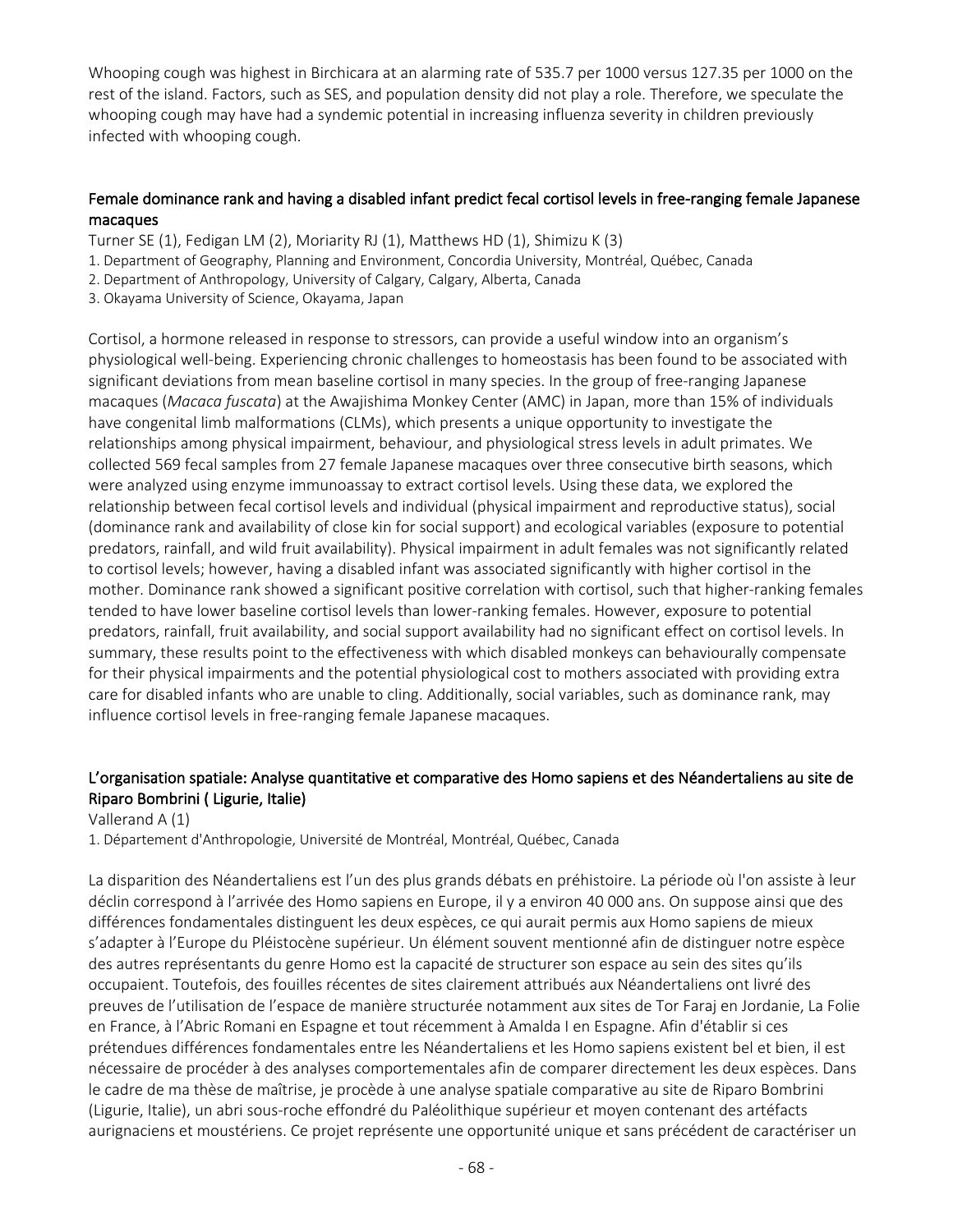Whooping cough was highest in Birchicara at an alarming rate of 535.7 per 1000 versus 127.35 per 1000 on the rest of the island. Factors, such as SES, and population density did not play a role. Therefore, we speculate the whooping cough may have had a syndemic potential in increasing influenza severity in children previously infected with whooping cough.

## Female dominance rank and having a disabled infant predict fecal cortisol levels in free-ranging female Japanese macaques

Turner SE (1), Fedigan LM (2), Moriarity RJ (1), Matthews HD (1), Shimizu K (3)

1. Department of Geography, Planning and Environment, Concordia University, Montréal, Québec, Canada
2. Department of Anthropology, University of Calgary, Calgary, Alberta, Canada
3. Okayama University of Science, Okayama, Japan

Cortisol, a hormone released in response to stressors, can provide a useful window into an organism's physiological well-being. Experiencing chronic challenges to homeostasis has been found to be associated with significant deviations from mean baseline cortisol in many species. In the group of free-ranging Japanese macaques (*Macaca fuscata*) at the Awajishima Monkey Center (AMC) in Japan, more than 15% of individuals have congenital limb malformations (CLMs), which presents a unique opportunity to investigate the relationships among physical impairment, behaviour, and physiological stress levels in adult primates. We collected 569 fecal samples from 27 female Japanese macaques over three consecutive birth seasons, which were analyzed using enzyme immunoassay to extract cortisol levels. Using these data, we explored the relationship between fecal cortisol levels and individual (physical impairment and reproductive status), social (dominance rank and availability of close kin for social support) and ecological variables (exposure to potential predators, rainfall, and wild fruit availability). Physical impairment in adult females was not significantly related to cortisol levels; however, having a disabled infant was associated significantly with higher cortisol in the mother. Dominance rank showed a significant positive correlation with cortisol, such that higher-ranking females tended to have lower baseline cortisol levels than lower-ranking females. However, exposure to potential predators, rainfall, fruit availability, and social support availability had no significant effect on cortisol levels. In summary, these results point to the effectiveness with which disabled monkeys can behaviourally compensate for their physical impairments and the potential physiological cost to mothers associated with providing extra care for disabled infants who are unable to cling. Additionally, social variables, such as dominance rank, may influence cortisol levels in free-ranging female Japanese macaques.

## L'organisation spatiale: Analyse quantitative et comparative des Homo sapiens et des Néandertaliens au site de Riparo Bombrini ( Ligurie, Italie)

Vallerand A (1)

1. Département d'Anthropologie, Université de Montréal, Montréal, Québec, Canada

La disparition des Néandertaliens est l'un des plus grands débats en préhistoire. La période où l'on assiste à leur déclin correspond à l'arrivée des Homo sapiens en Europe, il y a environ 40 000 ans. On suppose ainsi que des différences fondamentales distinguent les deux espèces, ce qui aurait permis aux Homo sapiens de mieux s'adapter à l'Europe du Pléistocène supérieur. Un élément souvent mentionné afin de distinguer notre espèce des autres représentants du genre Homo est la capacité de structurer son espace au sein des sites qu'ils occupaient. Toutefois, des fouilles récentes de sites clairement attribués aux Néandertaliens ont livré des preuves de l'utilisation de l'espace de manière structurée notamment aux sites de Tor Faraj en Jordanie, La Folie en France, à l'Abric Romani en Espagne et tout récemment à Amalda I en Espagne. Afin d'établir si ces prétendues différences fondamentales entre les Néandertaliens et les Homo sapiens existent bel et bien, il est nécessaire de procéder à des analyses comportementales afin de comparer directement les deux espèces. Dans le cadre de ma thèse de maîtrise, je procède à une analyse spatiale comparative au site de Riparo Bombrini (Ligurie, Italie), un abri sous-roche effondré du Paléolithique supérieur et moyen contenant des artéfacts aurignaciens et moustériens. Ce projet représente une opportunité unique et sans précédent de caractériser un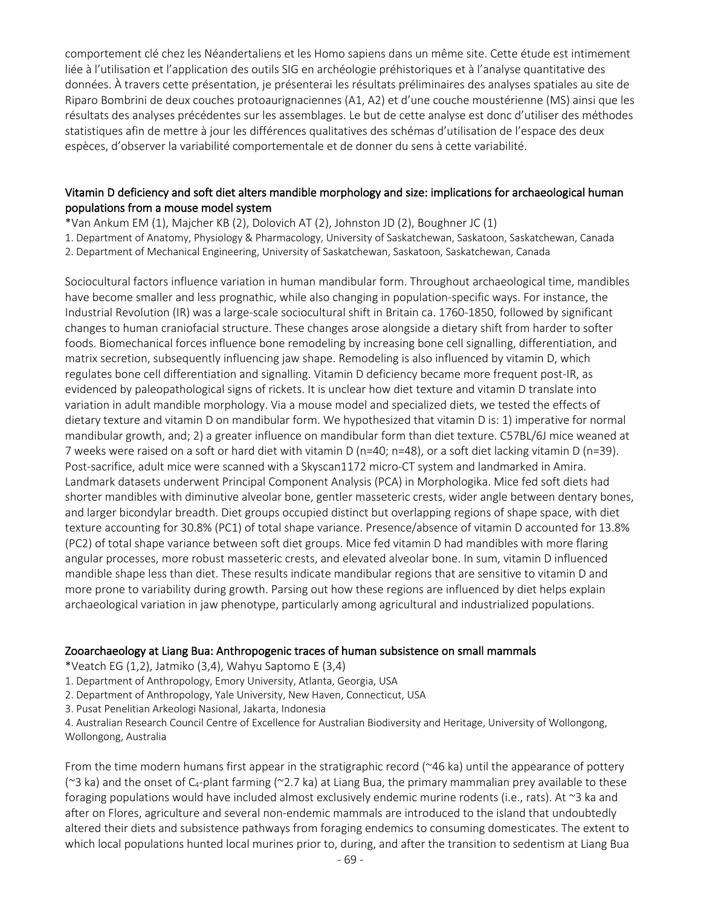comportement clé chez les Néandertaliens et les Homo sapiens dans un même site. Cette étude est intimement liée à l'utilisation et l'application des outils SIG en archéologie préhistoriques et à l'analyse quantitative des données. À travers cette présentation, je présenterai les résultats préliminaires des analyses spatiales au site de Riparo Bombrini de deux couches protoaurignaciennes (A1, A2) et d'une couche moustérienne (MS) ainsi que les résultats des analyses précédentes sur les assemblages. Le but de cette analyse est donc d'utiliser des méthodes statistiques afin de mettre à jour les différences qualitatives des schémas d'utilisation de l'espace des deux espèces, d'observer la variabilité comportementale et de donner du sens à cette variabilité.

## Vitamin D deficiency and soft diet alters mandible morphology and size: implications for archaeological human populations from a mouse model system

*Van Ankum EM (1), Majcher KB (2), Dolovich AT (2), Johnston JD (2), Boughner JC (1)

1. Department of Anatomy, Physiology & Pharmacology, University of Saskatchewan, Saskatoon, Saskatchewan, Canada
2. Department of Mechanical Engineering, University of Saskatchewan, Saskatoon, Saskatchewan, Canada

Sociocultural factors influence variation in human mandibular form. Throughout archaeological time, mandibles have become smaller and less prognathic, while also changing in population-specific ways. For instance, the Industrial Revolution (IR) was a large-scale sociocultural shift in Britain ca. 1760-1850, followed by significant changes to human craniofacial structure. These changes arose alongside a dietary shift from harder to softer foods. Biomechanical forces influence bone remodeling by increasing bone cell signalling, differentiation, and matrix secretion, subsequently influencing jaw shape. Remodeling is also influenced by vitamin D, which regulates bone cell differentiation and signalling. Vitamin D deficiency became more frequent post-IR, as evidenced by paleopathological signs of rickets. It is unclear how diet texture and vitamin D translate into variation in adult mandible morphology. Via a mouse model and specialized diets, we tested the effects of dietary texture and vitamin D on mandibular form. We hypothesized that vitamin D is: 1) imperative for normal mandibular growth, and; 2) a greater influence on mandibular form than diet texture. C57BL/6J mice weaned at 7 weeks were raised on a soft or hard diet with vitamin D (n=40; n=48), or a soft diet lacking vitamin D (n=39). Post-sacrifice, adult mice were scanned with a Skyscan1172 micro-CT system and landmarked in Amira. Landmark datasets underwent Principal Component Analysis (PCA) in Morphologika. Mice fed soft diets had shorter mandibles with diminutive alveolar bone, gentler masseteric crests, wider angle between dentary bones, and larger bicondylar breadth. Diet groups occupied distinct but overlapping regions of shape space, with diet texture accounting for 30.8% (PC1) of total shape variance. Presence/absence of vitamin D accounted for 13.8% (PC2) of total shape variance between soft diet groups. Mice fed vitamin D had mandibles with more flaring angular processes, more robust masseteric crests, and elevated alveolar bone. In sum, vitamin D influenced mandible shape less than diet. These results indicate mandibular regions that are sensitive to vitamin D and more prone to variability during growth. Parsing out how these regions are influenced by diet helps explain archaeological variation in jaw phenotype, particularly among agricultural and industrialized populations.

## Zooarchaeology at Liang Bua: Anthropogenic traces of human subsistence on small mammals

*Veatch EG (1,2), Jatmiko (3,4), Wahyu Saptomo E (3,4)

1. Department of Anthropology, Emory University, Atlanta, Georgia, USA
2. Department of Anthropology, Yale University, New Haven, Connecticut, USA
3. Pusat Penelitian Arkeologi Nasional, Jakarta, Indonesia
4. Australian Research Council Centre of Excellence for Australian Biodiversity and Heritage, University of Wollongong, Wollongong, Australia

From the time modern humans first appear in the stratigraphic record (~46 ka) until the appearance of pottery (~3 ka) and the onset of $C_4$-plant farming (~2.7 ka) at Liang Bua, the primary mammalian prey available to these foraging populations would have included almost exclusively endemic murine rodents (i.e., rats). At ~3 ka and after on Flores, agriculture and several non-endemic mammals are introduced to the island that undoubtedly altered their diets and subsistence pathways from foraging endemics to consuming domesticates. The extent to which local populations hunted local murines prior to, during, and after the transition to sedentism at Liang Bua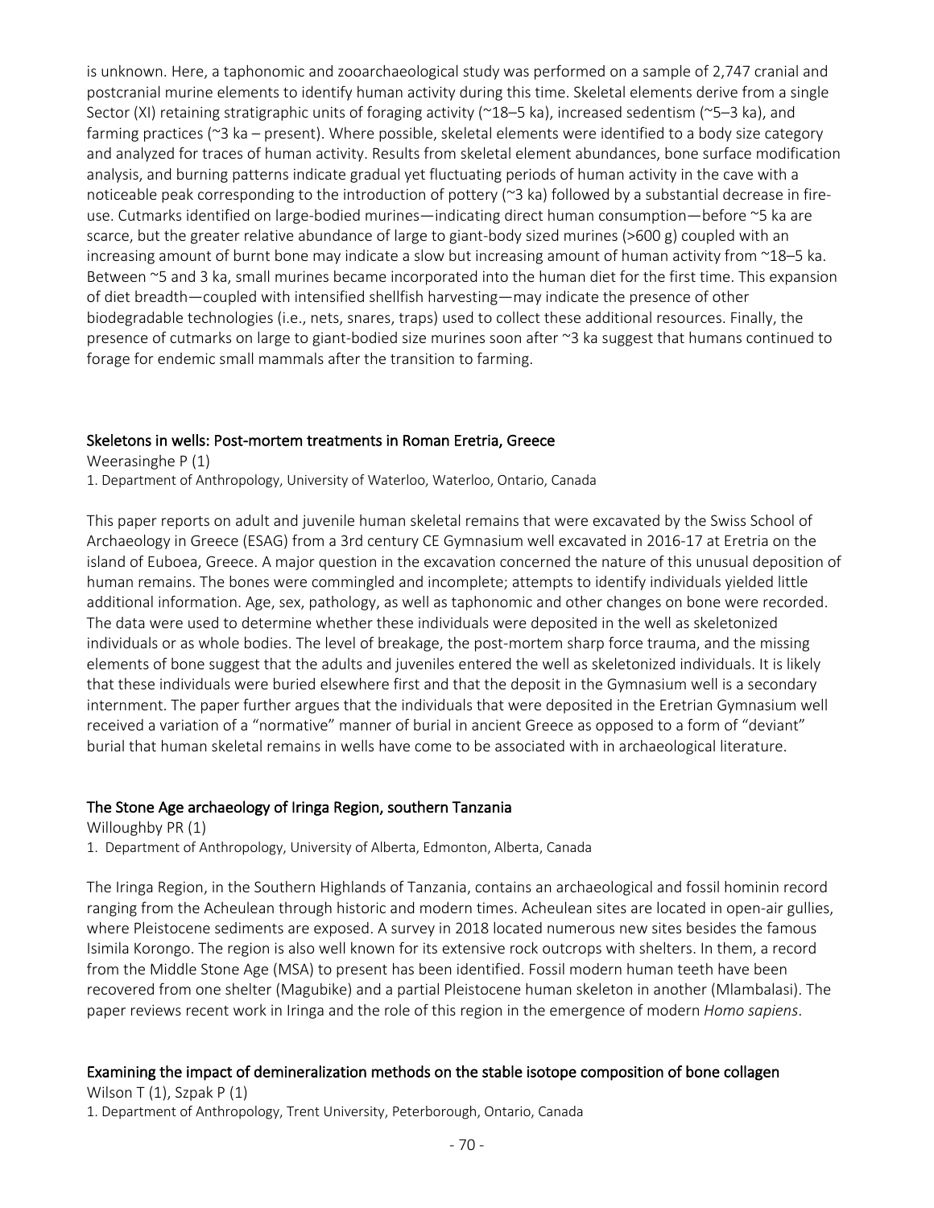is unknown. Here, a taphonomic and zooarchaeological study was performed on a sample of 2,747 cranial and postcranial murine elements to identify human activity during this time. Skeletal elements derive from a single Sector (XI) retaining stratigraphic units of foraging activity (~18–5 ka), increased sedentism (~5–3 ka), and farming practices (~3 ka – present). Where possible, skeletal elements were identified to a body size category and analyzed for traces of human activity. Results from skeletal element abundances, bone surface modification analysis, and burning patterns indicate gradual yet fluctuating periods of human activity in the cave with a noticeable peak corresponding to the introduction of pottery (~3 ka) followed by a substantial decrease in fire-use. Cutmarks identified on large-bodied murines—indicating direct human consumption—before ~5 ka are scarce, but the greater relative abundance of large to giant-body sized murines (>600 g) coupled with an increasing amount of burnt bone may indicate a slow but increasing amount of human activity from ~18–5 ka. Between ~5 and 3 ka, small murines became incorporated into the human diet for the first time. This expansion of diet breadth—coupled with intensified shellfish harvesting—may indicate the presence of other biodegradable technologies (i.e., nets, snares, traps) used to collect these additional resources. Finally, the presence of cutmarks on large to giant-bodied size murines soon after ~3 ka suggest that humans continued to forage for endemic small mammals after the transition to farming.

## Skeletons in wells: Post-mortem treatments in Roman Eretria, Greece

Weerasinghe P (1)

1. Department of Anthropology, University of Waterloo, Waterloo, Ontario, Canada

This paper reports on adult and juvenile human skeletal remains that were excavated by the Swiss School of Archaeology in Greece (ESAG) from a 3rd century CE Gymnasium well excavated in 2016-17 at Eretria on the island of Euboea, Greece. A major question in the excavation concerned the nature of this unusual deposition of human remains. The bones were commingled and incomplete; attempts to identify individuals yielded little additional information. Age, sex, pathology, as well as taphonomic and other changes on bone were recorded. The data were used to determine whether these individuals were deposited in the well as skeletonized individuals or as whole bodies. The level of breakage, the post-mortem sharp force trauma, and the missing elements of bone suggest that the adults and juveniles entered the well as skeletonized individuals. It is likely that these individuals were buried elsewhere first and that the deposit in the Gymnasium well is a secondary internment. The paper further argues that the individuals that were deposited in the Eretrian Gymnasium well received a variation of a "normative" manner of burial in ancient Greece as opposed to a form of "deviant" burial that human skeletal remains in wells have come to be associated with in archaeological literature.

## The Stone Age archaeology of Iringa Region, southern Tanzania

Willoughby PR (1)

1. Department of Anthropology, University of Alberta, Edmonton, Alberta, Canada

The Iringa Region, in the Southern Highlands of Tanzania, contains an archaeological and fossil hominin record ranging from the Acheulean through historic and modern times. Acheulean sites are located in open-air gullies, where Pleistocene sediments are exposed. A survey in 2018 located numerous new sites besides the famous Isimila Korongo. The region is also well known for its extensive rock outcrops with shelters. In them, a record from the Middle Stone Age (MSA) to present has been identified. Fossil modern human teeth have been recovered from one shelter (Magubike) and a partial Pleistocene human skeleton in another (Mlambalasi). The paper reviews recent work in Iringa and the role of this region in the emergence of modern *Homo sapiens*.

## Examining the impact of demineralization methods on the stable isotope composition of bone collagen

Wilson T (1), Szpak P (1)

1. Department of Anthropology, Trent University, Peterborough, Ontario, Canada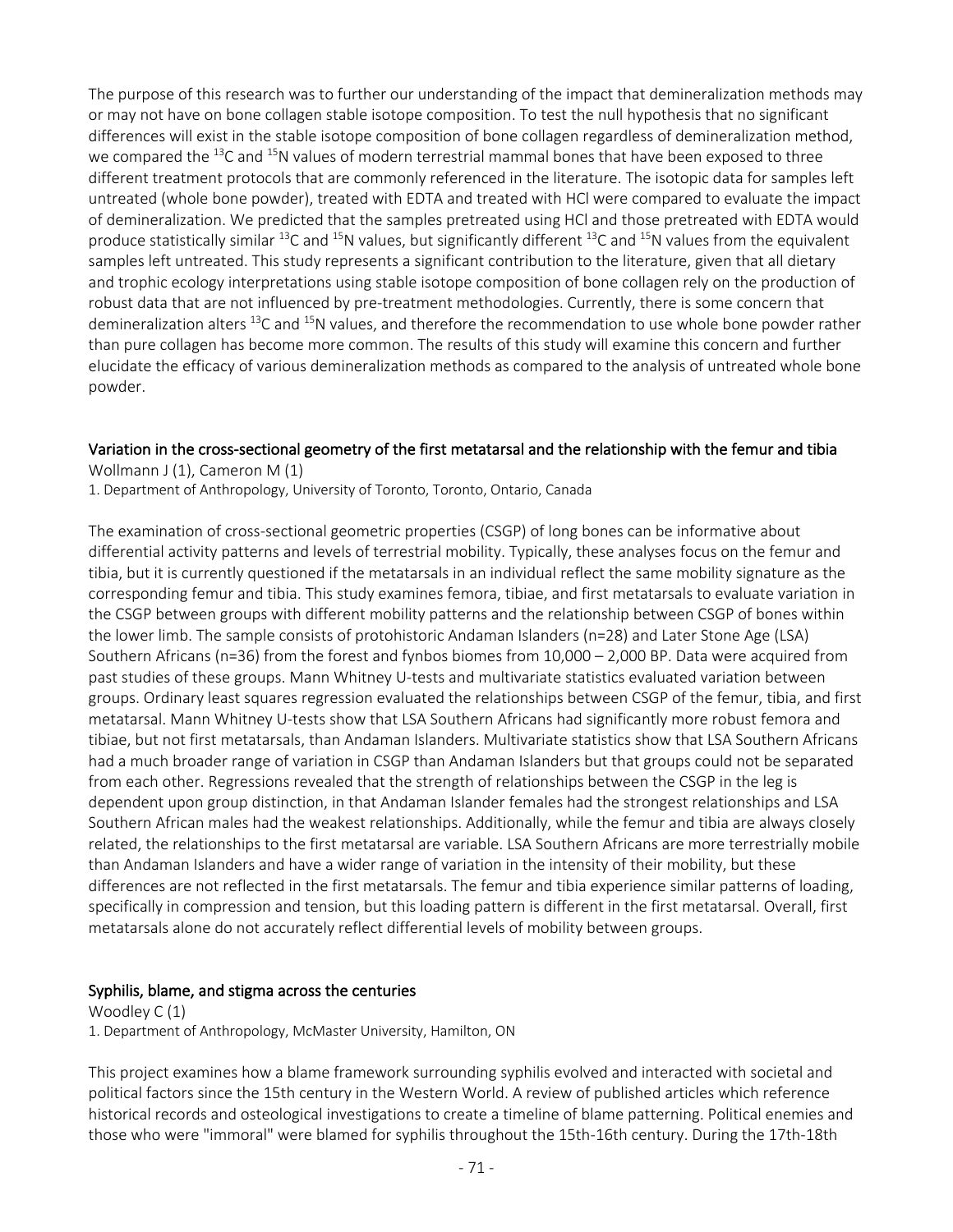The purpose of this research was to further our understanding of the impact that demineralization methods may or may not have on bone collagen stable isotope composition. To test the null hypothesis that no significant differences will exist in the stable isotope composition of bone collagen regardless of demineralization method, we compared the $^{13}C$ and $^{15}N$ values of modern terrestrial mammal bones that have been exposed to three different treatment protocols that are commonly referenced in the literature. The isotopic data for samples left untreated (whole bone powder), treated with EDTA and treated with HCl were compared to evaluate the impact of demineralization. We predicted that the samples pretreated using HCl and those pretreated with EDTA would produce statistically similar $^{13}C$ and $^{15}N$ values, but significantly different $^{13}C$ and $^{15}N$ values from the equivalent samples left untreated. This study represents a significant contribution to the literature, given that all dietary and trophic ecology interpretations using stable isotope composition of bone collagen rely on the production of robust data that are not influenced by pre-treatment methodologies. Currently, there is some concern that demineralization alters $^{13}C$ and $^{15}N$ values, and therefore the recommendation to use whole bone powder rather than pure collagen has become more common. The results of this study will examine this concern and further elucidate the efficacy of various demineralization methods as compared to the analysis of untreated whole bone powder.

## Variation in the cross-sectional geometry of the first metatarsal and the relationship with the femur and tibia

Wollmann J (1), Cameron M (1)

1. Department of Anthropology, University of Toronto, Toronto, Ontario, Canada

The examination of cross-sectional geometric properties (CSGP) of long bones can be informative about differential activity patterns and levels of terrestrial mobility. Typically, these analyses focus on the femur and tibia, but it is currently questioned if the metatarsals in an individual reflect the same mobility signature as the corresponding femur and tibia. This study examines femora, tibiae, and first metatarsals to evaluate variation in the CSGP between groups with different mobility patterns and the relationship between CSGP of bones within the lower limb. The sample consists of protohistoric Andaman Islanders (n=28) and Later Stone Age (LSA) Southern Africans (n=36) from the forest and fynbos biomes from 10,000 – 2,000 BP. Data were acquired from past studies of these groups. Mann Whitney U-tests and multivariate statistics evaluated variation between groups. Ordinary least squares regression evaluated the relationships between CSGP of the femur, tibia, and first metatarsal. Mann Whitney U-tests show that LSA Southern Africans had significantly more robust femora and tibiae, but not first metatarsals, than Andaman Islanders. Multivariate statistics show that LSA Southern Africans had a much broader range of variation in CSGP than Andaman Islanders but that groups could not be separated from each other. Regressions revealed that the strength of relationships between the CSGP in the leg is dependent upon group distinction, in that Andaman Islander females had the strongest relationships and LSA Southern African males had the weakest relationships. Additionally, while the femur and tibia are always closely related, the relationships to the first metatarsal are variable. LSA Southern Africans are more terrestrially mobile than Andaman Islanders and have a wider range of variation in the intensity of their mobility, but these differences are not reflected in the first metatarsals. The femur and tibia experience similar patterns of loading, specifically in compression and tension, but this loading pattern is different in the first metatarsal. Overall, first metatarsals alone do not accurately reflect differential levels of mobility between groups.

## Syphilis, blame, and stigma across the centuries

Woodley C (1)

1. Department of Anthropology, McMaster University, Hamilton, ON

This project examines how a blame framework surrounding syphilis evolved and interacted with societal and political factors since the 15th century in the Western World. A review of published articles which reference historical records and osteological investigations to create a timeline of blame patterning. Political enemies and those who were "immoral" were blamed for syphilis throughout the 15th-16th century. During the 17th-18th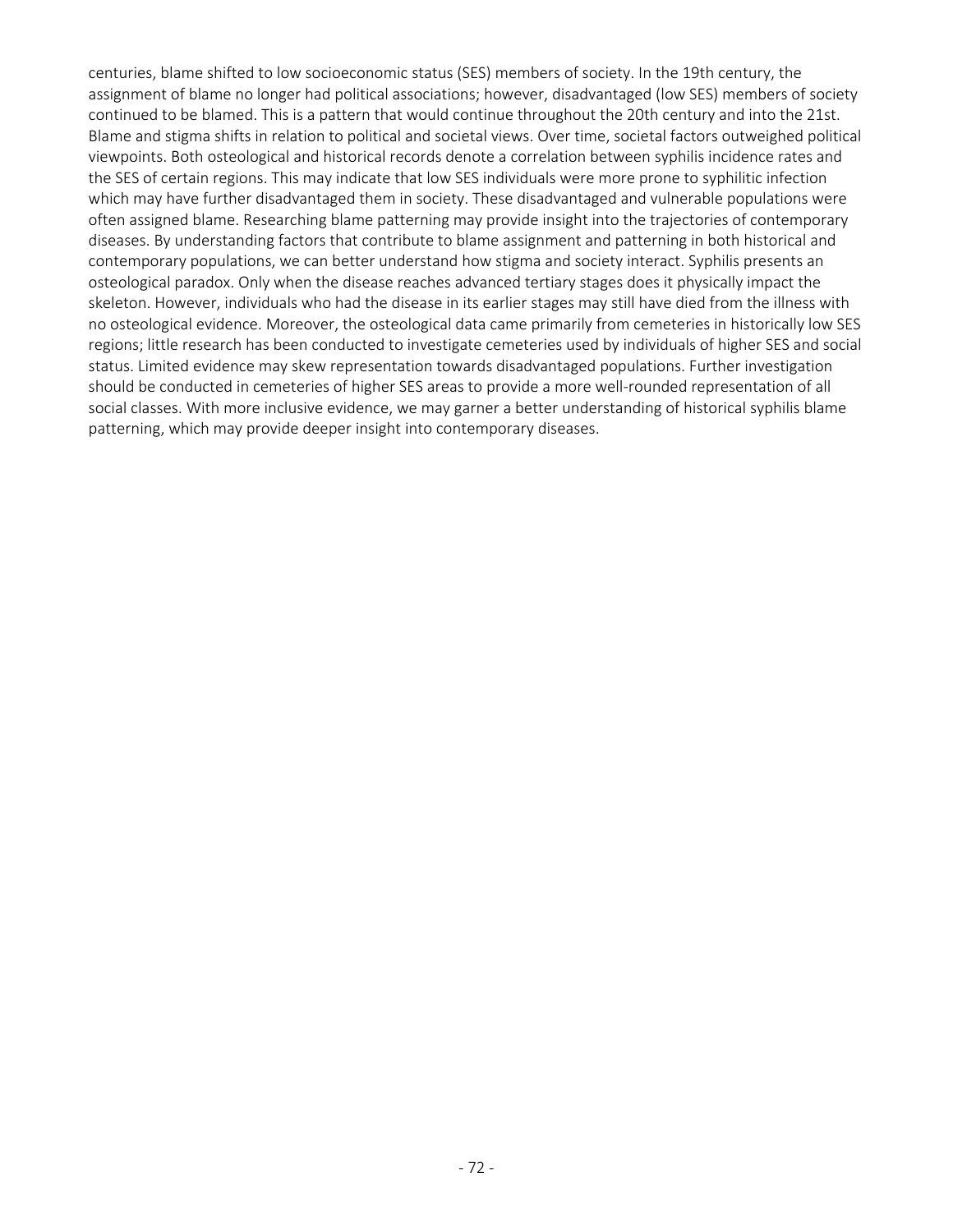centuries, blame shifted to low socioeconomic status (SES) members of society. In the 19th century, the assignment of blame no longer had political associations; however, disadvantaged (low SES) members of society continued to be blamed. This is a pattern that would continue throughout the 20th century and into the 21st. Blame and stigma shifts in relation to political and societal views. Over time, societal factors outweighed political viewpoints. Both osteological and historical records denote a correlation between syphilis incidence rates and the SES of certain regions. This may indicate that low SES individuals were more prone to syphilitic infection which may have further disadvantaged them in society. These disadvantaged and vulnerable populations were often assigned blame. Researching blame patterning may provide insight into the trajectories of contemporary diseases. By understanding factors that contribute to blame assignment and patterning in both historical and contemporary populations, we can better understand how stigma and society interact. Syphilis presents an osteological paradox. Only when the disease reaches advanced tertiary stages does it physically impact the skeleton. However, individuals who had the disease in its earlier stages may still have died from the illness with no osteological evidence. Moreover, the osteological data came primarily from cemeteries in historically low SES regions; little research has been conducted to investigate cemeteries used by individuals of higher SES and social status. Limited evidence may skew representation towards disadvantaged populations. Further investigation should be conducted in cemeteries of higher SES areas to provide a more well-rounded representation of all social classes. With more inclusive evidence, we may garner a better understanding of historical syphilis blame patterning, which may provide deeper insight into contemporary diseases.